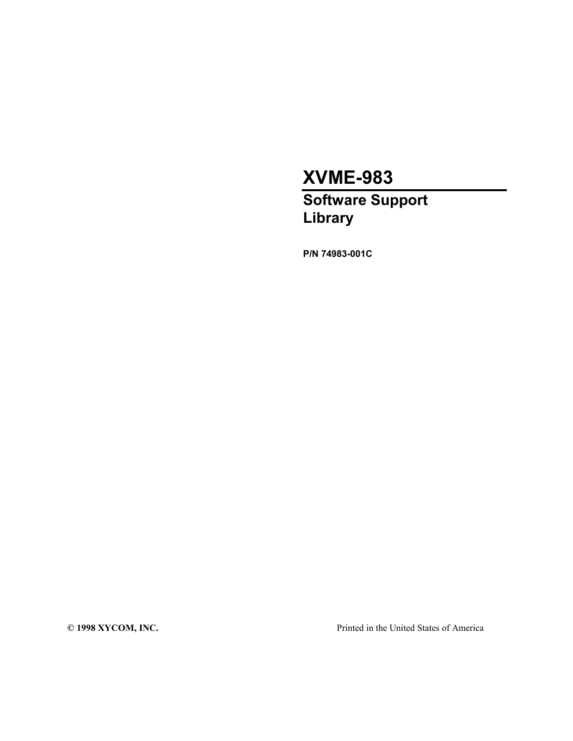# XVME-983

## Software Support Library

**P/N 74983-001C**

**© 1998 XYCOM, INC.**

Printed in the United States of America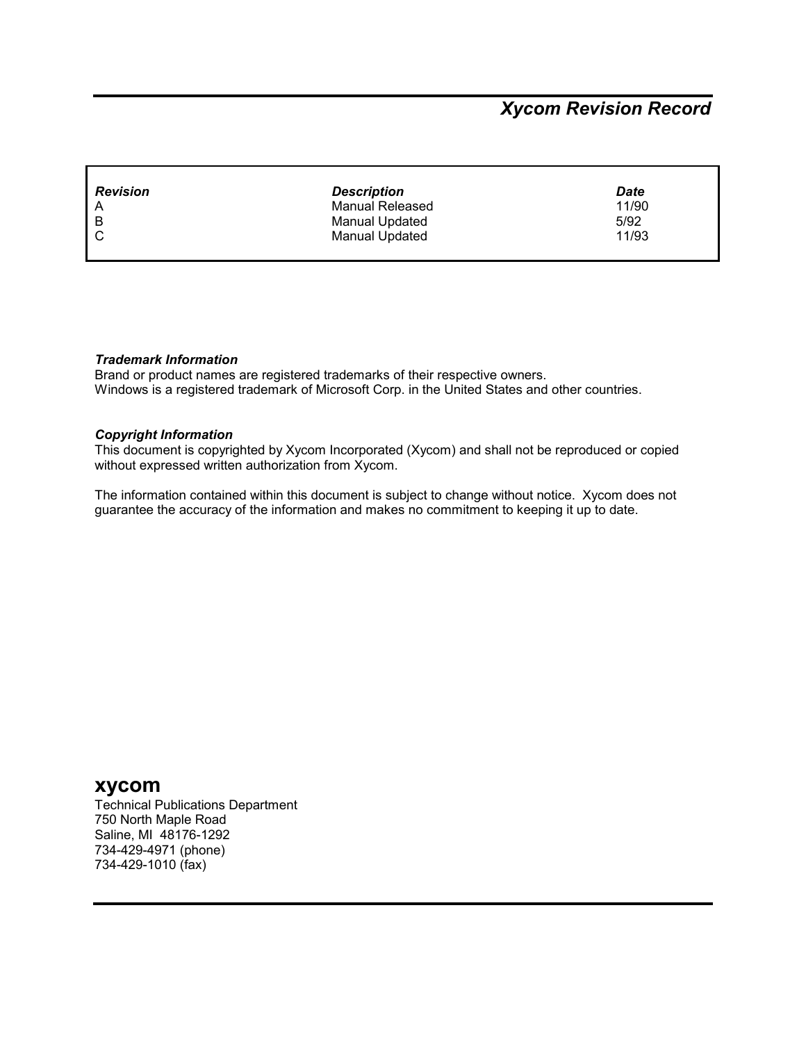# *Xycom Revision Record*

| *Revision* | *Description* | *Date* |
|---|---|---|
| A | Manual Released | 11/90 |
| B | Manual Updated | 5/92 |
| C | Manual Updated | 11/93 |

***Trademark Information***

Brand or product names are registered trademarks of their respective owners.
Windows is a registered trademark of Microsoft Corp. in the United States and other countries.

***Copyright Information***

This document is copyrighted by Xycom Incorporated (Xycom) and shall not be reproduced or copied without expressed written authorization from Xycom.

The information contained within this document is subject to change without notice. Xycom does not guarantee the accuracy of the information and makes no commitment to keeping it up to date.

**xycom**

Technical Publications Department
750 North Maple Road
Saline, MI 48176-1292
734-429-4971 (phone)
734-429-1010 (fax)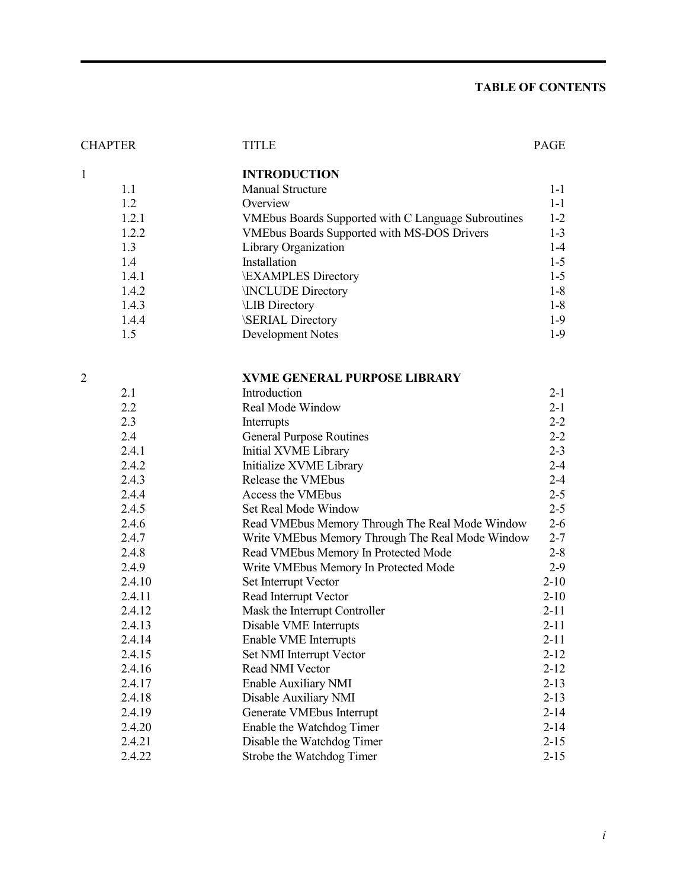# TABLE OF CONTENTS

| CHAPTER | TITLE | PAGE |
|---|---|---|
| 1 | **INTRODUCTION** | |
| 1.1 | Manual Structure | 1-1 |
| 1.2 | Overview | 1-1 |
| 1.2.1 | VMEbus Boards Supported with C Language Subroutines | 1-2 |
| 1.2.2 | VMEbus Boards Supported with MS-DOS Drivers | 1-3 |
| 1.3 | Library Organization | 1-4 |
| 1.4 | Installation | 1-5 |
| 1.4.1 | \EXAMPLES Directory | 1-5 |
| 1.4.2 | \INCLUDE Directory | 1-8 |
| 1.4.3 | \LIB Directory | 1-8 |
| 1.4.4 | \SERIAL Directory | 1-9 |
| 1.5 | Development Notes | 1-9 |
| 2 | **XVME GENERAL PURPOSE LIBRARY** | |
| 2.1 | Introduction | 2-1 |
| 2.2 | Real Mode Window | 2-1 |
| 2.3 | Interrupts | 2-2 |
| 2.4 | General Purpose Routines | 2-2 |
| 2.4.1 | Initial XVME Library | 2-3 |
| 2.4.2 | Initialize XVME Library | 2-4 |
| 2.4.3 | Release the VMEbus | 2-4 |
| 2.4.4 | Access the VMEbus | 2-5 |
| 2.4.5 | Set Real Mode Window | 2-5 |
| 2.4.6 | Read VMEbus Memory Through The Real Mode Window | 2-6 |
| 2.4.7 | Write VMEbus Memory Through The Real Mode Window | 2-7 |
| 2.4.8 | Read VMEbus Memory In Protected Mode | 2-8 |
| 2.4.9 | Write VMEbus Memory In Protected Mode | 2-9 |
| 2.4.10 | Set Interrupt Vector | 2-10 |
| 2.4.11 | Read Interrupt Vector | 2-10 |
| 2.4.12 | Mask the Interrupt Controller | 2-11 |
| 2.4.13 | Disable VME Interrupts | 2-11 |
| 2.4.14 | Enable VME Interrupts | 2-11 |
| 2.4.15 | Set NMI Interrupt Vector | 2-12 |
| 2.4.16 | Read NMI Vector | 2-12 |
| 2.4.17 | Enable Auxiliary NMI | 2-13 |
| 2.4.18 | Disable Auxiliary NMI | 2-13 |
| 2.4.19 | Generate VMEbus Interrupt | 2-14 |
| 2.4.20 | Enable the Watchdog Timer | 2-14 |
| 2.4.21 | Disable the Watchdog Timer | 2-15 |
| 2.4.22 | Strobe the Watchdog Timer | 2-15 |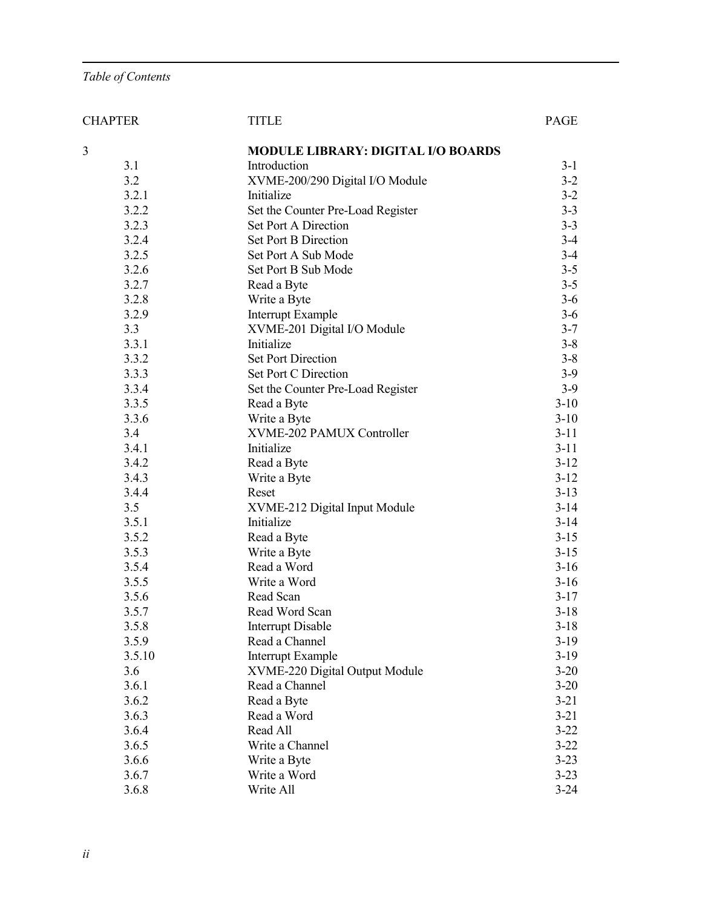| CHAPTER | TITLE | PAGE |
|---|---|---|
| 3 | **MODULE LIBRARY: DIGITAL I/O BOARDS** | |
| 3.1 | Introduction | 3-1 |
| 3.2 | XVME-200/290 Digital I/O Module | 3-2 |
| 3.2.1 | Initialize | 3-2 |
| 3.2.2 | Set the Counter Pre-Load Register | 3-3 |
| 3.2.3 | Set Port A Direction | 3-3 |
| 3.2.4 | Set Port B Direction | 3-4 |
| 3.2.5 | Set Port A Sub Mode | 3-4 |
| 3.2.6 | Set Port B Sub Mode | 3-5 |
| 3.2.7 | Read a Byte | 3-5 |
| 3.2.8 | Write a Byte | 3-6 |
| 3.2.9 | Interrupt Example | 3-6 |
| 3.3 | XVME-201 Digital I/O Module | 3-7 |
| 3.3.1 | Initialize | 3-8 |
| 3.3.2 | Set Port Direction | 3-8 |
| 3.3.3 | Set Port C Direction | 3-9 |
| 3.3.4 | Set the Counter Pre-Load Register | 3-9 |
| 3.3.5 | Read a Byte | 3-10 |
| 3.3.6 | Write a Byte | 3-10 |
| 3.4 | XVME-202 PAMUX Controller | 3-11 |
| 3.4.1 | Initialize | 3-11 |
| 3.4.2 | Read a Byte | 3-12 |
| 3.4.3 | Write a Byte | 3-12 |
| 3.4.4 | Reset | 3-13 |
| 3.5 | XVME-212 Digital Input Module | 3-14 |
| 3.5.1 | Initialize | 3-14 |
| 3.5.2 | Read a Byte | 3-15 |
| 3.5.3 | Write a Byte | 3-15 |
| 3.5.4 | Read a Word | 3-16 |
| 3.5.5 | Write a Word | 3-16 |
| 3.5.6 | Read Scan | 3-17 |
| 3.5.7 | Read Word Scan | 3-18 |
| 3.5.8 | Interrupt Disable | 3-18 |
| 3.5.9 | Read a Channel | 3-19 |
| 3.5.10 | Interrupt Example | 3-19 |
| 3.6 | XVME-220 Digital Output Module | 3-20 |
| 3.6.1 | Read a Channel | 3-20 |
| 3.6.2 | Read a Byte | 3-21 |
| 3.6.3 | Read a Word | 3-21 |
| 3.6.4 | Read All | 3-22 |
| 3.6.5 | Write a Channel | 3-22 |
| 3.6.6 | Write a Byte | 3-23 |
| 3.6.7 | Write a Word | 3-23 |
| 3.6.8 | Write All | 3-24 |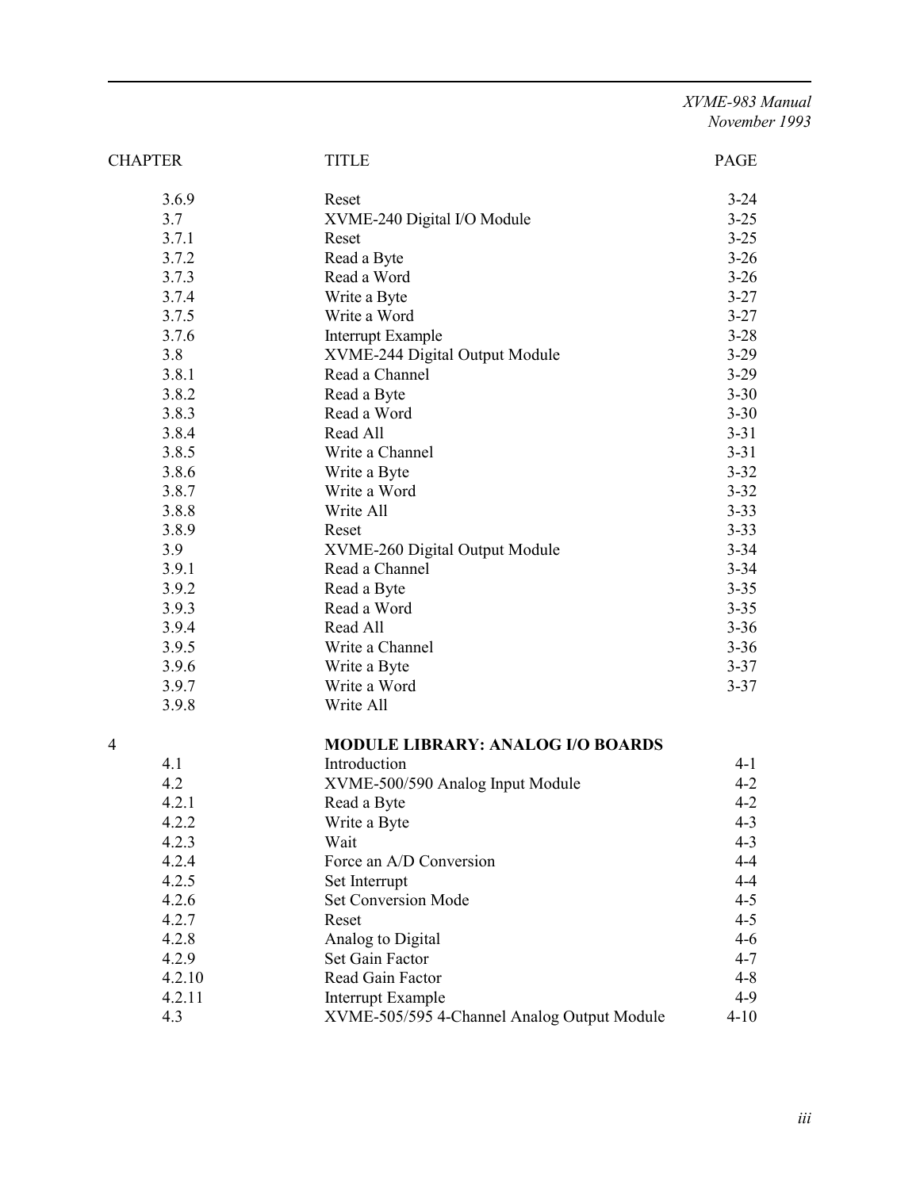| CHAPTER | TITLE | PAGE |
|---|---|---|
| 3.6.9 | Reset | 3-24 |
| 3.7 | XVME-240 Digital I/O Module | 3-25 |
| 3.7.1 | Reset | 3-25 |
| 3.7.2 | Read a Byte | 3-26 |
| 3.7.3 | Read a Word | 3-26 |
| 3.7.4 | Write a Byte | 3-27 |
| 3.7.5 | Write a Word | 3-27 |
| 3.7.6 | Interrupt Example | 3-28 |
| 3.8 | XVME-244 Digital Output Module | 3-29 |
| 3.8.1 | Read a Channel | 3-29 |
| 3.8.2 | Read a Byte | 3-30 |
| 3.8.3 | Read a Word | 3-30 |
| 3.8.4 | Read All | 3-31 |
| 3.8.5 | Write a Channel | 3-31 |
| 3.8.6 | Write a Byte | 3-32 |
| 3.8.7 | Write a Word | 3-32 |
| 3.8.8 | Write All | 3-33 |
| 3.8.9 | Reset | 3-33 |
| 3.9 | XVME-260 Digital Output Module | 3-34 |
| 3.9.1 | Read a Channel | 3-34 |
| 3.9.2 | Read a Byte | 3-35 |
| 3.9.3 | Read a Word | 3-35 |
| 3.9.4 | Read All | 3-36 |
| 3.9.5 | Write a Channel | 3-36 |
| 3.9.6 | Write a Byte | 3-37 |
| 3.9.7 | Write a Word | 3-37 |
| 3.9.8 | Write All | |
| 4 | **MODULE LIBRARY: ANALOG I/O BOARDS** | |
| 4.1 | Introduction | 4-1 |
| 4.2 | XVME-500/590 Analog Input Module | 4-2 |
| 4.2.1 | Read a Byte | 4-2 |
| 4.2.2 | Write a Byte | 4-3 |
| 4.2.3 | Wait | 4-3 |
| 4.2.4 | Force an A/D Conversion | 4-4 |
| 4.2.5 | Set Interrupt | 4-4 |
| 4.2.6 | Set Conversion Mode | 4-5 |
| 4.2.7 | Reset | 4-5 |
| 4.2.8 | Analog to Digital | 4-6 |
| 4.2.9 | Set Gain Factor | 4-7 |
| 4.2.10 | Read Gain Factor | 4-8 |
| 4.2.11 | Interrupt Example | 4-9 |
| 4.3 | XVME-505/595 4-Channel Analog Output Module | 4-10 |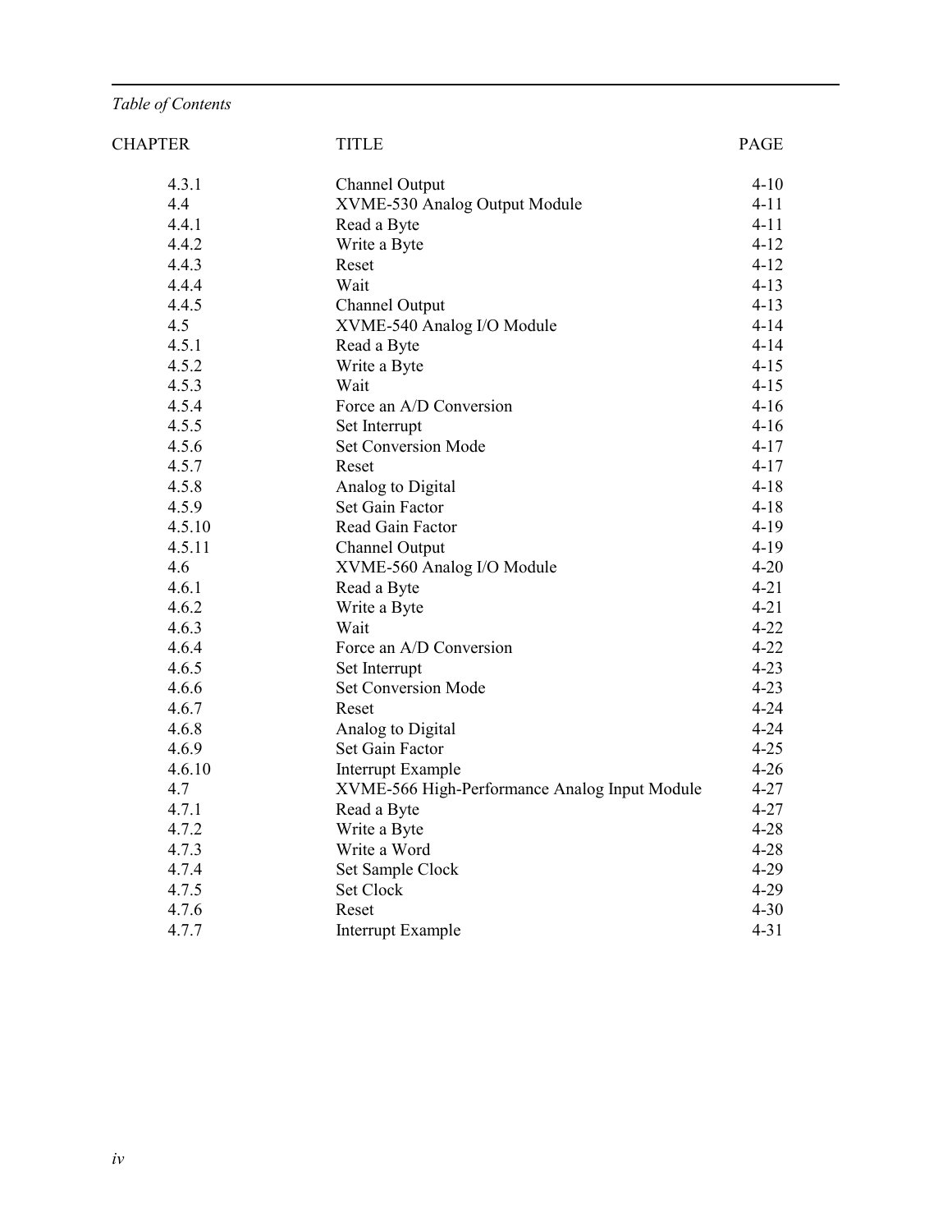*Table of Contents*

| CHAPTER | TITLE | PAGE |
|---|---|---|
| 4.3.1 | Channel Output | 4-10 |
| 4.4 | XVME-530 Analog Output Module | 4-11 |
| 4.4.1 | Read a Byte | 4-11 |
| 4.4.2 | Write a Byte | 4-12 |
| 4.4.3 | Reset | 4-12 |
| 4.4.4 | Wait | 4-13 |
| 4.4.5 | Channel Output | 4-13 |
| 4.5 | XVME-540 Analog I/O Module | 4-14 |
| 4.5.1 | Read a Byte | 4-14 |
| 4.5.2 | Write a Byte | 4-15 |
| 4.5.3 | Wait | 4-15 |
| 4.5.4 | Force an A/D Conversion | 4-16 |
| 4.5.5 | Set Interrupt | 4-16 |
| 4.5.6 | Set Conversion Mode | 4-17 |
| 4.5.7 | Reset | 4-17 |
| 4.5.8 | Analog to Digital | 4-18 |
| 4.5.9 | Set Gain Factor | 4-18 |
| 4.5.10 | Read Gain Factor | 4-19 |
| 4.5.11 | Channel Output | 4-19 |
| 4.6 | XVME-560 Analog I/O Module | 4-20 |
| 4.6.1 | Read a Byte | 4-21 |
| 4.6.2 | Write a Byte | 4-21 |
| 4.6.3 | Wait | 4-22 |
| 4.6.4 | Force an A/D Conversion | 4-22 |
| 4.6.5 | Set Interrupt | 4-23 |
| 4.6.6 | Set Conversion Mode | 4-23 |
| 4.6.7 | Reset | 4-24 |
| 4.6.8 | Analog to Digital | 4-24 |
| 4.6.9 | Set Gain Factor | 4-25 |
| 4.6.10 | Interrupt Example | 4-26 |
| 4.7 | XVME-566 High-Performance Analog Input Module | 4-27 |
| 4.7.1 | Read a Byte | 4-27 |
| 4.7.2 | Write a Byte | 4-28 |
| 4.7.3 | Write a Word | 4-28 |
| 4.7.4 | Set Sample Clock | 4-29 |
| 4.7.5 | Set Clock | 4-29 |
| 4.7.6 | Reset | 4-30 |
| 4.7.7 | Interrupt Example | 4-31 |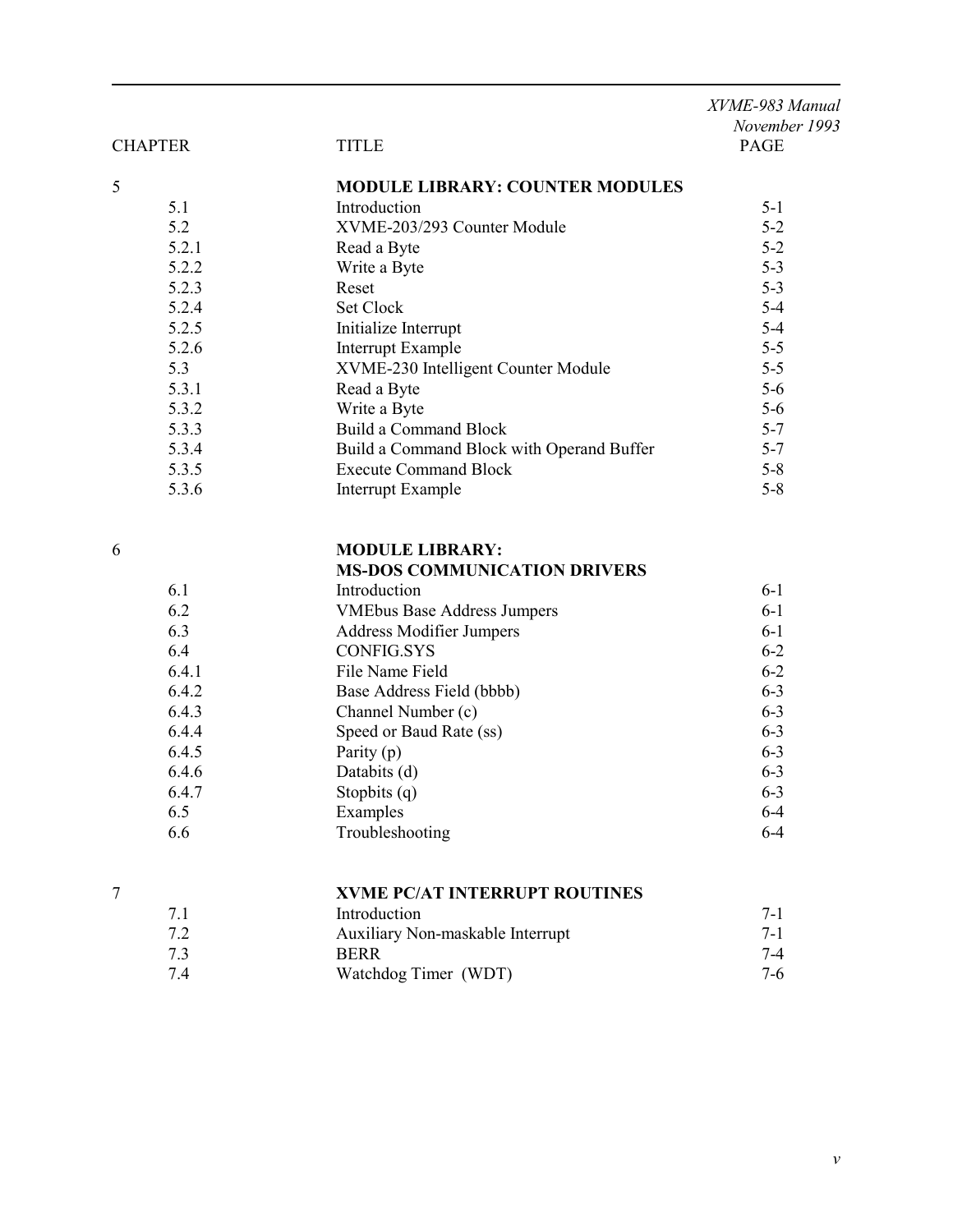| CHAPTER | TITLE | PAGE |
|---|---|---|
| 5 | **MODULE LIBRARY: COUNTER MODULES** | |
| 5.1 | Introduction | 5-1 |
| 5.2 | XVME-203/293 Counter Module | 5-2 |
| 5.2.1 | Read a Byte | 5-2 |
| 5.2.2 | Write a Byte | 5-3 |
| 5.2.3 | Reset | 5-3 |
| 5.2.4 | Set Clock | 5-4 |
| 5.2.5 | Initialize Interrupt | 5-4 |
| 5.2.6 | Interrupt Example | 5-5 |
| 5.3 | XVME-230 Intelligent Counter Module | 5-5 |
| 5.3.1 | Read a Byte | 5-6 |
| 5.3.2 | Write a Byte | 5-6 |
| 5.3.3 | Build a Command Block | 5-7 |
| 5.3.4 | Build a Command Block with Operand Buffer | 5-7 |
| 5.3.5 | Execute Command Block | 5-8 |
| 5.3.6 | Interrupt Example | 5-8 |
| 6 | **MODULE LIBRARY: MS-DOS COMMUNICATION DRIVERS** | |
| 6.1 | Introduction | 6-1 |
| 6.2 | VMEbus Base Address Jumpers | 6-1 |
| 6.3 | Address Modifier Jumpers | 6-1 |
| 6.4 | CONFIG.SYS | 6-2 |
| 6.4.1 | File Name Field | 6-2 |
| 6.4.2 | Base Address Field (bbbb) | 6-3 |
| 6.4.3 | Channel Number (c) | 6-3 |
| 6.4.4 | Speed or Baud Rate (ss) | 6-3 |
| 6.4.5 | Parity (p) | 6-3 |
| 6.4.6 | Databits (d) | 6-3 |
| 6.4.7 | Stopbits (q) | 6-3 |
| 6.5 | Examples | 6-4 |
| 6.6 | Troubleshooting | 6-4 |
| 7 | **XVME PC/AT INTERRUPT ROUTINES** | |
| 7.1 | Introduction | 7-1 |
| 7.2 | Auxiliary Non-maskable Interrupt | 7-1 |
| 7.3 | BERR | 7-4 |
| 7.4 | Watchdog Timer (WDT) | 7-6 |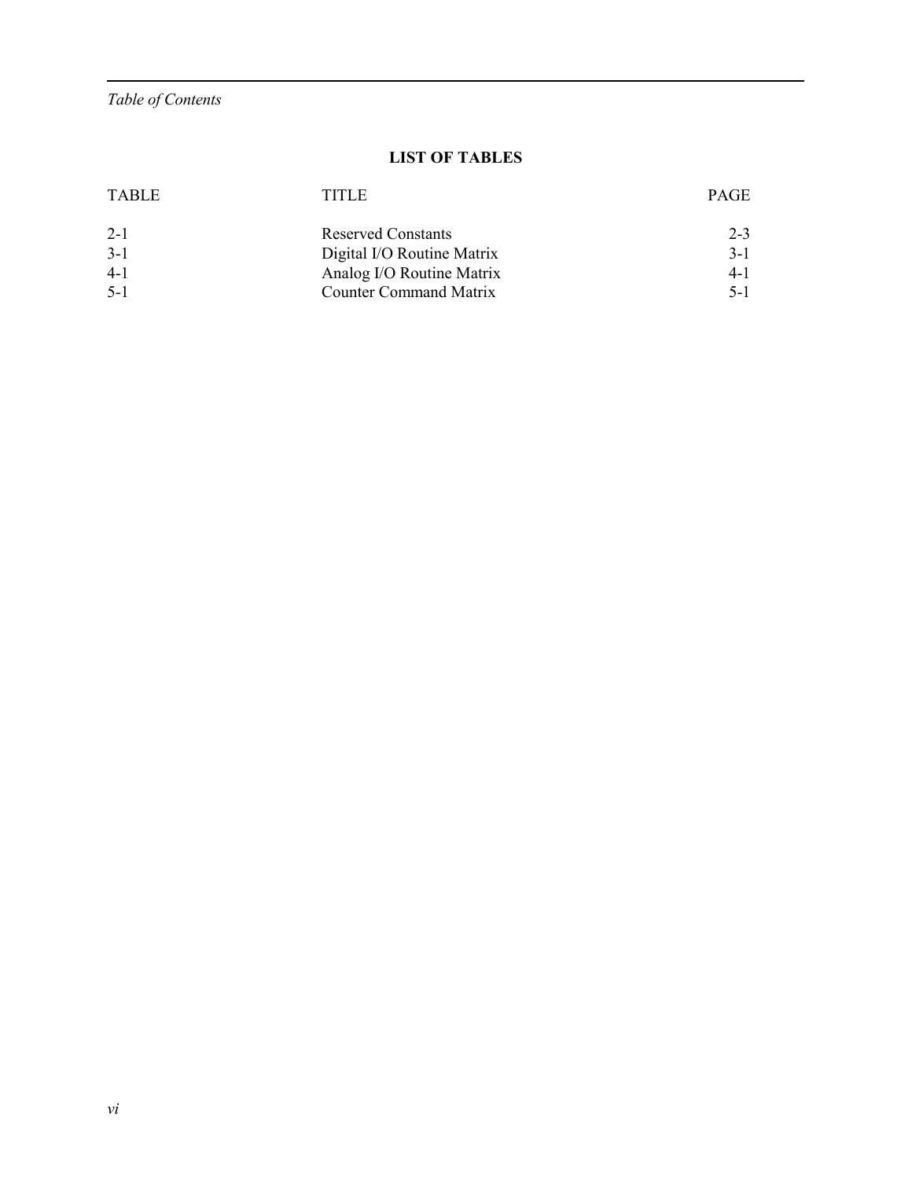## LIST OF TABLES

| TABLE | TITLE | PAGE |
|---|---|---|
| 2-1 | Reserved Constants | 2-3 |
| 3-1 | Digital I/O Routine Matrix | 3-1 |
| 4-1 | Analog I/O Routine Matrix | 4-1 |
| 5-1 | Counter Command Matrix | 5-1 |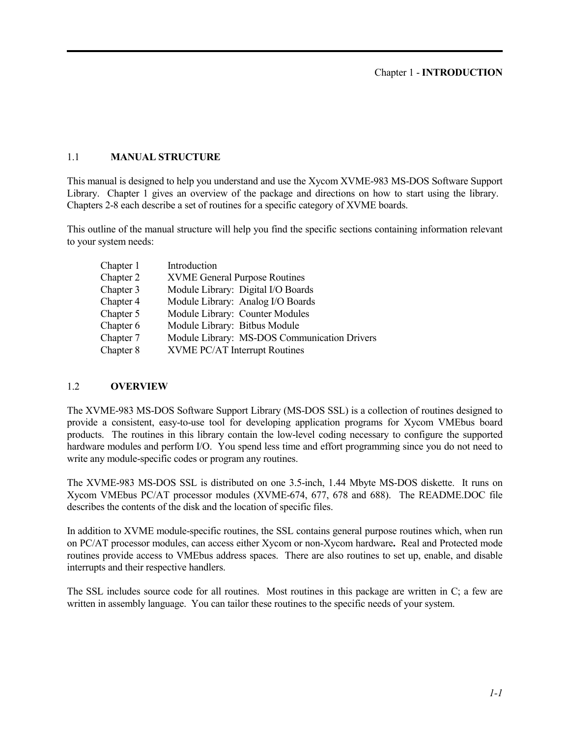## 1.1 MANUAL STRUCTURE

This manual is designed to help you understand and use the Xycom XVME-983 MS-DOS Software Support Library. Chapter 1 gives an overview of the package and directions on how to start using the library. Chapters 2-8 each describe a set of routines for a specific category of XVME boards.

This outline of the manual structure will help you find the specific sections containing information relevant to your system needs:

| | |
|---|---|
| Chapter 1 | Introduction |
| Chapter 2 | XVME General Purpose Routines |
| Chapter 3 | Module Library: Digital I/O Boards |
| Chapter 4 | Module Library: Analog I/O Boards |
| Chapter 5 | Module Library: Counter Modules |
| Chapter 6 | Module Library: Bitbus Module |
| Chapter 7 | Module Library: MS-DOS Communication Drivers |
| Chapter 8 | XVME PC/AT Interrupt Routines |

## 1.2 OVERVIEW

The XVME-983 MS-DOS Software Support Library (MS-DOS SSL) is a collection of routines designed to provide a consistent, easy-to-use tool for developing application programs for Xycom VMEbus board products. The routines in this library contain the low-level coding necessary to configure the supported hardware modules and perform I/O. You spend less time and effort programming since you do not need to write any module-specific codes or program any routines.

The XVME-983 MS-DOS SSL is distributed on one 3.5-inch, 1.44 Mbyte MS-DOS diskette. It runs on Xycom VMEbus PC/AT processor modules (XVME-674, 677, 678 and 688). The README.DOC file describes the contents of the disk and the location of specific files.

In addition to XVME module-specific routines, the SSL contains general purpose routines which, when run on PC/AT processor modules, can access either Xycom or non-Xycom hardware**.** Real and Protected mode routines provide access to VMEbus address spaces. There are also routines to set up, enable, and disable interrupts and their respective handlers.

The SSL includes source code for all routines. Most routines in this package are written in C; a few are written in assembly language. You can tailor these routines to the specific needs of your system.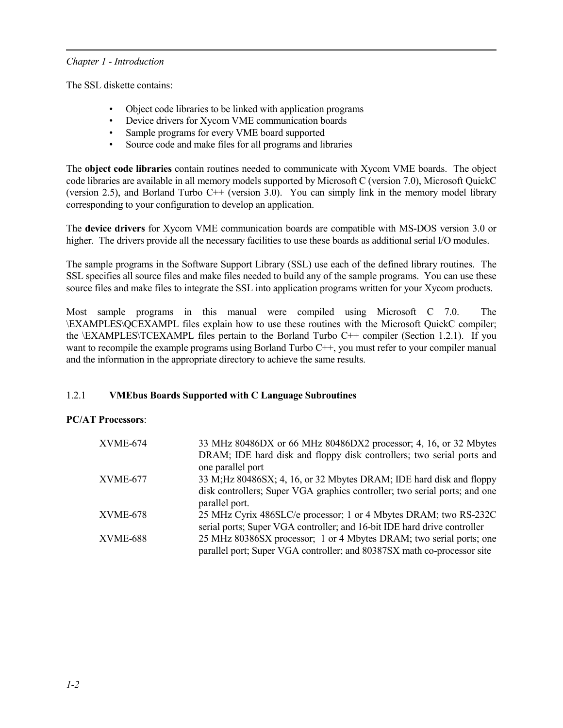The SSL diskette contains:

- Object code libraries to be linked with application programs
- Device drivers for Xycom VME communication boards
- Sample programs for every VME board supported
- Source code and make files for all programs and libraries

The **object code libraries** contain routines needed to communicate with Xycom VME boards. The object code libraries are available in all memory models supported by Microsoft C (version 7.0), Microsoft QuickC (version 2.5), and Borland Turbo C++ (version 3.0). You can simply link in the memory model library corresponding to your configuration to develop an application.

The **device drivers** for Xycom VME communication boards are compatible with MS-DOS version 3.0 or higher. The drivers provide all the necessary facilities to use these boards as additional serial I/O modules.

The sample programs in the Software Support Library (SSL) use each of the defined library routines. The SSL specifies all source files and make files needed to build any of the sample programs. You can use these source files and make files to integrate the SSL into application programs written for your Xycom products.

Most sample programs in this manual were compiled using Microsoft C 7.0. The \EXAMPLES\QCEXAMPL files explain how to use these routines with the Microsoft QuickC compiler; the \EXAMPLES\TCEXAMPL files pertain to the Borland Turbo C++ compiler (Section 1.2.1). If you want to recompile the example programs using Borland Turbo C++, you must refer to your compiler manual and the information in the appropriate directory to achieve the same results.

### 1.2.1 VMEbus Boards Supported with C Language Subroutines

**PC/AT Processors**:

| | |
|---|---|
| XVME-674 | 33 MHz 80486DX or 66 MHz 80486DX2 processor; 4, 16, or 32 Mbytes DRAM; IDE hard disk and floppy disk controllers; two serial ports and one parallel port |
| XVME-677 | 33 M;Hz 80486SX; 4, 16, or 32 Mbytes DRAM; IDE hard disk and floppy disk controllers; Super VGA graphics controller; two serial ports; and one parallel port. |
| XVME-678 | 25 MHz Cyrix 486SLC/e processor; 1 or 4 Mbytes DRAM; two RS-232C serial ports; Super VGA controller; and 16-bit IDE hard drive controller |
| XVME-688 | 25 MHz 80386SX processor; 1 or 4 Mbytes DRAM; two serial ports; one parallel port; Super VGA controller; and 80387SX math co-processor site |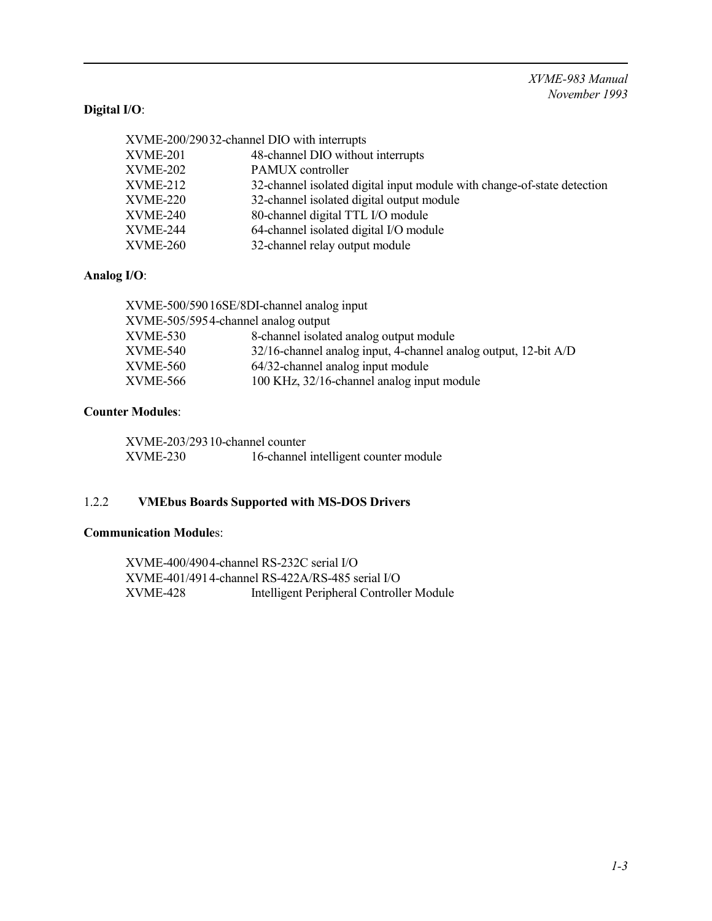**Digital I/O**:

| | |
|---|---|
| XVME-200/290 | 32-channel DIO with interrupts |
| XVME-201 | 48-channel DIO without interrupts |
| XVME-202 | PAMUX controller |
| XVME-212 | 32-channel isolated digital input module with change-of-state detection |
| XVME-220 | 32-channel isolated digital output module |
| XVME-240 | 80-channel digital TTL I/O module |
| XVME-244 | 64-channel isolated digital I/O module |
| XVME-260 | 32-channel relay output module |

**Analog I/O**:

| | |
|---|---|
| XVME-500/590 | 16SE/8DI-channel analog input |
| XVME-505/595 | 4-channel analog output |
| XVME-530 | 8-channel isolated analog output module |
| XVME-540 | 32/16-channel analog input, 4-channel analog output, 12-bit A/D |
| XVME-560 | 64/32-channel analog input module |
| XVME-566 | 100 KHz, 32/16-channel analog input module |

**Counter Modules**:

| | |
|---|---|
| XVME-203/293 | 10-channel counter |
| XVME-230 | 16-channel intelligent counter module |

### 1.2.2 VMEbus Boards Supported with MS-DOS Drivers

**Communication Module**s:

| | |
|---|---|
| XVME-400/490 | 4-channel RS-232C serial I/O |
| XVME-401/491 | 4-channel RS-422A/RS-485 serial I/O |
| XVME-428 | Intelligent Peripheral Controller Module |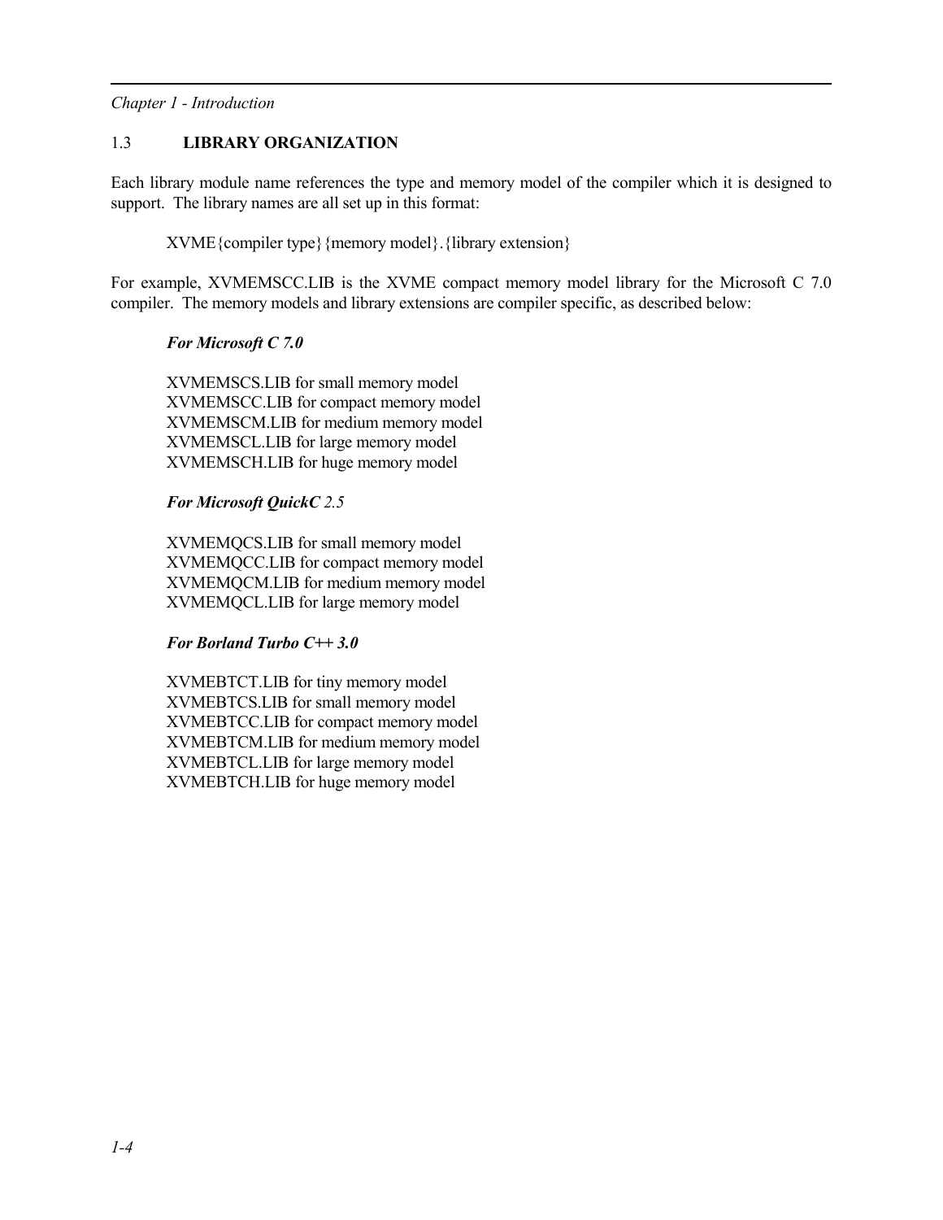## 1.3 LIBRARY ORGANIZATION

Each library module name references the type and memory model of the compiler which it is designed to support. The library names are all set up in this format:

XVME{compiler type}{memory model}.{library extension}

For example, XVMEMSCC.LIB is the XVME compact memory model library for the Microsoft C 7.0 compiler. The memory models and library extensions are compiler specific, as described below:

***For Microsoft C 7.0***

XVMEMSCS.LIB for small memory model
XVMEMSCC.LIB for compact memory model
XVMEMSCM.LIB for medium memory model
XVMEMSCL.LIB for large memory model
XVMEMSCH.LIB for huge memory model

***For Microsoft QuickC*** *2.5*

XVMEMQCS.LIB for small memory model
XVMEMQCC.LIB for compact memory model
XVMEMQCM.LIB for medium memory model
XVMEMQCL.LIB for large memory model

***For Borland Turbo C++ 3.0***

XVMEBTCT.LIB for tiny memory model
XVMEBTCS.LIB for small memory model
XVMEBTCC.LIB for compact memory model
XVMEBTCM.LIB for medium memory model
XVMEBTCL.LIB for large memory model
XVMEBTCH.LIB for huge memory model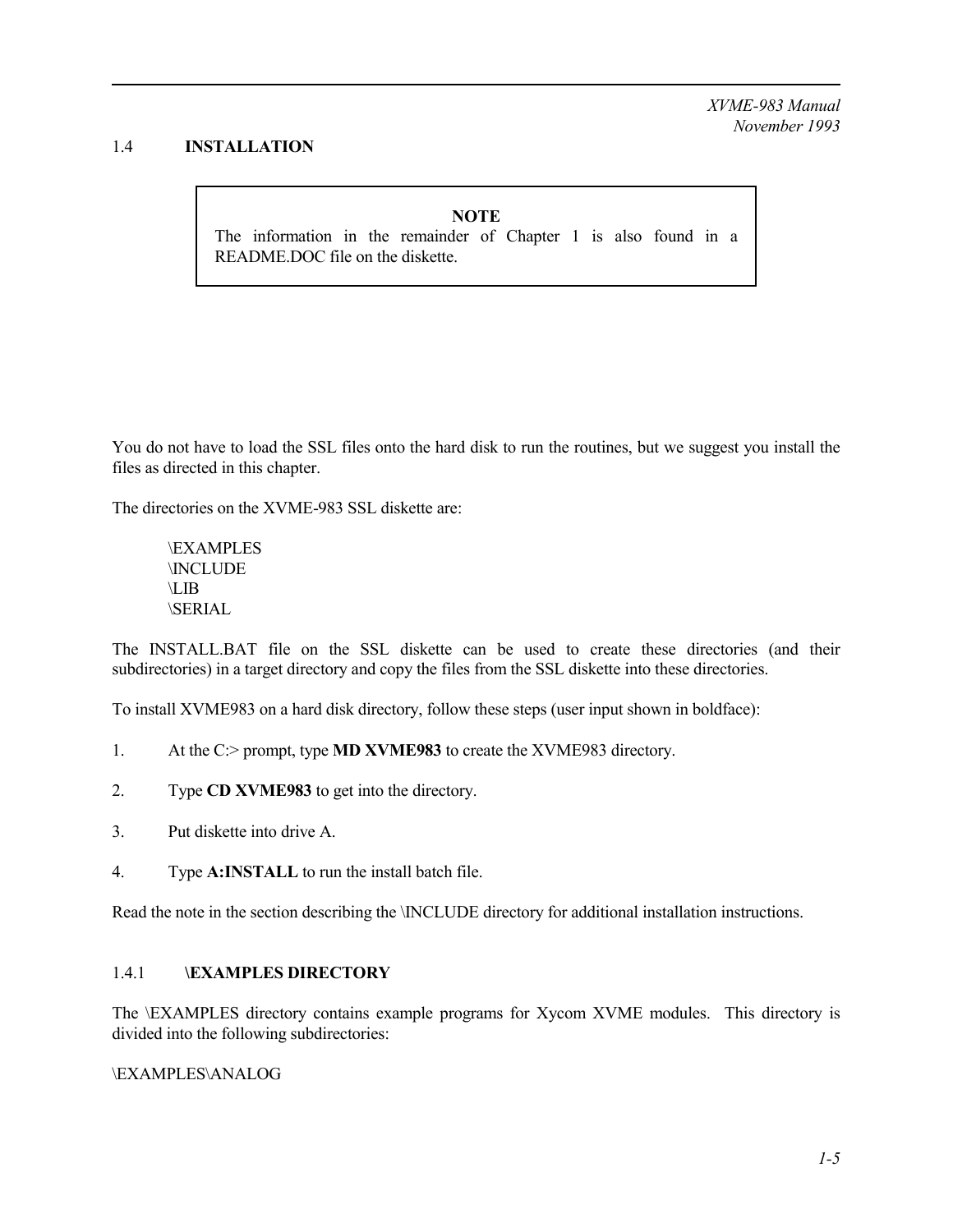## 1.4 INSTALLATION

> **NOTE**
> The information in the remainder of Chapter 1 is also found in a README.DOC file on the diskette.

You do not have to load the SSL files onto the hard disk to run the routines, but we suggest you install the files as directed in this chapter.

The directories on the XVME-983 SSL diskette are:

\EXAMPLES
\INCLUDE
\LIB
\SERIAL

The INSTALL.BAT file on the SSL diskette can be used to create these directories (and their subdirectories) in a target directory and copy the files from the SSL diskette into these directories.

To install XVME983 on a hard disk directory, follow these steps (user input shown in boldface):

1. At the C:> prompt, type **MD XVME983** to create the XVME983 directory.

2. Type **CD XVME983** to get into the directory.

3. Put diskette into drive A.

4. Type **A:INSTALL** to run the install batch file.

Read the note in the section describing the \INCLUDE directory for additional installation instructions.

### 1.4.1 \EXAMPLES DIRECTORY

The \EXAMPLES directory contains example programs for Xycom XVME modules. This directory is divided into the following subdirectories:

\EXAMPLES\ANALOG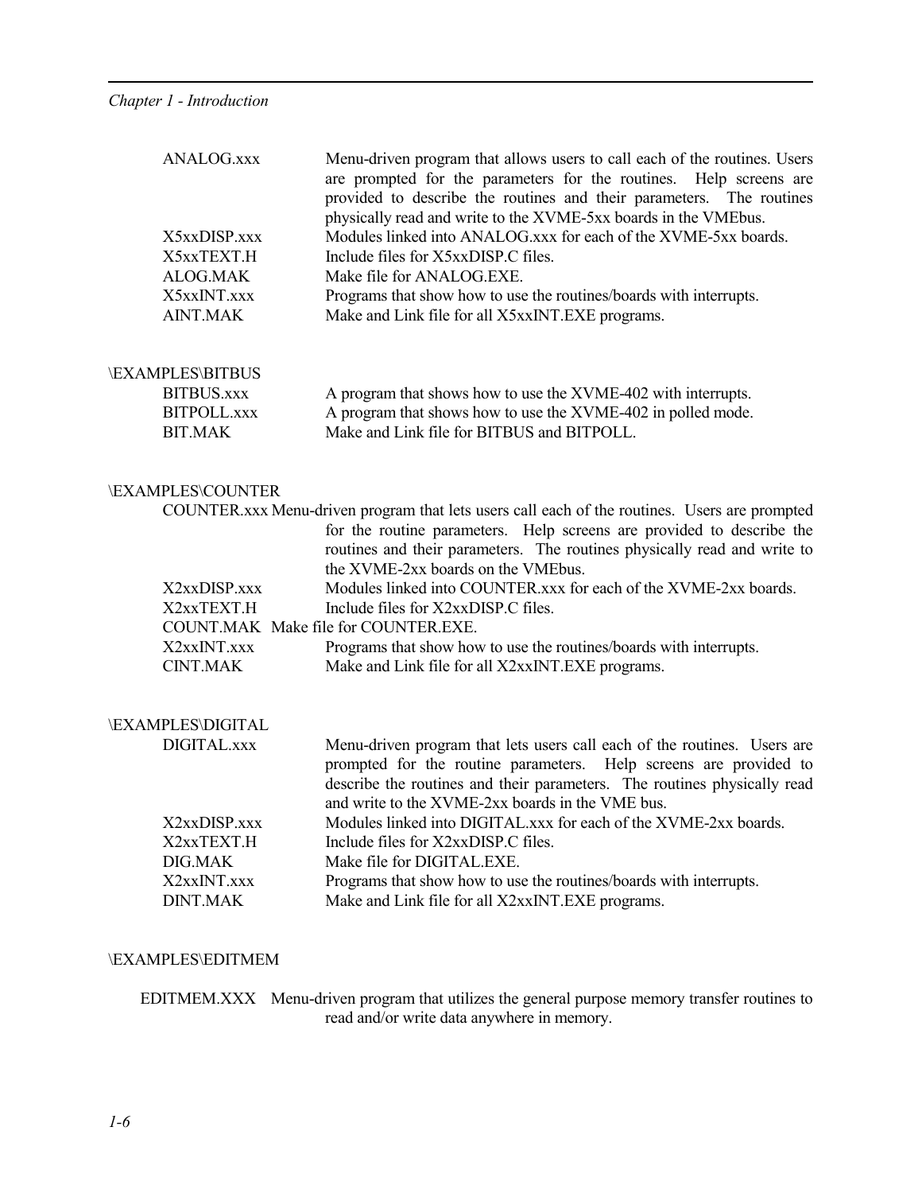| | |
|---|---|
| ANALOG.xxx | Menu-driven program that allows users to call each of the routines. Users are prompted for the parameters for the routines. Help screens are provided to describe the routines and their parameters. The routines physically read and write to the XVME-5xx boards in the VMEbus. |
| X5xxDISP.xxx | Modules linked into ANALOG.xxx for each of the XVME-5xx boards. |
| X5xxTEXT.H | Include files for X5xxDISP.C files. |
| ALOG.MAK | Make file for ANALOG.EXE. |
| X5xxINT.xxx | Programs that show how to use the routines/boards with interrupts. |
| AINT.MAK | Make and Link file for all X5xxINT.EXE programs. |

\EXAMPLES\BITBUS

| | |
|---|---|
| BITBUS.xxx | A program that shows how to use the XVME-402 with interrupts. |
| BITPOLL.xxx | A program that shows how to use the XVME-402 in polled mode. |
| BIT.MAK | Make and Link file for BITBUS and BITPOLL. |

\EXAMPLES\COUNTER

| | |
|---|---|
| COUNTER.xxx | Menu-driven program that lets users call each of the routines. Users are prompted for the routine parameters. Help screens are provided to describe the routines and their parameters. The routines physically read and write to the XVME-2xx boards on the VMEbus. |
| X2xxDISP.xxx | Modules linked into COUNTER.xxx for each of the XVME-2xx boards. |
| X2xxTEXT.H | Include files for X2xxDISP.C files. |
| COUNT.MAK | Make file for COUNTER.EXE. |
| X2xxINT.xxx | Programs that show how to use the routines/boards with interrupts. |
| CINT.MAK | Make and Link file for all X2xxINT.EXE programs. |

\EXAMPLES\DIGITAL

| | |
|---|---|
| DIGITAL.xxx | Menu-driven program that lets users call each of the routines. Users are prompted for the routine parameters. Help screens are provided to describe the routines and their parameters. The routines physically read and write to the XVME-2xx boards in the VME bus. |
| X2xxDISP.xxx | Modules linked into DIGITAL.xxx for each of the XVME-2xx boards. |
| X2xxTEXT.H | Include files for X2xxDISP.C files. |
| DIG.MAK | Make file for DIGITAL.EXE. |
| X2xxINT.xxx | Programs that show how to use the routines/boards with interrupts. |
| DINT.MAK | Make and Link file for all X2xxINT.EXE programs. |

\EXAMPLES\EDITMEM

| | |
|---|---|
| EDITMEM.XXX | Menu-driven program that utilizes the general purpose memory transfer routines to read and/or write data anywhere in memory. |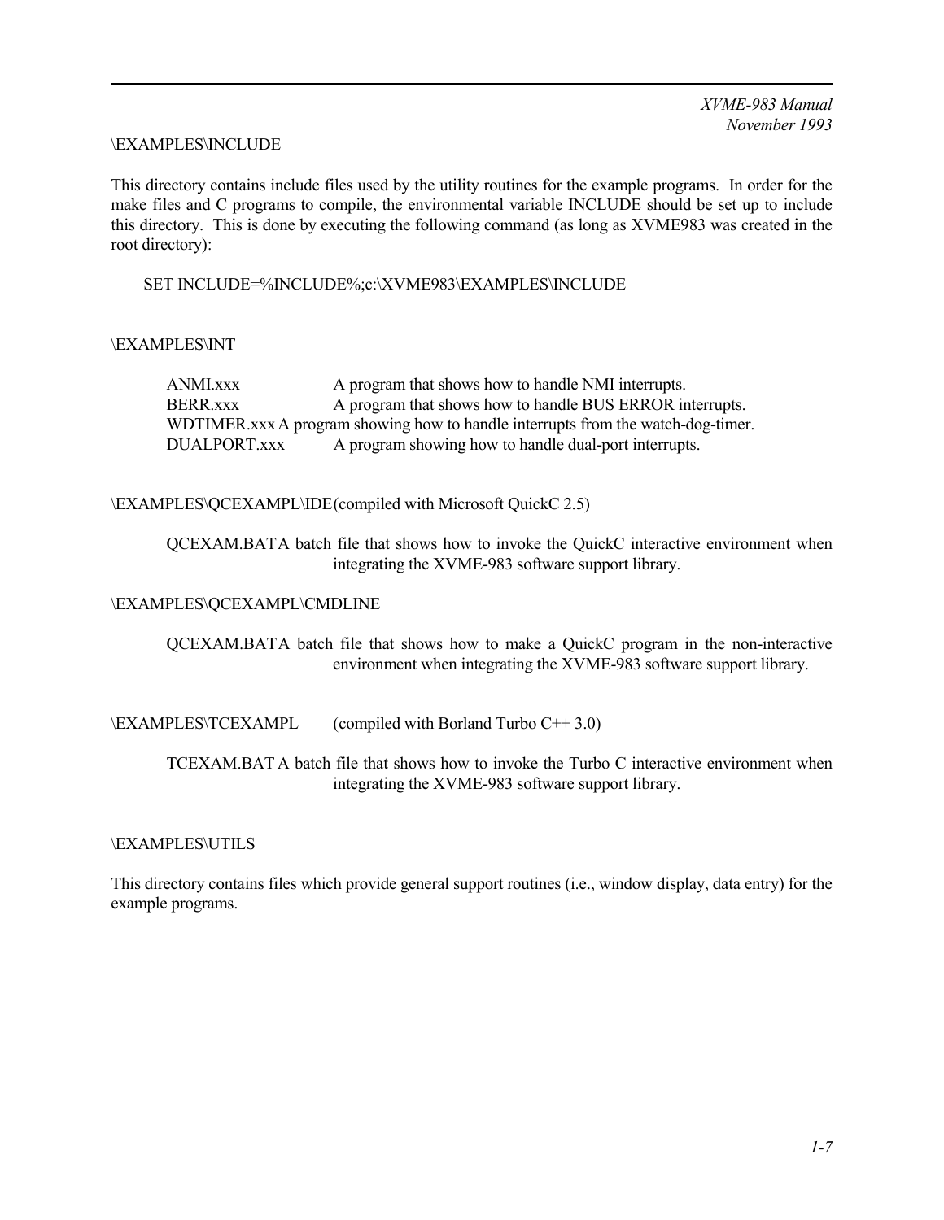\EXAMPLES\INCLUDE

This directory contains include files used by the utility routines for the example programs. In order for the make files and C programs to compile, the environmental variable INCLUDE should be set up to include this directory. This is done by executing the following command (as long as XVME983 was created in the root directory):

```
SET INCLUDE=%INCLUDE%;c:\XVME983\EXAMPLES\INCLUDE
```

\EXAMPLES\INT

| | |
|---|---|
| ANMI.xxx | A program that shows how to handle NMI interrupts. |
| BERR.xxx | A program that shows how to handle BUS ERROR interrupts. |
| WDTIMER.xxx | A program showing how to handle interrupts from the watch-dog-timer. |
| DUALPORT.xxx | A program showing how to handle dual-port interrupts. |

\EXAMPLES\QCEXAMPL\IDE (compiled with Microsoft QuickC 2.5)

| | |
|---|---|
| QCEXAM.BAT | A batch file that shows how to invoke the QuickC interactive environment when integrating the XVME-983 software support library. |

\EXAMPLES\QCEXAMPL\CMDLINE

| | |
|---|---|
| QCEXAM.BAT | A batch file that shows how to make a QuickC program in the non-interactive environment when integrating the XVME-983 software support library. |

\EXAMPLES\TCEXAMPL (compiled with Borland Turbo C++ 3.0)

| | |
|---|---|
| TCEXAM.BAT | A batch file that shows how to invoke the Turbo C interactive environment when integrating the XVME-983 software support library. |

\EXAMPLES\UTILS

This directory contains files which provide general support routines (i.e., window display, data entry) for the example programs.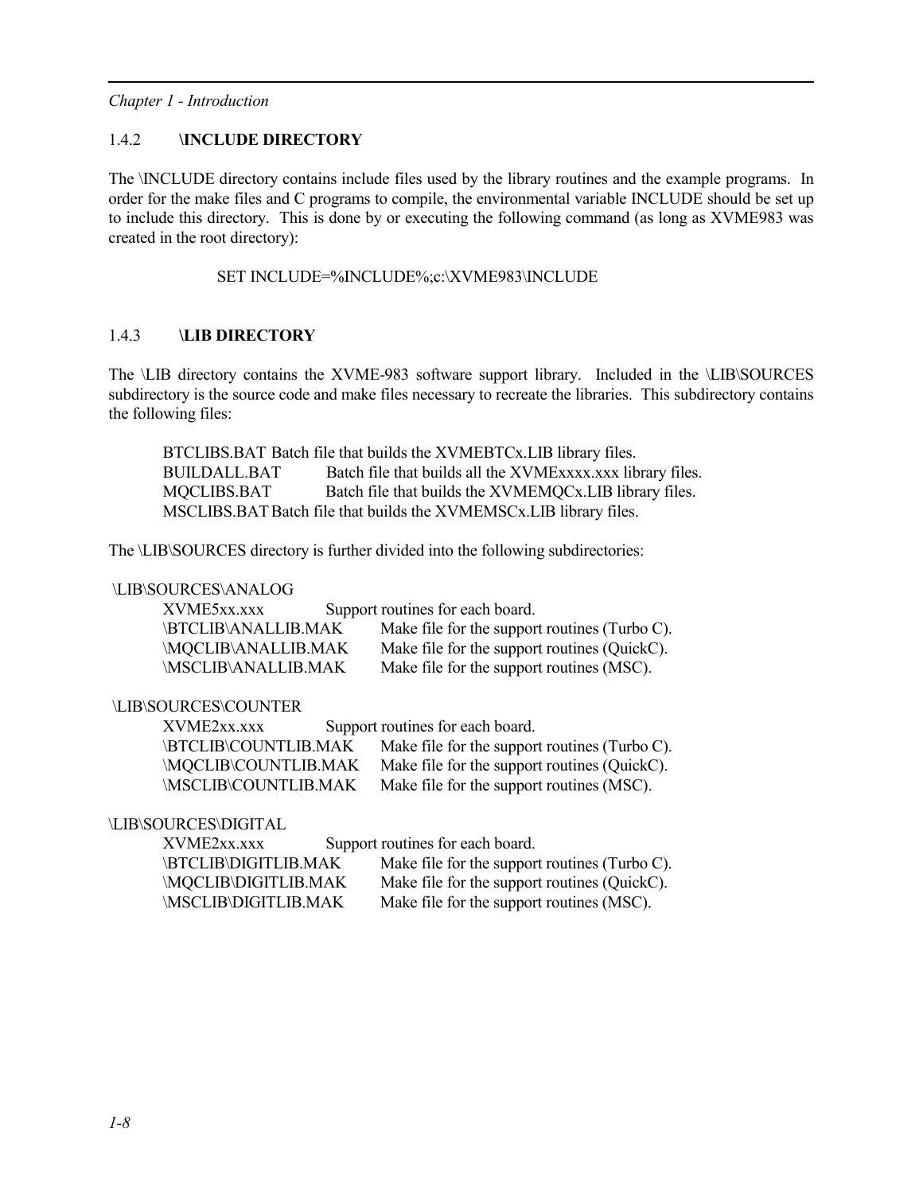### 1.4.2 \INCLUDE DIRECTORY

The \INCLUDE directory contains include files used by the library routines and the example programs. In order for the make files and C programs to compile, the environmental variable INCLUDE should be set up to include this directory. This is done by or executing the following command (as long as XVME983 was created in the root directory):

```
SET INCLUDE=%INCLUDE%;c:\XVME983\INCLUDE
```

### 1.4.3 \LIB DIRECTORY

The \LIB directory contains the XVME-983 software support library. Included in the \LIB\SOURCES subdirectory is the source code and make files necessary to recreate the libraries. This subdirectory contains the following files:

| | |
|---|---|
| BTCLIBS.BAT | Batch file that builds the XVMEBTCx.LIB library files. |
| BUILDALL.BAT | Batch file that builds all the XVMExxxx.xxx library files. |
| MQCLIBS.BAT | Batch file that builds the XVMEMQCx.LIB library files. |
| MSCLIBS.BAT | Batch file that builds the XVMEMSCx.LIB library files. |

The \LIB\SOURCES directory is further divided into the following subdirectories:

\LIB\SOURCES\ANALOG

| | |
|---|---|
| XVME5xx.xxx | Support routines for each board. |
| \BTCLIB\ANALLIB.MAK | Make file for the support routines (Turbo C). |
| \MQCLIB\ANALLIB.MAK | Make file for the support routines (QuickC). |
| \MSCLIB\ANALLIB.MAK | Make file for the support routines (MSC). |

\LIB\SOURCES\COUNTER

| | |
|---|---|
| XVME2xx.xxx | Support routines for each board. |
| \BTCLIB\COUNTLIB.MAK | Make file for the support routines (Turbo C). |
| \MQCLIB\COUNTLIB.MAK | Make file for the support routines (QuickC). |
| \MSCLIB\COUNTLIB.MAK | Make file for the support routines (MSC). |

\LIB\SOURCES\DIGITAL

| | |
|---|---|
| XVME2xx.xxx | Support routines for each board. |
| \BTCLIB\DIGITLIB.MAK | Make file for the support routines (Turbo C). |
| \MQCLIB\DIGITLIB.MAK | Make file for the support routines (QuickC). |
| \MSCLIB\DIGITLIB.MAK | Make file for the support routines (MSC). |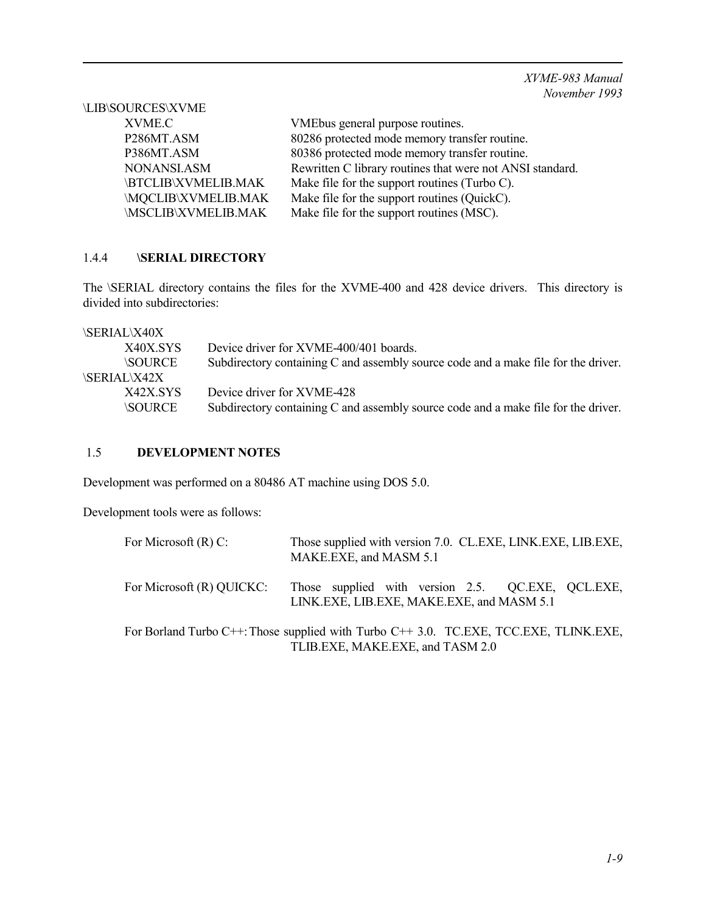\LIB\SOURCES\XVME

| | |
|---|---|
| XVME.C | VMEbus general purpose routines. |
| P286MT.ASM | 80286 protected mode memory transfer routine. |
| P386MT.ASM | 80386 protected mode memory transfer routine. |
| NONANSI.ASM | Rewritten C library routines that were not ANSI standard. |
| \BTCLIB\XVMELIB.MAK | Make file for the support routines (Turbo C). |
| \MQCLIB\XVMELIB.MAK | Make file for the support routines (QuickC). |
| \MSCLIB\XVMELIB.MAK | Make file for the support routines (MSC). |

### 1.4.4 **\SERIAL DIRECTORY**

The \SERIAL directory contains the files for the XVME-400 and 428 device drivers. This directory is divided into subdirectories:

\SERIAL\X40X

| | |
|---|---|
| X40X.SYS | Device driver for XVME-400/401 boards. |
| \SOURCE | Subdirectory containing C and assembly source code and a make file for the driver. |

\SERIAL\X42X

| | |
|---|---|
| X42X.SYS | Device driver for XVME-428 |
| \SOURCE | Subdirectory containing C and assembly source code and a make file for the driver. |

## 1.5 **DEVELOPMENT NOTES**

Development was performed on a 80486 AT machine using DOS 5.0.

Development tools were as follows:

| | |
|---|---|
| For Microsoft (R) C: | Those supplied with version 7.0. CL.EXE, LINK.EXE, LIB.EXE, MAKE.EXE, and MASM 5.1 |
| For Microsoft (R) QUICKC: | Those supplied with version 2.5. QC.EXE, QCL.EXE, LINK.EXE, LIB.EXE, MAKE.EXE, and MASM 5.1 |
| For Borland Turbo C++: | Those supplied with Turbo C++ 3.0. TC.EXE, TCC.EXE, TLINK.EXE, TLIB.EXE, MAKE.EXE, and TASM 2.0 |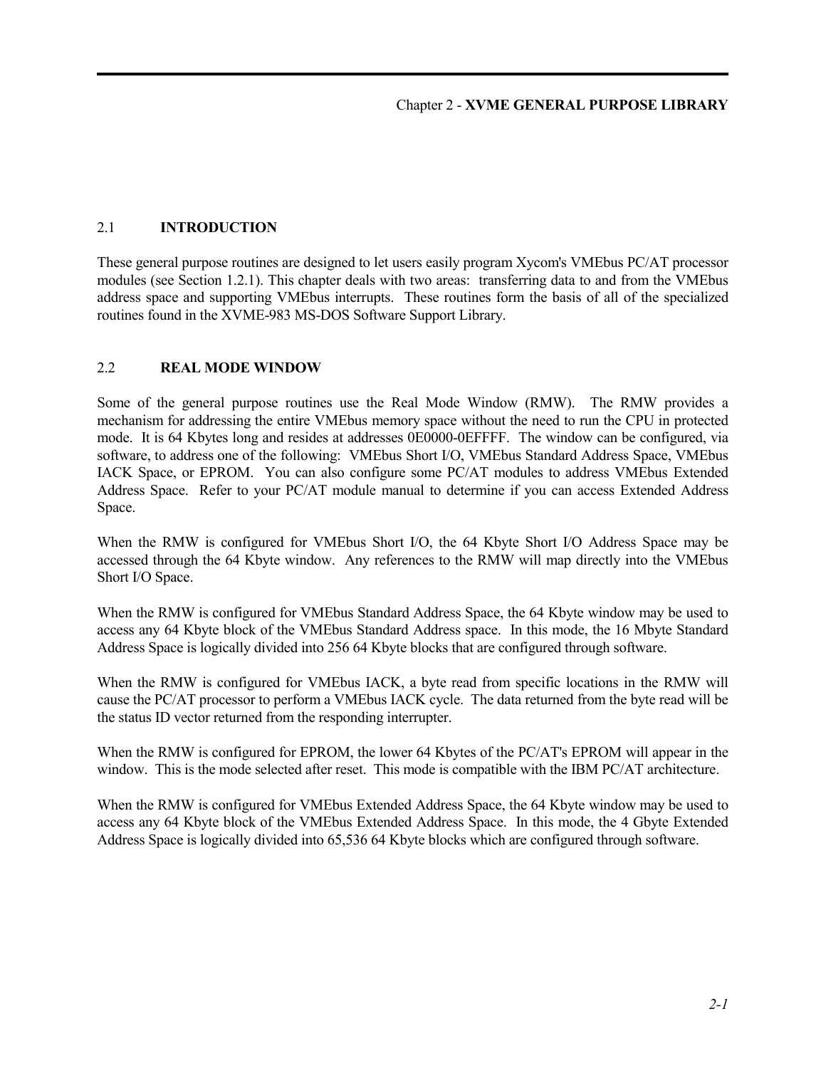## 2.1 INTRODUCTION

These general purpose routines are designed to let users easily program Xycom's VMEbus PC/AT processor modules (see Section 1.2.1). This chapter deals with two areas: transferring data to and from the VMEbus address space and supporting VMEbus interrupts. These routines form the basis of all of the specialized routines found in the XVME-983 MS-DOS Software Support Library.

## 2.2 REAL MODE WINDOW

Some of the general purpose routines use the Real Mode Window (RMW). The RMW provides a mechanism for addressing the entire VMEbus memory space without the need to run the CPU in protected mode. It is 64 Kbytes long and resides at addresses 0E0000-0EFFFF. The window can be configured, via software, to address one of the following: VMEbus Short I/O, VMEbus Standard Address Space, VMEbus IACK Space, or EPROM. You can also configure some PC/AT modules to address VMEbus Extended Address Space. Refer to your PC/AT module manual to determine if you can access Extended Address Space.

When the RMW is configured for VMEbus Short I/O, the 64 Kbyte Short I/O Address Space may be accessed through the 64 Kbyte window. Any references to the RMW will map directly into the VMEbus Short I/O Space.

When the RMW is configured for VMEbus Standard Address Space, the 64 Kbyte window may be used to access any 64 Kbyte block of the VMEbus Standard Address space. In this mode, the 16 Mbyte Standard Address Space is logically divided into 256 64 Kbyte blocks that are configured through software.

When the RMW is configured for VMEbus IACK, a byte read from specific locations in the RMW will cause the PC/AT processor to perform a VMEbus IACK cycle. The data returned from the byte read will be the status ID vector returned from the responding interrupter.

When the RMW is configured for EPROM, the lower 64 Kbytes of the PC/AT's EPROM will appear in the window. This is the mode selected after reset. This mode is compatible with the IBM PC/AT architecture.

When the RMW is configured for VMEbus Extended Address Space, the 64 Kbyte window may be used to access any 64 Kbyte block of the VMEbus Extended Address Space. In this mode, the 4 Gbyte Extended Address Space is logically divided into 65,536 64 Kbyte blocks which are configured through software.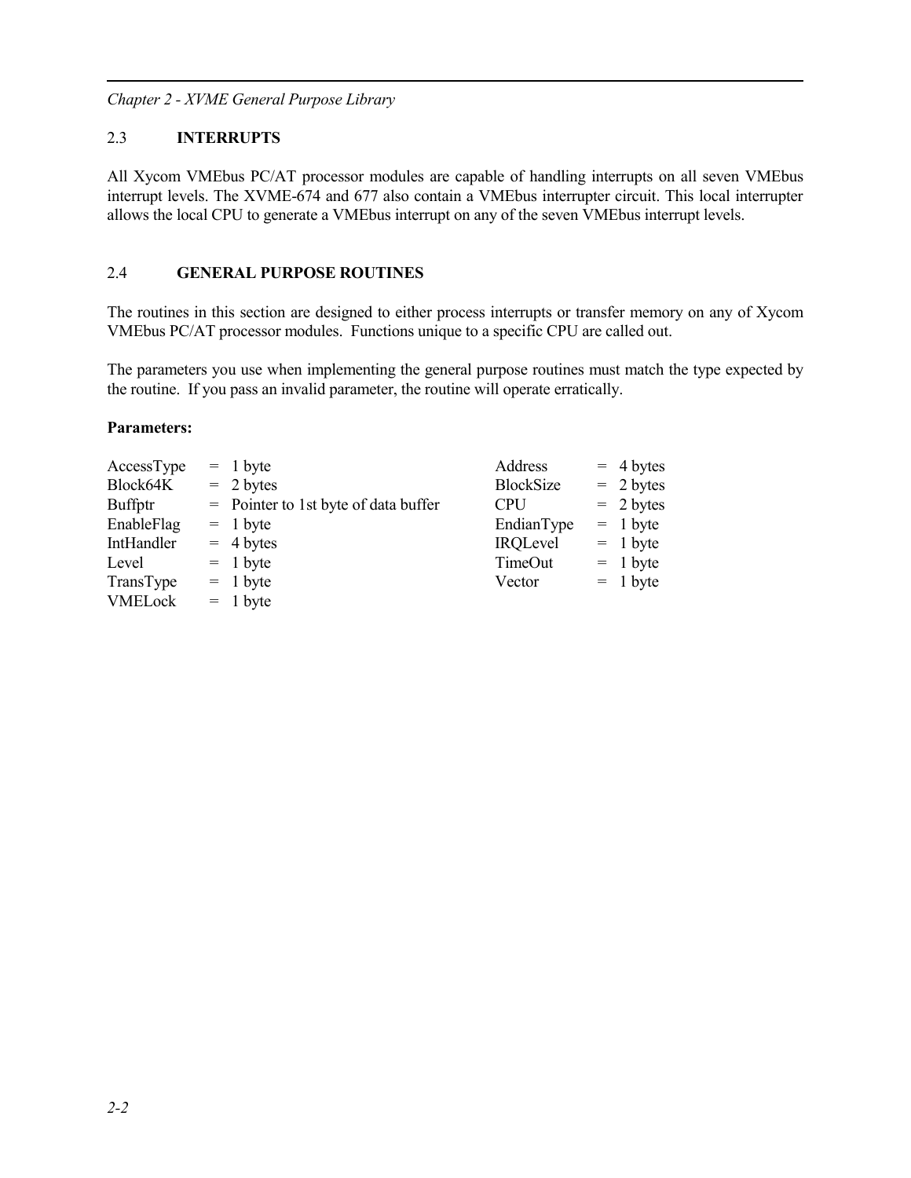## 2.3 INTERRUPTS

All Xycom VMEbus PC/AT processor modules are capable of handling interrupts on all seven VMEbus interrupt levels. The XVME-674 and 677 also contain a VMEbus interrupter circuit. This local interrupter allows the local CPU to generate a VMEbus interrupt on any of the seven VMEbus interrupt levels.

## 2.4 GENERAL PURPOSE ROUTINES

The routines in this section are designed to either process interrupts or transfer memory on any of Xycom VMEbus PC/AT processor modules. Functions unique to a specific CPU are called out.

The parameters you use when implementing the general purpose routines must match the type expected by the routine. If you pass an invalid parameter, the routine will operate erratically.

**Parameters:**

| | | | | | |
|---|---|---|---|---|---|
| AccessType | = | 1 byte | Address | = | 4 bytes |
| Block64K | = | 2 bytes | BlockSize | = | 2 bytes |
| Buffptr | = | Pointer to 1st byte of data buffer | CPU | = | 2 bytes |
| EnableFlag | = | 1 byte | EndianType | = | 1 byte |
| IntHandler | = | 4 bytes | IRQLevel | = | 1 byte |
| Level | = | 1 byte | TimeOut | = | 1 byte |
| TransType | = | 1 byte | Vector | = | 1 byte |
| VMELock | = | 1 byte | | | |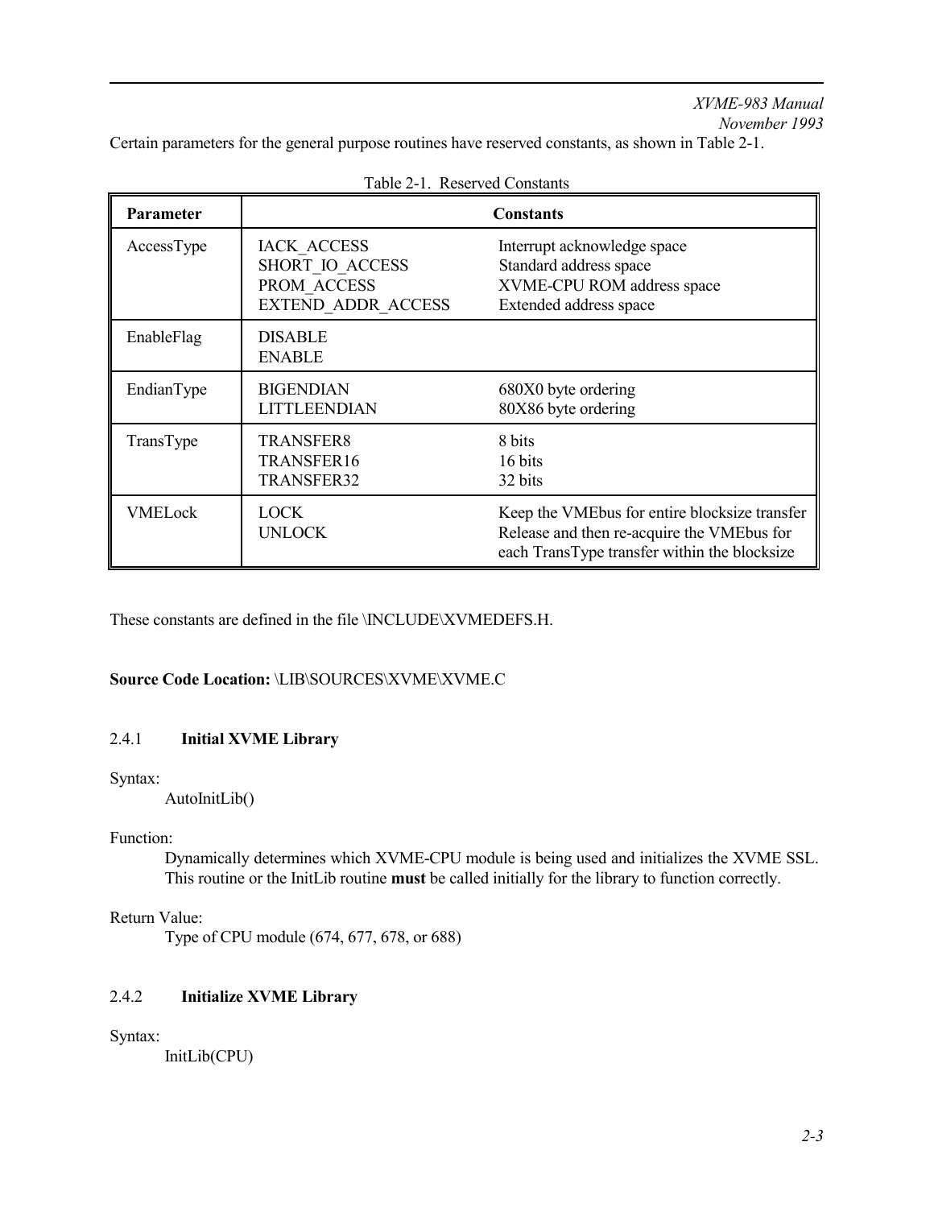Certain parameters for the general purpose routines have reserved constants, as shown in Table 2-1.

Table 2-1. Reserved Constants

| Parameter | Constants | |
|---|---|---|
| AccessType | IACK_ACCESS<br>SHORT_IO_ACCESS<br>PROM_ACCESS<br>EXTEND_ADDR_ACCESS | Interrupt acknowledge space<br>Standard address space<br>XVME-CPU ROM address space<br>Extended address space |
| EnableFlag | DISABLE<br>ENABLE | |
| EndianType | BIGENDIAN<br>LITTLEENDIAN | 680X0 byte ordering<br>80X86 byte ordering |
| TransType | TRANSFER8<br>TRANSFER16<br>TRANSFER32 | 8 bits<br>16 bits<br>32 bits |
| VMELock | LOCK<br>UNLOCK | Keep the VMEbus for entire blocksize transfer<br>Release and then re-acquire the VMEbus for each TransType transfer within the blocksize |

These constants are defined in the file \INCLUDE\XVMEDEFS.H.

**Source Code Location:** \LIB\SOURCES\XVME\XVME.C

### 2.4.1 **Initial XVME Library**

Syntax:

AutoInitLib()

Function:

Dynamically determines which XVME-CPU module is being used and initializes the XVME SSL. This routine or the InitLib routine **must** be called initially for the library to function correctly.

Return Value:

Type of CPU module (674, 677, 678, or 688)

### 2.4.2 **Initialize XVME Library**

Syntax:

InitLib(CPU)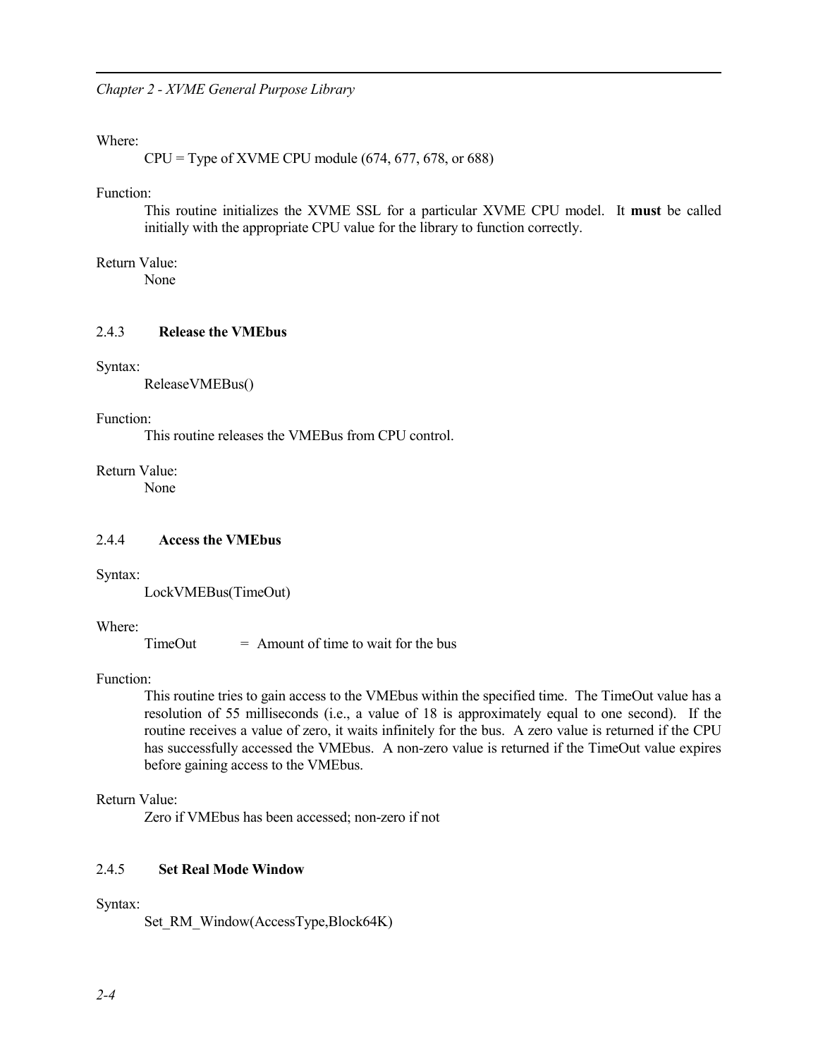Where:

CPU = Type of XVME CPU module (674, 677, 678, or 688)

Function:

This routine initializes the XVME SSL for a particular XVME CPU model. It **must** be called initially with the appropriate CPU value for the library to function correctly.

Return Value:

None

### 2.4.3 Release the VMEbus

Syntax:

ReleaseVMEBus()

Function:

This routine releases the VMEBus from CPU control.

Return Value:

None

### 2.4.4 Access the VMEbus

Syntax:

LockVMEBus(TimeOut)

Where:

TimeOut = Amount of time to wait for the bus

Function:

This routine tries to gain access to the VMEbus within the specified time. The TimeOut value has a resolution of 55 milliseconds (i.e., a value of 18 is approximately equal to one second). If the routine receives a value of zero, it waits infinitely for the bus. A zero value is returned if the CPU has successfully accessed the VMEbus. A non-zero value is returned if the TimeOut value expires before gaining access to the VMEbus.

Return Value:

Zero if VMEbus has been accessed; non-zero if not

### 2.4.5 Set Real Mode Window

Syntax:

Set_RM_Window(AccessType,Block64K)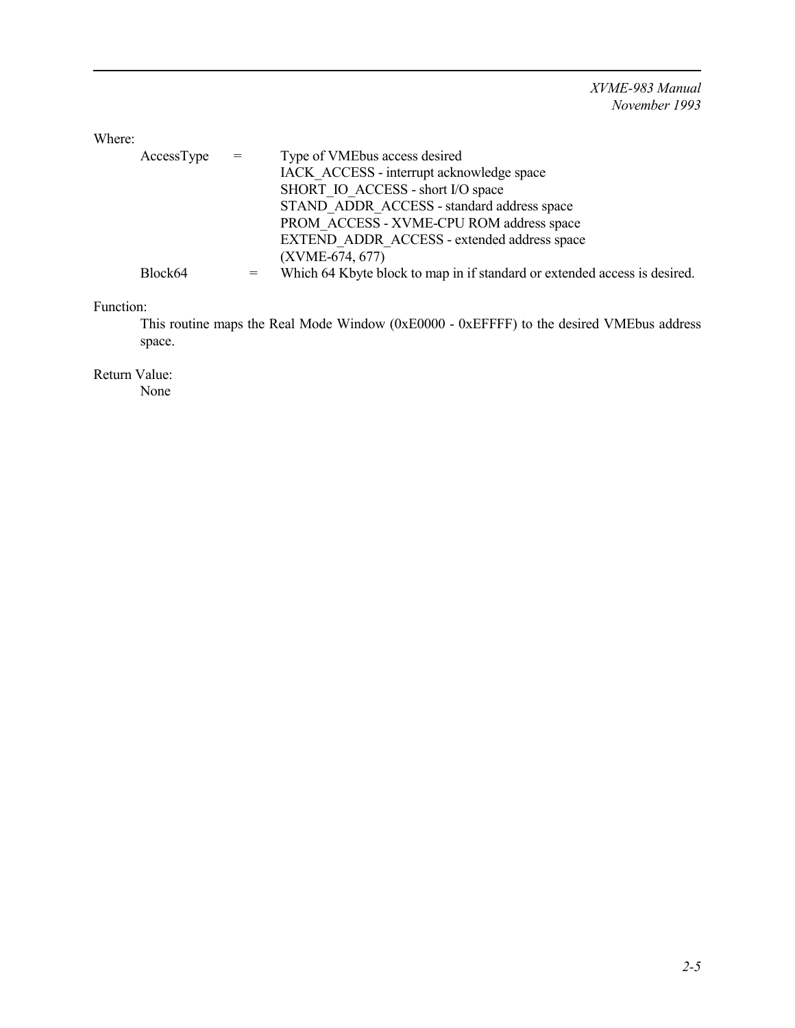Where:

| | | |
|---|---|---|
| AccessType | = | Type of VMEbus access desired<br>IACK_ACCESS - interrupt acknowledge space<br>SHORT_IO_ACCESS - short I/O space<br>STAND_ADDR_ACCESS - standard address space<br>PROM_ACCESS - XVME-CPU ROM address space<br>EXTEND_ADDR_ACCESS - extended address space<br>(XVME-674, 677) |
| Block64 | = | Which 64 Kbyte block to map in if standard or extended access is desired. |

Function:

This routine maps the Real Mode Window (0xE0000 - 0xEFFFF) to the desired VMEbus address space.

Return Value:

None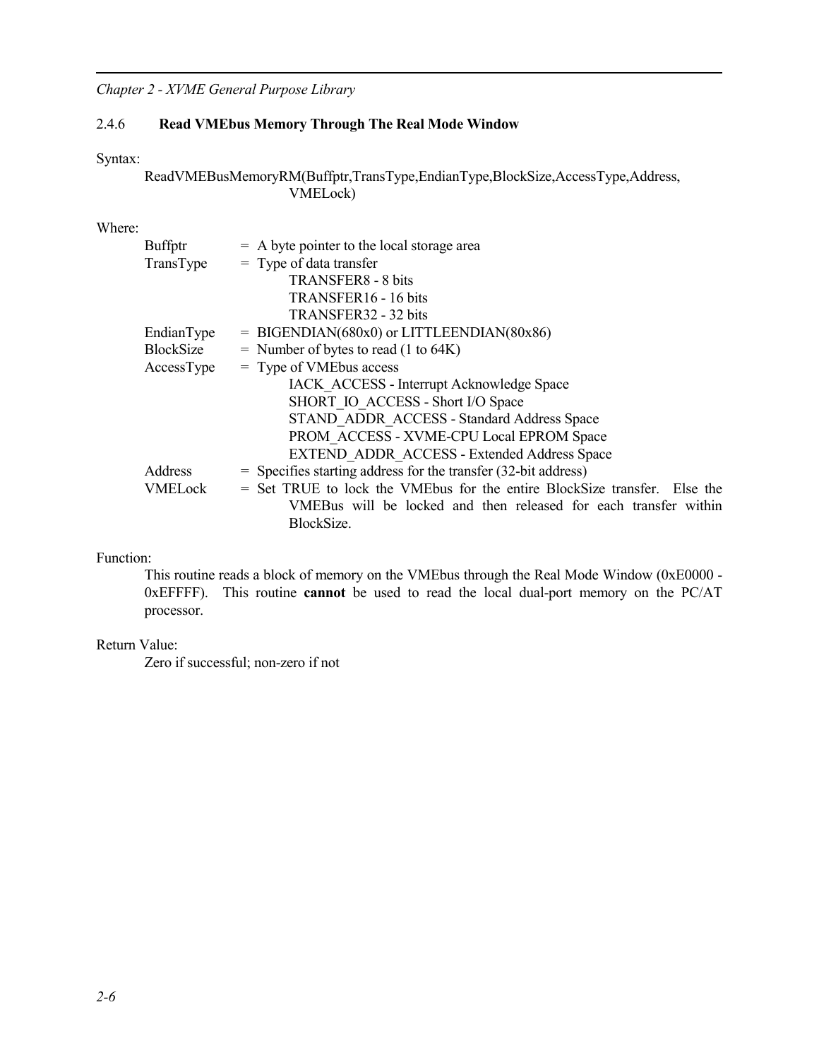### 2.4.6 Read VMEbus Memory Through The Real Mode Window

Syntax:

```
ReadVMEBusMemoryRM(Buffptr,TransType,EndianType,BlockSize,AccessType,Address,
                   VMELock)
```

Where:

| | | |
|---|---|---|
| Buffptr | = | A byte pointer to the local storage area |
| TransType | = | Type of data transfer<br>TRANSFER8 - 8 bits<br>TRANSFER16 - 16 bits<br>TRANSFER32 - 32 bits |
| EndianType | = | BIGENDIAN(680x0) or LITTLEENDIAN(80x86) |
| BlockSize | = | Number of bytes to read (1 to 64K) |
| AccessType | = | Type of VMEbus access<br>IACK_ACCESS - Interrupt Acknowledge Space<br>SHORT_IO_ACCESS - Short I/O Space<br>STAND_ADDR_ACCESS - Standard Address Space<br>PROM_ACCESS - XVME-CPU Local EPROM Space<br>EXTEND_ADDR_ACCESS - Extended Address Space |
| Address | = | Specifies starting address for the transfer (32-bit address) |
| VMELock | = | Set TRUE to lock the VMEbus for the entire BlockSize transfer. Else the VMEBus will be locked and then released for each transfer within BlockSize. |

Function:

This routine reads a block of memory on the VMEbus through the Real Mode Window (0xE0000 - 0xEFFFF). This routine **cannot** be used to read the local dual-port memory on the PC/AT processor.

Return Value:

Zero if successful; non-zero if not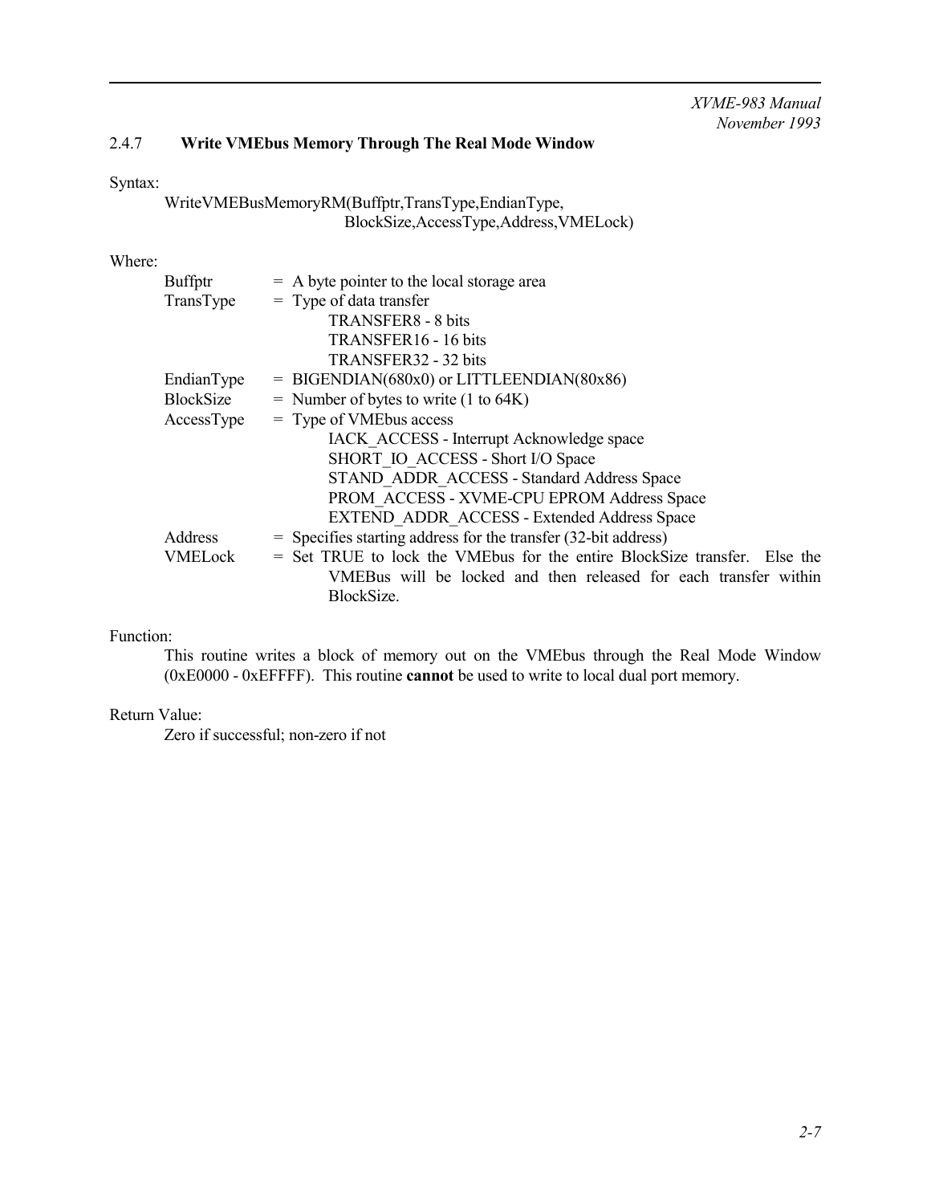### 2.4.7 Write VMEbus Memory Through The Real Mode Window

Syntax:

```
WriteVMEBusMemoryRM(Buffptr,TransType,EndianType,
                    BlockSize,AccessType,Address,VMELock)
```

Where:

| | | |
|---|---|---|
| Buffptr | = | A byte pointer to the local storage area |
| TransType | = | Type of data transfer<br>TRANSFER8 - 8 bits<br>TRANSFER16 - 16 bits<br>TRANSFER32 - 32 bits |
| EndianType | = | BIGENDIAN(680x0) or LITTLEENDIAN(80x86) |
| BlockSize | = | Number of bytes to write (1 to 64K) |
| AccessType | = | Type of VMEbus access<br>IACK_ACCESS - Interrupt Acknowledge space<br>SHORT_IO_ACCESS - Short I/O Space<br>STAND_ADDR_ACCESS - Standard Address Space<br>PROM_ACCESS - XVME-CPU EPROM Address Space<br>EXTEND_ADDR_ACCESS - Extended Address Space |
| Address | = | Specifies starting address for the transfer (32-bit address) |
| VMELock | = | Set TRUE to lock the VMEbus for the entire BlockSize transfer. Else the VMEBus will be locked and then released for each transfer within BlockSize. |

Function:

This routine writes a block of memory out on the VMEbus through the Real Mode Window (0xE0000 - 0xEFFFF). This routine **cannot** be used to write to local dual port memory.

Return Value:

Zero if successful; non-zero if not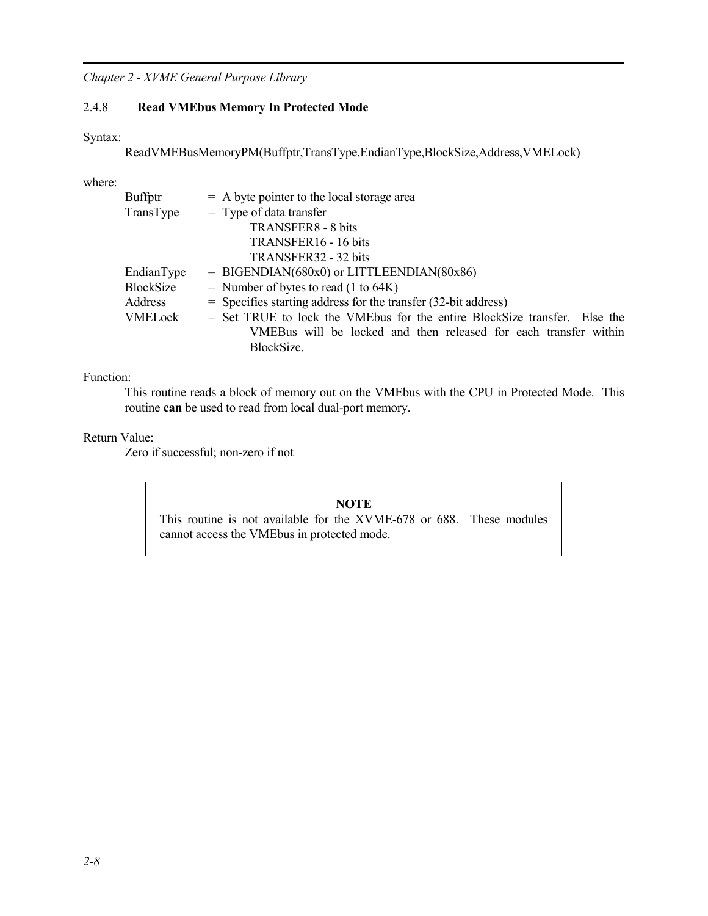### 2.4.8 Read VMEbus Memory In Protected Mode

Syntax:

```
ReadVMEBusMemoryPM(Buffptr,TransType,EndianType,BlockSize,Address,VMELock)
```

where:

| | |
|---|---|
| Buffptr | = A byte pointer to the local storage area |
| TransType | = Type of data transfer<br>TRANSFER8 - 8 bits<br>TRANSFER16 - 16 bits<br>TRANSFER32 - 32 bits |
| EndianType | = BIGENDIAN(680x0) or LITTLEENDIAN(80x86) |
| BlockSize | = Number of bytes to read (1 to 64K) |
| Address | = Specifies starting address for the transfer (32-bit address) |
| VMELock | = Set TRUE to lock the VMEbus for the entire BlockSize transfer. Else the VMEBus will be locked and then released for each transfer within BlockSize. |

Function:

This routine reads a block of memory out on the VMEbus with the CPU in Protected Mode. This routine **can** be used to read from local dual-port memory.

Return Value:

Zero if successful; non-zero if not

> **NOTE**
>
> This routine is not available for the XVME-678 or 688. These modules cannot access the VMEbus in protected mode.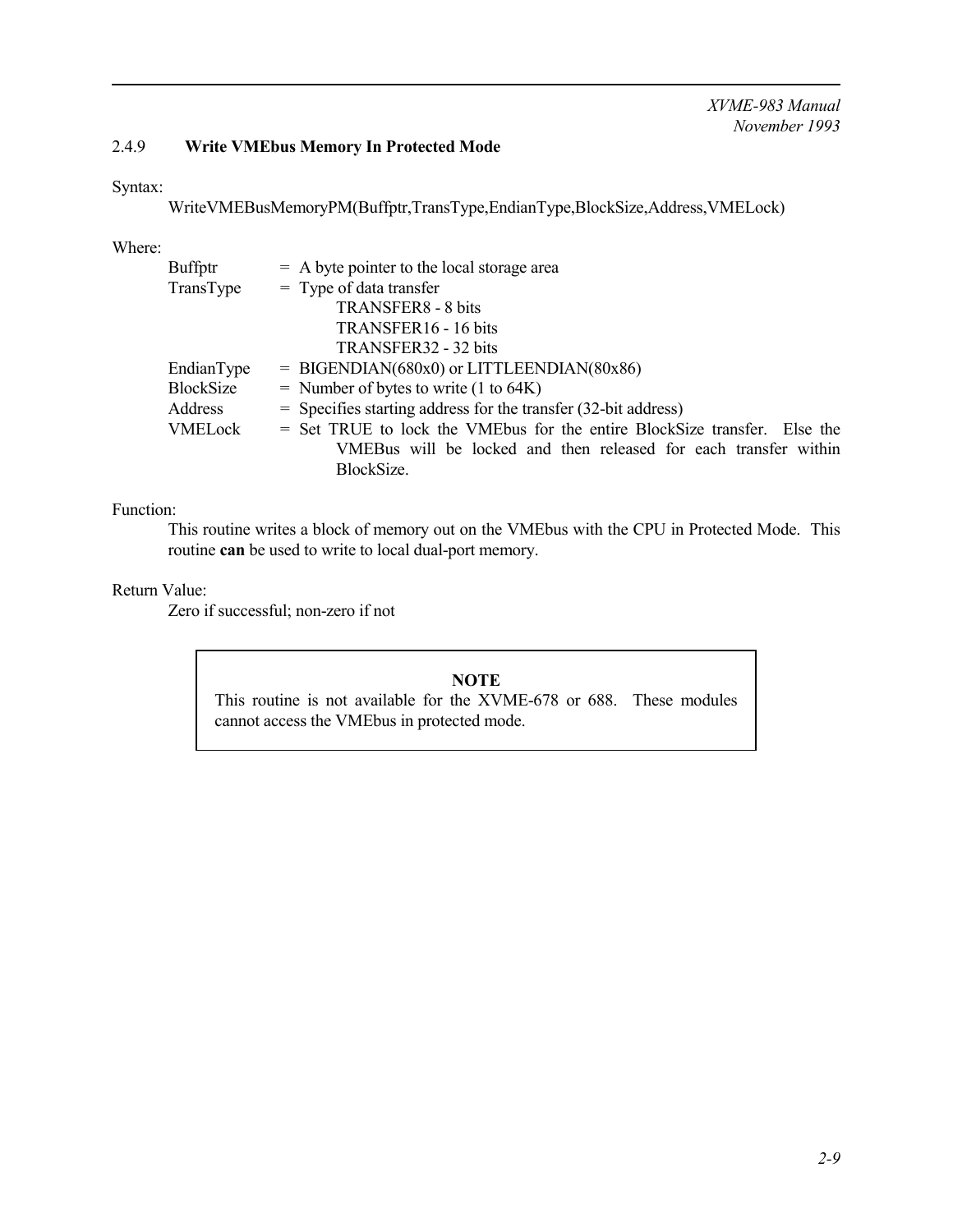### 2.4.9 Write VMEbus Memory In Protected Mode

Syntax:

WriteVMEBusMemoryPM(Buffptr,TransType,EndianType,BlockSize,Address,VMELock)

Where:

| | | |
|---|---|---|
| Buffptr | = | A byte pointer to the local storage area |
| TransType | = | Type of data transfer<br>TRANSFER8 - 8 bits<br>TRANSFER16 - 16 bits<br>TRANSFER32 - 32 bits |
| EndianType | = | BIGENDIAN(680x0) or LITTLEENDIAN(80x86) |
| BlockSize | = | Number of bytes to write (1 to 64K) |
| Address | = | Specifies starting address for the transfer (32-bit address) |
| VMELock | = | Set TRUE to lock the VMEbus for the entire BlockSize transfer. Else the VMEBus will be locked and then released for each transfer within BlockSize. |

Function:

This routine writes a block of memory out on the VMEbus with the CPU in Protected Mode. This routine **can** be used to write to local dual-port memory.

Return Value:

Zero if successful; non-zero if not

> **NOTE**
>
> This routine is not available for the XVME-678 or 688. These modules cannot access the VMEbus in protected mode.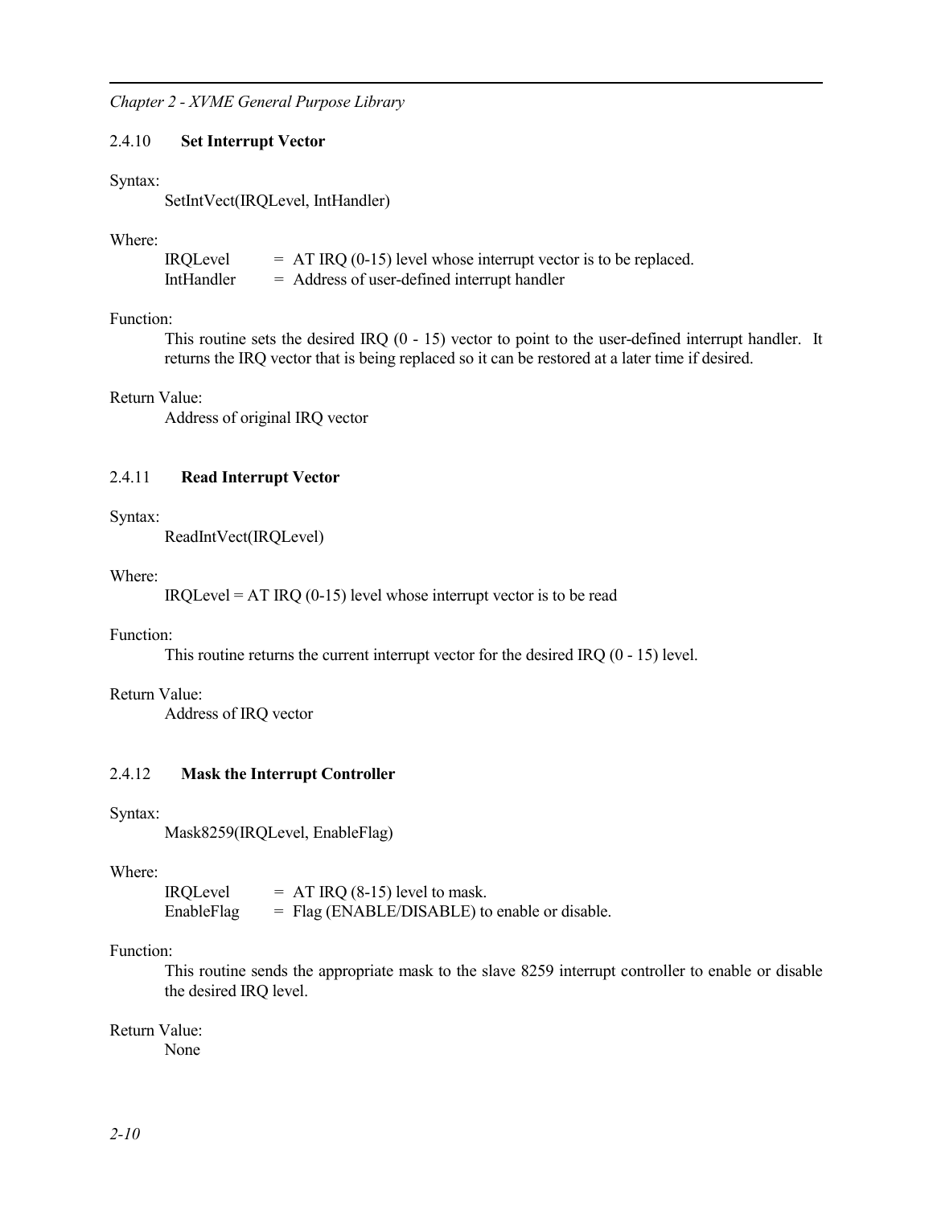### 2.4.10 **Set Interrupt Vector**

Syntax:

SetIntVect(IRQLevel, IntHandler)

Where:

IRQLevel = AT IRQ (0-15) level whose interrupt vector is to be replaced.
IntHandler = Address of user-defined interrupt handler

Function:

This routine sets the desired IRQ (0 - 15) vector to point to the user-defined interrupt handler. It returns the IRQ vector that is being replaced so it can be restored at a later time if desired.

Return Value:

Address of original IRQ vector

### 2.4.11 **Read Interrupt Vector**

Syntax:

ReadIntVect(IRQLevel)

Where:

IRQLevel = AT IRQ (0-15) level whose interrupt vector is to be read

Function:

This routine returns the current interrupt vector for the desired IRQ (0 - 15) level.

Return Value:

Address of IRQ vector

### 2.4.12 **Mask the Interrupt Controller**

Syntax:

Mask8259(IRQLevel, EnableFlag)

Where:

IRQLevel = AT IRQ (8-15) level to mask.
EnableFlag = Flag (ENABLE/DISABLE) to enable or disable.

Function:

This routine sends the appropriate mask to the slave 8259 interrupt controller to enable or disable the desired IRQ level.

Return Value:

None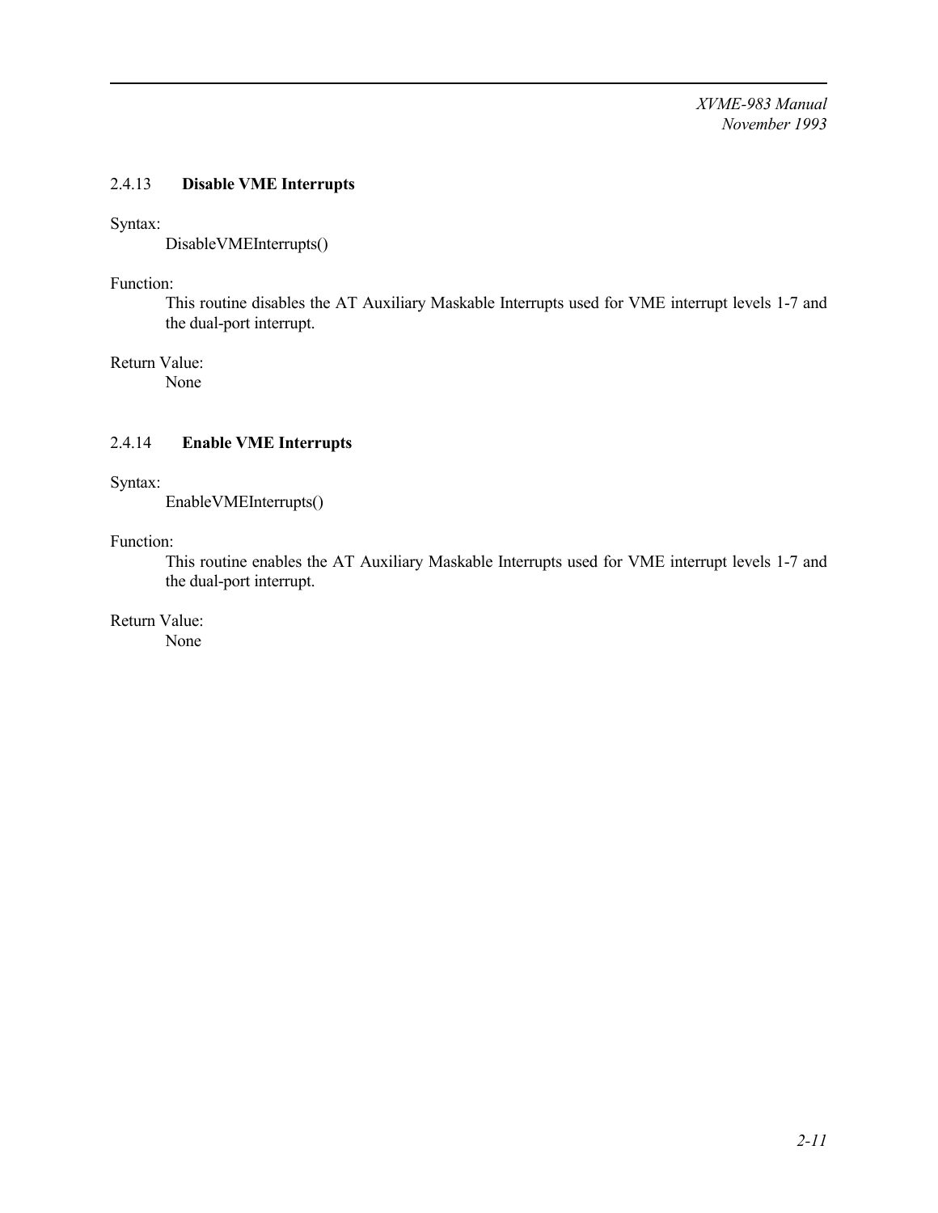### 2.4.13 **Disable VME Interrupts**

Syntax:

```
DisableVMEInterrupts()
```

Function:

This routine disables the AT Auxiliary Maskable Interrupts used for VME interrupt levels 1-7 and the dual-port interrupt.

Return Value:

None

### 2.4.14 **Enable VME Interrupts**

Syntax:

```
EnableVMEInterrupts()
```

Function:

This routine enables the AT Auxiliary Maskable Interrupts used for VME interrupt levels 1-7 and the dual-port interrupt.

Return Value:

None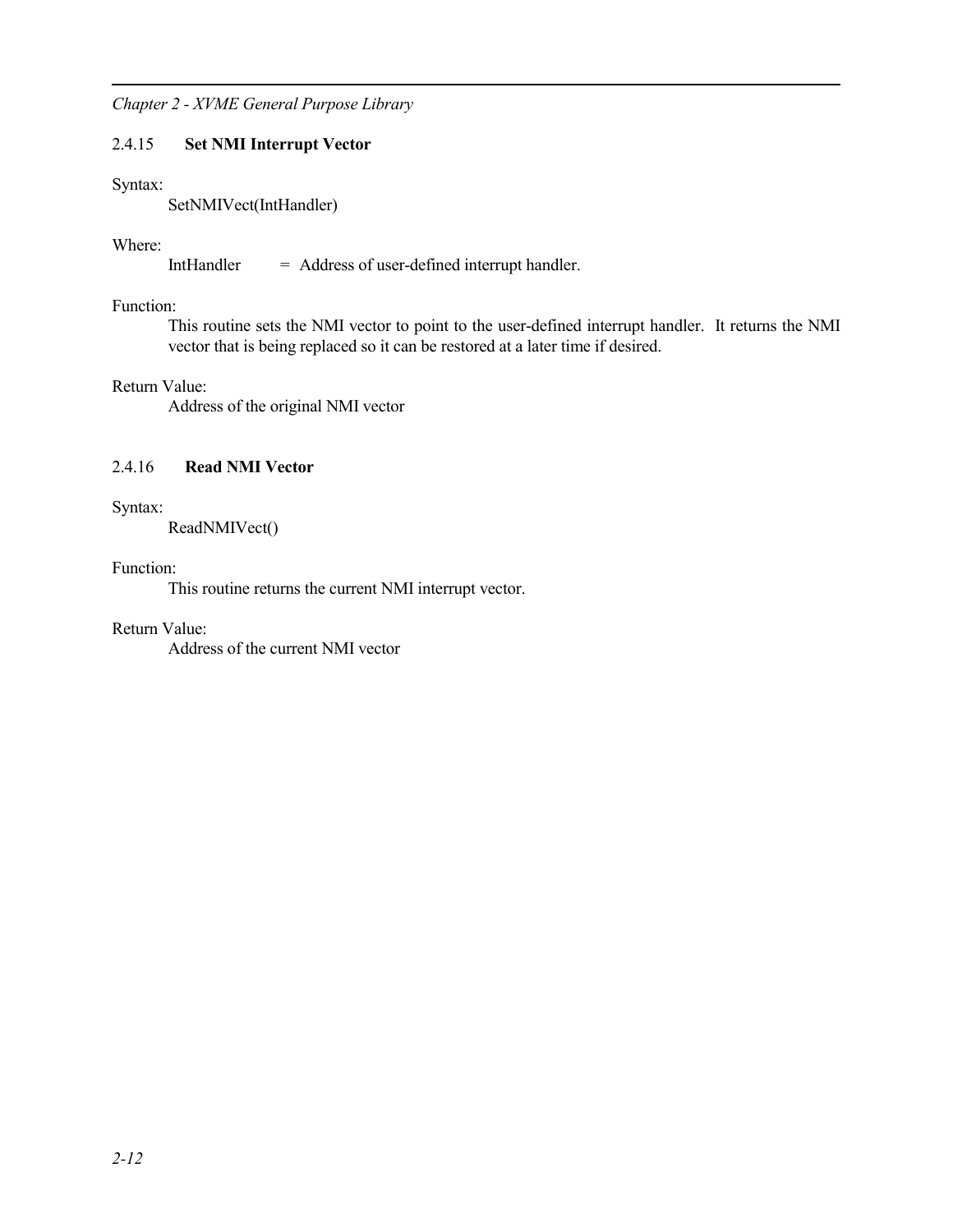### 2.4.15 Set NMI Interrupt Vector

Syntax:

SetNMIVect(IntHandler)

Where:

IntHandler = Address of user-defined interrupt handler.

Function:

This routine sets the NMI vector to point to the user-defined interrupt handler. It returns the NMI vector that is being replaced so it can be restored at a later time if desired.

Return Value:

Address of the original NMI vector

### 2.4.16 Read NMI Vector

Syntax:

ReadNMIVect()

Function:

This routine returns the current NMI interrupt vector.

Return Value:

Address of the current NMI vector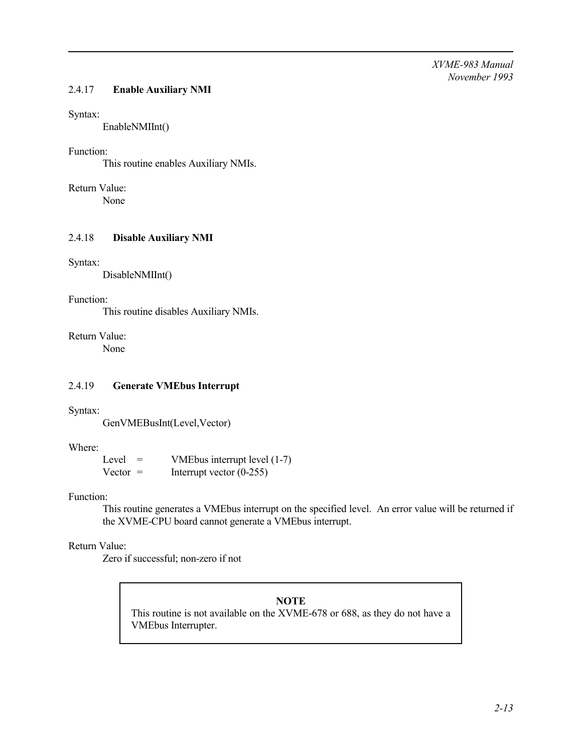### 2.4.17 Enable Auxiliary NMI

Syntax:

EnableNMIInt()

Function:

This routine enables Auxiliary NMIs.

Return Value:

None

### 2.4.18 Disable Auxiliary NMI

Syntax:

DisableNMIInt()

Function:

This routine disables Auxiliary NMIs.

Return Value:

None

### 2.4.19 Generate VMEbus Interrupt

Syntax:

GenVMEBusInt(Level,Vector)

Where:

Level = VMEbus interrupt level (1-7)
Vector = Interrupt vector (0-255)

Function:

This routine generates a VMEbus interrupt on the specified level. An error value will be returned if the XVME-CPU board cannot generate a VMEbus interrupt.

Return Value:

Zero if successful; non-zero if not

> **NOTE**
> This routine is not available on the XVME-678 or 688, as they do not have a VMEbus Interrupter.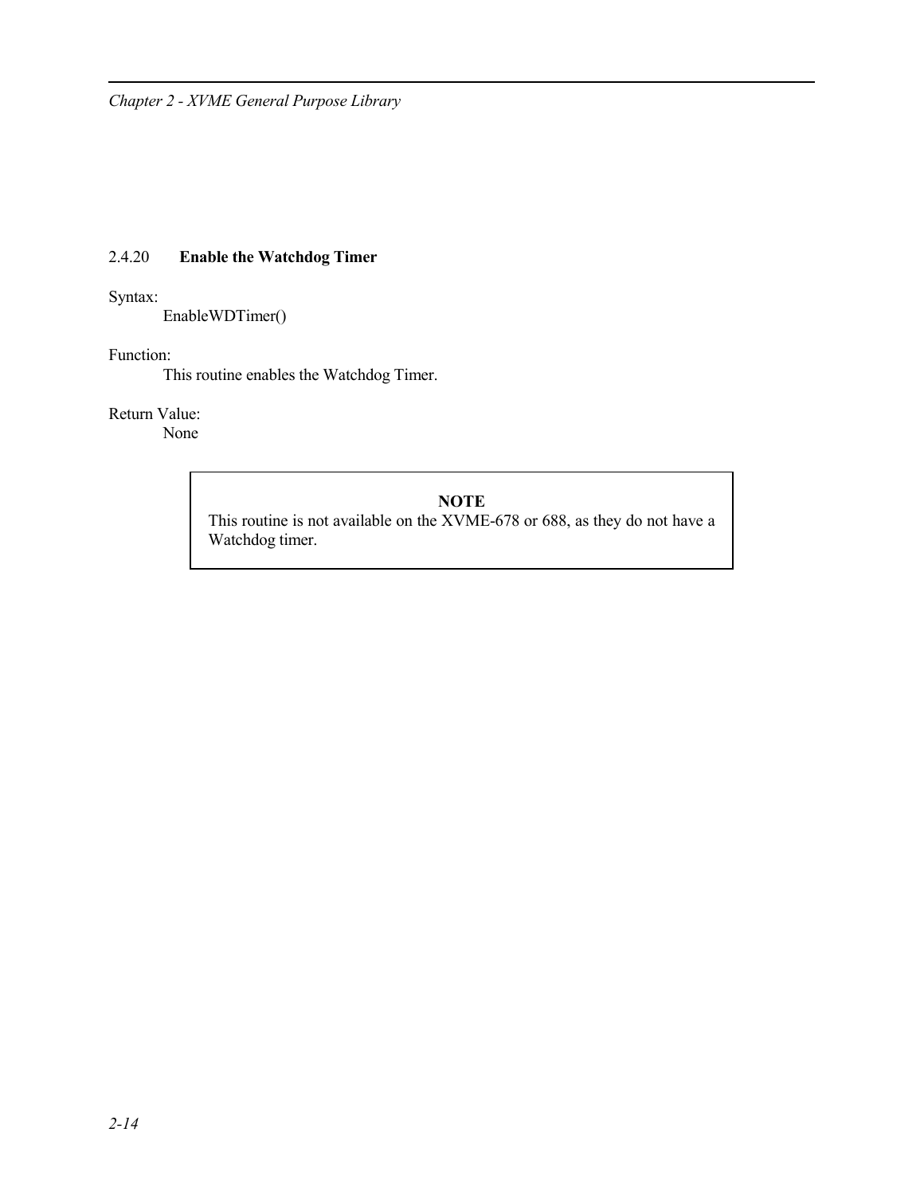### 2.4.20 Enable the Watchdog Timer

Syntax:

EnableWDTimer()

Function:

This routine enables the Watchdog Timer.

Return Value:

None

> **NOTE**
> This routine is not available on the XVME-678 or 688, as they do not have a Watchdog timer.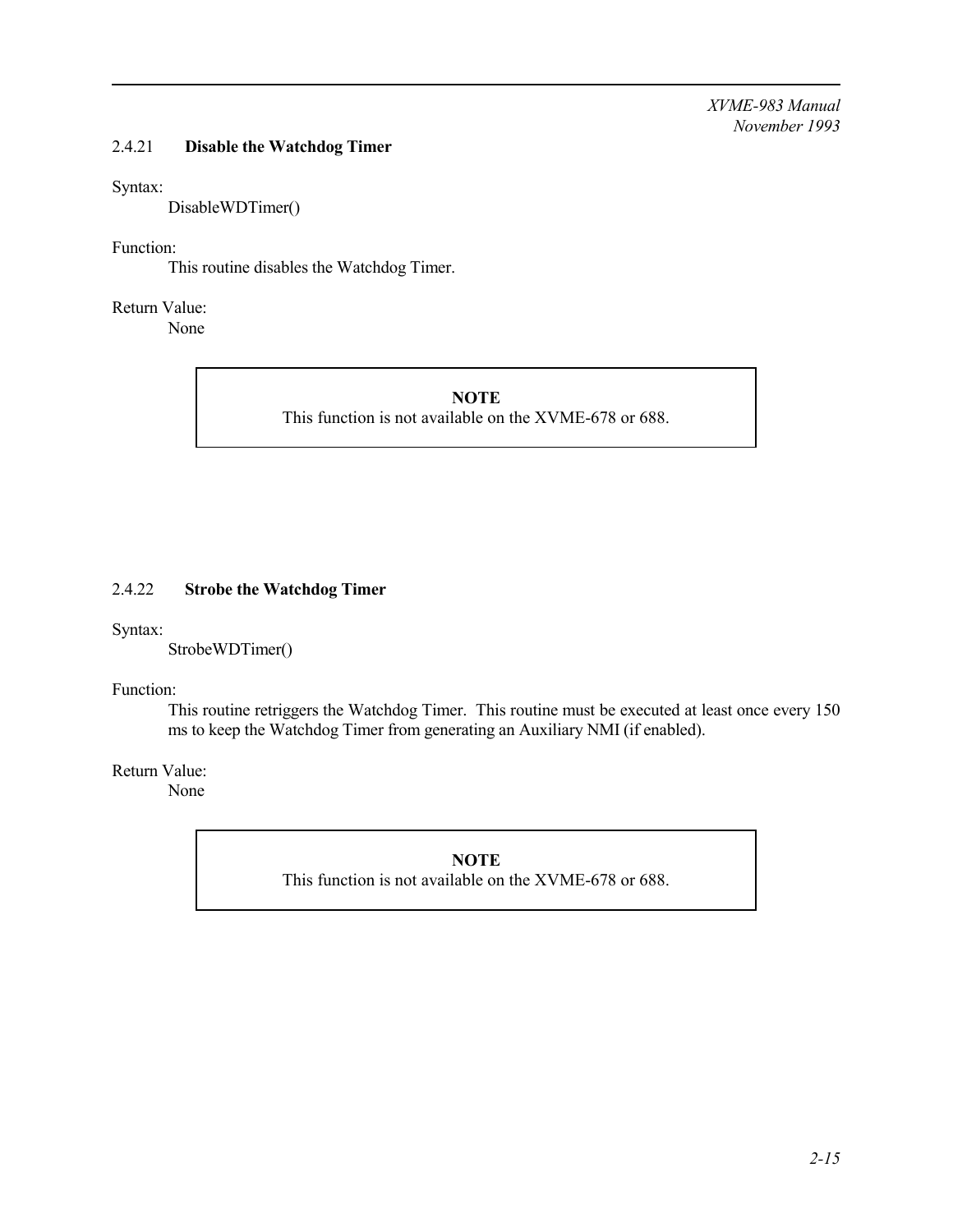### 2.4.21 **Disable the Watchdog Timer**

Syntax:

DisableWDTimer()

Function:

This routine disables the Watchdog Timer.

Return Value:

None

> **NOTE**
> This function is not available on the XVME-678 or 688.

### 2.4.22 **Strobe the Watchdog Timer**

Syntax:

StrobeWDTimer()

Function:

This routine retriggers the Watchdog Timer. This routine must be executed at least once every 150 ms to keep the Watchdog Timer from generating an Auxiliary NMI (if enabled).

Return Value:

None

> **NOTE**
> This function is not available on the XVME-678 or 688.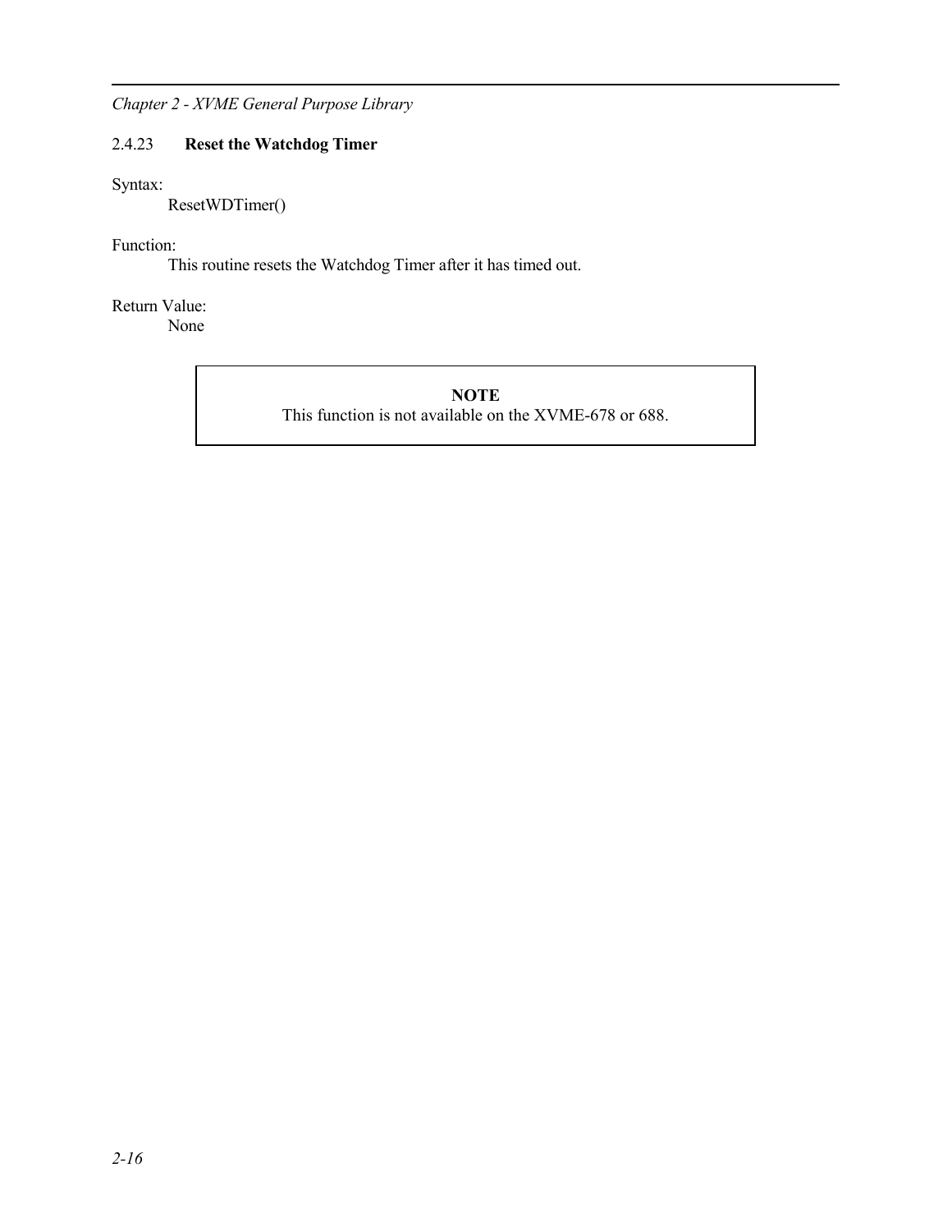### 2.4.23 Reset the Watchdog Timer

Syntax:

ResetWDTimer()

Function:

This routine resets the Watchdog Timer after it has timed out.

Return Value:

None

> **NOTE**
> This function is not available on the XVME-678 or 688.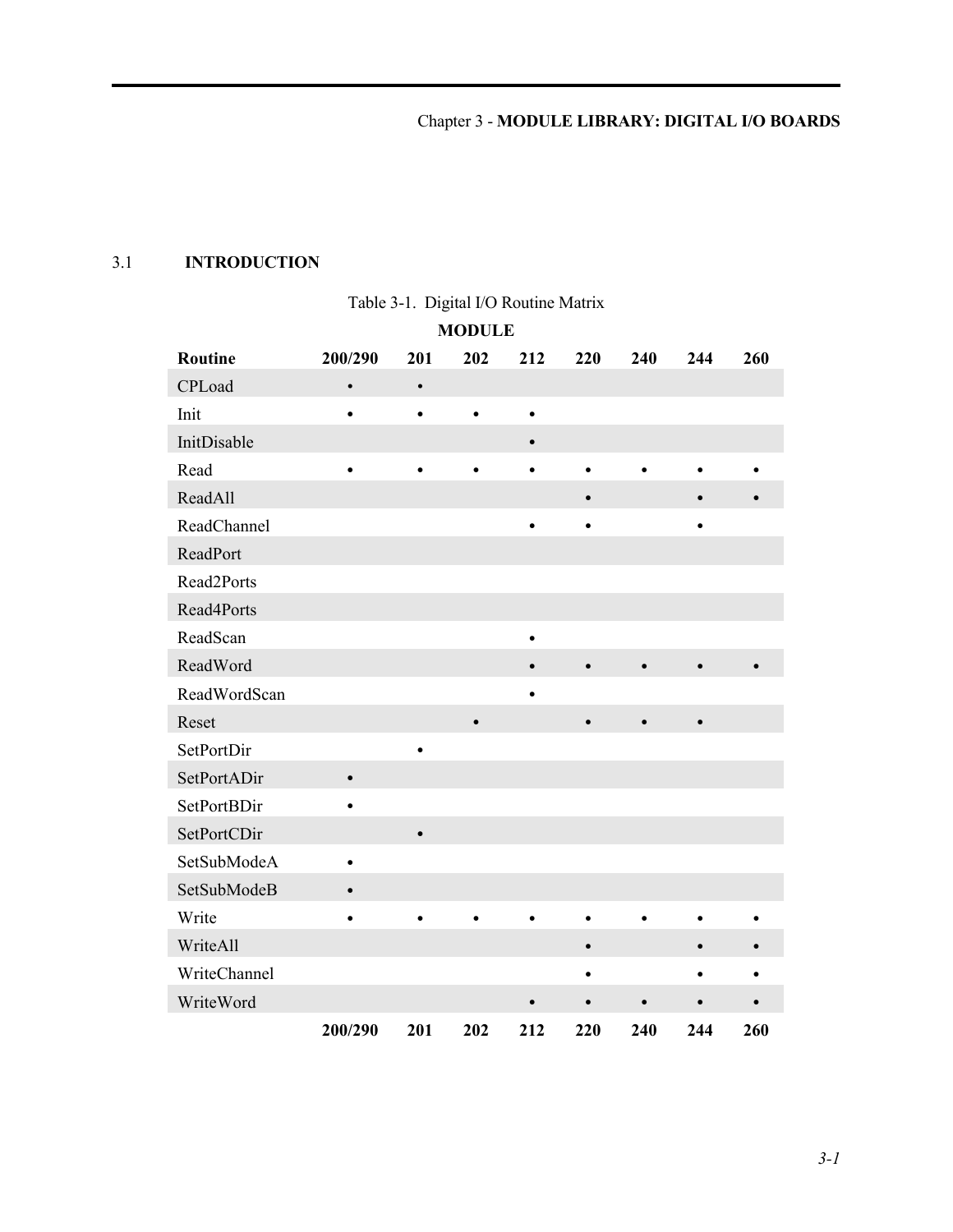# Chapter 3 - MODULE LIBRARY: DIGITAL I/O BOARDS

## 3.1 INTRODUCTION

Table 3-1. Digital I/O Routine Matrix

| | MODULE | | | | | | | |
|---|---|---|---|---|---|---|---|---|
| **Routine** | **200/290** | **201** | **202** | **212** | **220** | **240** | **244** | **260** |
| CPLoad | • | • | | | | | | |
| Init | • | • | • | • | | | | |
| InitDisable | | | | • | | | | |
| Read | • | • | • | • | • | • | • | • |
| ReadAll | | | | | • | | • | • |
| ReadChannel | | | | • | • | | • | |
| ReadPort | | | | | | | | |
| Read2Ports | | | | | | | | |
| Read4Ports | | | | | | | | |
| ReadScan | | | | • | | | | |
| ReadWord | | | | • | • | • | • | • |
| ReadWordScan | | | | • | | | | |
| Reset | | | • | | • | • | • | |
| SetPortDir | | • | | | | | | |
| SetPortADir | • | | | | | | | |
| SetPortBDir | • | | | | | | | |
| SetPortCDir | | • | | | | | | |
| SetSubModeA | • | | | | | | | |
| SetSubModeB | • | | | | | | | |
| Write | • | • | • | • | • | • | • | • |
| WriteAll | | | | | • | | • | • |
| WriteChannel | | | | | • | | • | • |
| WriteWord | | | | • | • | • | • | • |
| | **200/290** | **201** | **202** | **212** | **220** | **240** | **244** | **260** |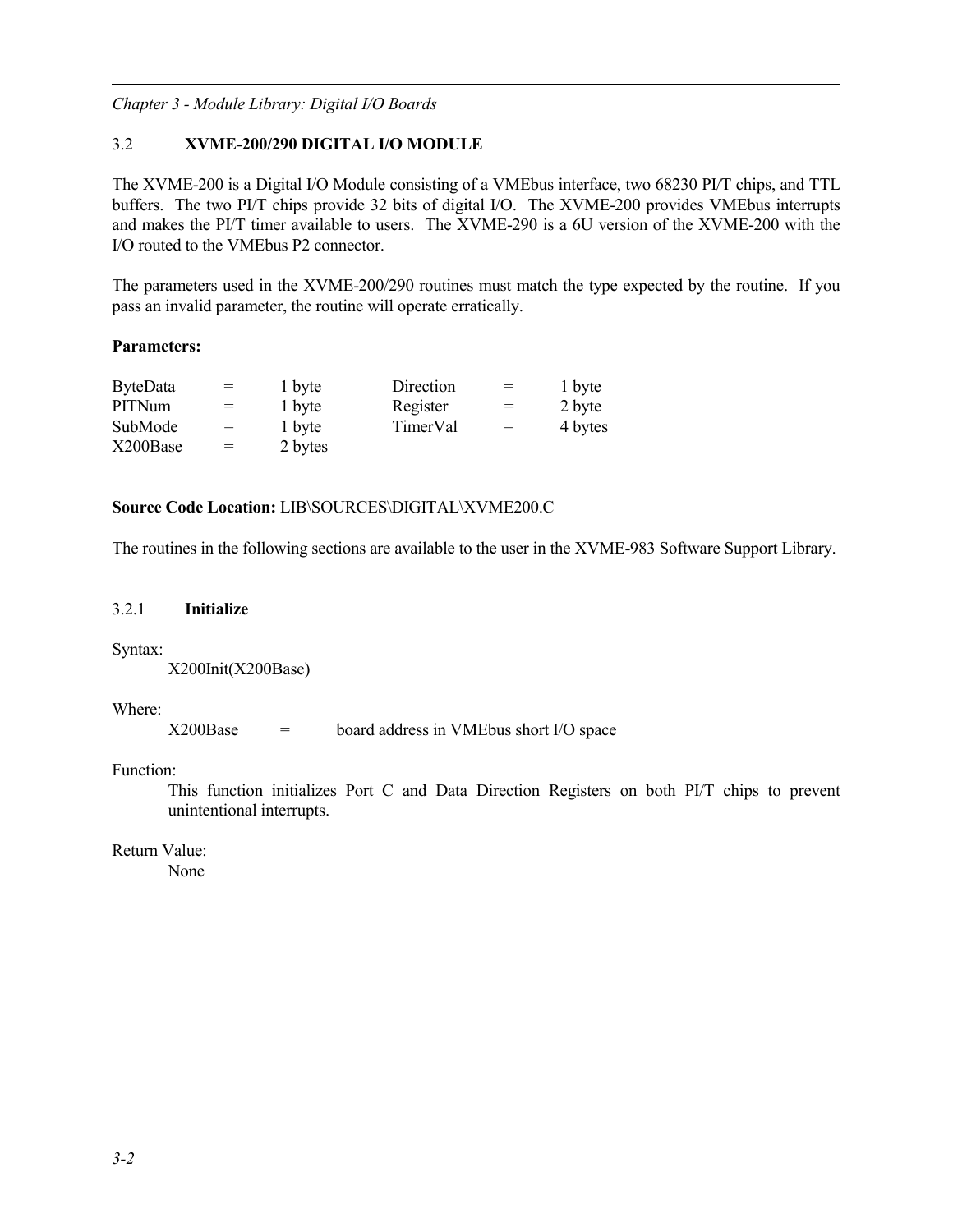## 3.2 XVME-200/290 DIGITAL I/O MODULE

The XVME-200 is a Digital I/O Module consisting of a VMEbus interface, two 68230 PI/T chips, and TTL buffers. The two PI/T chips provide 32 bits of digital I/O. The XVME-200 provides VMEbus interrupts and makes the PI/T timer available to users. The XVME-290 is a 6U version of the XVME-200 with the I/O routed to the VMEbus P2 connector.

The parameters used in the XVME-200/290 routines must match the type expected by the routine. If you pass an invalid parameter, the routine will operate erratically.

**Parameters:**

| | | | | | |
|---|---|---|---|---|---|
| ByteData | = | 1 byte | Direction | = | 1 byte |
| PITNum | = | 1 byte | Register | = | 2 byte |
| SubMode | = | 1 byte | TimerVal | = | 4 bytes |
| X200Base | = | 2 bytes | | | |

**Source Code Location:** LIB\SOURCES\DIGITAL\XVME200.C

The routines in the following sections are available to the user in the XVME-983 Software Support Library.

### 3.2.1 Initialize

Syntax:

X200Init(X200Base)

Where:

X200Base = board address in VMEbus short I/O space

Function:

This function initializes Port C and Data Direction Registers on both PI/T chips to prevent unintentional interrupts.

Return Value:

None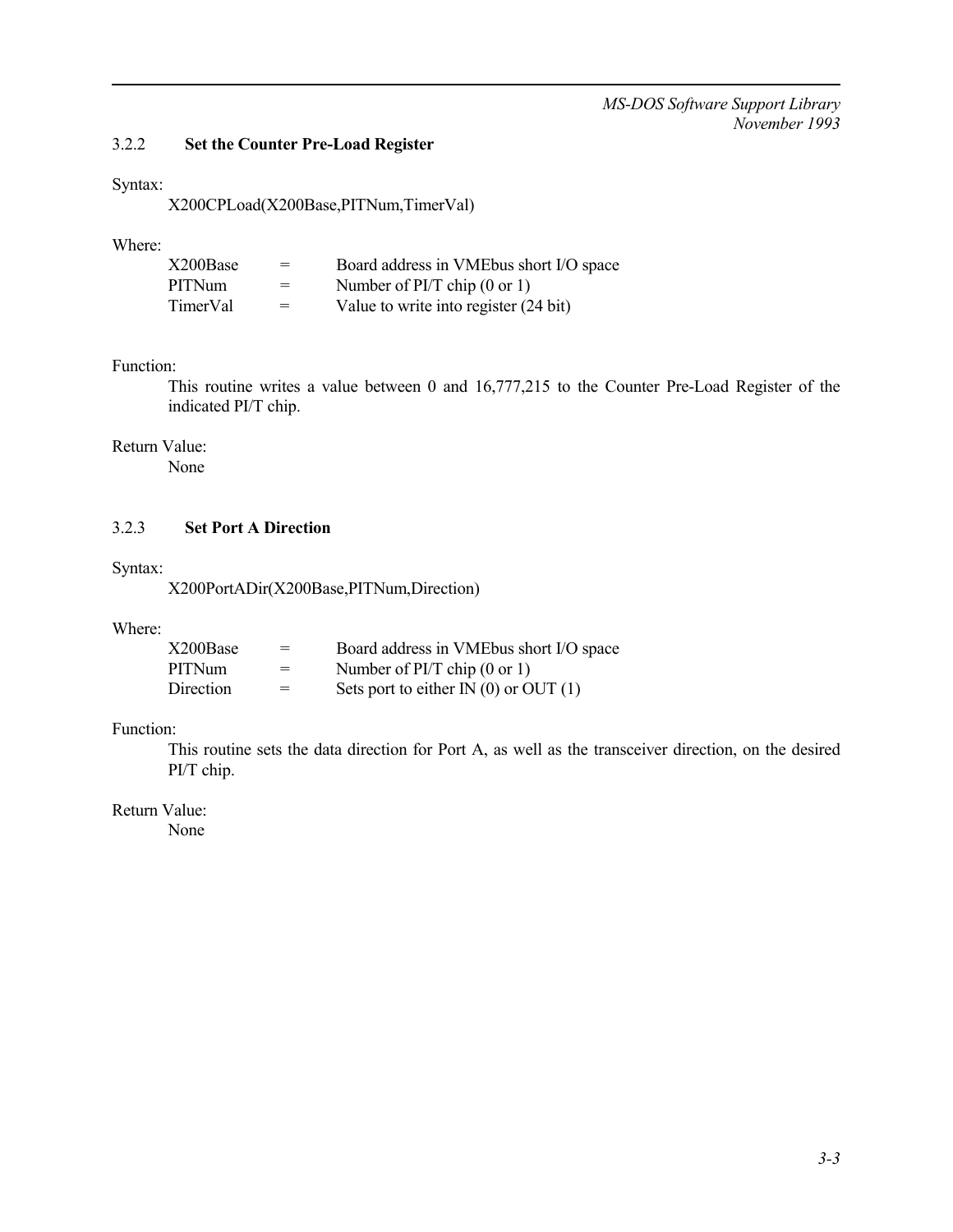### 3.2.2 **Set the Counter Pre-Load Register**

Syntax:

```
X200CPLoad(X200Base,PITNum,TimerVal)
```

Where:

| | | |
|---|---|---|
| X200Base | = | Board address in VMEbus short I/O space |
| PITNum | = | Number of PI/T chip (0 or 1) |
| TimerVal | = | Value to write into register (24 bit) |

Function:

This routine writes a value between 0 and 16,777,215 to the Counter Pre-Load Register of the indicated PI/T chip.

Return Value:

None

### 3.2.3 **Set Port A Direction**

Syntax:

```
X200PortADir(X200Base,PITNum,Direction)
```

Where:

| | | |
|---|---|---|
| X200Base | = | Board address in VMEbus short I/O space |
| PITNum | = | Number of PI/T chip (0 or 1) |
| Direction | = | Sets port to either IN (0) or OUT (1) |

Function:

This routine sets the data direction for Port A, as well as the transceiver direction, on the desired PI/T chip.

Return Value:

None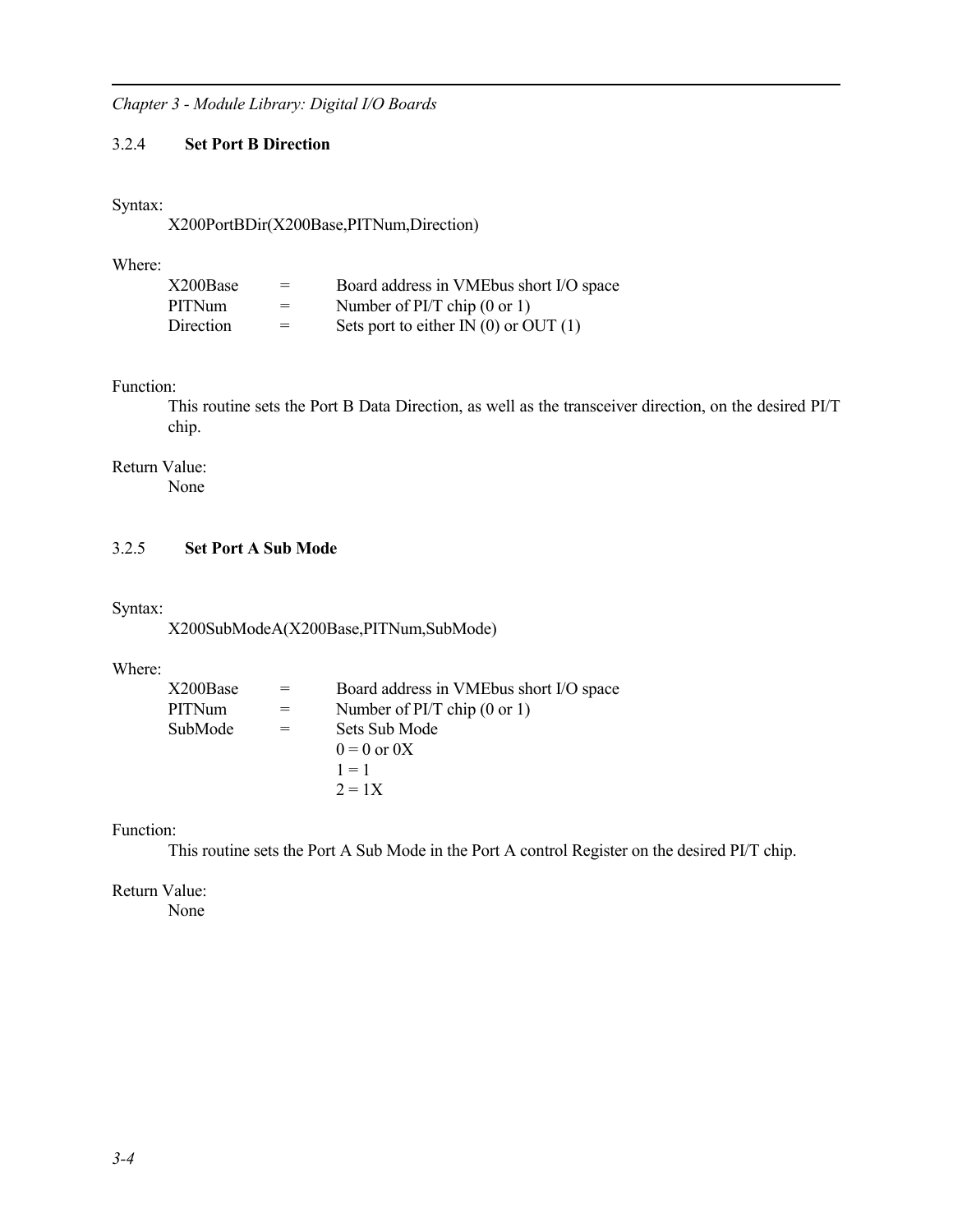### 3.2.4 **Set Port B Direction**

Syntax:

X200PortBDir(X200Base,PITNum,Direction)

Where:

| | | |
|---|---|---|
| X200Base | = | Board address in VMEbus short I/O space |
| PITNum | = | Number of PI/T chip (0 or 1) |
| Direction | = | Sets port to either IN (0) or OUT (1) |

Function:

This routine sets the Port B Data Direction, as well as the transceiver direction, on the desired PI/T chip.

Return Value:

None

### 3.2.5 **Set Port A Sub Mode**

Syntax:

X200SubModeA(X200Base,PITNum,SubMode)

Where:

| | | |
|---|---|---|
| X200Base | = | Board address in VMEbus short I/O space |
| PITNum | = | Number of PI/T chip (0 or 1) |
| SubMode | = | Sets Sub Mode<br>0 = 0 or 0X<br>1 = 1<br>2 = 1X |

Function:

This routine sets the Port A Sub Mode in the Port A control Register on the desired PI/T chip.

Return Value:

None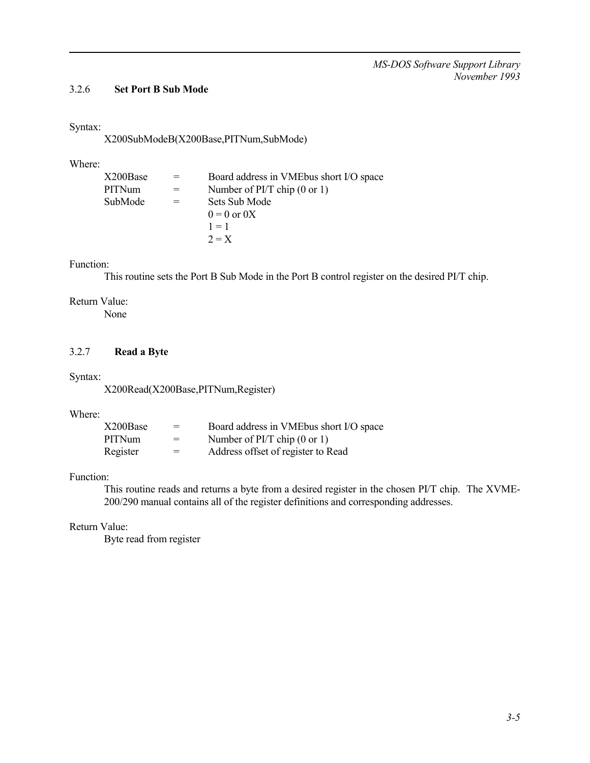### 3.2.6 **Set Port B Sub Mode**

Syntax:

X200SubModeB(X200Base,PITNum,SubMode)

Where:

| | | |
|---|---|---|
| X200Base | = | Board address in VMEbus short I/O space |
| PITNum | = | Number of PI/T chip (0 or 1) |
| SubMode | = | Sets Sub Mode<br>0 = 0 or 0X<br>1 = 1<br>2 = X |

Function:

This routine sets the Port B Sub Mode in the Port B control register on the desired PI/T chip.

Return Value:

None

### 3.2.7 **Read a Byte**

Syntax:

X200Read(X200Base,PITNum,Register)

Where:

| | | |
|---|---|---|
| X200Base | = | Board address in VMEbus short I/O space |
| PITNum | = | Number of PI/T chip (0 or 1) |
| Register | = | Address offset of register to Read |

Function:

This routine reads and returns a byte from a desired register in the chosen PI/T chip. The XVME-200/290 manual contains all of the register definitions and corresponding addresses.

Return Value:

Byte read from register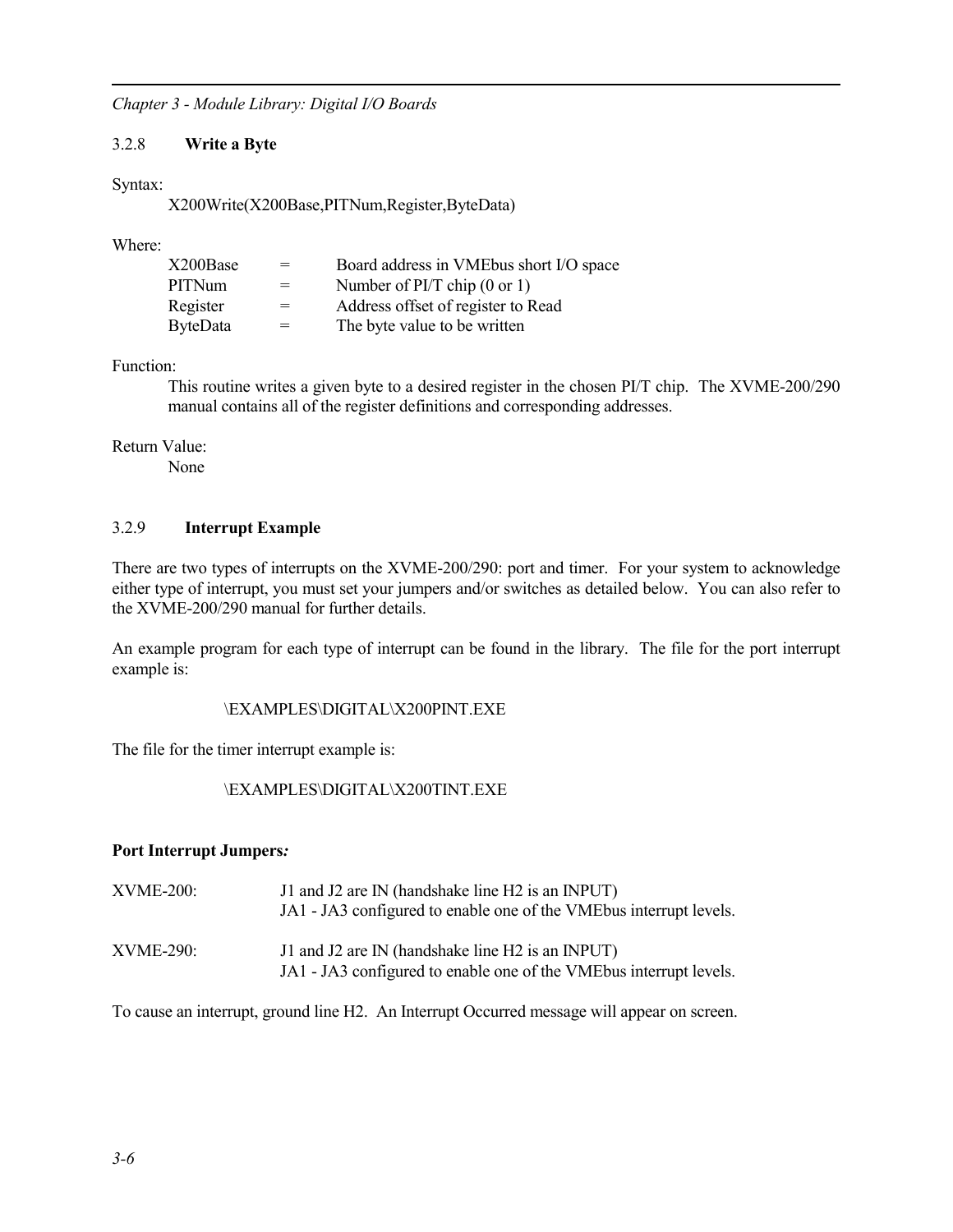### 3.2.8 Write a Byte

Syntax:

```
X200Write(X200Base,PITNum,Register,ByteData)
```

Where:

| | | |
|---|---|---|
| X200Base | = | Board address in VMEbus short I/O space |
| PITNum | = | Number of PI/T chip (0 or 1) |
| Register | = | Address offset of register to Read |
| ByteData | = | The byte value to be written |

Function:

This routine writes a given byte to a desired register in the chosen PI/T chip. The XVME-200/290 manual contains all of the register definitions and corresponding addresses.

Return Value:

None

### 3.2.9 Interrupt Example

There are two types of interrupts on the XVME-200/290: port and timer. For your system to acknowledge either type of interrupt, you must set your jumpers and/or switches as detailed below. You can also refer to the XVME-200/290 manual for further details.

An example program for each type of interrupt can be found in the library. The file for the port interrupt example is:

\EXAMPLES\DIGITAL\X200PINT.EXE

The file for the timer interrupt example is:

\EXAMPLES\DIGITAL\X200TINT.EXE

**Port Interrupt Jumpers*:***

| | |
|---|---|
| XVME-200: | J1 and J2 are IN (handshake line H2 is an INPUT)<br>JA1 - JA3 configured to enable one of the VMEbus interrupt levels. |
| XVME-290: | J1 and J2 are IN (handshake line H2 is an INPUT)<br>JA1 - JA3 configured to enable one of the VMEbus interrupt levels. |

To cause an interrupt, ground line H2. An Interrupt Occurred message will appear on screen.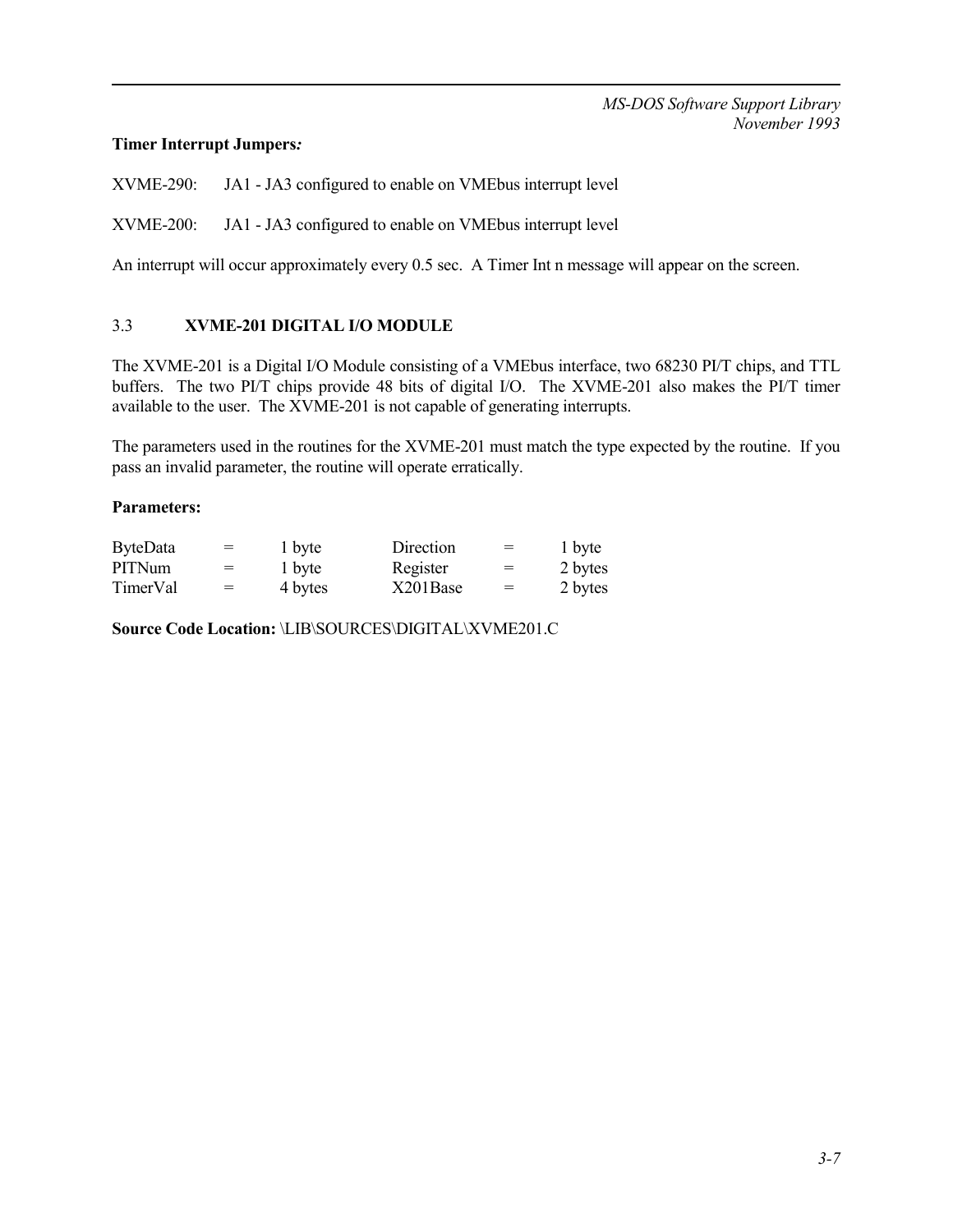**Timer Interrupt Jumpers*:***

XVME-290: JA1 - JA3 configured to enable on VMEbus interrupt level

XVME-200: JA1 - JA3 configured to enable on VMEbus interrupt level

An interrupt will occur approximately every 0.5 sec. A Timer Int n message will appear on the screen.

## 3.3 XVME-201 DIGITAL I/O MODULE

The XVME-201 is a Digital I/O Module consisting of a VMEbus interface, two 68230 PI/T chips, and TTL buffers. The two PI/T chips provide 48 bits of digital I/O. The XVME-201 also makes the PI/T timer available to the user. The XVME-201 is not capable of generating interrupts.

The parameters used in the routines for the XVME-201 must match the type expected by the routine. If you pass an invalid parameter, the routine will operate erratically.

**Parameters:**

| | | | | | |
|---|---|---|---|---|---|
| ByteData | = | 1 byte | Direction | = | 1 byte |
| PITNum | = | 1 byte | Register | = | 2 bytes |
| TimerVal | = | 4 bytes | X201Base | = | 2 bytes |

**Source Code Location:** \LIB\SOURCES\DIGITAL\XVME201.C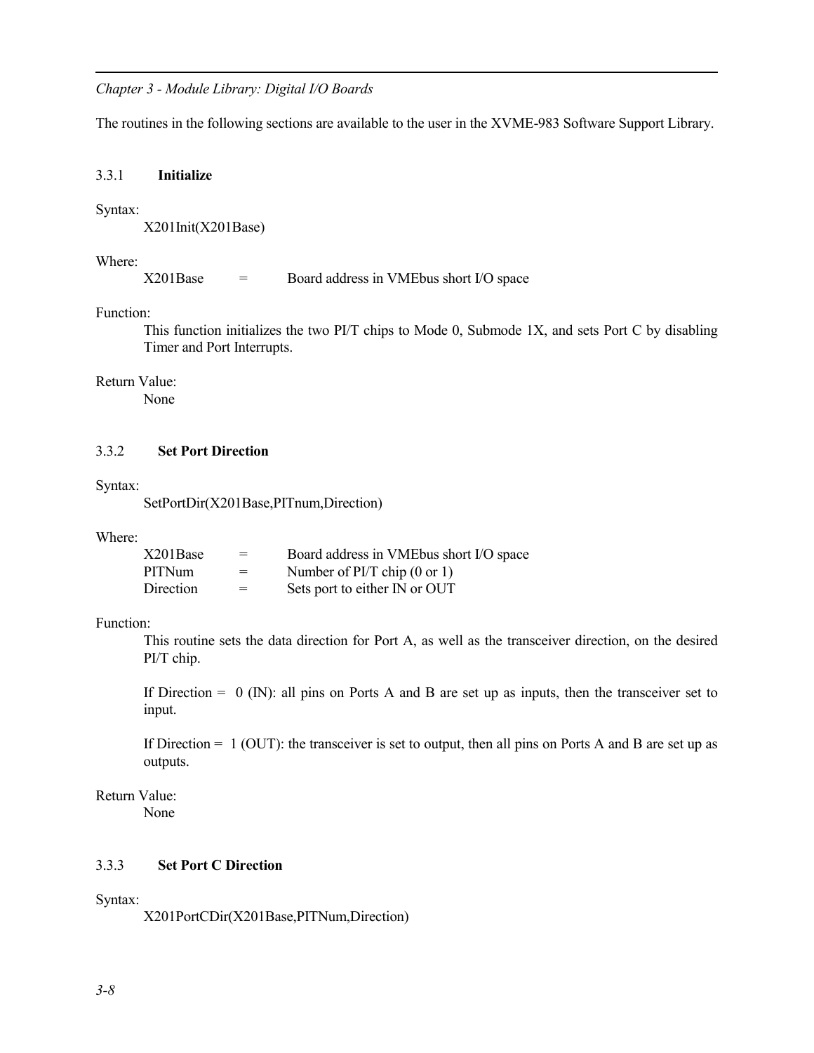The routines in the following sections are available to the user in the XVME-983 Software Support Library.

### 3.3.1 **Initialize**

Syntax:

X201Init(X201Base)

Where:

| | | |
|---|---|---|
| X201Base | = | Board address in VMEbus short I/O space |

Function:

This function initializes the two PI/T chips to Mode 0, Submode 1X, and sets Port C by disabling Timer and Port Interrupts.

Return Value:

None

### 3.3.2 **Set Port Direction**

Syntax:

SetPortDir(X201Base,PITnum,Direction)

Where:

| | | |
|---|---|---|
| X201Base | = | Board address in VMEbus short I/O space |
| PITNum | = | Number of PI/T chip (0 or 1) |
| Direction | = | Sets port to either IN or OUT |

Function:

This routine sets the data direction for Port A, as well as the transceiver direction, on the desired PI/T chip.

If Direction = 0 (IN): all pins on Ports A and B are set up as inputs, then the transceiver set to input.

If Direction = 1 (OUT): the transceiver is set to output, then all pins on Ports A and B are set up as outputs.

Return Value:

None

### 3.3.3 **Set Port C Direction**

Syntax:

X201PortCDir(X201Base,PITNum,Direction)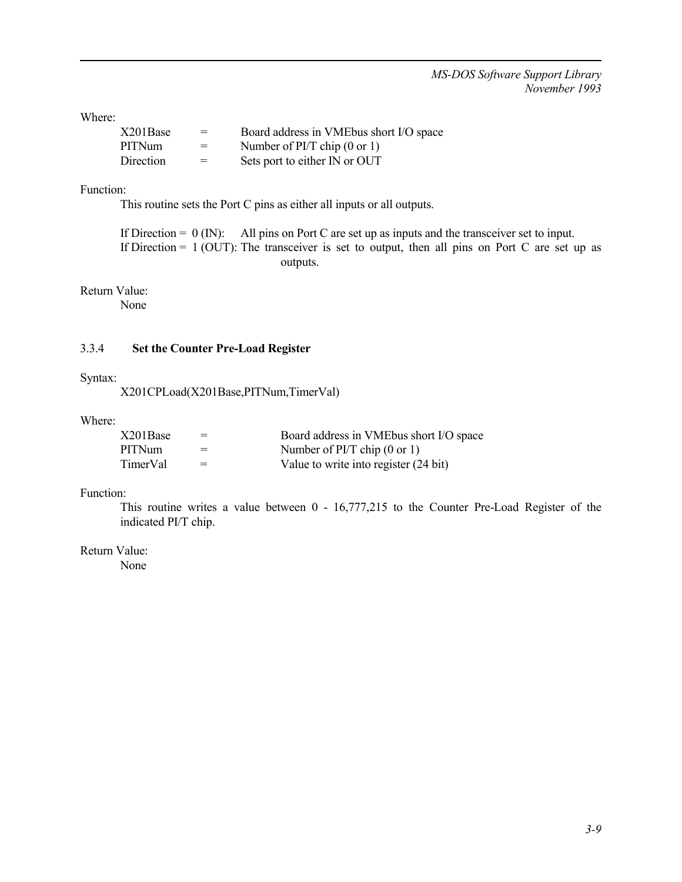Where:

| | | |
|---|---|---|
| X201Base | = | Board address in VMEbus short I/O space |
| PITNum | = | Number of PI/T chip (0 or 1) |
| Direction | = | Sets port to either IN or OUT |

Function:

This routine sets the Port C pins as either all inputs or all outputs.

If Direction = 0 (IN): All pins on Port C are set up as inputs and the transceiver set to input.
If Direction = 1 (OUT): The transceiver is set to output, then all pins on Port C are set up as outputs.

Return Value:

None

### 3.3.4 **Set the Counter Pre-Load Register**

Syntax:

```
X201CPLoad(X201Base,PITNum,TimerVal)
```

Where:

| | | |
|---|---|---|
| X201Base | = | Board address in VMEbus short I/O space |
| PITNum | = | Number of PI/T chip (0 or 1) |
| TimerVal | = | Value to write into register (24 bit) |

Function:

This routine writes a value between 0 - 16,777,215 to the Counter Pre-Load Register of the indicated PI/T chip.

Return Value:

None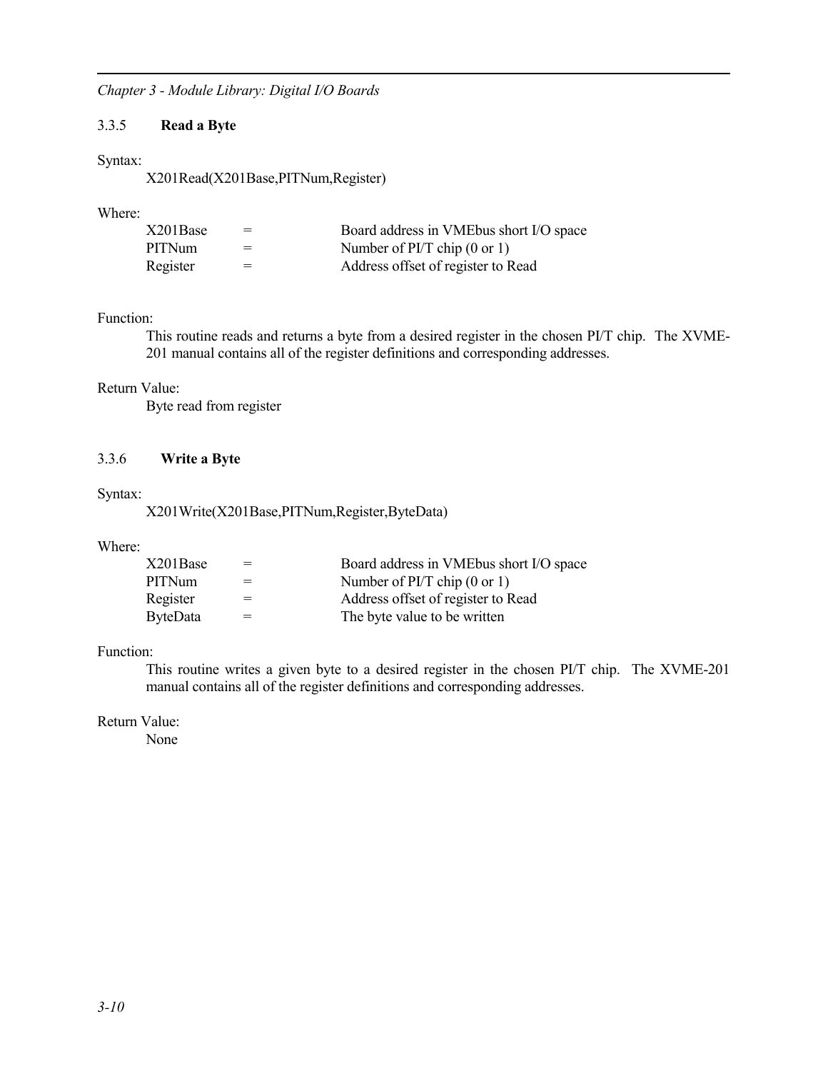### 3.3.5 **Read a Byte**

Syntax:

```
X201Read(X201Base,PITNum,Register)
```

Where:

| | | |
|---|---|---|
| X201Base | = | Board address in VMEbus short I/O space |
| PITNum | = | Number of PI/T chip (0 or 1) |
| Register | = | Address offset of register to Read |

Function:

This routine reads and returns a byte from a desired register in the chosen PI/T chip. The XVME-201 manual contains all of the register definitions and corresponding addresses.

Return Value:

Byte read from register

### 3.3.6 **Write a Byte**

Syntax:

```
X201Write(X201Base,PITNum,Register,ByteData)
```

Where:

| | | |
|---|---|---|
| X201Base | = | Board address in VMEbus short I/O space |
| PITNum | = | Number of PI/T chip (0 or 1) |
| Register | = | Address offset of register to Read |
| ByteData | = | The byte value to be written |

Function:

This routine writes a given byte to a desired register in the chosen PI/T chip. The XVME-201 manual contains all of the register definitions and corresponding addresses.

Return Value:

None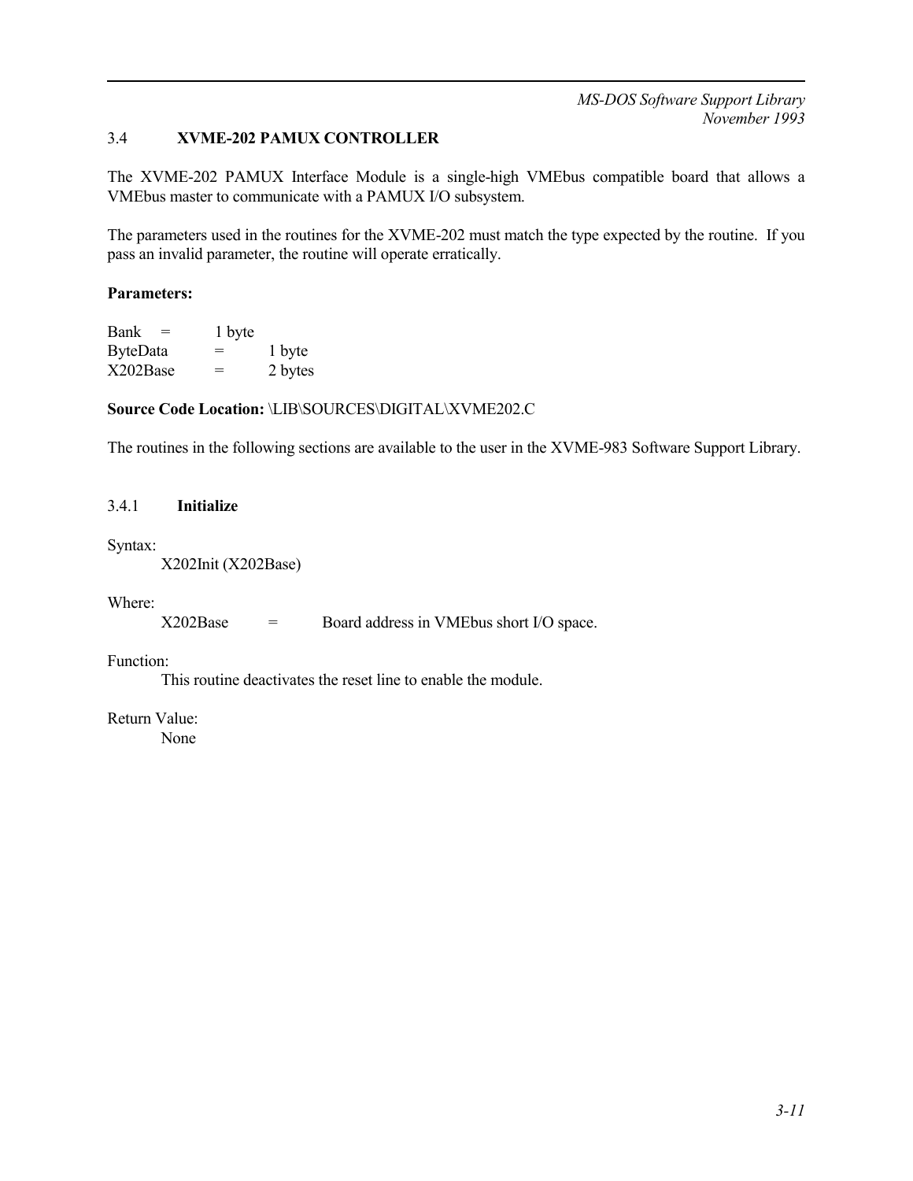## 3.4 XVME-202 PAMUX CONTROLLER

The XVME-202 PAMUX Interface Module is a single-high VMEbus compatible board that allows a VMEbus master to communicate with a PAMUX I/O subsystem.

The parameters used in the routines for the XVME-202 must match the type expected by the routine. If you pass an invalid parameter, the routine will operate erratically.

**Parameters:**

| | | |
|---|---|---|
| Bank | = | 1 byte |
| ByteData | = | 1 byte |
| X202Base | = | 2 bytes |

**Source Code Location:** \LIB\SOURCES\DIGITAL\XVME202.C

The routines in the following sections are available to the user in the XVME-983 Software Support Library.

### 3.4.1 Initialize

Syntax:

```
X202Init (X202Base)
```

Where:

X202Base = Board address in VMEbus short I/O space.

Function:

This routine deactivates the reset line to enable the module.

Return Value:

None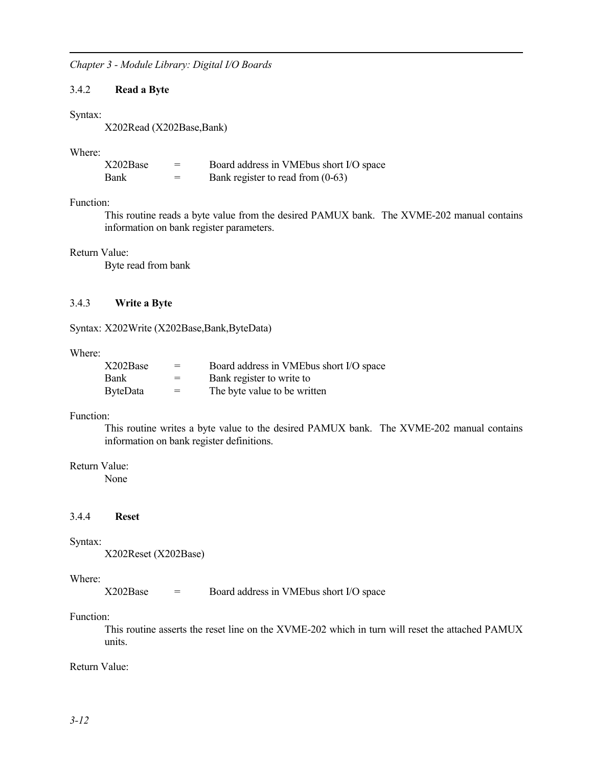### 3.4.2 **Read a Byte**

Syntax:

X202Read (X202Base,Bank)

Where:

| | | |
|---|---|---|
| X202Base | = | Board address in VMEbus short I/O space |
| Bank | = | Bank register to read from (0-63) |

Function:

This routine reads a byte value from the desired PAMUX bank. The XVME-202 manual contains information on bank register parameters.

Return Value:

Byte read from bank

### 3.4.3 **Write a Byte**

Syntax: X202Write (X202Base,Bank,ByteData)

Where:

| | | |
|---|---|---|
| X202Base | = | Board address in VMEbus short I/O space |
| Bank | = | Bank register to write to |
| ByteData | = | The byte value to be written |

Function:

This routine writes a byte value to the desired PAMUX bank. The XVME-202 manual contains information on bank register definitions.

Return Value:

None

### 3.4.4 **Reset**

Syntax:

X202Reset (X202Base)

Where:

| | | |
|---|---|---|
| X202Base | = | Board address in VMEbus short I/O space |

Function:

This routine asserts the reset line on the XVME-202 which in turn will reset the attached PAMUX units.

Return Value: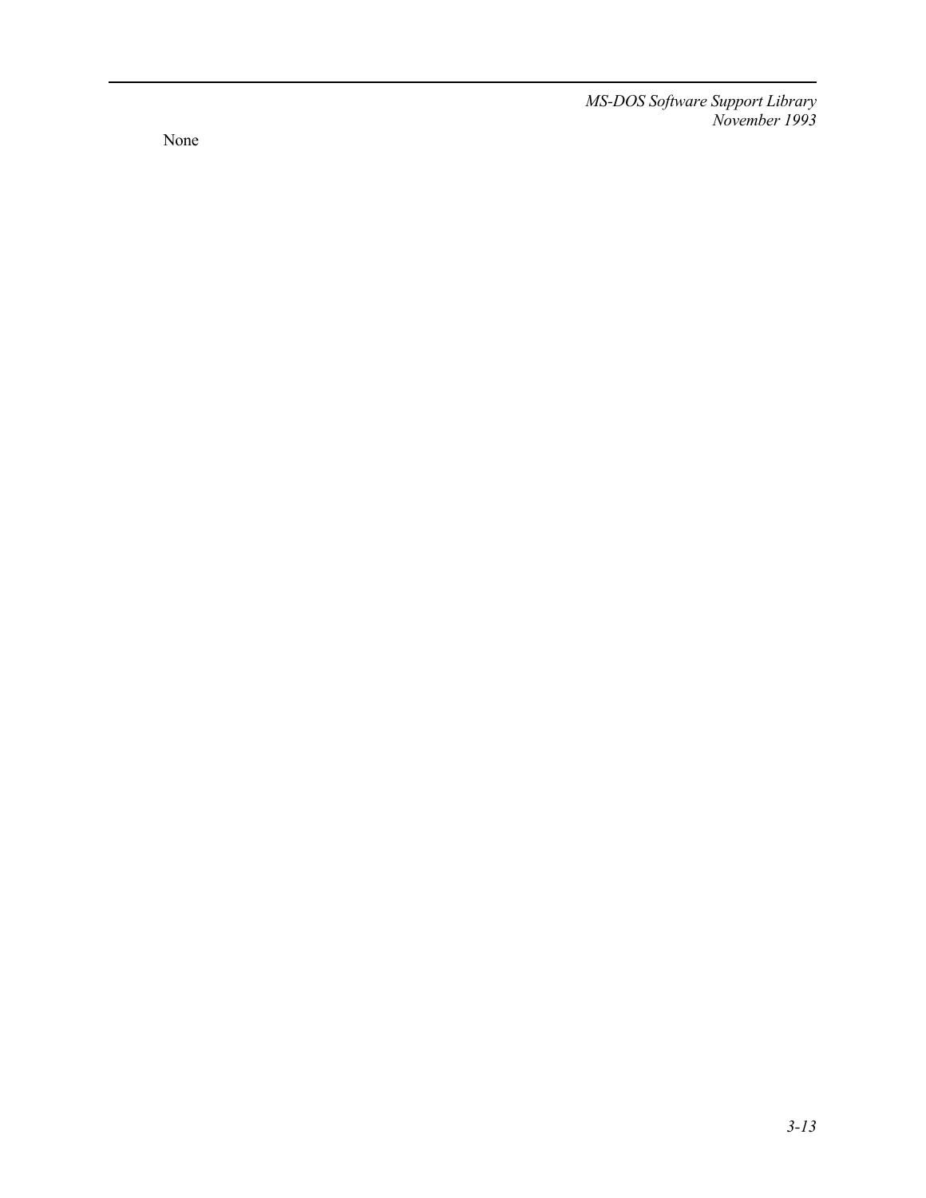None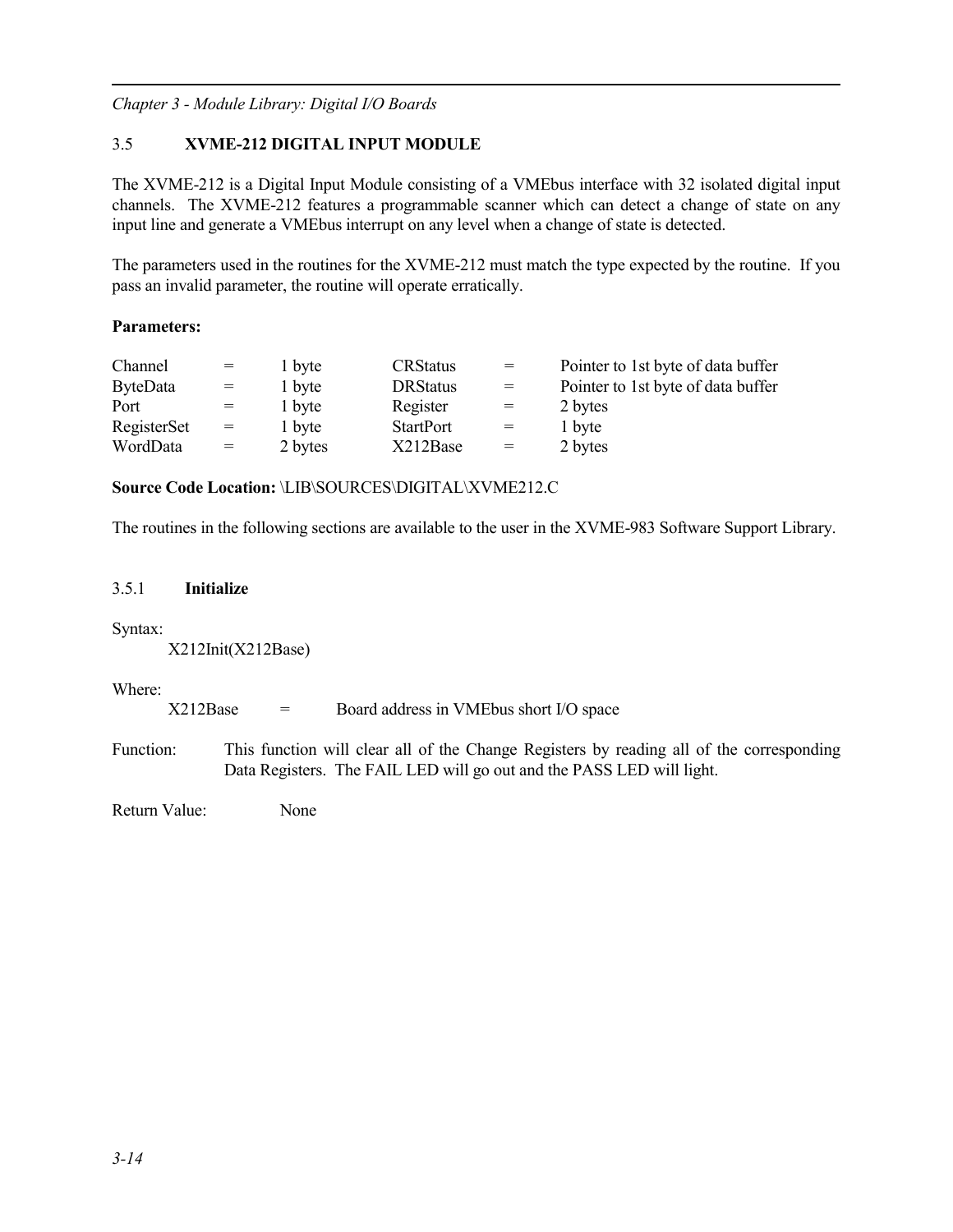## 3.5 XVME-212 DIGITAL INPUT MODULE

The XVME-212 is a Digital Input Module consisting of a VMEbus interface with 32 isolated digital input channels. The XVME-212 features a programmable scanner which can detect a change of state on any input line and generate a VMEbus interrupt on any level when a change of state is detected.

The parameters used in the routines for the XVME-212 must match the type expected by the routine. If you pass an invalid parameter, the routine will operate erratically.

**Parameters:**

| | | | | | |
|---|---|---|---|---|---|
| Channel | = | 1 byte | CRStatus | = | Pointer to 1st byte of data buffer |
| ByteData | = | 1 byte | DRStatus | = | Pointer to 1st byte of data buffer |
| Port | = | 1 byte | Register | = | 2 bytes |
| RegisterSet | = | 1 byte | StartPort | = | 1 byte |
| WordData | = | 2 bytes | X212Base | = | 2 bytes |

**Source Code Location:** \LIB\SOURCES\DIGITAL\XVME212.C

The routines in the following sections are available to the user in the XVME-983 Software Support Library.

### 3.5.1 Initialize

Syntax:

X212Init(X212Base)

Where:

X212Base = Board address in VMEbus short I/O space

Function: This function will clear all of the Change Registers by reading all of the corresponding Data Registers. The FAIL LED will go out and the PASS LED will light.

Return Value: None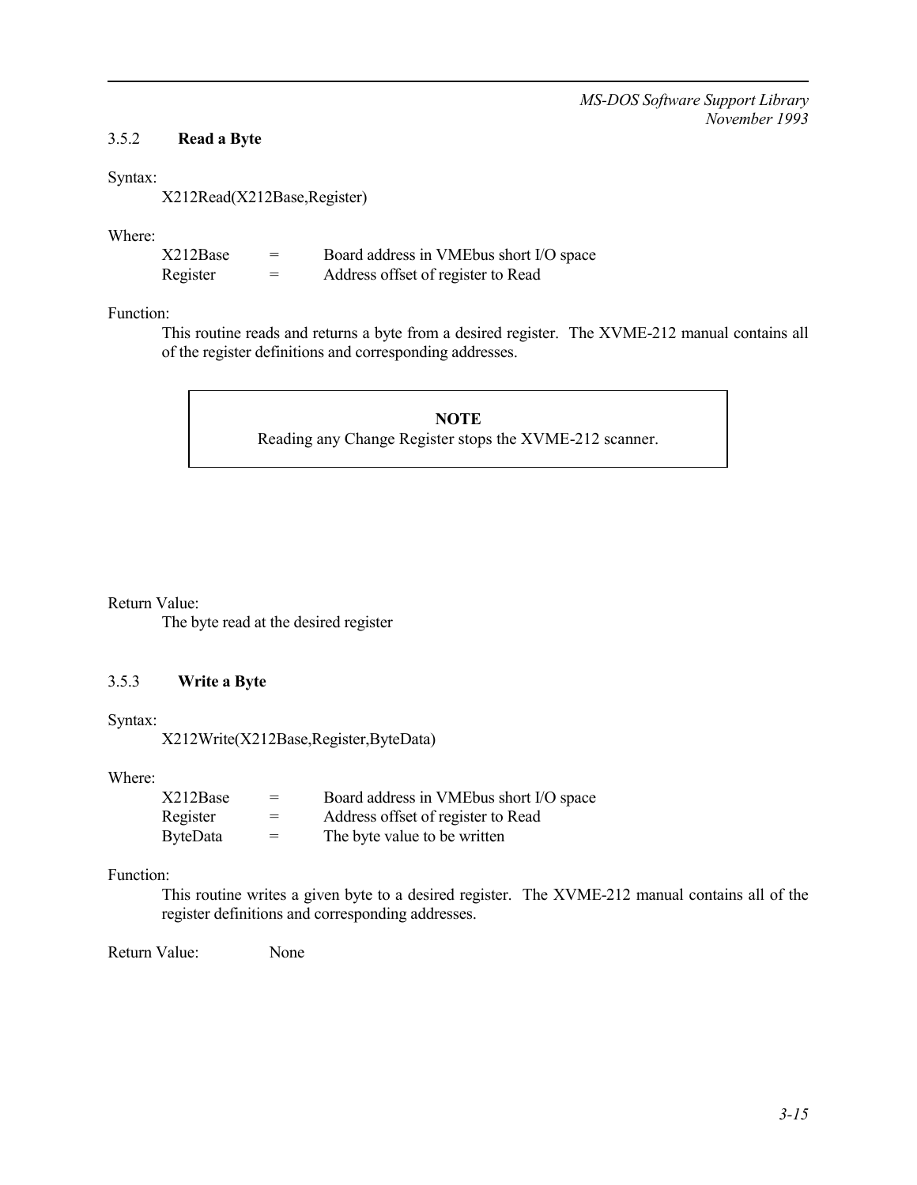### 3.5.2 **Read a Byte**

Syntax:

X212Read(X212Base,Register)

Where:

| | | |
|---|---|---|
| X212Base | = | Board address in VMEbus short I/O space |
| Register | = | Address offset of register to Read |

Function:

This routine reads and returns a byte from a desired register. The XVME-212 manual contains all of the register definitions and corresponding addresses.

> **NOTE**
> Reading any Change Register stops the XVME-212 scanner.

Return Value:

The byte read at the desired register

### 3.5.3 **Write a Byte**

Syntax:

X212Write(X212Base,Register,ByteData)

Where:

| | | |
|---|---|---|
| X212Base | = | Board address in VMEbus short I/O space |
| Register | = | Address offset of register to Read |
| ByteData | = | The byte value to be written |

Function:

This routine writes a given byte to a desired register. The XVME-212 manual contains all of the register definitions and corresponding addresses.

Return Value: None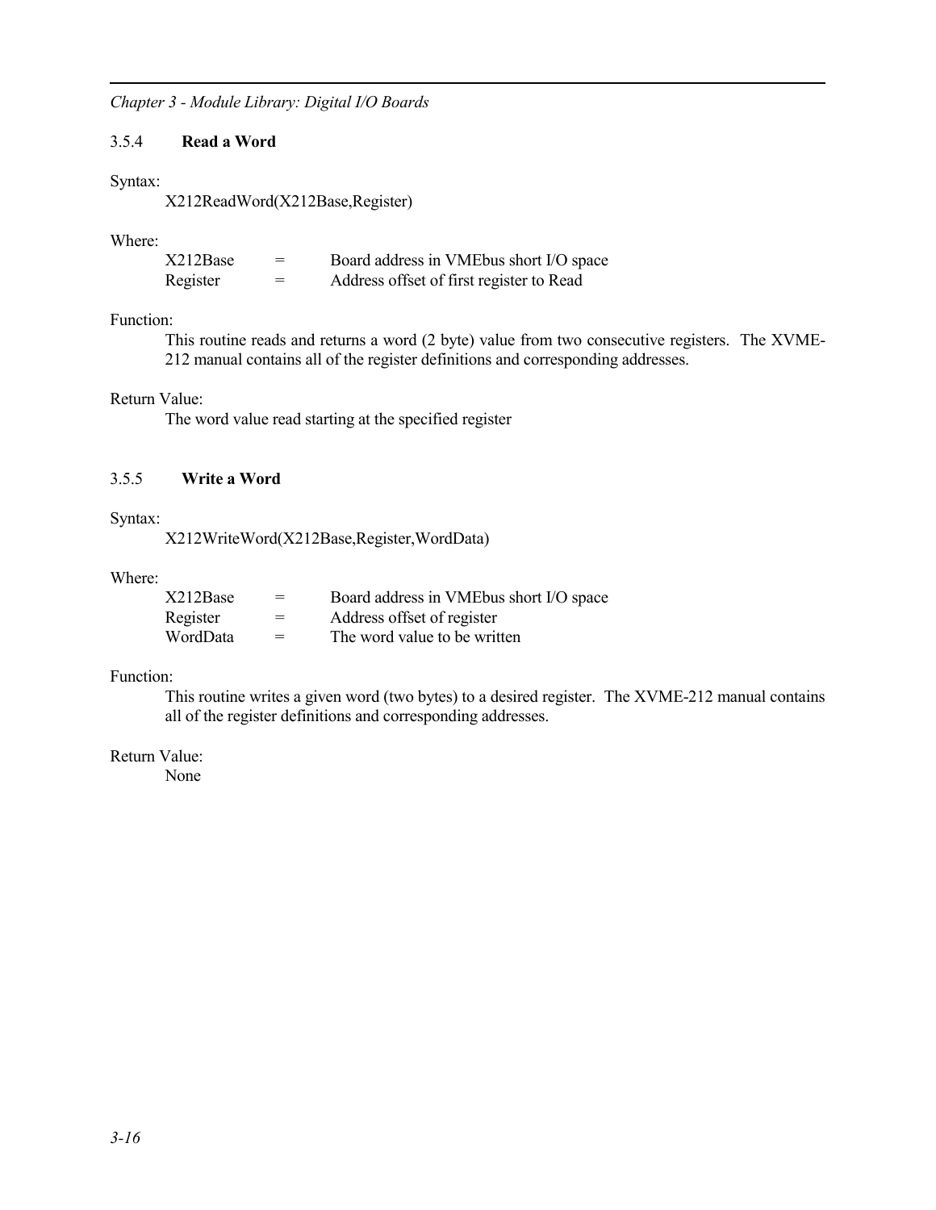### 3.5.4 Read a Word

Syntax:

```
X212ReadWord(X212Base,Register)
```

Where:

| | | |
|---|---|---|
| X212Base | = | Board address in VMEbus short I/O space |
| Register | = | Address offset of first register to Read |

Function:

This routine reads and returns a word (2 byte) value from two consecutive registers. The XVME-212 manual contains all of the register definitions and corresponding addresses.

Return Value:

The word value read starting at the specified register

### 3.5.5 Write a Word

Syntax:

```
X212WriteWord(X212Base,Register,WordData)
```

Where:

| | | |
|---|---|---|
| X212Base | = | Board address in VMEbus short I/O space |
| Register | = | Address offset of register |
| WordData | = | The word value to be written |

Function:

This routine writes a given word (two bytes) to a desired register. The XVME-212 manual contains all of the register definitions and corresponding addresses.

Return Value:

None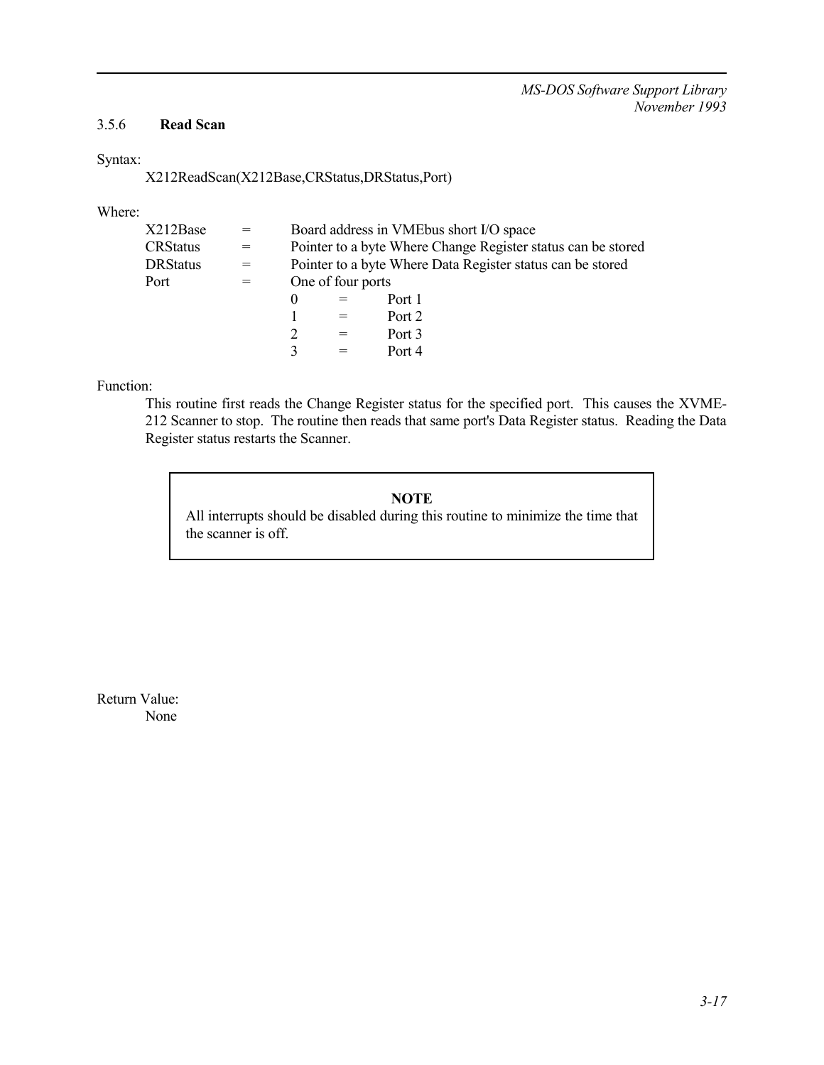### 3.5.6 **Read Scan**

Syntax:

```
X212ReadScan(X212Base,CRStatus,DRStatus,Port)
```

Where:

| | | |
|---|---|---|
| X212Base | = | Board address in VMEbus short I/O space |
| CRStatus | = | Pointer to a byte Where Change Register status can be stored |
| DRStatus | = | Pointer to a byte Where Data Register status can be stored |
| Port | = | One of four ports |

| | | |
|---|---|---|
| 0 | = | Port 1 |
| 1 | = | Port 2 |
| 2 | = | Port 3 |
| 3 | = | Port 4 |

Function:

This routine first reads the Change Register status for the specified port. This causes the XVME-212 Scanner to stop. The routine then reads that same port's Data Register status. Reading the Data Register status restarts the Scanner.

> **NOTE**
> All interrupts should be disabled during this routine to minimize the time that the scanner is off.

Return Value:

None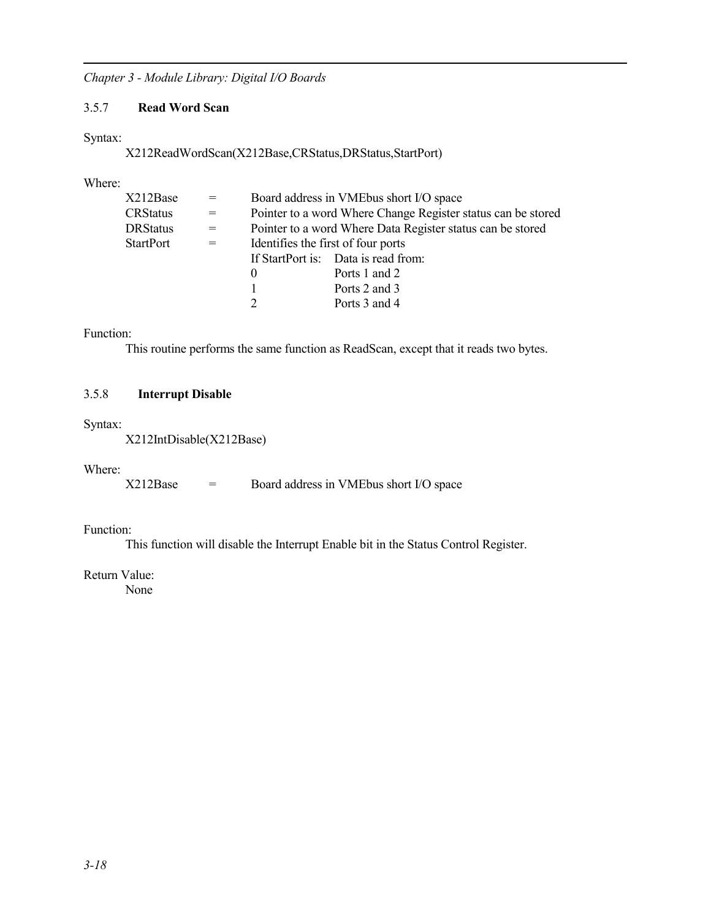### 3.5.7 **Read Word Scan**

Syntax:

```
X212ReadWordScan(X212Base,CRStatus,DRStatus,StartPort)
```

Where:

| | | |
|---|---|---|
| X212Base | = | Board address in VMEbus short I/O space |
| CRStatus | = | Pointer to a word Where Change Register status can be stored |
| DRStatus | = | Pointer to a word Where Data Register status can be stored |
| StartPort | = | Identifies the first of four ports |

| If StartPort is: | Data is read from: |
|---|---|
| 0 | Ports 1 and 2 |
| 1 | Ports 2 and 3 |
| 2 | Ports 3 and 4 |

Function:

This routine performs the same function as ReadScan, except that it reads two bytes.

### 3.5.8 **Interrupt Disable**

Syntax:

```
X212IntDisable(X212Base)
```

Where:

| | | |
|---|---|---|
| X212Base | = | Board address in VMEbus short I/O space |

Function:

This function will disable the Interrupt Enable bit in the Status Control Register.

Return Value:

None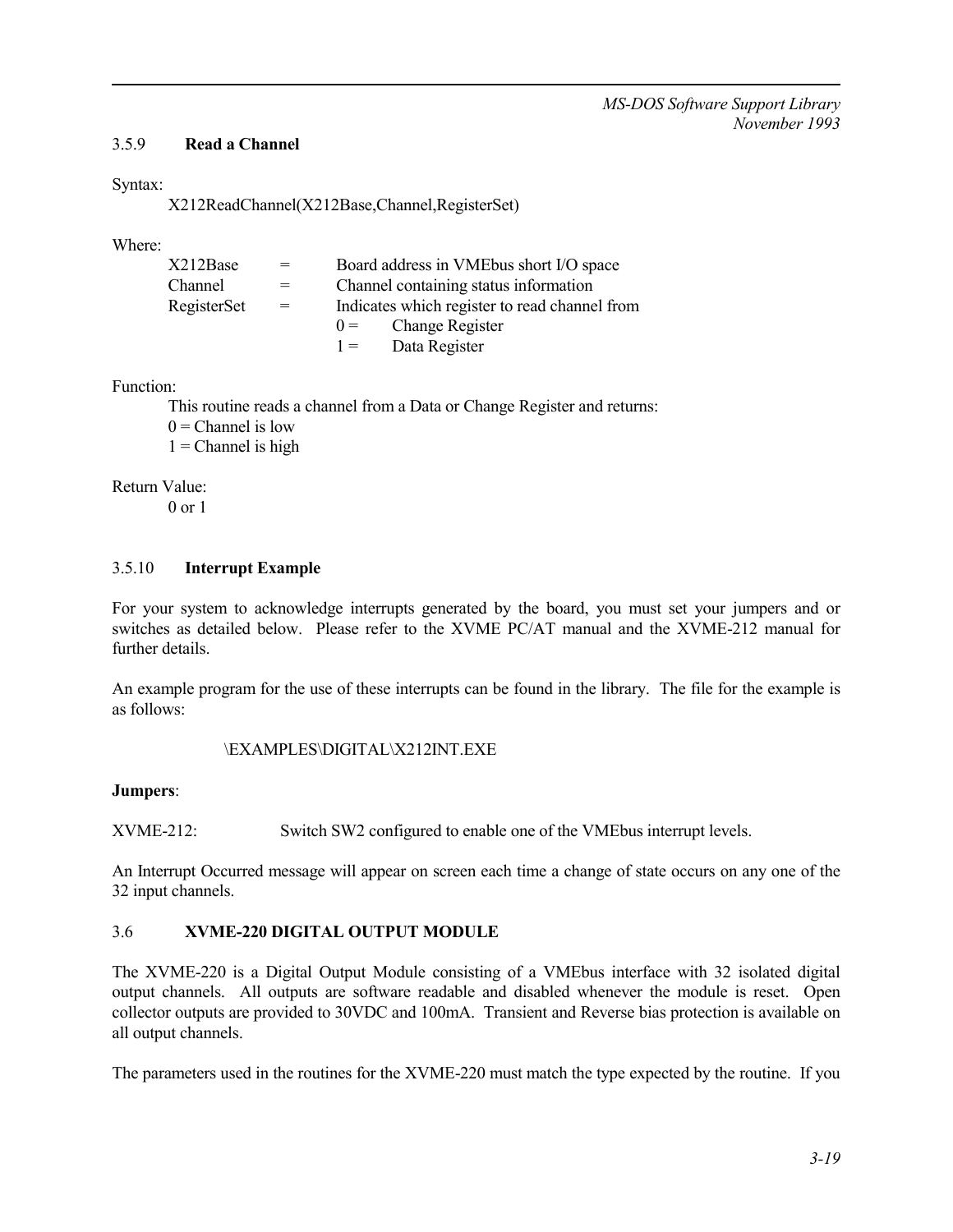### 3.5.9 **Read a Channel**

Syntax:

```
X212ReadChannel(X212Base,Channel,RegisterSet)
```

Where:

| | | |
|---|---|---|
| X212Base | = | Board address in VMEbus short I/O space |
| Channel | = | Channel containing status information |
| RegisterSet | = | Indicates which register to read channel from |
| | | 0 = Change Register |
| | | 1 = Data Register |

Function:

This routine reads a channel from a Data or Change Register and returns:
0 = Channel is low
1 = Channel is high

Return Value:

0 or 1

### 3.5.10 **Interrupt Example**

For your system to acknowledge interrupts generated by the board, you must set your jumpers and or switches as detailed below. Please refer to the XVME PC/AT manual and the XVME-212 manual for further details.

An example program for the use of these interrupts can be found in the library. The file for the example is as follows:

\EXAMPLES\DIGITAL\X212INT.EXE

**Jumpers**:

XVME-212: Switch SW2 configured to enable one of the VMEbus interrupt levels.

An Interrupt Occurred message will appear on screen each time a change of state occurs on any one of the 32 input channels.

## 3.6 **XVME-220 DIGITAL OUTPUT MODULE**

The XVME-220 is a Digital Output Module consisting of a VMEbus interface with 32 isolated digital output channels. All outputs are software readable and disabled whenever the module is reset. Open collector outputs are provided to 30VDC and 100mA. Transient and Reverse bias protection is available on all output channels.

The parameters used in the routines for the XVME-220 must match the type expected by the routine. If you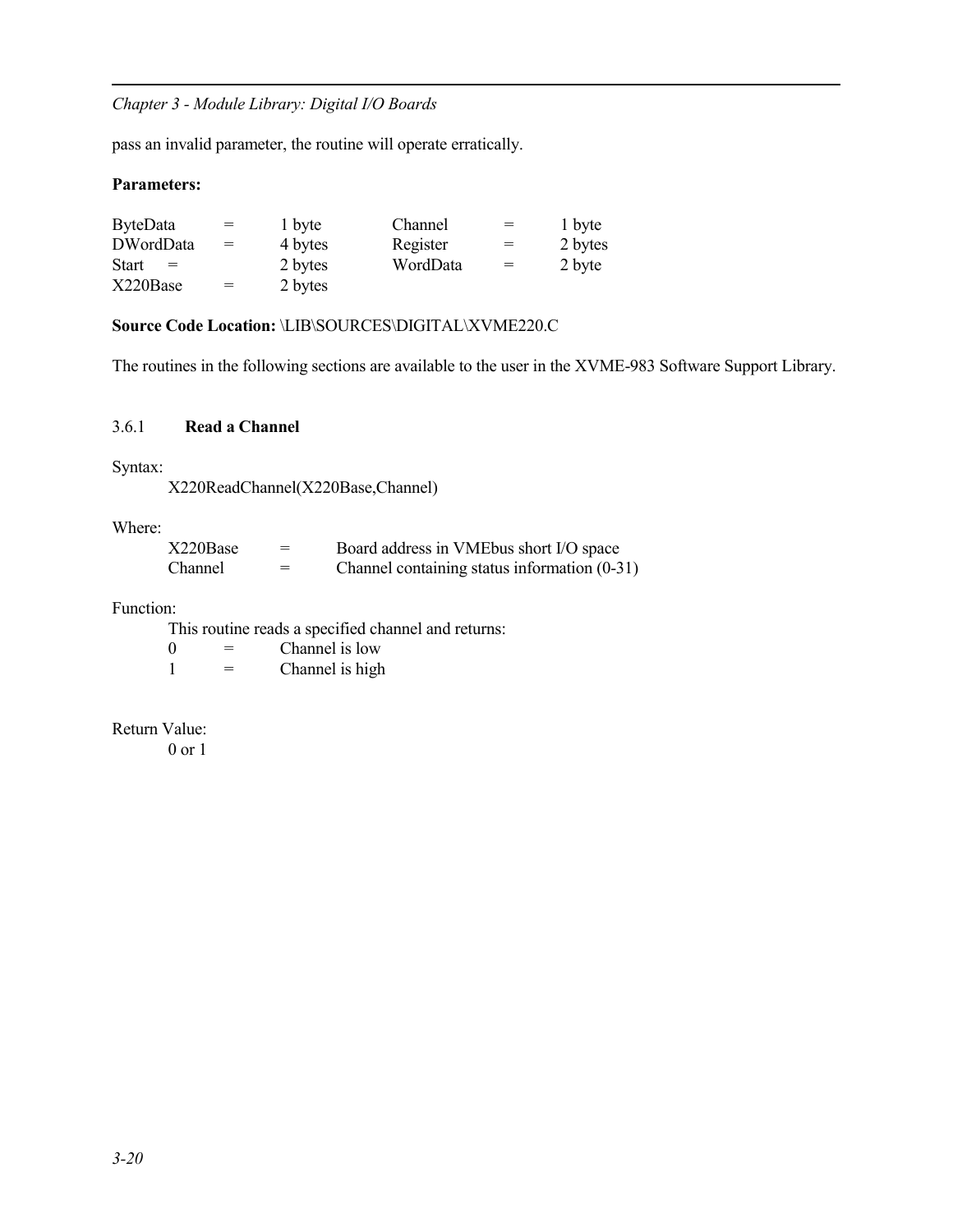pass an invalid parameter, the routine will operate erratically.

**Parameters:**

| | | | | | |
|---|---|---|---|---|---|
| ByteData | = | 1 byte | Channel | = | 1 byte |
| DWordData | = | 4 bytes | Register | = | 2 bytes |
| Start | = | 2 bytes | WordData | = | 2 byte |
| X220Base | = | 2 bytes | | | |

**Source Code Location:** \LIB\SOURCES\DIGITAL\XVME220.C

The routines in the following sections are available to the user in the XVME-983 Software Support Library.

### 3.6.1 **Read a Channel**

Syntax:

X220ReadChannel(X220Base,Channel)

Where:

| | | |
|---|---|---|
| X220Base | = | Board address in VMEbus short I/O space |
| Channel | = | Channel containing status information (0-31) |

Function:

This routine reads a specified channel and returns:

| | | |
|---|---|---|
| 0 | = | Channel is low |
| 1 | = | Channel is high |

Return Value:

0 or 1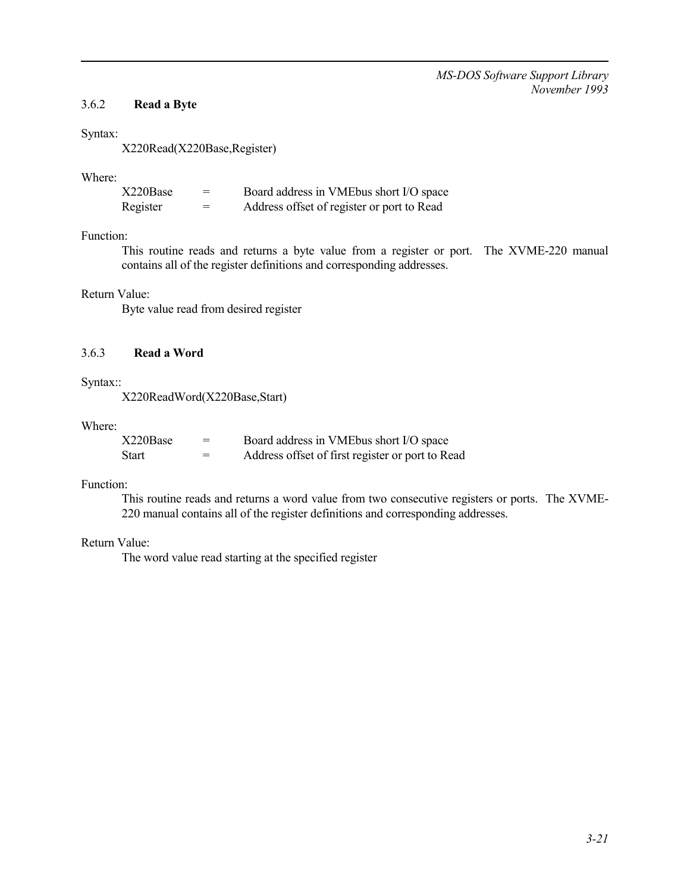### 3.6.2 **Read a Byte**

Syntax:

X220Read(X220Base,Register)

Where:

| | | |
|---|---|---|
| X220Base | = | Board address in VMEbus short I/O space |
| Register | = | Address offset of register or port to Read |

Function:

This routine reads and returns a byte value from a register or port. The XVME-220 manual contains all of the register definitions and corresponding addresses.

Return Value:

Byte value read from desired register

### 3.6.3 **Read a Word**

Syntax::

X220ReadWord(X220Base,Start)

Where:

| | | |
|---|---|---|
| X220Base | = | Board address in VMEbus short I/O space |
| Start | = | Address offset of first register or port to Read |

Function:

This routine reads and returns a word value from two consecutive registers or ports. The XVME-220 manual contains all of the register definitions and corresponding addresses.

Return Value:

The word value read starting at the specified register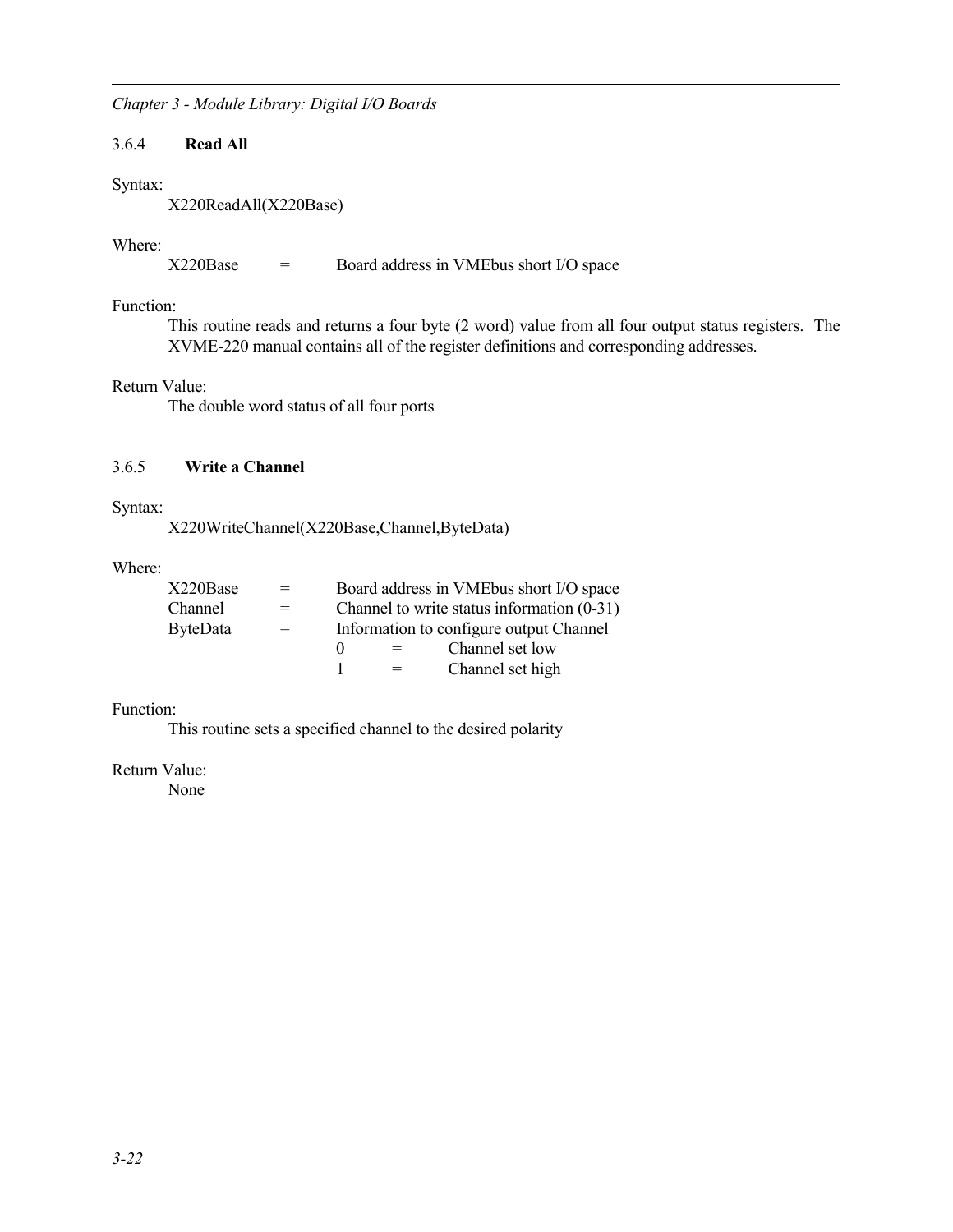### 3.6.4 **Read All**

Syntax:

X220ReadAll(X220Base)

Where:

| | | |
|---|---|---|
| X220Base | = | Board address in VMEbus short I/O space |

Function:

This routine reads and returns a four byte (2 word) value from all four output status registers. The XVME-220 manual contains all of the register definitions and corresponding addresses.

Return Value:

The double word status of all four ports

### 3.6.5 **Write a Channel**

Syntax:

X220WriteChannel(X220Base,Channel,ByteData)

Where:

| | | | | |
|---|---|---|---|---|
| X220Base | = | Board address in VMEbus short I/O space | | |
| Channel | = | Channel to write status information (0-31) | | |
| ByteData | = | Information to configure output Channel | | |
| | | 0 | = | Channel set low |
| | | 1 | = | Channel set high |

Function:

This routine sets a specified channel to the desired polarity

Return Value:

None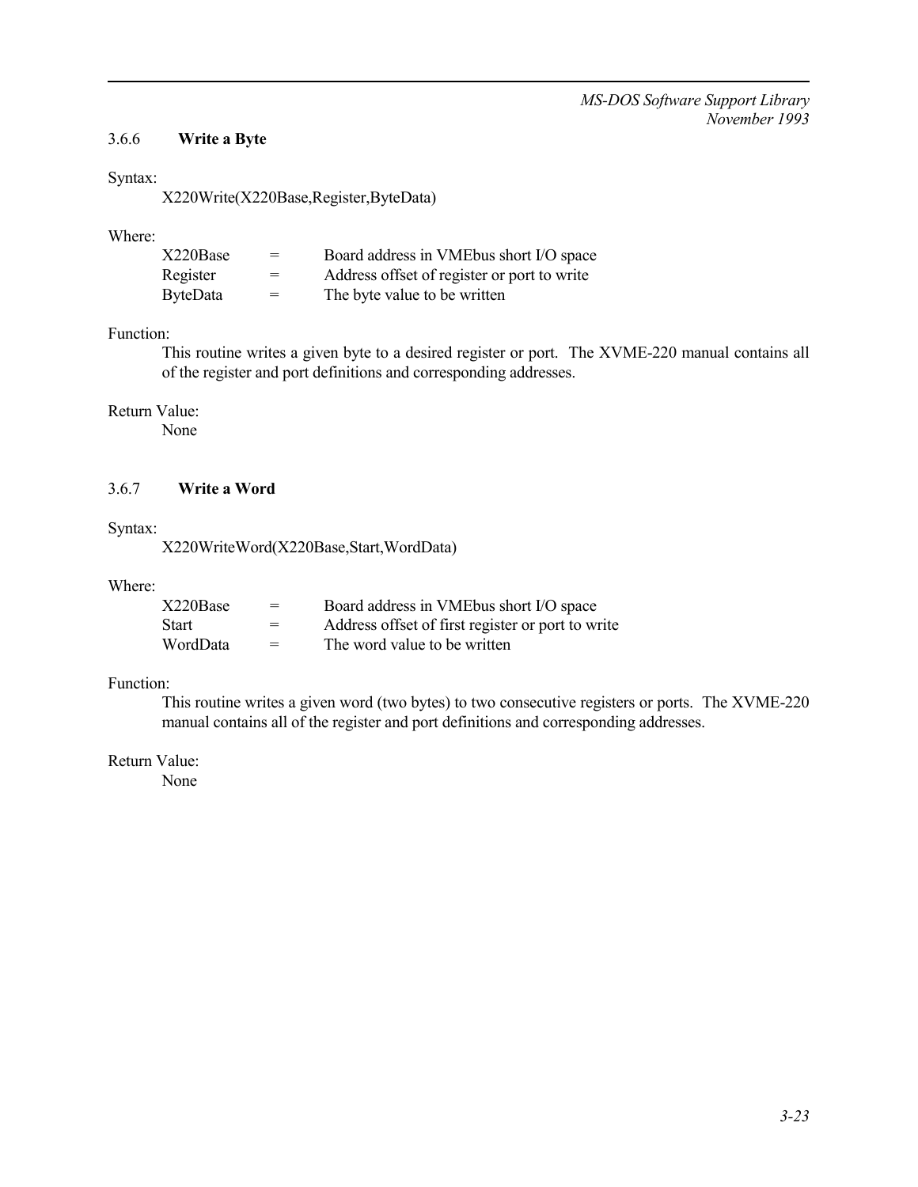### 3.6.6 **Write a Byte**

Syntax:

```
X220Write(X220Base,Register,ByteData)
```

Where:

| | | |
|---|---|---|
| X220Base | = | Board address in VMEbus short I/O space |
| Register | = | Address offset of register or port to write |
| ByteData | = | The byte value to be written |

Function:

This routine writes a given byte to a desired register or port. The XVME-220 manual contains all of the register and port definitions and corresponding addresses.

Return Value:

None

### 3.6.7 **Write a Word**

Syntax:

```
X220WriteWord(X220Base,Start,WordData)
```

Where:

| | | |
|---|---|---|
| X220Base | = | Board address in VMEbus short I/O space |
| Start | = | Address offset of first register or port to write |
| WordData | = | The word value to be written |

Function:

This routine writes a given word (two bytes) to two consecutive registers or ports. The XVME-220 manual contains all of the register and port definitions and corresponding addresses.

Return Value:

None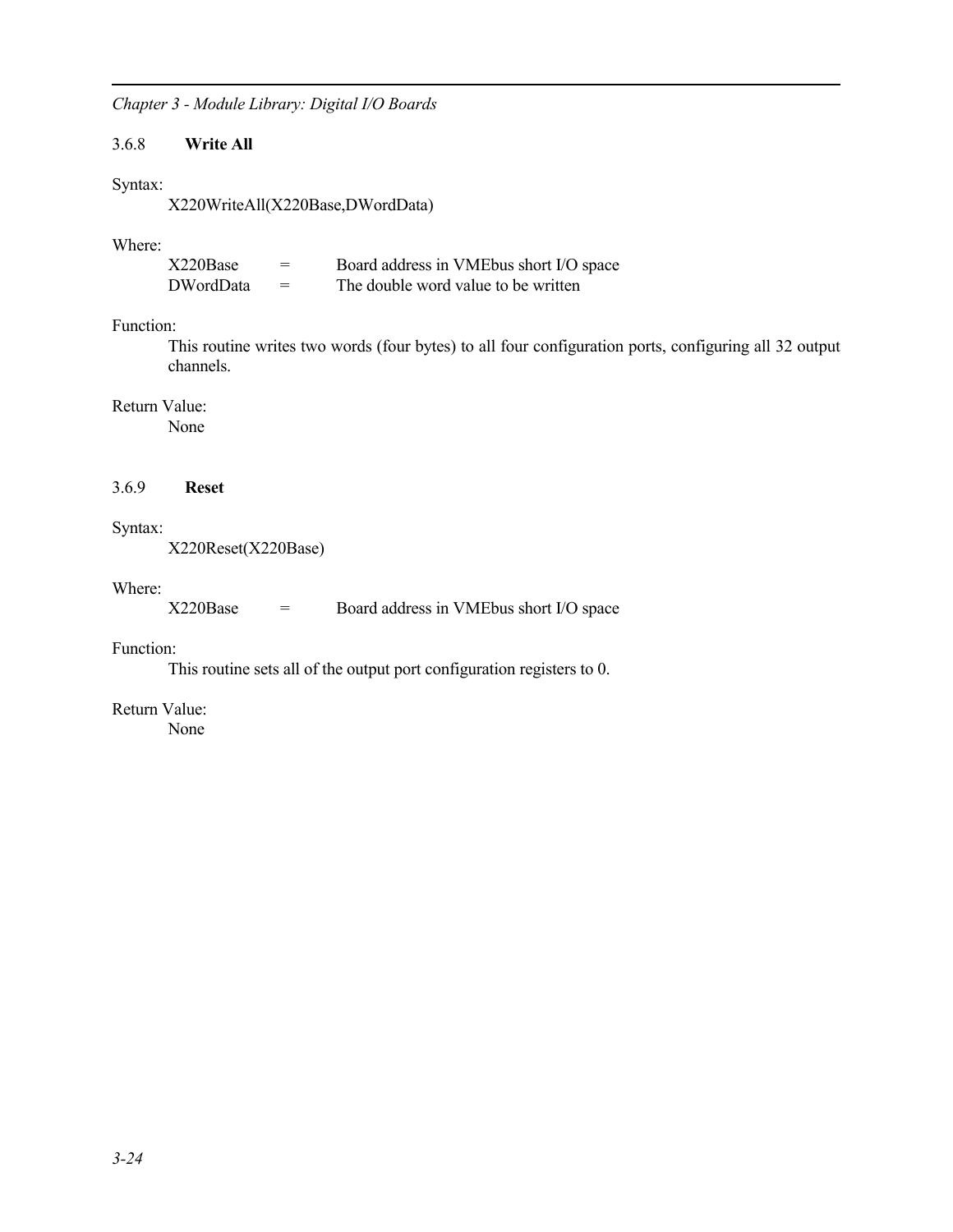### 3.6.8 **Write All**

Syntax:

```
X220WriteAll(X220Base,DWordData)
```

Where:

| | | |
|---|---|---|
| X220Base | = | Board address in VMEbus short I/O space |
| DWordData | = | The double word value to be written |

Function:

This routine writes two words (four bytes) to all four configuration ports, configuring all 32 output channels.

Return Value:

None

### 3.6.9 **Reset**

Syntax:

```
X220Reset(X220Base)
```

Where:

| | | |
|---|---|---|
| X220Base | = | Board address in VMEbus short I/O space |

Function:

This routine sets all of the output port configuration registers to 0.

Return Value:

None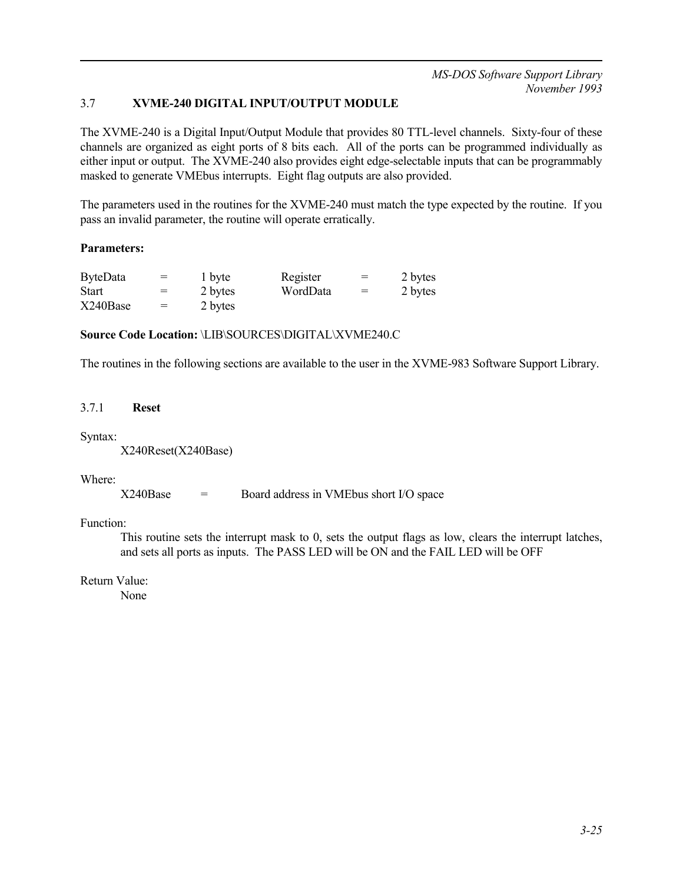## 3.7 XVME-240 DIGITAL INPUT/OUTPUT MODULE

The XVME-240 is a Digital Input/Output Module that provides 80 TTL-level channels. Sixty-four of these channels are organized as eight ports of 8 bits each. All of the ports can be programmed individually as either input or output. The XVME-240 also provides eight edge-selectable inputs that can be programmably masked to generate VMEbus interrupts. Eight flag outputs are also provided.

The parameters used in the routines for the XVME-240 must match the type expected by the routine. If you pass an invalid parameter, the routine will operate erratically.

**Parameters:**

| | | | | | |
|---|---|---|---|---|---|
| ByteData | = | 1 byte | Register | = | 2 bytes |
| Start | = | 2 bytes | WordData | = | 2 bytes |
| X240Base | = | 2 bytes | | | |

**Source Code Location:** \LIB\SOURCES\DIGITAL\XVME240.C

The routines in the following sections are available to the user in the XVME-983 Software Support Library.

### 3.7.1 Reset

Syntax:

X240Reset(X240Base)

Where:

X240Base = Board address in VMEbus short I/O space

Function:

This routine sets the interrupt mask to 0, sets the output flags as low, clears the interrupt latches, and sets all ports as inputs. The PASS LED will be ON and the FAIL LED will be OFF

Return Value:

None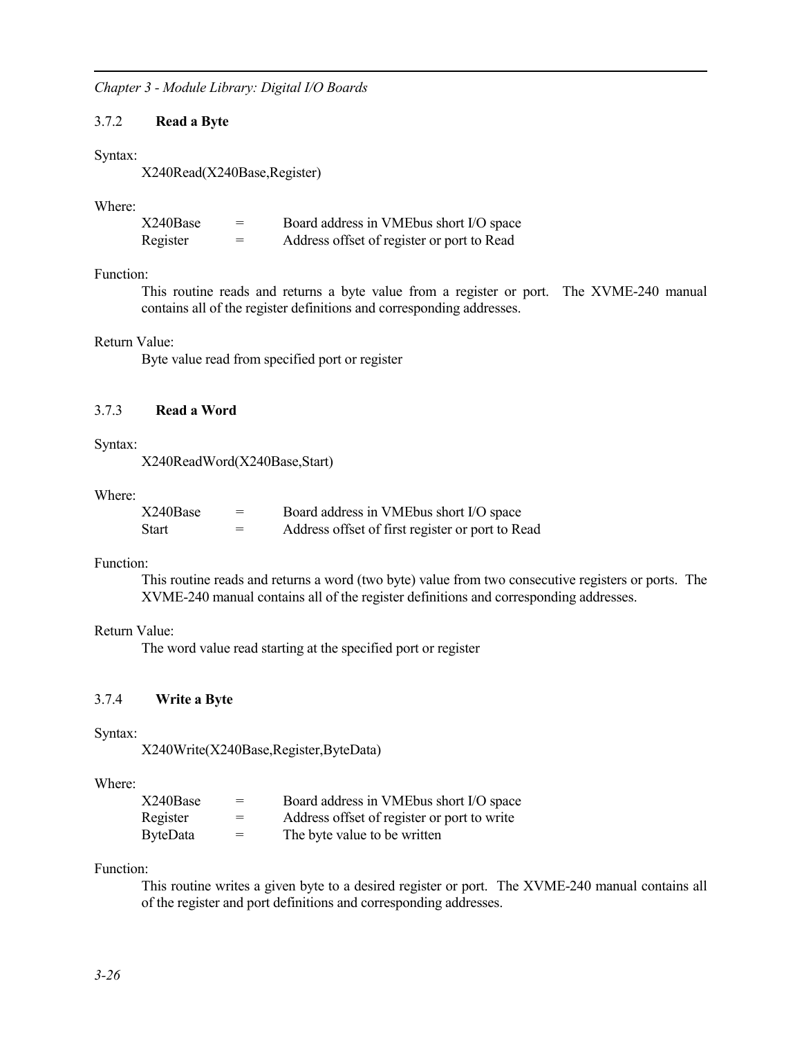### 3.7.2 Read a Byte

Syntax:

```
X240Read(X240Base,Register)
```

Where:

| | | |
|---|---|---|
| X240Base | = | Board address in VMEbus short I/O space |
| Register | = | Address offset of register or port to Read |

Function:

This routine reads and returns a byte value from a register or port. The XVME-240 manual contains all of the register definitions and corresponding addresses.

Return Value:

Byte value read from specified port or register

### 3.7.3 Read a Word

Syntax:

```
X240ReadWord(X240Base,Start)
```

Where:

| | | |
|---|---|---|
| X240Base | = | Board address in VMEbus short I/O space |
| Start | = | Address offset of first register or port to Read |

Function:

This routine reads and returns a word (two byte) value from two consecutive registers or ports. The XVME-240 manual contains all of the register definitions and corresponding addresses.

Return Value:

The word value read starting at the specified port or register

### 3.7.4 Write a Byte

Syntax:

```
X240Write(X240Base,Register,ByteData)
```

Where:

| | | |
|---|---|---|
| X240Base | = | Board address in VMEbus short I/O space |
| Register | = | Address offset of register or port to write |
| ByteData | = | The byte value to be written |

Function:

This routine writes a given byte to a desired register or port. The XVME-240 manual contains all of the register and port definitions and corresponding addresses.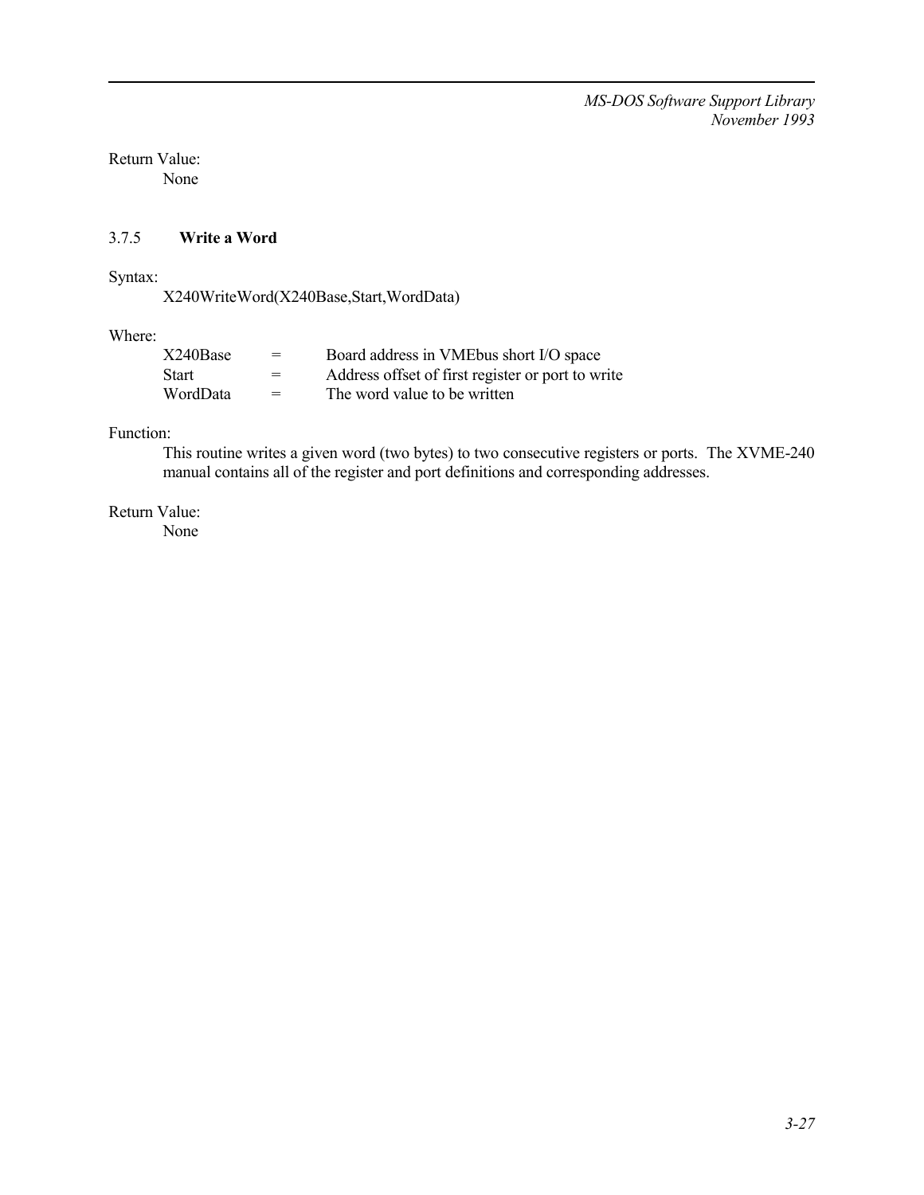Return Value:

None

### 3.7.5 **Write a Word**

Syntax:

```
X240WriteWord(X240Base,Start,WordData)
```

Where:

| | | |
|---|---|---|
| X240Base | = | Board address in VMEbus short I/O space |
| Start | = | Address offset of first register or port to write |
| WordData | = | The word value to be written |

Function:

This routine writes a given word (two bytes) to two consecutive registers or ports. The XVME-240 manual contains all of the register and port definitions and corresponding addresses.

Return Value:

None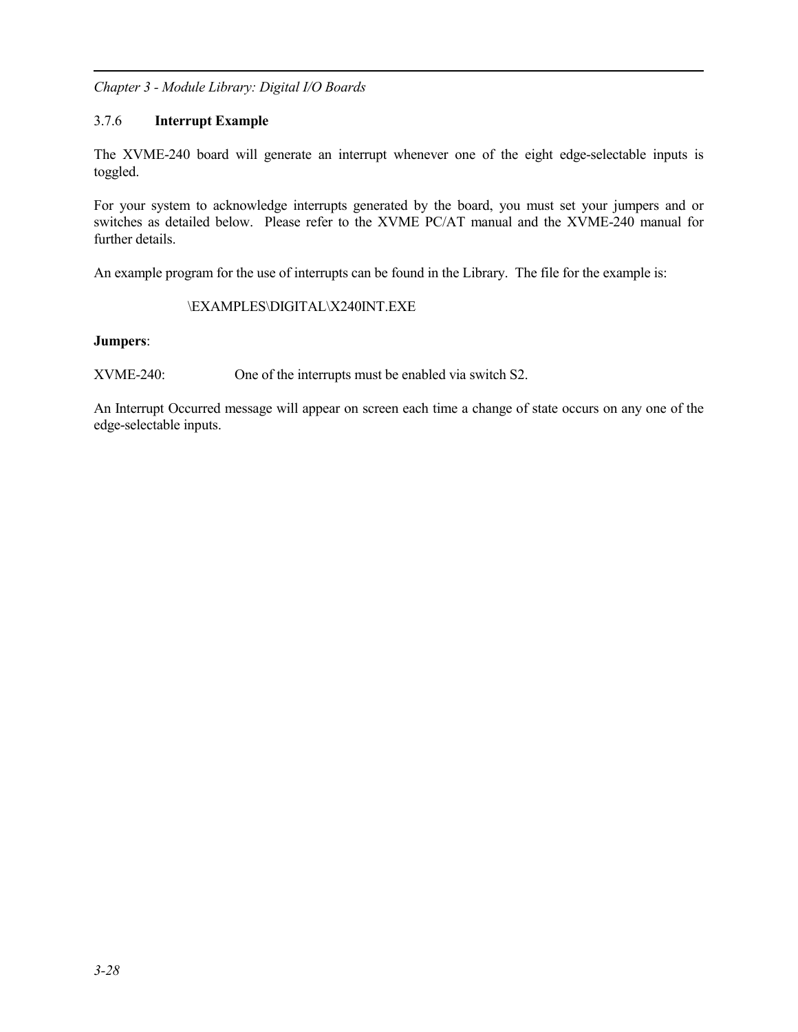### 3.7.6 Interrupt Example

The XVME-240 board will generate an interrupt whenever one of the eight edge-selectable inputs is toggled.

For your system to acknowledge interrupts generated by the board, you must set your jumpers and or switches as detailed below. Please refer to the XVME PC/AT manual and the XVME-240 manual for further details.

An example program for the use of interrupts can be found in the Library. The file for the example is:

\EXAMPLES\DIGITAL\X240INT.EXE

**Jumpers**:

XVME-240: One of the interrupts must be enabled via switch S2.

An Interrupt Occurred message will appear on screen each time a change of state occurs on any one of the edge-selectable inputs.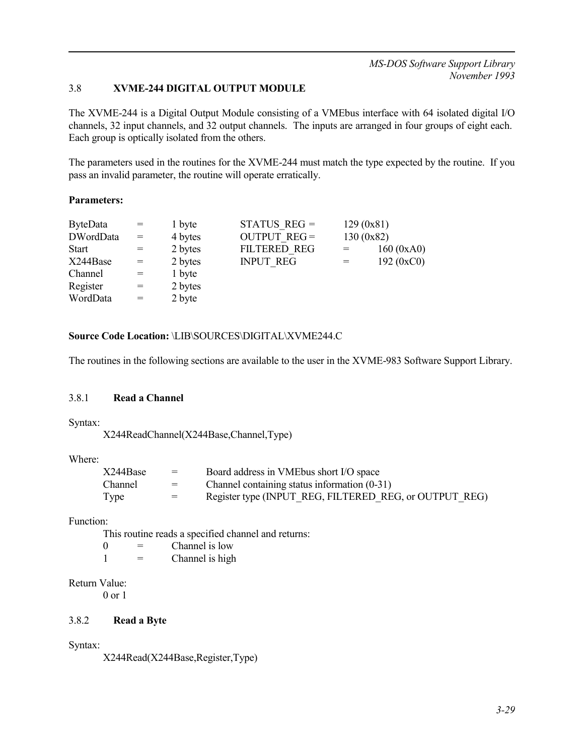### 3.8 XVME-244 DIGITAL OUTPUT MODULE

The XVME-244 is a Digital Output Module consisting of a VMEbus interface with 64 isolated digital I/O channels, 32 input channels, and 32 output channels. The inputs are arranged in four groups of eight each. Each group is optically isolated from the others.

The parameters used in the routines for the XVME-244 must match the type expected by the routine. If you pass an invalid parameter, the routine will operate erratically.

**Parameters:**

| | | | | | |
|---|---|---|---|---|---|
| ByteData | = | 1 byte | STATUS_REG | = | 129 (0x81) |
| DWordData | = | 4 bytes | OUTPUT_REG | = | 130 (0x82) |
| Start | = | 2 bytes | FILTERED_REG | = | 160 (0xA0) |
| X244Base | = | 2 bytes | INPUT_REG | = | 192 (0xC0) |
| Channel | = | 1 byte | | | |
| Register | = | 2 bytes | | | |
| WordData | = | 2 byte | | | |

**Source Code Location:** \LIB\SOURCES\DIGITAL\XVME244.C

The routines in the following sections are available to the user in the XVME-983 Software Support Library.

#### 3.8.1 Read a Channel

Syntax:

```
X244ReadChannel(X244Base,Channel,Type)
```

Where:

| | | |
|---|---|---|
| X244Base | = | Board address in VMEbus short I/O space |
| Channel | = | Channel containing status information (0-31) |
| Type | = | Register type (INPUT_REG, FILTERED_REG, or OUTPUT_REG) |

Function:

This routine reads a specified channel and returns:

| | | |
|---|---|---|
| 0 | = | Channel is low |
| 1 | = | Channel is high |

Return Value:

0 or 1

#### 3.8.2 Read a Byte

Syntax:

```
X244Read(X244Base,Register,Type)
```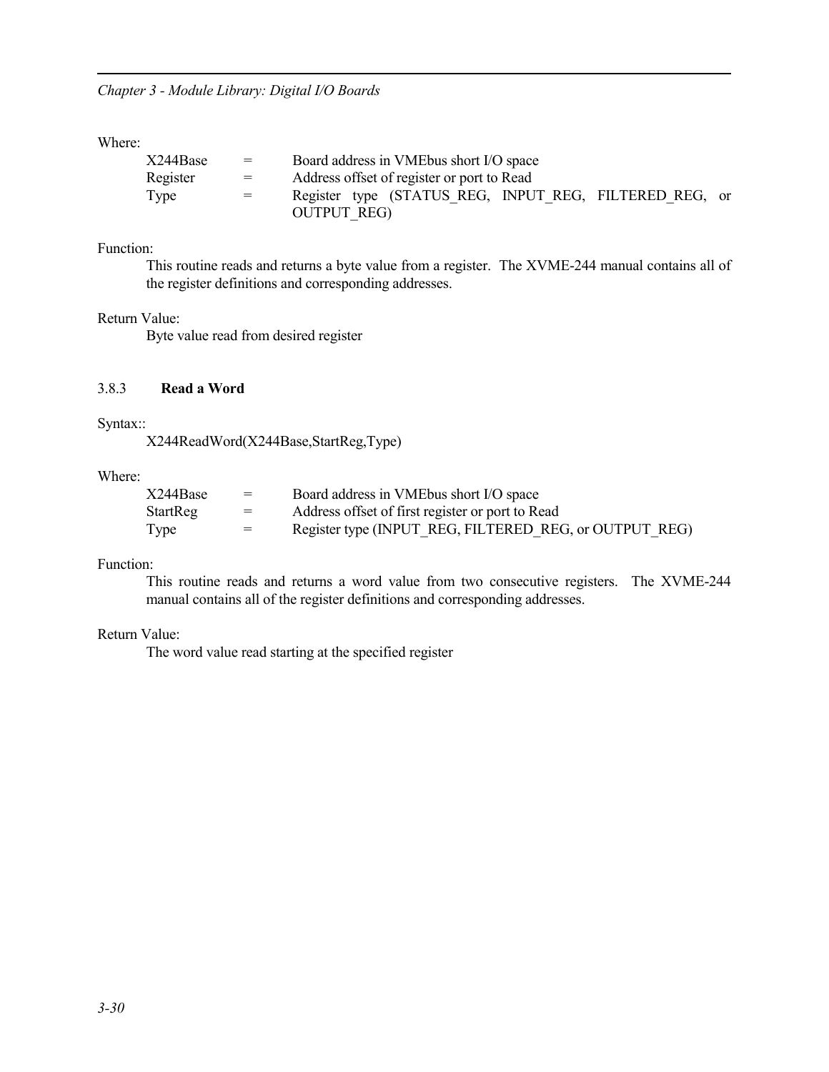Where:

| | | |
|---|---|---|
| X244Base | = | Board address in VMEbus short I/O space |
| Register | = | Address offset of register or port to Read |
| Type | = | Register type (STATUS_REG, INPUT_REG, FILTERED_REG, or OUTPUT_REG) |

Function:

This routine reads and returns a byte value from a register. The XVME-244 manual contains all of the register definitions and corresponding addresses.

Return Value:

Byte value read from desired register

### 3.8.3 **Read a Word**

Syntax::

```
X244ReadWord(X244Base,StartReg,Type)
```

Where:

| | | |
|---|---|---|
| X244Base | = | Board address in VMEbus short I/O space |
| StartReg | = | Address offset of first register or port to Read |
| Type | = | Register type (INPUT_REG, FILTERED_REG, or OUTPUT_REG) |

Function:

This routine reads and returns a word value from two consecutive registers. The XVME-244 manual contains all of the register definitions and corresponding addresses.

Return Value:

The word value read starting at the specified register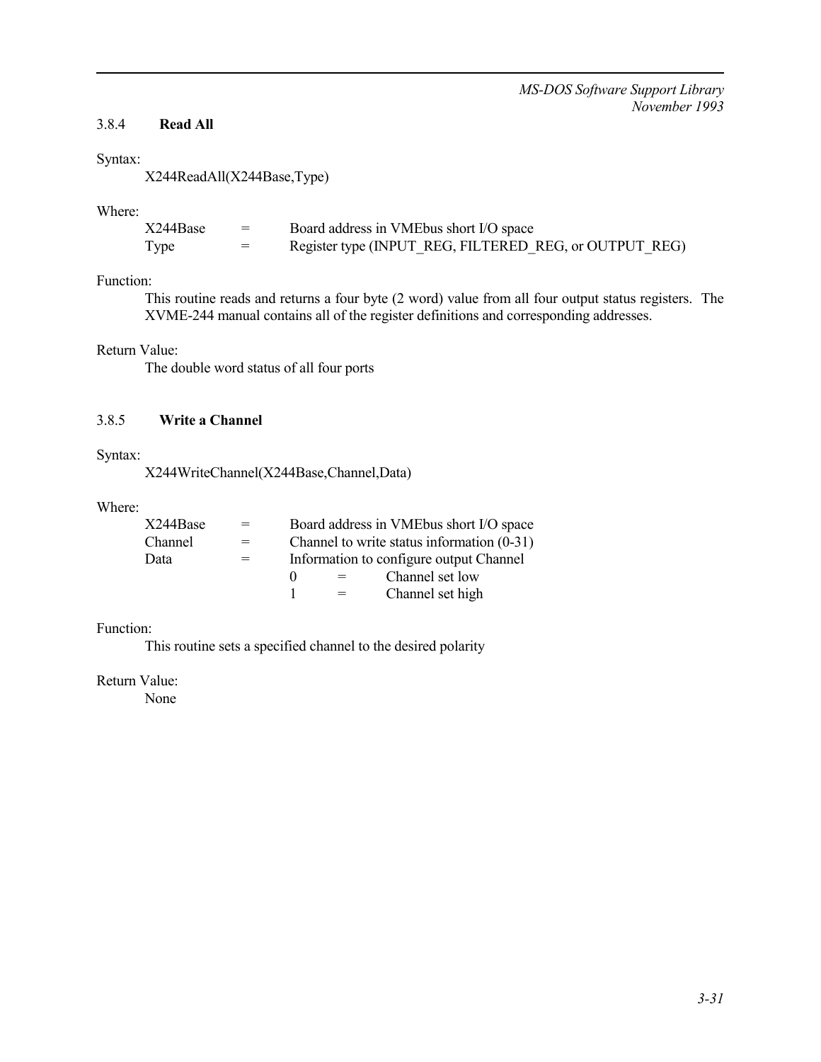### 3.8.4 **Read All**

Syntax:

```
X244ReadAll(X244Base,Type)
```

Where:

| | | |
|---|---|---|
| X244Base | = | Board address in VMEbus short I/O space |
| Type | = | Register type (INPUT_REG, FILTERED_REG, or OUTPUT_REG) |

Function:

This routine reads and returns a four byte (2 word) value from all four output status registers. The XVME-244 manual contains all of the register definitions and corresponding addresses.

Return Value:

The double word status of all four ports

### 3.8.5 **Write a Channel**

Syntax:

```
X244WriteChannel(X244Base,Channel,Data)
```

Where:

| | | | | |
|---|---|---|---|---|
| X244Base | = | Board address in VMEbus short I/O space | | |
| Channel | = | Channel to write status information (0-31) | | |
| Data | = | Information to configure output Channel | | |
| | | 0 | = | Channel set low |
| | | 1 | = | Channel set high |

Function:

This routine sets a specified channel to the desired polarity

Return Value:

None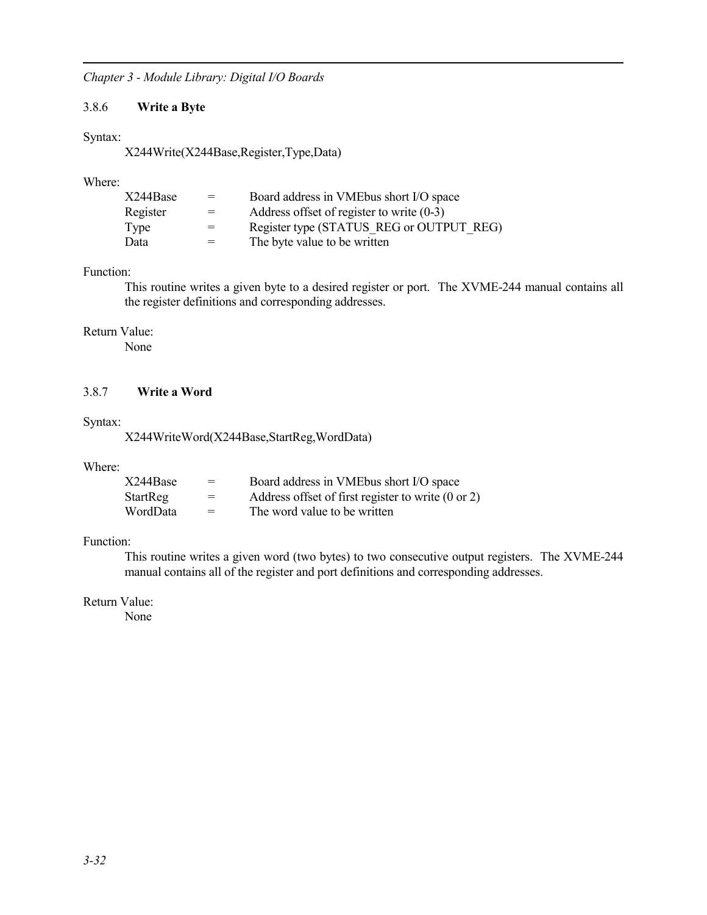### 3.8.6 **Write a Byte**

Syntax:

```
X244Write(X244Base,Register,Type,Data)
```

Where:

| | | |
|---|---|---|
| X244Base | = | Board address in VMEbus short I/O space |
| Register | = | Address offset of register to write (0-3) |
| Type | = | Register type (STATUS_REG or OUTPUT_REG) |
| Data | = | The byte value to be written |

Function:

This routine writes a given byte to a desired register or port. The XVME-244 manual contains all the register definitions and corresponding addresses.

Return Value:

None

### 3.8.7 **Write a Word**

Syntax:

```
X244WriteWord(X244Base,StartReg,WordData)
```

Where:

| | | |
|---|---|---|
| X244Base | = | Board address in VMEbus short I/O space |
| StartReg | = | Address offset of first register to write (0 or 2) |
| WordData | = | The word value to be written |

Function:

This routine writes a given word (two bytes) to two consecutive output registers. The XVME-244 manual contains all of the register and port definitions and corresponding addresses.

Return Value:

None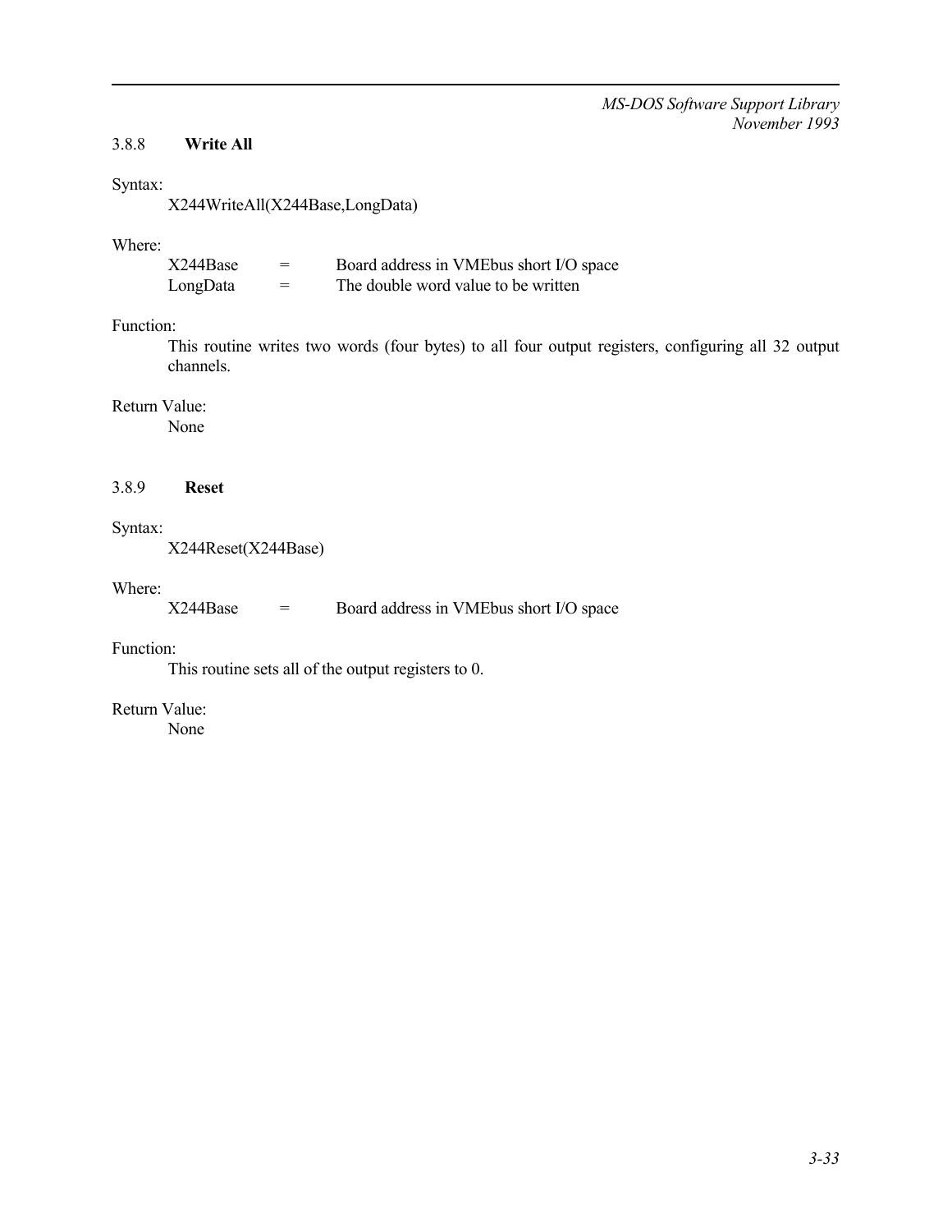### 3.8.8 **Write All**

Syntax:

```
X244WriteAll(X244Base,LongData)
```

Where:

| | | |
|---|---|---|
| X244Base | = | Board address in VMEbus short I/O space |
| LongData | = | The double word value to be written |

Function:

This routine writes two words (four bytes) to all four output registers, configuring all 32 output channels.

Return Value:

None

### 3.8.9 **Reset**

Syntax:

```
X244Reset(X244Base)
```

Where:

| | | |
|---|---|---|
| X244Base | = | Board address in VMEbus short I/O space |

Function:

This routine sets all of the output registers to 0.

Return Value:

None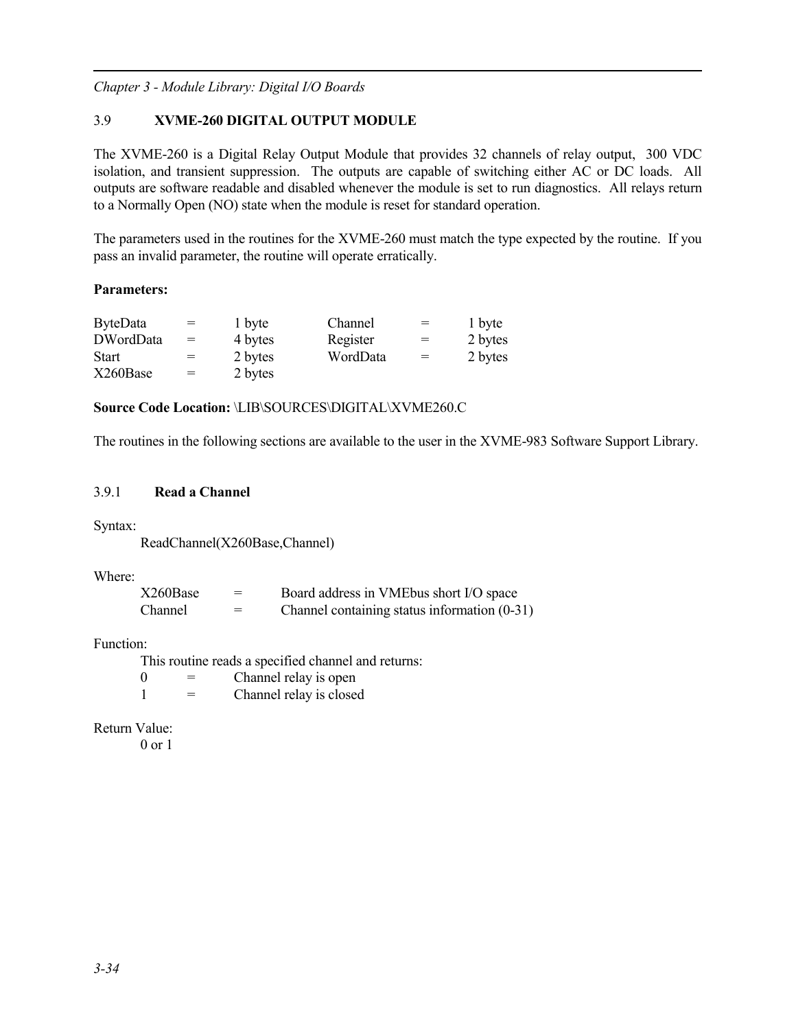## 3.9 XVME-260 DIGITAL OUTPUT MODULE

The XVME-260 is a Digital Relay Output Module that provides 32 channels of relay output, 300 VDC isolation, and transient suppression. The outputs are capable of switching either AC or DC loads. All outputs are software readable and disabled whenever the module is set to run diagnostics. All relays return to a Normally Open (NO) state when the module is reset for standard operation.

The parameters used in the routines for the XVME-260 must match the type expected by the routine. If you pass an invalid parameter, the routine will operate erratically.

**Parameters:**

| | | | | | |
|---|---|---|---|---|---|
| ByteData | = | 1 byte | Channel | = | 1 byte |
| DWordData | = | 4 bytes | Register | = | 2 bytes |
| Start | = | 2 bytes | WordData | = | 2 bytes |
| X260Base | = | 2 bytes | | | |

**Source Code Location:** \LIB\SOURCES\DIGITAL\XVME260.C

The routines in the following sections are available to the user in the XVME-983 Software Support Library.

### 3.9.1 Read a Channel

Syntax:

```
ReadChannel(X260Base,Channel)
```

Where:

| | | |
|---|---|---|
| X260Base | = | Board address in VMEbus short I/O space |
| Channel | = | Channel containing status information (0-31) |

Function:

This routine reads a specified channel and returns:

| | | |
|---|---|---|
| 0 | = | Channel relay is open |
| 1 | = | Channel relay is closed |

Return Value:

0 or 1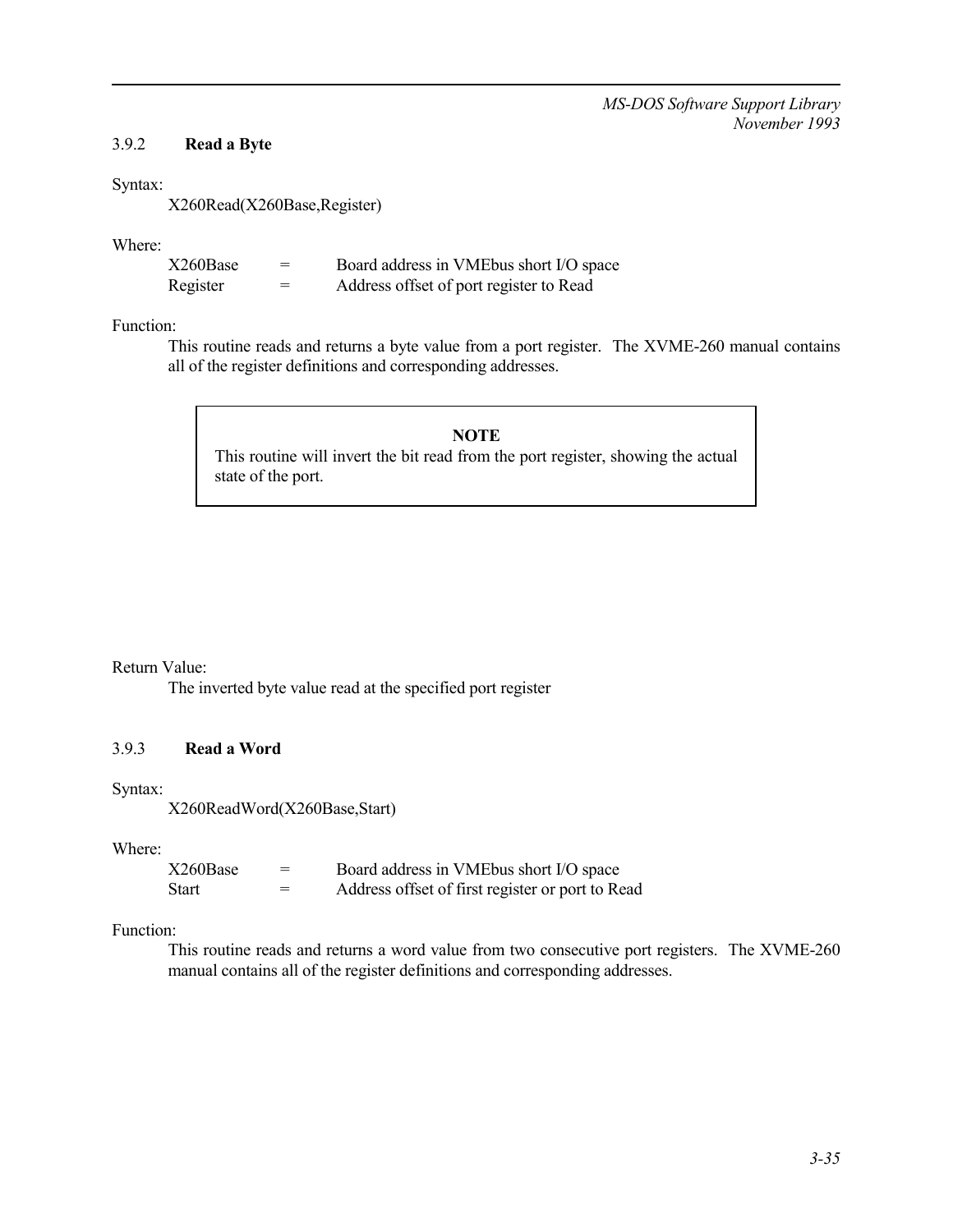### 3.9.2 Read a Byte

Syntax:

```
X260Read(X260Base,Register)
```

Where:

| | | |
|---|---|---|
| X260Base | = | Board address in VMEbus short I/O space |
| Register | = | Address offset of port register to Read |

Function:

This routine reads and returns a byte value from a port register. The XVME-260 manual contains all of the register definitions and corresponding addresses.

> **NOTE**
>
> This routine will invert the bit read from the port register, showing the actual state of the port.

Return Value:

The inverted byte value read at the specified port register

### 3.9.3 Read a Word

Syntax:

```
X260ReadWord(X260Base,Start)
```

Where:

| | | |
|---|---|---|
| X260Base | = | Board address in VMEbus short I/O space |
| Start | = | Address offset of first register or port to Read |

Function:

This routine reads and returns a word value from two consecutive port registers. The XVME-260 manual contains all of the register definitions and corresponding addresses.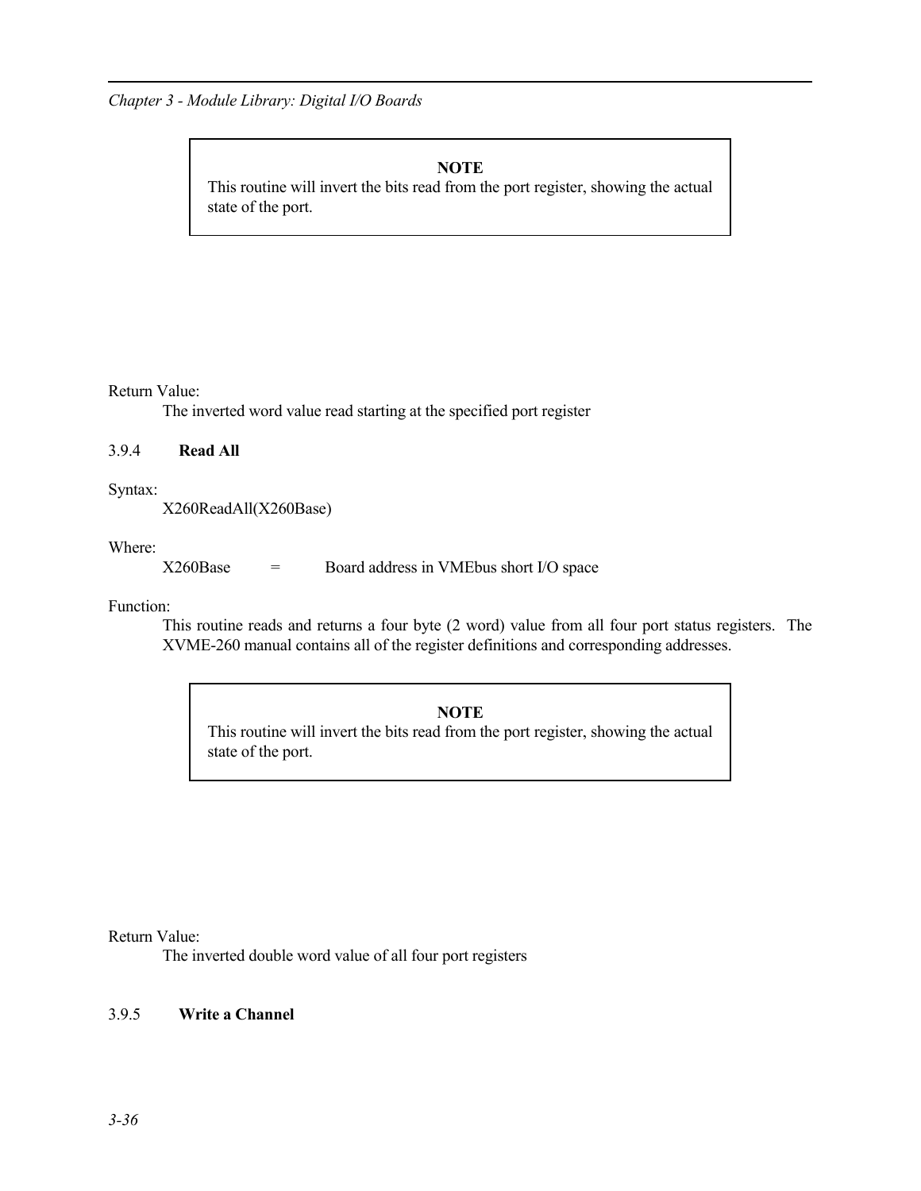> **NOTE**
> This routine will invert the bits read from the port register, showing the actual state of the port.

Return Value:
The inverted word value read starting at the specified port register

### 3.9.4 **Read All**

Syntax:
X260ReadAll(X260Base)

Where:
X260Base = Board address in VMEbus short I/O space

Function:
This routine reads and returns a four byte (2 word) value from all four port status registers. The XVME-260 manual contains all of the register definitions and corresponding addresses.

> **NOTE**
> This routine will invert the bits read from the port register, showing the actual state of the port.

Return Value:
The inverted double word value of all four port registers

### 3.9.5 **Write a Channel**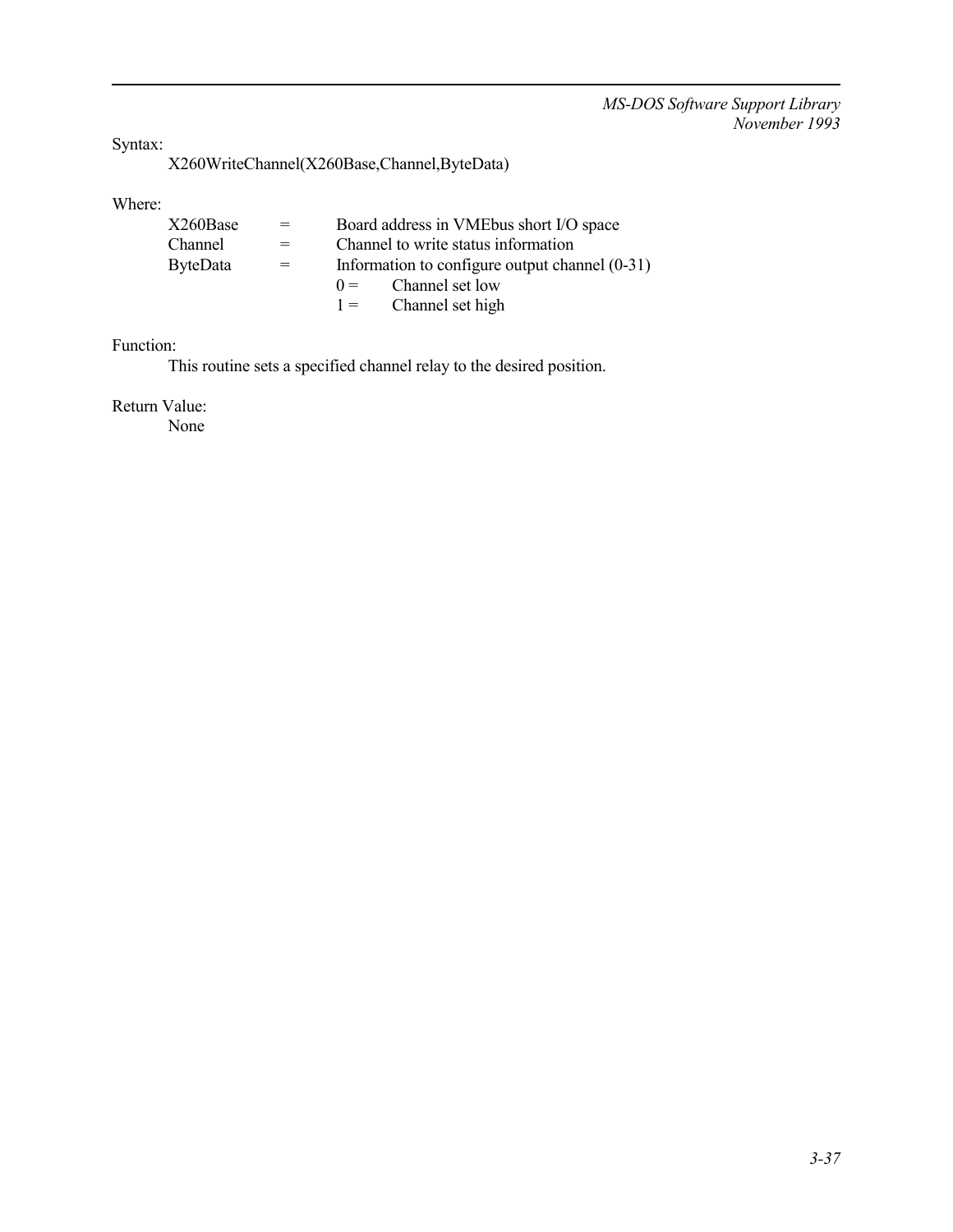Syntax:

```
X260WriteChannel(X260Base,Channel,ByteData)
```

Where:

| | | |
|---|---|---|
| X260Base | = | Board address in VMEbus short I/O space |
| Channel | = | Channel to write status information |
| ByteData | = | Information to configure output channel (0-31) |
| | | 0 = Channel set low |
| | | 1 = Channel set high |

Function:

This routine sets a specified channel relay to the desired position.

Return Value:

None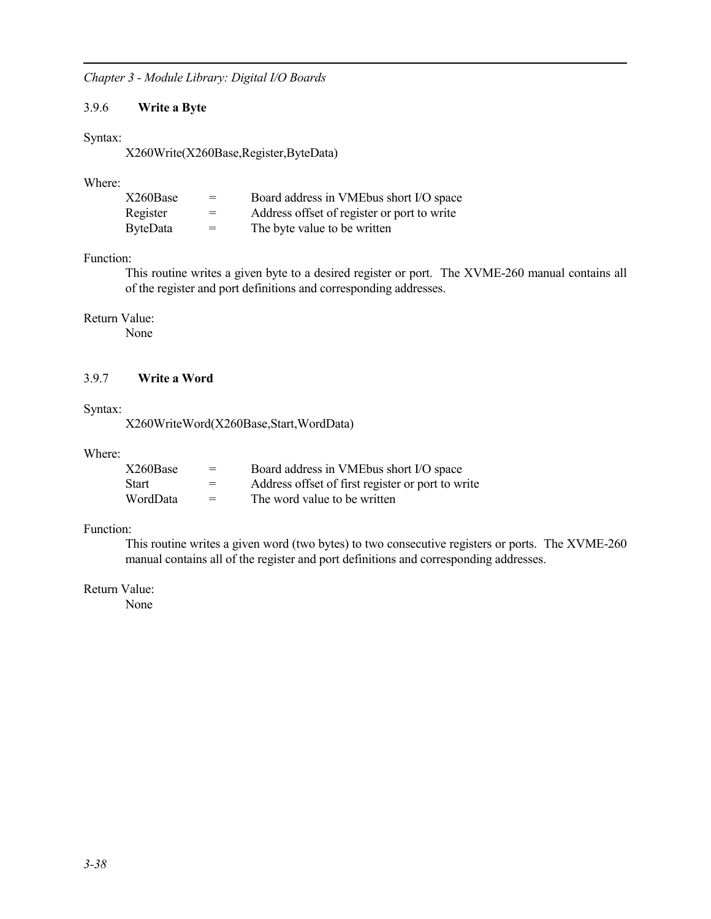### 3.9.6 **Write a Byte**

Syntax:

```
X260Write(X260Base,Register,ByteData)
```

Where:

| | | |
|---|---|---|
| X260Base | = | Board address in VMEbus short I/O space |
| Register | = | Address offset of register or port to write |
| ByteData | = | The byte value to be written |

Function:

This routine writes a given byte to a desired register or port. The XVME-260 manual contains all of the register and port definitions and corresponding addresses.

Return Value:

None

### 3.9.7 **Write a Word**

Syntax:

```
X260WriteWord(X260Base,Start,WordData)
```

Where:

| | | |
|---|---|---|
| X260Base | = | Board address in VMEbus short I/O space |
| Start | = | Address offset of first register or port to write |
| WordData | = | The word value to be written |

Function:

This routine writes a given word (two bytes) to two consecutive registers or ports. The XVME-260 manual contains all of the register and port definitions and corresponding addresses.

Return Value:

None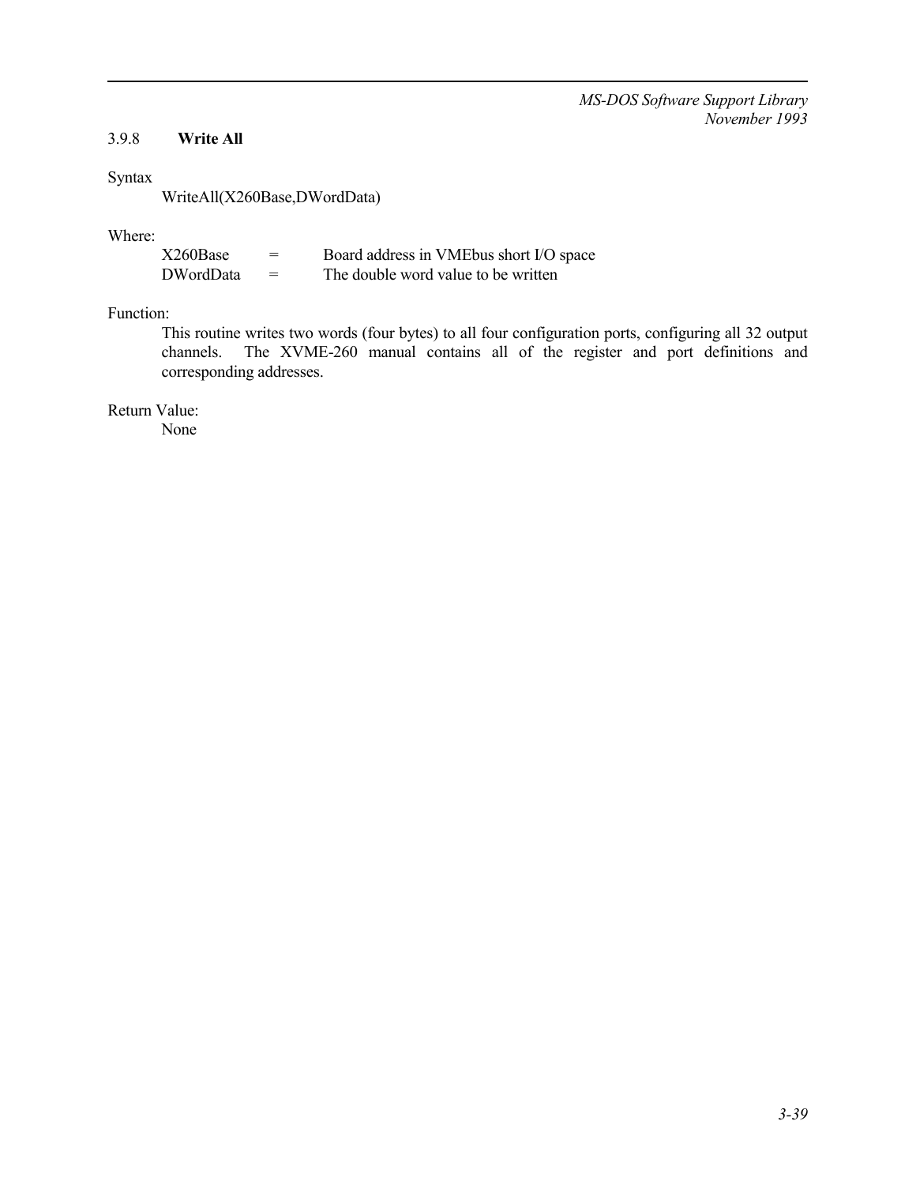### 3.9.8 **Write All**

Syntax

WriteAll(X260Base,DWordData)

Where:

| | | |
|---|---|---|
| X260Base | = | Board address in VMEbus short I/O space |
| DWordData | = | The double word value to be written |

Function:

This routine writes two words (four bytes) to all four configuration ports, configuring all 32 output channels. The XVME-260 manual contains all of the register and port definitions and corresponding addresses.

Return Value:

None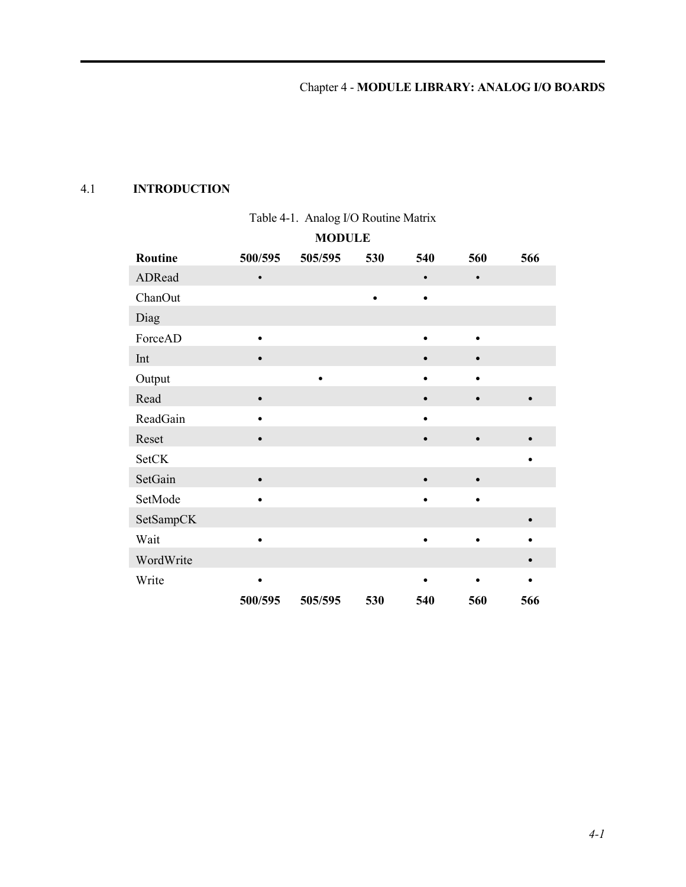## 4.1 INTRODUCTION

Table 4-1. Analog I/O Routine Matrix

| | MODULE | | | | | |
|---|---|---|---|---|---|---|
| **Routine** | **500/595** | **505/595** | **530** | **540** | **560** | **566** |
| ADRead | • | | | • | • | |
| ChanOut | | | • | • | | |
| Diag | | | | | | |
| ForceAD | • | | | • | • | |
| Int | • | | | • | • | |
| Output | | • | | • | • | |
| Read | • | | | • | • | • |
| ReadGain | • | | | • | | |
| Reset | • | | | • | • | • |
| SetCK | | | | | | • |
| SetGain | • | | | • | • | |
| SetMode | • | | | • | • | |
| SetSampCK | | | | | | • |
| Wait | • | | | • | • | • |
| WordWrite | | | | | | • |
| Write | • | | | • | • | • |
| | **500/595** | **505/595** | **530** | **540** | **560** | **566** |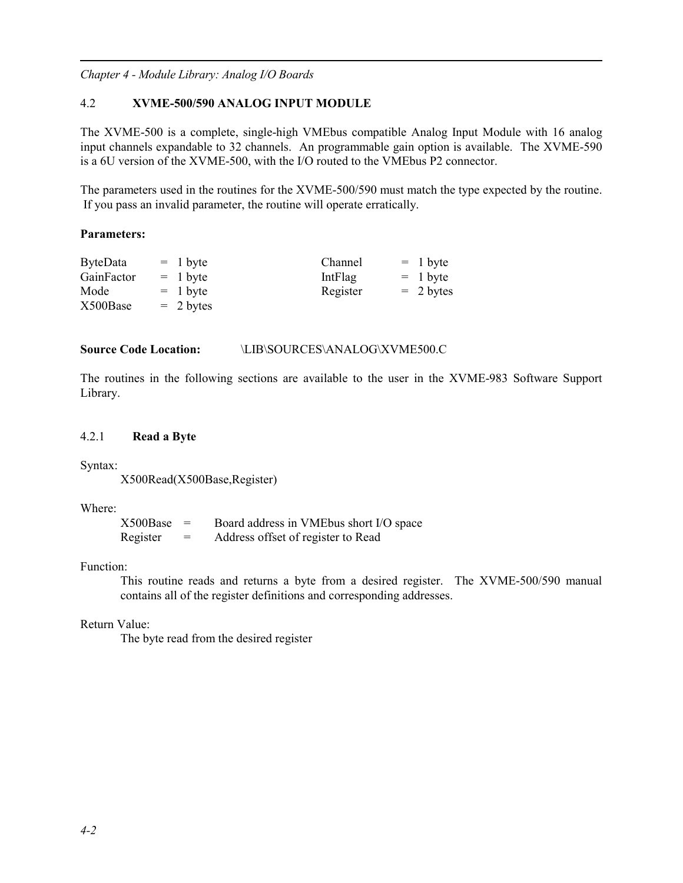## 4.2 XVME-500/590 ANALOG INPUT MODULE

The XVME-500 is a complete, single-high VMEbus compatible Analog Input Module with 16 analog input channels expandable to 32 channels. An programmable gain option is available. The XVME-590 is a 6U version of the XVME-500, with the I/O routed to the VMEbus P2 connector.

The parameters used in the routines for the XVME-500/590 must match the type expected by the routine. If you pass an invalid parameter, the routine will operate erratically.

**Parameters:**

| | | | |
|---|---|---|---|
| ByteData | = 1 byte | Channel | = 1 byte |
| GainFactor | = 1 byte | IntFlag | = 1 byte |
| Mode | = 1 byte | Register | = 2 bytes |
| X500Base | = 2 bytes | | |

**Source Code Location:** \LIB\SOURCES\ANALOG\XVME500.C

The routines in the following sections are available to the user in the XVME-983 Software Support Library.

### 4.2.1 Read a Byte

Syntax:

```
X500Read(X500Base,Register)
```

Where:

X500Base = Board address in VMEbus short I/O space
Register = Address offset of register to Read

Function:

This routine reads and returns a byte from a desired register. The XVME-500/590 manual contains all of the register definitions and corresponding addresses.

Return Value:

The byte read from the desired register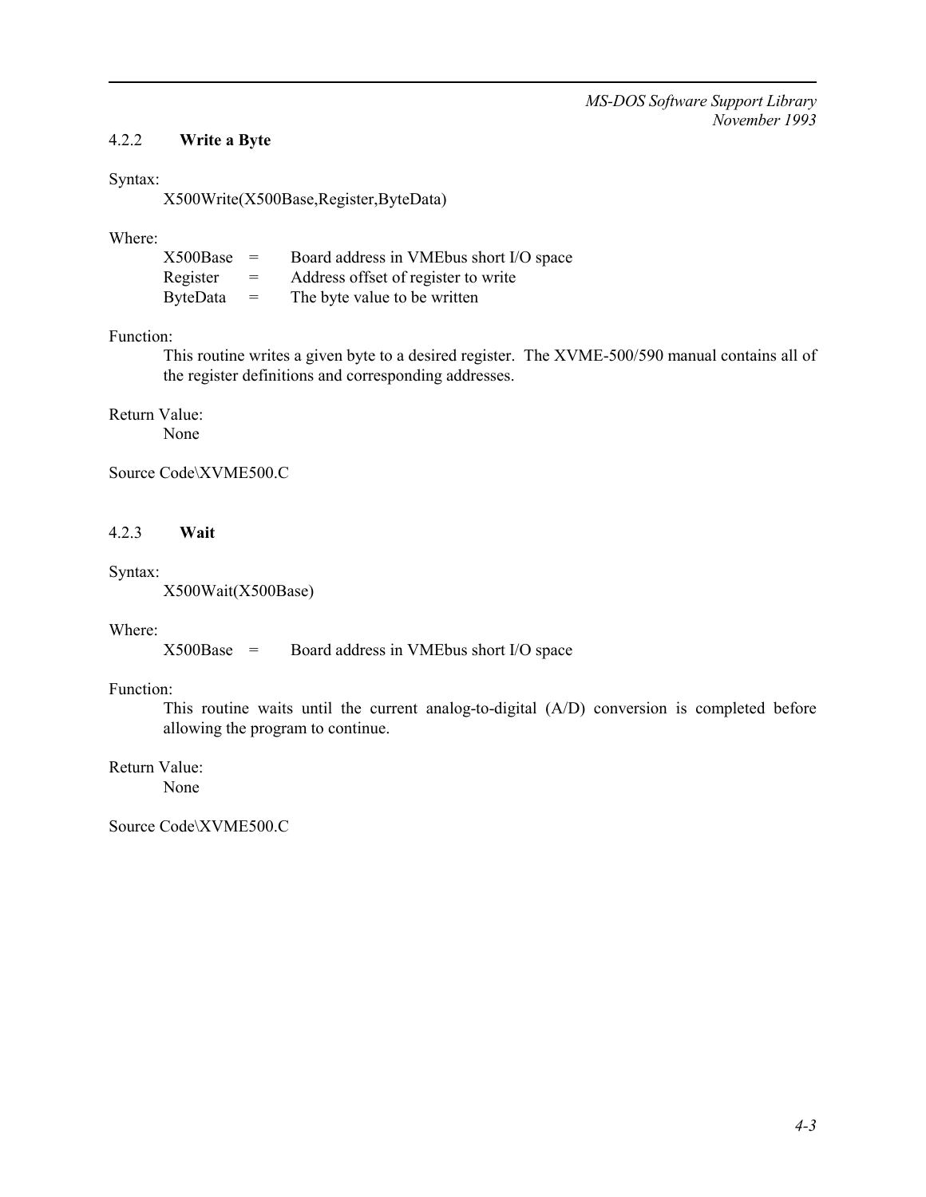### 4.2.2 **Write a Byte**

Syntax:

X500Write(X500Base,Register,ByteData)

Where:

| | | |
|---|---|---|
| X500Base | = | Board address in VMEbus short I/O space |
| Register | = | Address offset of register to write |
| ByteData | = | The byte value to be written |

Function:

This routine writes a given byte to a desired register. The XVME-500/590 manual contains all of the register definitions and corresponding addresses.

Return Value:

None

Source Code\XVME500.C

### 4.2.3 **Wait**

Syntax:

X500Wait(X500Base)

Where:

| | | |
|---|---|---|
| X500Base | = | Board address in VMEbus short I/O space |

Function:

This routine waits until the current analog-to-digital (A/D) conversion is completed before allowing the program to continue.

Return Value:

None

Source Code\XVME500.C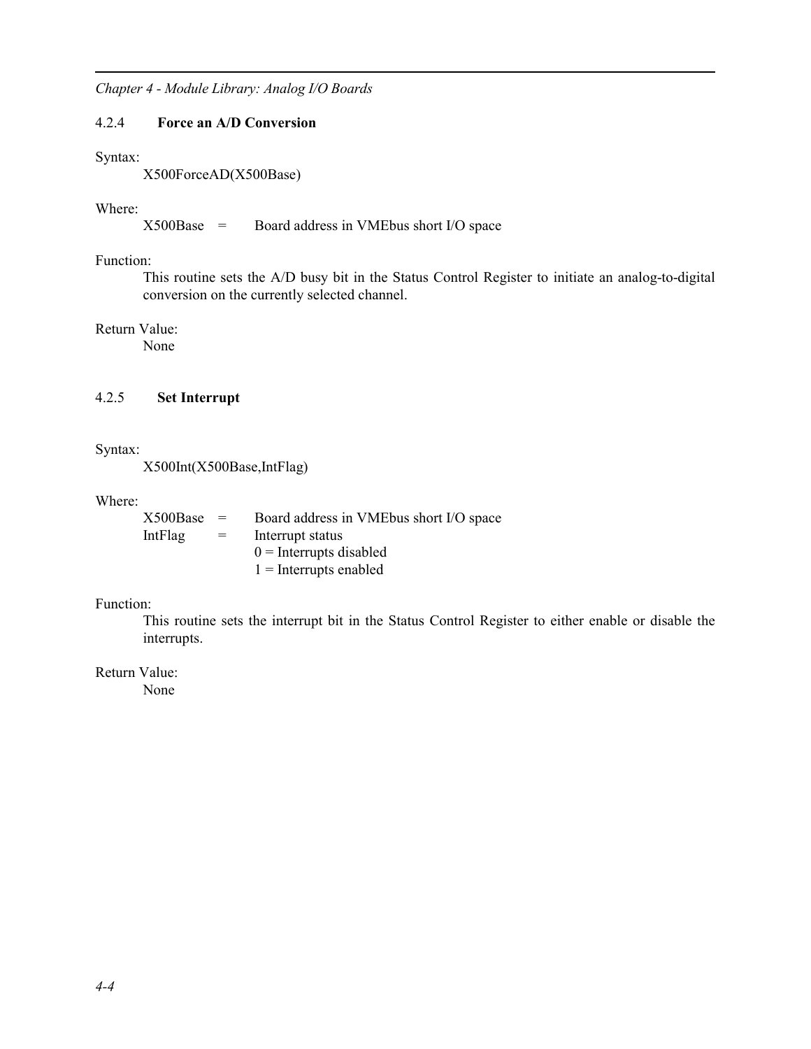### 4.2.4 Force an A/D Conversion

Syntax:

X500ForceAD(X500Base)

Where:

X500Base = Board address in VMEbus short I/O space

Function:

This routine sets the A/D busy bit in the Status Control Register to initiate an analog-to-digital conversion on the currently selected channel.

Return Value:

None

### 4.2.5 Set Interrupt

Syntax:

X500Int(X500Base,IntFlag)

Where:

X500Base = Board address in VMEbus short I/O space

IntFlag = Interrupt status
0 = Interrupts disabled
1 = Interrupts enabled

Function:

This routine sets the interrupt bit in the Status Control Register to either enable or disable the interrupts.

Return Value:

None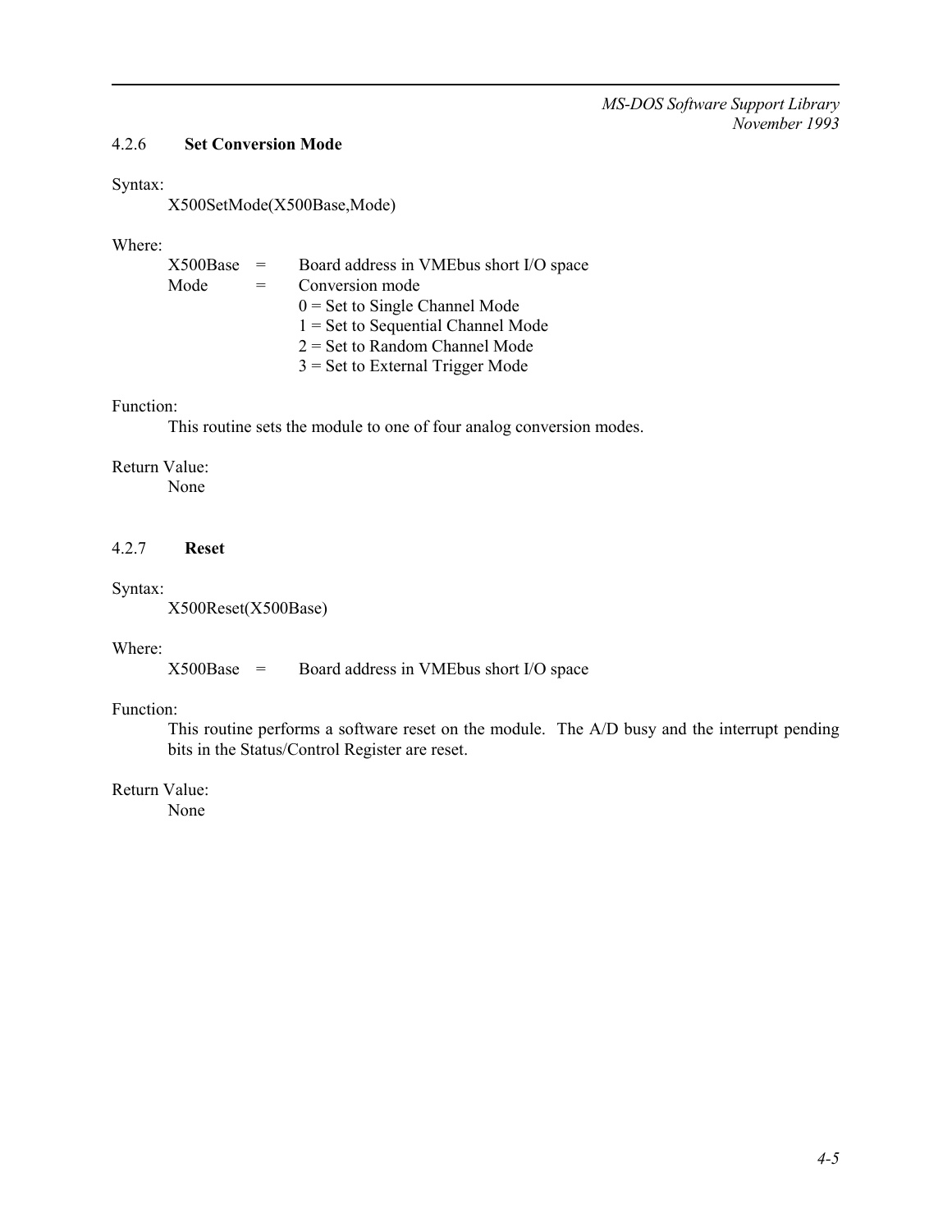### 4.2.6 **Set Conversion Mode**

Syntax:

X500SetMode(X500Base,Mode)

Where:

| | | |
|---|---|---|
| X500Base | = | Board address in VMEbus short I/O space |
| Mode | = | Conversion mode |
| | | 0 = Set to Single Channel Mode |
| | | 1 = Set to Sequential Channel Mode |
| | | 2 = Set to Random Channel Mode |
| | | 3 = Set to External Trigger Mode |

Function:

This routine sets the module to one of four analog conversion modes.

Return Value:

None

### 4.2.7 **Reset**

Syntax:

X500Reset(X500Base)

Where:

X500Base = Board address in VMEbus short I/O space

Function:

This routine performs a software reset on the module. The A/D busy and the interrupt pending bits in the Status/Control Register are reset.

Return Value:

None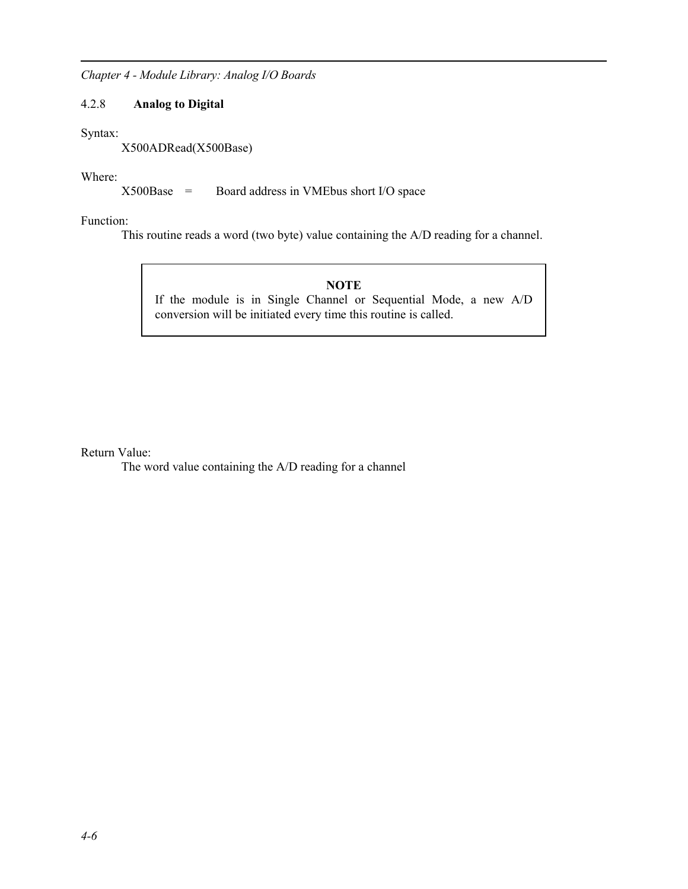### 4.2.8 Analog to Digital

Syntax:

```
X500ADRead(X500Base)
```

Where:

X500Base = Board address in VMEbus short I/O space

Function:

This routine reads a word (two byte) value containing the A/D reading for a channel.

> **NOTE**
>
> If the module is in Single Channel or Sequential Mode, a new A/D conversion will be initiated every time this routine is called.

Return Value:

The word value containing the A/D reading for a channel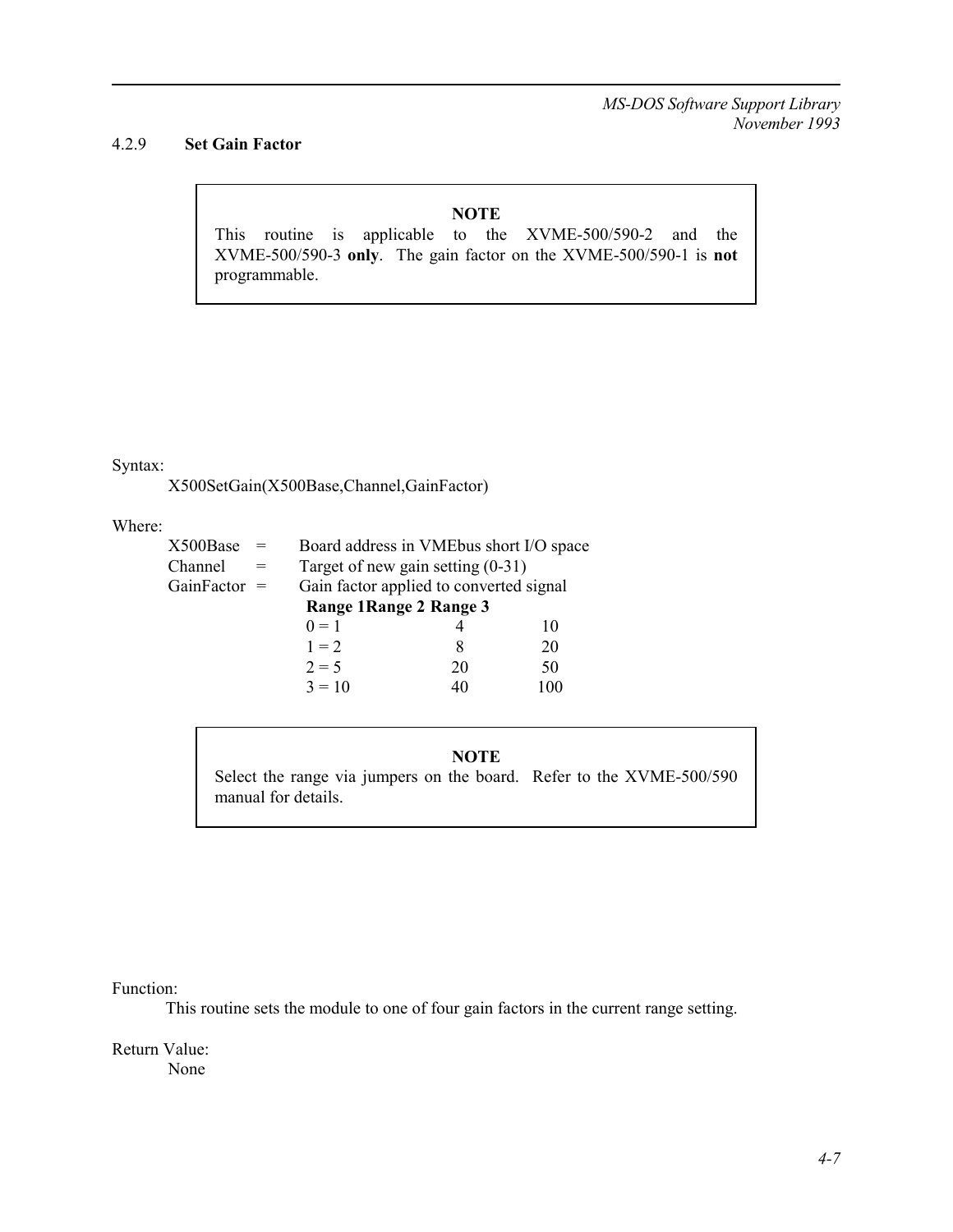### 4.2.9 Set Gain Factor

> **NOTE**
> This routine is applicable to the XVME-500/590-2 and the XVME-500/590-3 **only**. The gain factor on the XVME-500/590-1 is **not** programmable.

Syntax:

```
X500SetGain(X500Base,Channel,GainFactor)
```

Where:

X500Base = Board address in VMEbus short I/O space

Channel = Target of new gain setting (0-31)

GainFactor = Gain factor applied to converted signal

| **Range 1** | **Range 2** | **Range 3** |
|---|---|---|
| 0 = 1 | 4 | 10 |
| 1 = 2 | 8 | 20 |
| 2 = 5 | 20 | 50 |
| 3 = 10 | 40 | 100 |

> **NOTE**
> Select the range via jumpers on the board. Refer to the XVME-500/590 manual for details.

Function:

This routine sets the module to one of four gain factors in the current range setting.

Return Value:

None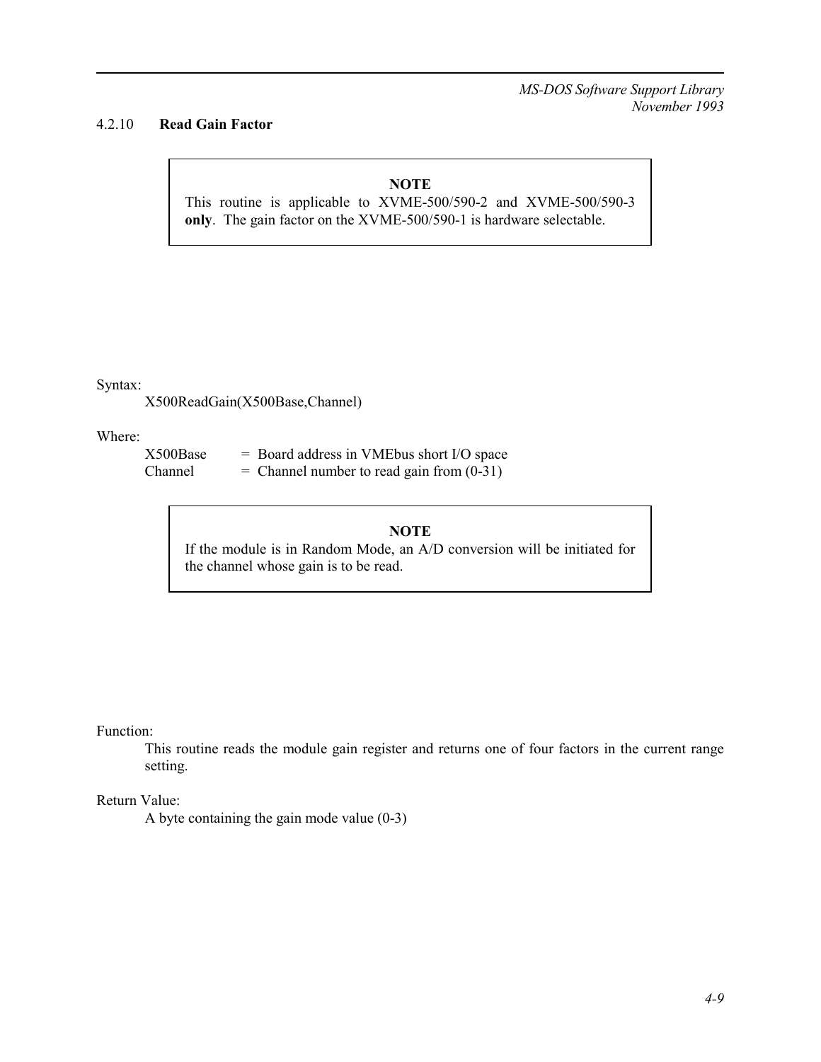### 4.2.10 **Read Gain Factor**

> **NOTE**
>
> This routine is applicable to XVME-500/590-2 and XVME-500/590-3 **only**. The gain factor on the XVME-500/590-1 is hardware selectable.

Syntax:

X500ReadGain(X500Base,Channel)

Where:

X500Base = Board address in VMEbus short I/O space
Channel = Channel number to read gain from (0-31)

> **NOTE**
>
> If the module is in Random Mode, an A/D conversion will be initiated for the channel whose gain is to be read.

Function:

This routine reads the module gain register and returns one of four factors in the current range setting.

Return Value:

A byte containing the gain mode value (0-3)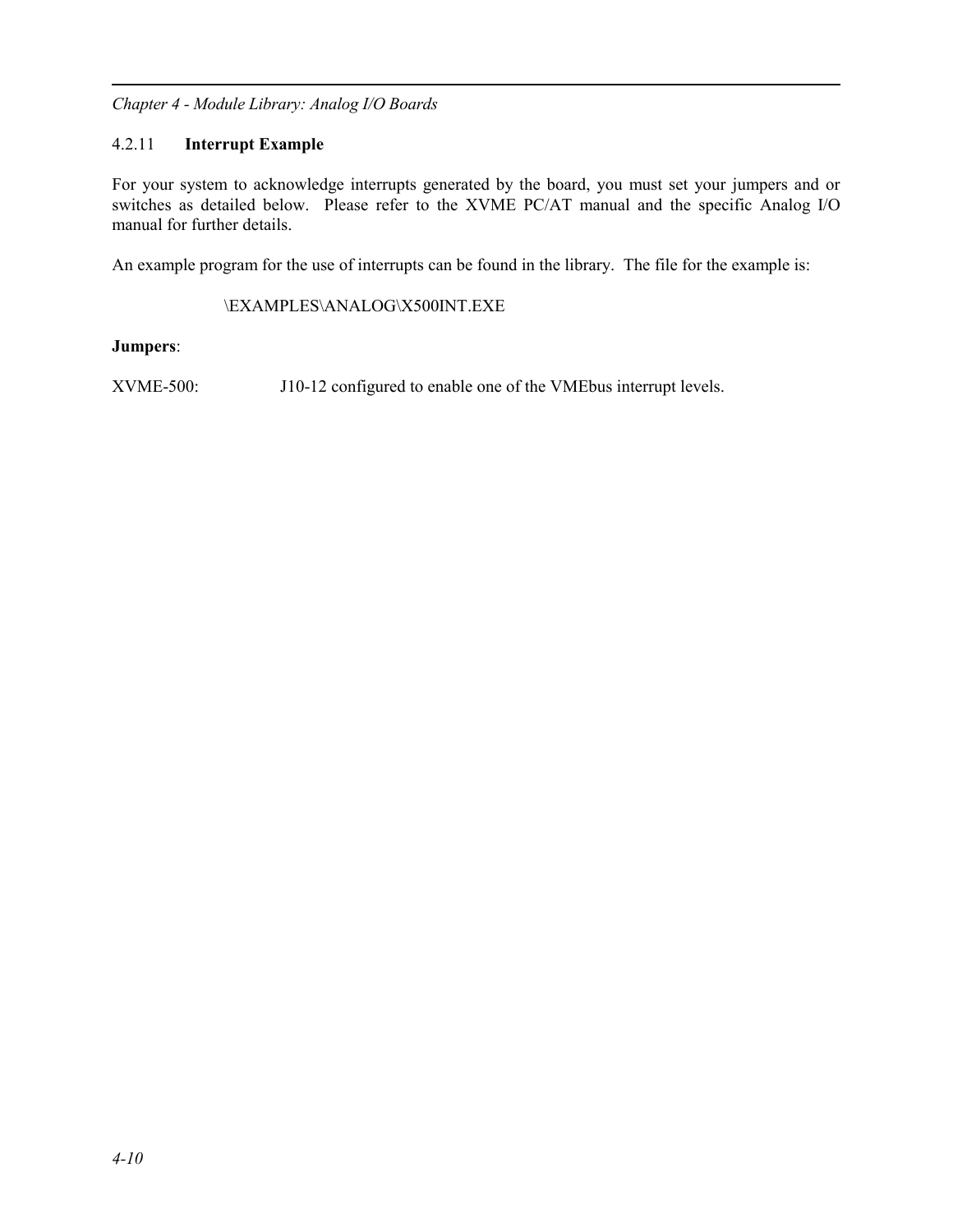### 4.2.11 Interrupt Example

For your system to acknowledge interrupts generated by the board, you must set your jumpers and or switches as detailed below. Please refer to the XVME PC/AT manual and the specific Analog I/O manual for further details.

An example program for the use of interrupts can be found in the library. The file for the example is:

\EXAMPLES\ANALOG\X500INT.EXE

**Jumpers**:

XVME-500: J10-12 configured to enable one of the VMEbus interrupt levels.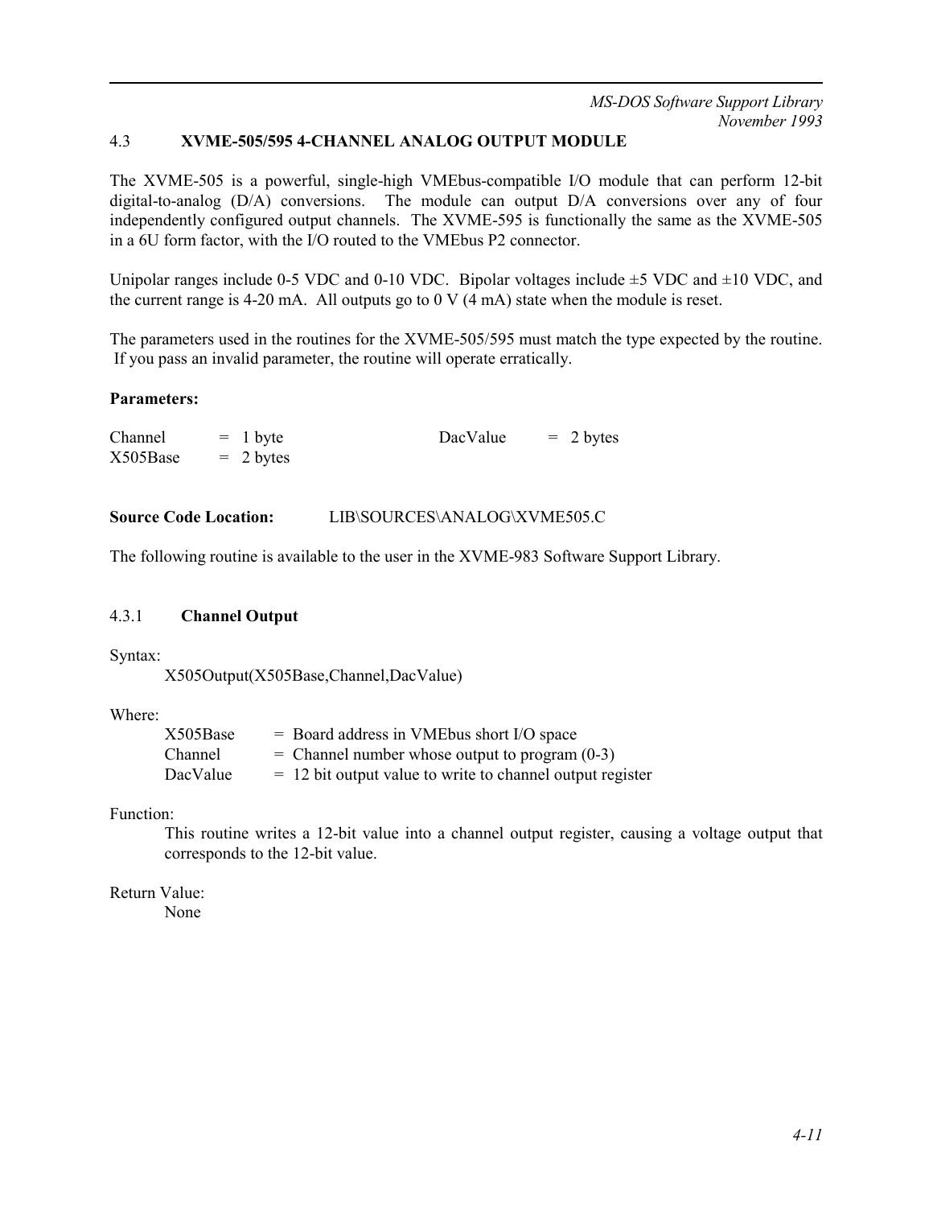## 4.3 XVME-505/595 4-CHANNEL ANALOG OUTPUT MODULE

The XVME-505 is a powerful, single-high VMEbus-compatible I/O module that can perform 12-bit digital-to-analog (D/A) conversions. The module can output D/A conversions over any of four independently configured output channels. The XVME-595 is functionally the same as the XVME-505 in a 6U form factor, with the I/O routed to the VMEbus P2 connector.

Unipolar ranges include 0-5 VDC and 0-10 VDC. Bipolar voltages include ±5 VDC and ±10 VDC, and the current range is 4-20 mA. All outputs go to 0 V (4 mA) state when the module is reset.

The parameters used in the routines for the XVME-505/595 must match the type expected by the routine. If you pass an invalid parameter, the routine will operate erratically.

**Parameters:**

| | | | |
|---|---|---|---|
| Channel | = 1 byte | DacValue | = 2 bytes |
| X505Base | = 2 bytes | | |

**Source Code Location:** LIB\SOURCES\ANALOG\XVME505.C

The following routine is available to the user in the XVME-983 Software Support Library.

### 4.3.1 Channel Output

Syntax:

```
X505Output(X505Base,Channel,DacValue)
```

Where:

| | |
|---|---|
| X505Base | = Board address in VMEbus short I/O space |
| Channel | = Channel number whose output to program (0-3) |
| DacValue | = 12 bit output value to write to channel output register |

Function:

This routine writes a 12-bit value into a channel output register, causing a voltage output that corresponds to the 12-bit value.

Return Value:

None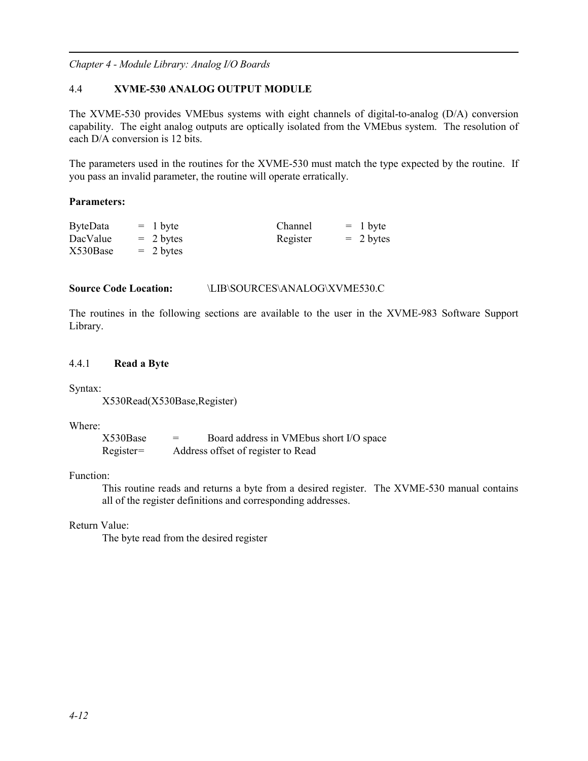## 4.4 XVME-530 ANALOG OUTPUT MODULE

The XVME-530 provides VMEbus systems with eight channels of digital-to-analog (D/A) conversion capability. The eight analog outputs are optically isolated from the VMEbus system. The resolution of each D/A conversion is 12 bits.

The parameters used in the routines for the XVME-530 must match the type expected by the routine. If you pass an invalid parameter, the routine will operate erratically.

**Parameters:**

| | | | |
|---|---|---|---|
| ByteData | = 1 byte | Channel | = 1 byte |
| DacValue | = 2 bytes | Register | = 2 bytes |
| X530Base | = 2 bytes | | |

**Source Code Location:** \LIB\SOURCES\ANALOG\XVME530.C

The routines in the following sections are available to the user in the XVME-983 Software Support Library.

### 4.4.1 Read a Byte

Syntax:

```
X530Read(X530Base,Register)
```

Where:

X530Base = Board address in VMEbus short I/O space
Register= Address offset of register to Read

Function:

This routine reads and returns a byte from a desired register. The XVME-530 manual contains all of the register definitions and corresponding addresses.

Return Value:

The byte read from the desired register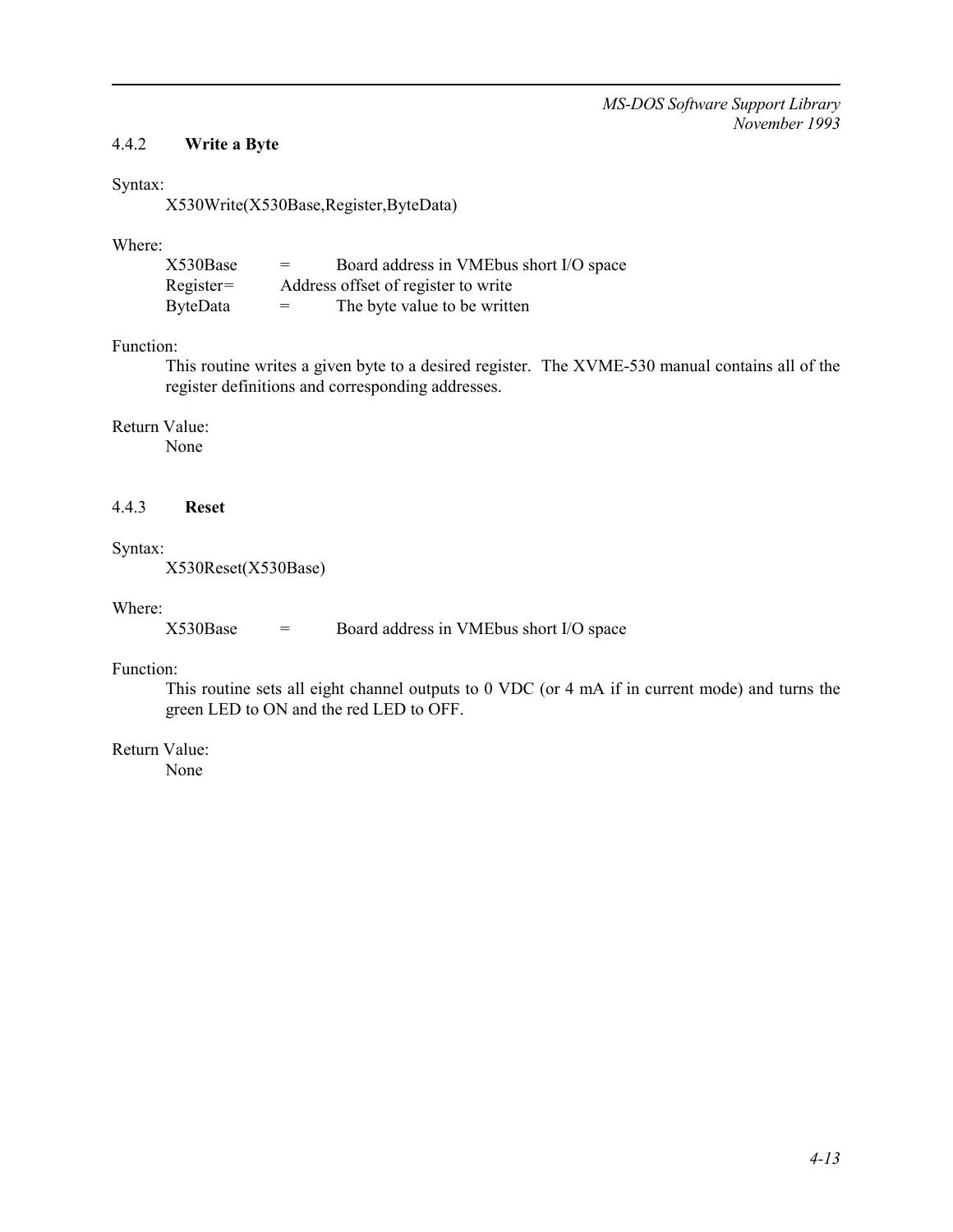### 4.4.2 **Write a Byte**

Syntax:

X530Write(X530Base,Register,ByteData)

Where:

| | | |
|---|---|---|
| X530Base | = | Board address in VMEbus short I/O space |
| Register= | | Address offset of register to write |
| ByteData | = | The byte value to be written |

Function:

This routine writes a given byte to a desired register. The XVME-530 manual contains all of the register definitions and corresponding addresses.

Return Value:

None

### 4.4.3 **Reset**

Syntax:

X530Reset(X530Base)

Where:

| | | |
|---|---|---|
| X530Base | = | Board address in VMEbus short I/O space |

Function:

This routine sets all eight channel outputs to 0 VDC (or 4 mA if in current mode) and turns the green LED to ON and the red LED to OFF.

Return Value:

None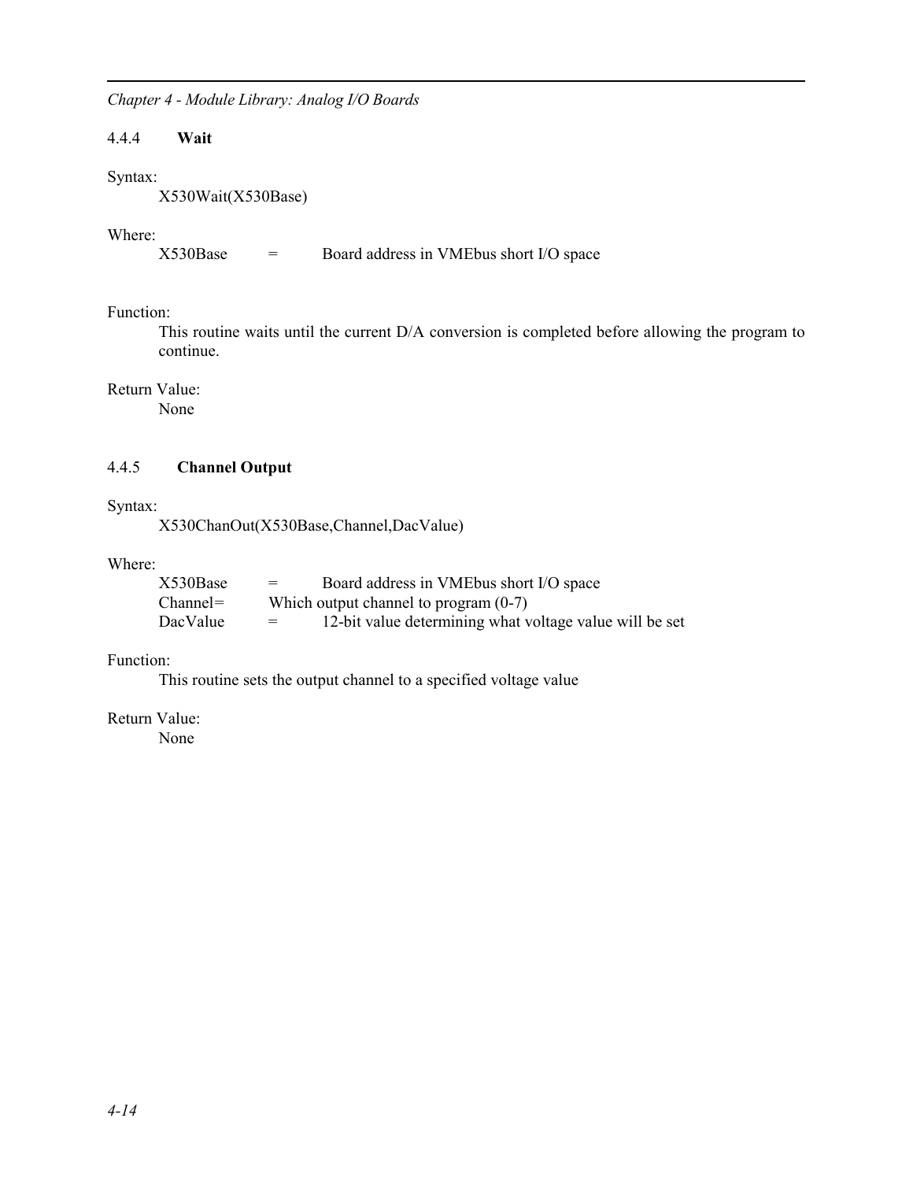### 4.4.4 **Wait**

Syntax:

```
X530Wait(X530Base)
```

Where:

X530Base = Board address in VMEbus short I/O space

Function:

This routine waits until the current D/A conversion is completed before allowing the program to continue.

Return Value:

None

### 4.4.5 **Channel Output**

Syntax:

```
X530ChanOut(X530Base,Channel,DacValue)
```

Where:

X530Base = Board address in VMEbus short I/O space
Channel= Which output channel to program (0-7)
DacValue = 12-bit value determining what voltage value will be set

Function:

This routine sets the output channel to a specified voltage value

Return Value:

None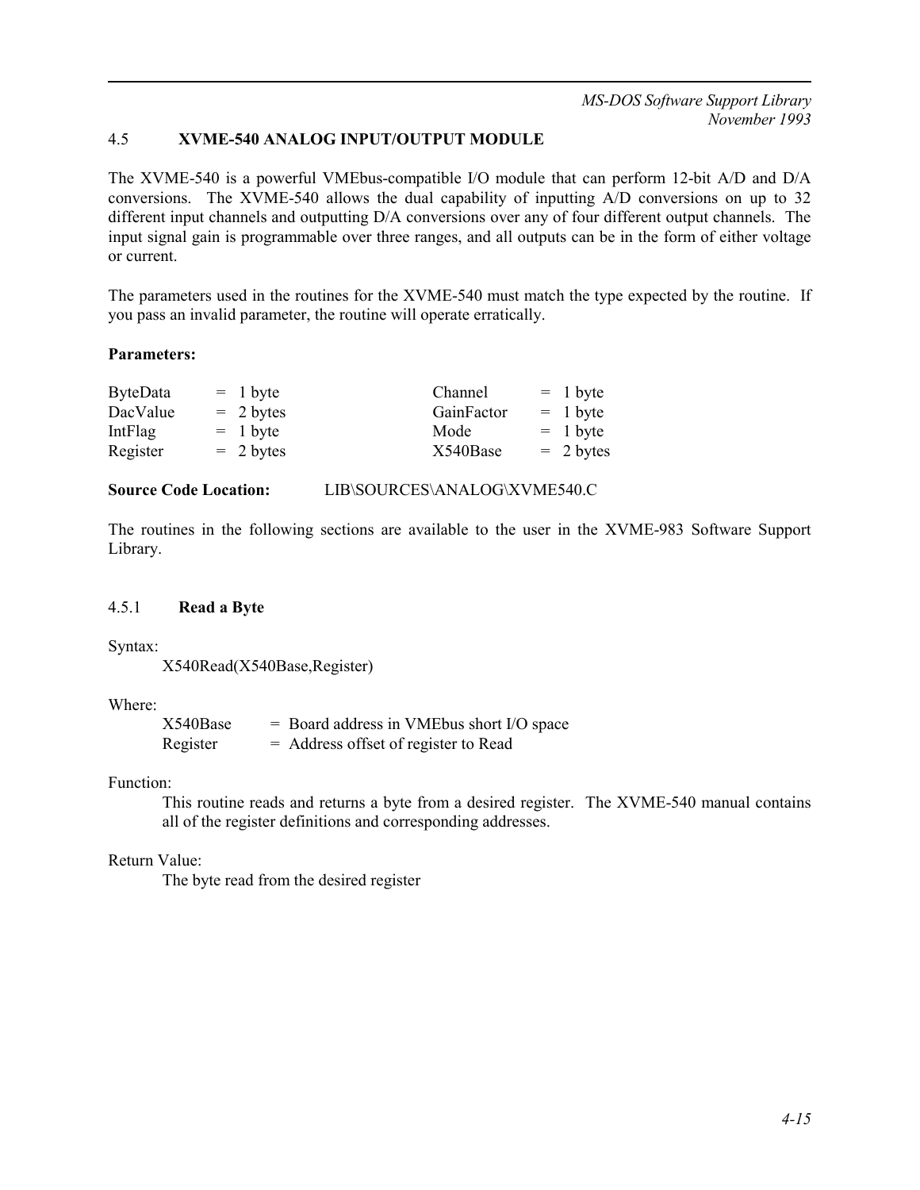## 4.5 XVME-540 ANALOG INPUT/OUTPUT MODULE

The XVME-540 is a powerful VMEbus-compatible I/O module that can perform 12-bit A/D and D/A conversions. The XVME-540 allows the dual capability of inputting A/D conversions on up to 32 different input channels and outputting D/A conversions over any of four different output channels. The input signal gain is programmable over three ranges, and all outputs can be in the form of either voltage or current.

The parameters used in the routines for the XVME-540 must match the type expected by the routine. If you pass an invalid parameter, the routine will operate erratically.

**Parameters:**

| | | | |
|---|---|---|---|
| ByteData | = 1 byte | Channel | = 1 byte |
| DacValue | = 2 bytes | GainFactor | = 1 byte |
| IntFlag | = 1 byte | Mode | = 1 byte |
| Register | = 2 bytes | X540Base | = 2 bytes |

**Source Code Location:** LIB\SOURCES\ANALOG\XVME540.C

The routines in the following sections are available to the user in the XVME-983 Software Support Library.

### 4.5.1 Read a Byte

Syntax:

```
X540Read(X540Base,Register)
```

Where:

| | |
|---|---|
| X540Base | = Board address in VMEbus short I/O space |
| Register | = Address offset of register to Read |

Function:

This routine reads and returns a byte from a desired register. The XVME-540 manual contains all of the register definitions and corresponding addresses.

Return Value:

The byte read from the desired register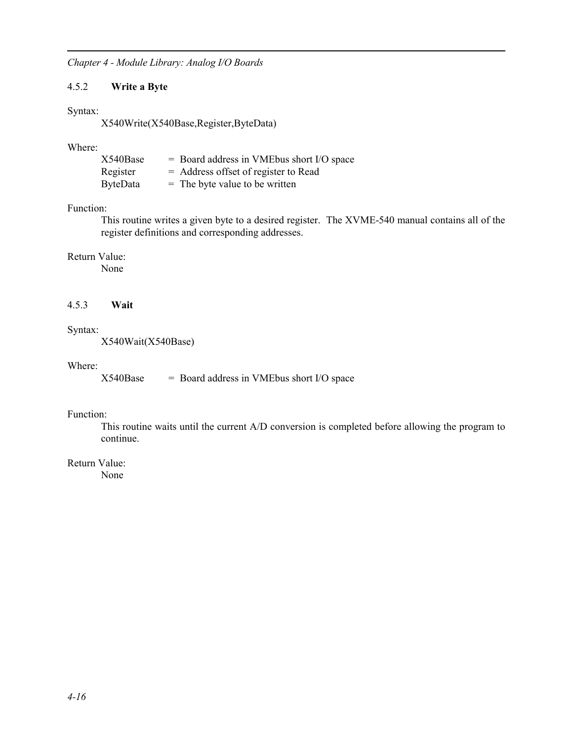### 4.5.2 **Write a Byte**

Syntax:

X540Write(X540Base,Register,ByteData)

Where:

| | | |
|---|---|---|
| X540Base | = | Board address in VMEbus short I/O space |
| Register | = | Address offset of register to Read |
| ByteData | = | The byte value to be written |

Function:

This routine writes a given byte to a desired register. The XVME-540 manual contains all of the register definitions and corresponding addresses.

Return Value:

None

### 4.5.3 **Wait**

Syntax:

X540Wait(X540Base)

Where:

| | | |
|---|---|---|
| X540Base | = | Board address in VMEbus short I/O space |

Function:

This routine waits until the current A/D conversion is completed before allowing the program to continue.

Return Value:

None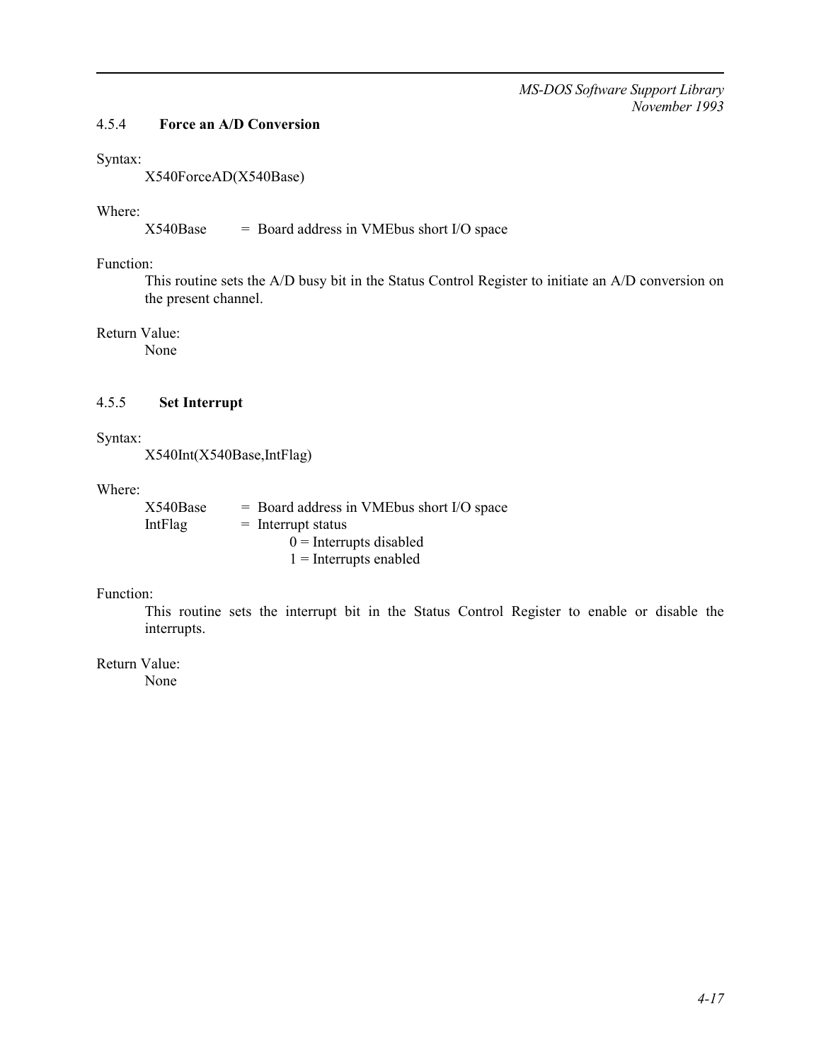### 4.5.4 Force an A/D Conversion

Syntax:

```
X540ForceAD(X540Base)
```

Where:

X540Base = Board address in VMEbus short I/O space

Function:

This routine sets the A/D busy bit in the Status Control Register to initiate an A/D conversion on the present channel.

Return Value:

None

### 4.5.5 Set Interrupt

Syntax:

```
X540Int(X540Base,IntFlag)
```

Where:

X540Base = Board address in VMEbus short I/O space
IntFlag = Interrupt status
0 = Interrupts disabled
1 = Interrupts enabled

Function:

This routine sets the interrupt bit in the Status Control Register to enable or disable the interrupts.

Return Value:

None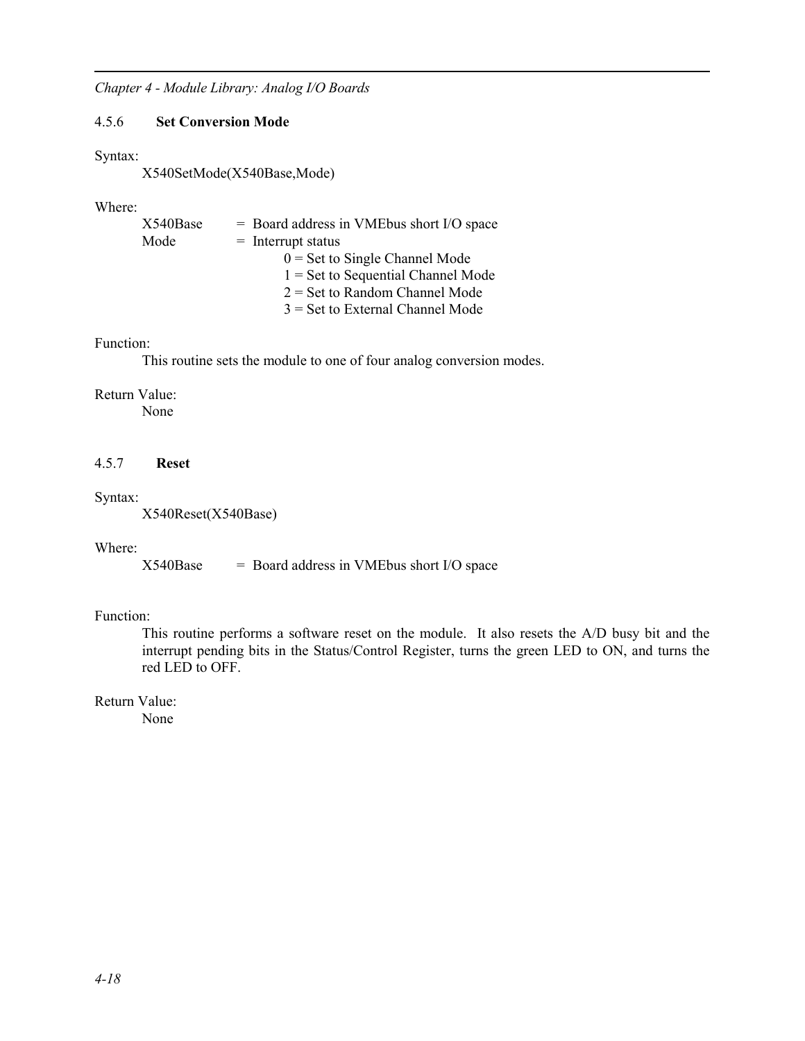### 4.5.6 **Set Conversion Mode**

Syntax:

X540SetMode(X540Base,Mode)

Where:

X540Base = Board address in VMEbus short I/O space

Mode = Interrupt status

0 = Set to Single Channel Mode
1 = Set to Sequential Channel Mode
2 = Set to Random Channel Mode
3 = Set to External Channel Mode

Function:

This routine sets the module to one of four analog conversion modes.

Return Value:

None

### 4.5.7 **Reset**

Syntax:

X540Reset(X540Base)

Where:

X540Base = Board address in VMEbus short I/O space

Function:

This routine performs a software reset on the module. It also resets the A/D busy bit and the interrupt pending bits in the Status/Control Register, turns the green LED to ON, and turns the red LED to OFF.

Return Value:

None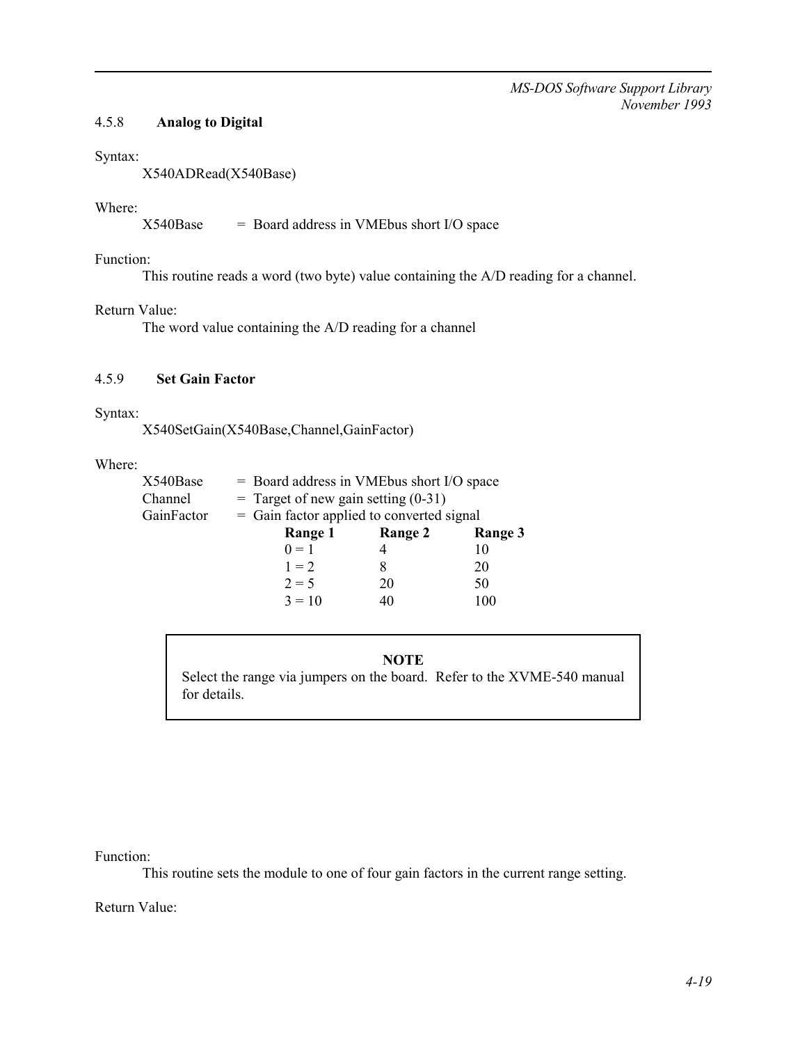### 4.5.8 **Analog to Digital**

Syntax:

X540ADRead(X540Base)

Where:

X540Base = Board address in VMEbus short I/O space

Function:

This routine reads a word (two byte) value containing the A/D reading for a channel.

Return Value:

The word value containing the A/D reading for a channel

### 4.5.9 **Set Gain Factor**

Syntax:

X540SetGain(X540Base,Channel,GainFactor)

Where:

X540Base = Board address in VMEbus short I/O space

Channel = Target of new gain setting (0-31)

GainFactor = Gain factor applied to converted signal

| **Range 1** | **Range 2** | **Range 3** |
|---|---|---|
| 0 = 1 | 4 | 10 |
| 1 = 2 | 8 | 20 |
| 2 = 5 | 20 | 50 |
| 3 = 10 | 40 | 100 |

> **NOTE**
> Select the range via jumpers on the board. Refer to the XVME-540 manual for details.

Function:

This routine sets the module to one of four gain factors in the current range setting.

Return Value: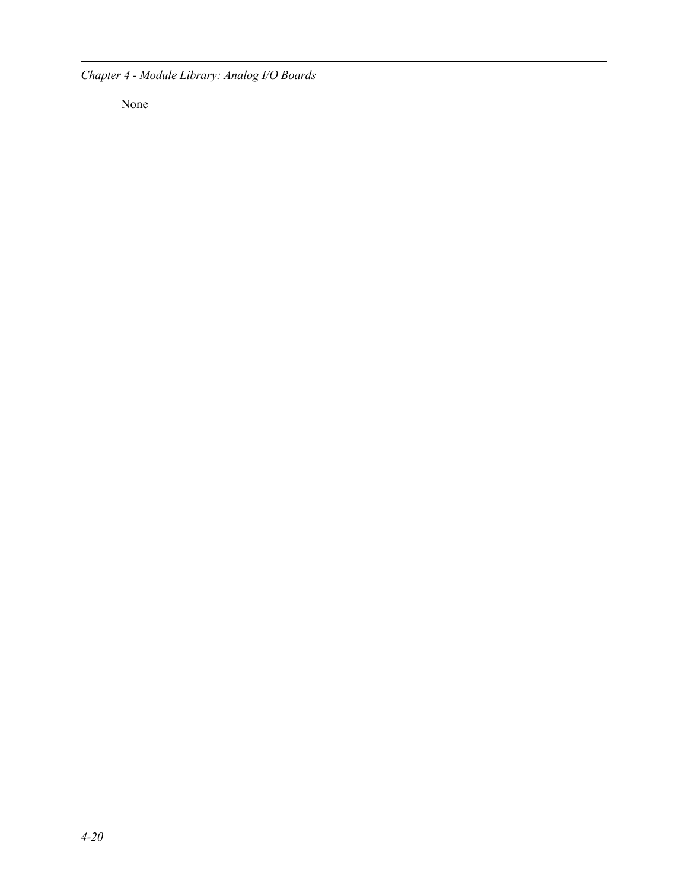None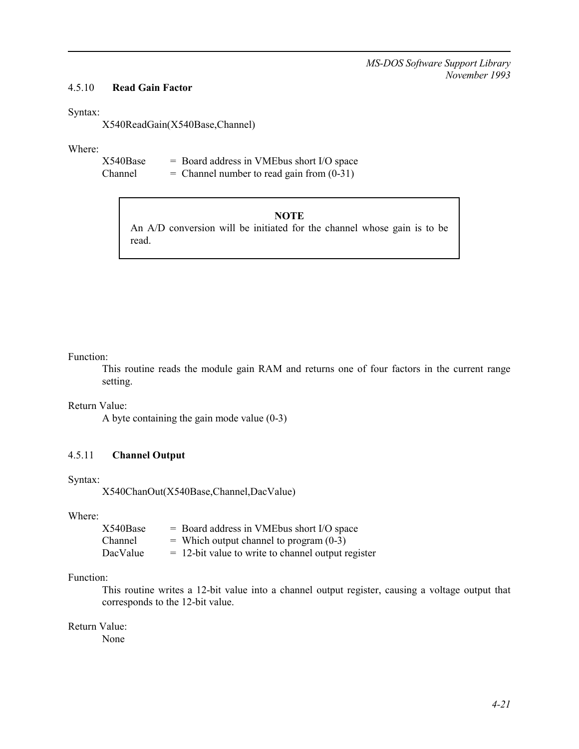#### 4.5.10 **Read Gain Factor**

Syntax:

X540ReadGain(X540Base,Channel)

Where:

| | | |
|---|---|---|
| X540Base | = | Board address in VMEbus short I/O space |
| Channel | = | Channel number to read gain from (0-31) |

> **NOTE**
>
> An A/D conversion will be initiated for the channel whose gain is to be read.

Function:

This routine reads the module gain RAM and returns one of four factors in the current range setting.

Return Value:

A byte containing the gain mode value (0-3)

#### 4.5.11 **Channel Output**

Syntax:

X540ChanOut(X540Base,Channel,DacValue)

Where:

| | | |
|---|---|---|
| X540Base | = | Board address in VMEbus short I/O space |
| Channel | = | Which output channel to program (0-3) |
| DacValue | = | 12-bit value to write to channel output register |

Function:

This routine writes a 12-bit value into a channel output register, causing a voltage output that corresponds to the 12-bit value.

Return Value:

None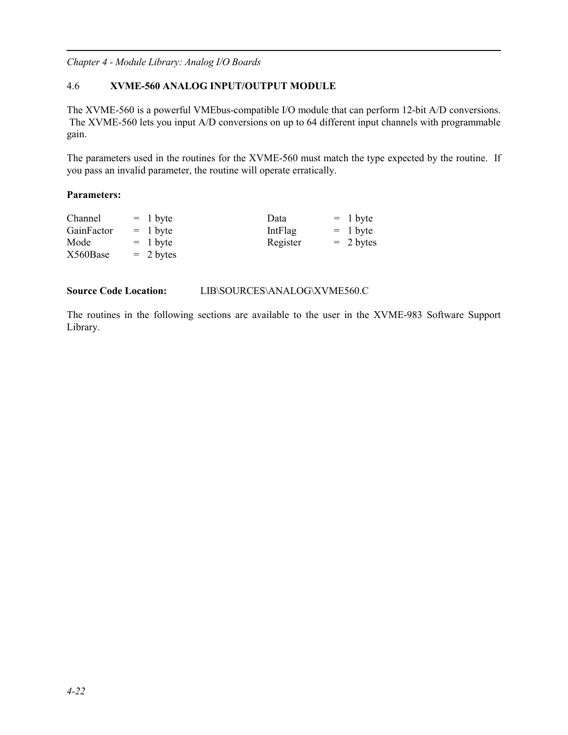## 4.6 XVME-560 ANALOG INPUT/OUTPUT MODULE

The XVME-560 is a powerful VMEbus-compatible I/O module that can perform 12-bit A/D conversions. The XVME-560 lets you input A/D conversions on up to 64 different input channels with programmable gain.

The parameters used in the routines for the XVME-560 must match the type expected by the routine. If you pass an invalid parameter, the routine will operate erratically.

**Parameters:**

| | | | |
|---|---|---|---|
| Channel | = 1 byte | Data | = 1 byte |
| GainFactor | = 1 byte | IntFlag | = 1 byte |
| Mode | = 1 byte | Register | = 2 bytes |
| X560Base | = 2 bytes | | |

**Source Code Location:** LIB\SOURCES\ANALOG\XVME560.C

The routines in the following sections are available to the user in the XVME-983 Software Support Library.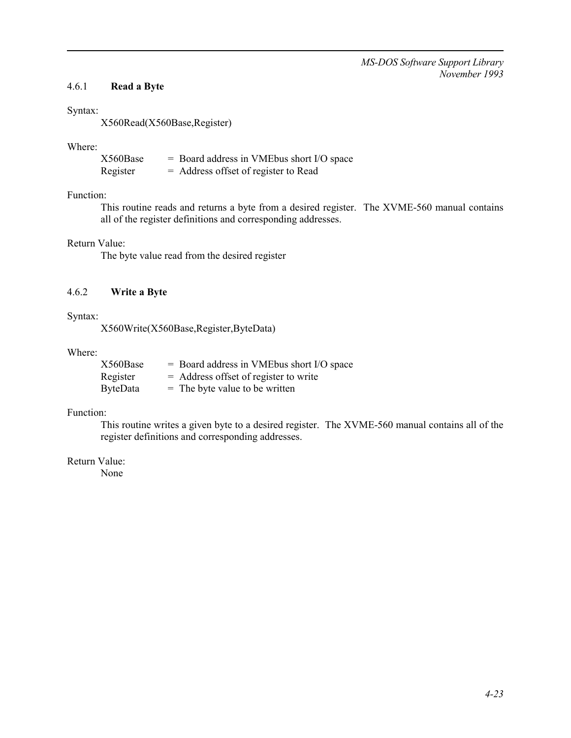### 4.6.1 **Read a Byte**

Syntax:

```
X560Read(X560Base,Register)
```

Where:

| | | |
|---|---|---|
| X560Base | = | Board address in VMEbus short I/O space |
| Register | = | Address offset of register to Read |

Function:

This routine reads and returns a byte from a desired register. The XVME-560 manual contains all of the register definitions and corresponding addresses.

Return Value:

The byte value read from the desired register

### 4.6.2 **Write a Byte**

Syntax:

```
X560Write(X560Base,Register,ByteData)
```

Where:

| | | |
|---|---|---|
| X560Base | = | Board address in VMEbus short I/O space |
| Register | = | Address offset of register to write |
| ByteData | = | The byte value to be written |

Function:

This routine writes a given byte to a desired register. The XVME-560 manual contains all of the register definitions and corresponding addresses.

Return Value:

None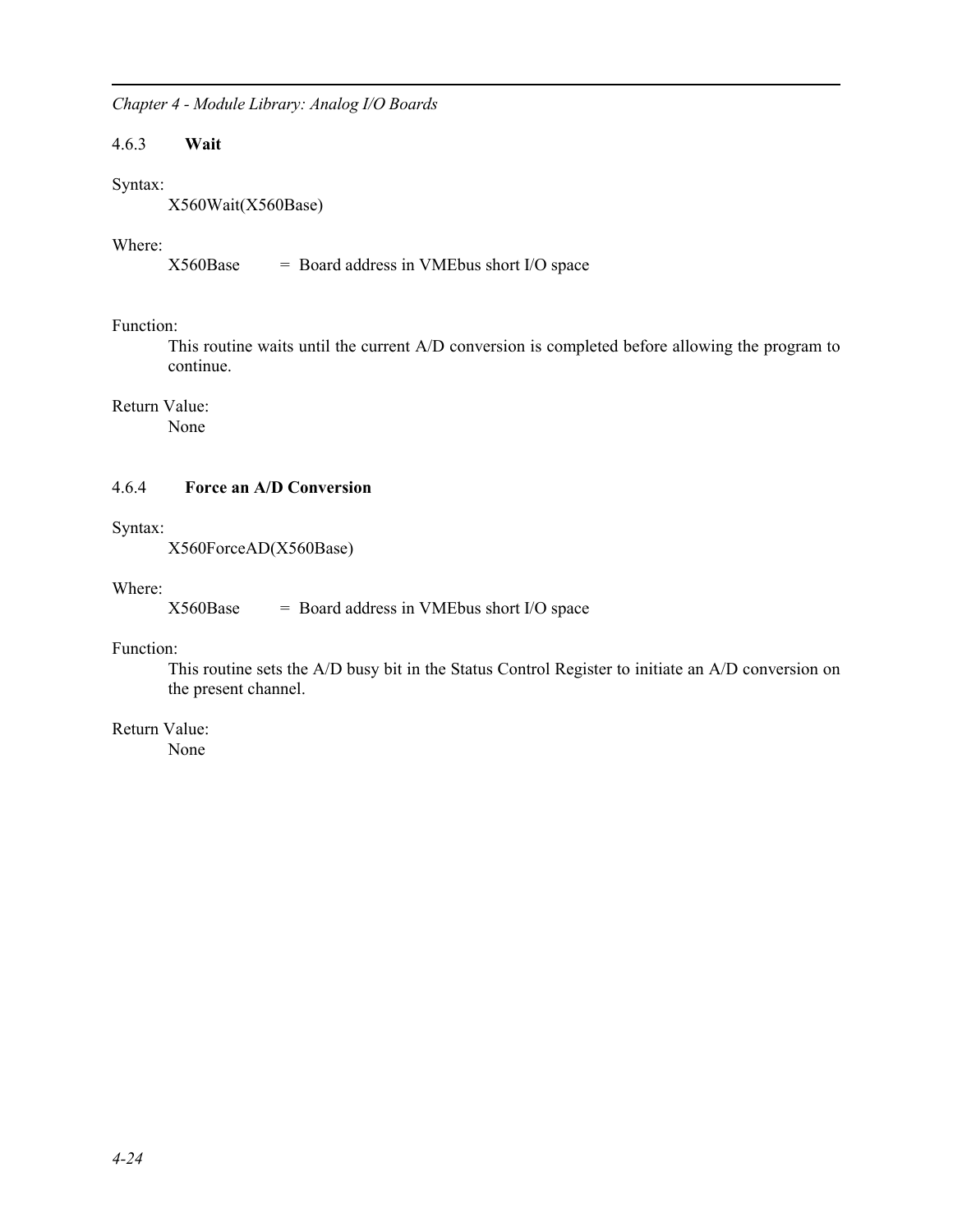### 4.6.3 Wait

Syntax:

X560Wait(X560Base)

Where:

X560Base = Board address in VMEbus short I/O space

Function:

This routine waits until the current A/D conversion is completed before allowing the program to continue.

Return Value:

None

### 4.6.4 Force an A/D Conversion

Syntax:

X560ForceAD(X560Base)

Where:

X560Base = Board address in VMEbus short I/O space

Function:

This routine sets the A/D busy bit in the Status Control Register to initiate an A/D conversion on the present channel.

Return Value:

None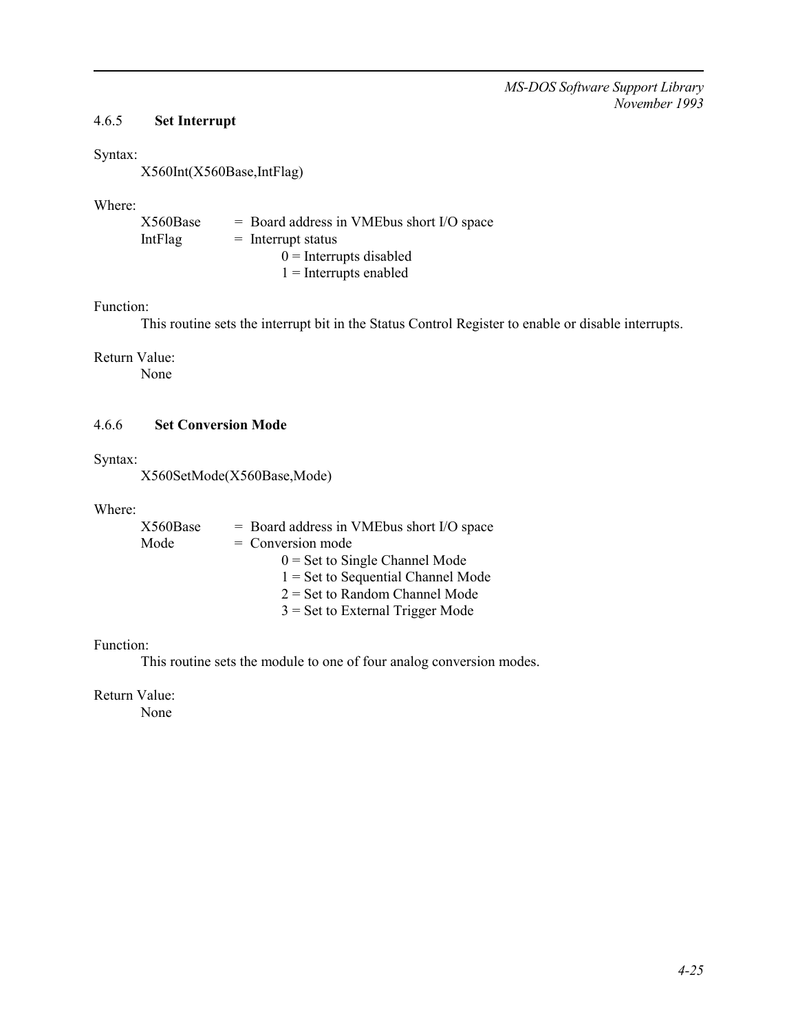### 4.6.5 **Set Interrupt**

Syntax:

```
X560Int(X560Base,IntFlag)
```

Where:

X560Base = Board address in VMEbus short I/O space
IntFlag = Interrupt status
- 0 = Interrupts disabled
- 1 = Interrupts enabled

Function:

This routine sets the interrupt bit in the Status Control Register to enable or disable interrupts.

Return Value:

None

### 4.6.6 **Set Conversion Mode**

Syntax:

```
X560SetMode(X560Base,Mode)
```

Where:

X560Base = Board address in VMEbus short I/O space
Mode = Conversion mode
- 0 = Set to Single Channel Mode
- 1 = Set to Sequential Channel Mode
- 2 = Set to Random Channel Mode
- 3 = Set to External Trigger Mode

Function:

This routine sets the module to one of four analog conversion modes.

Return Value:

None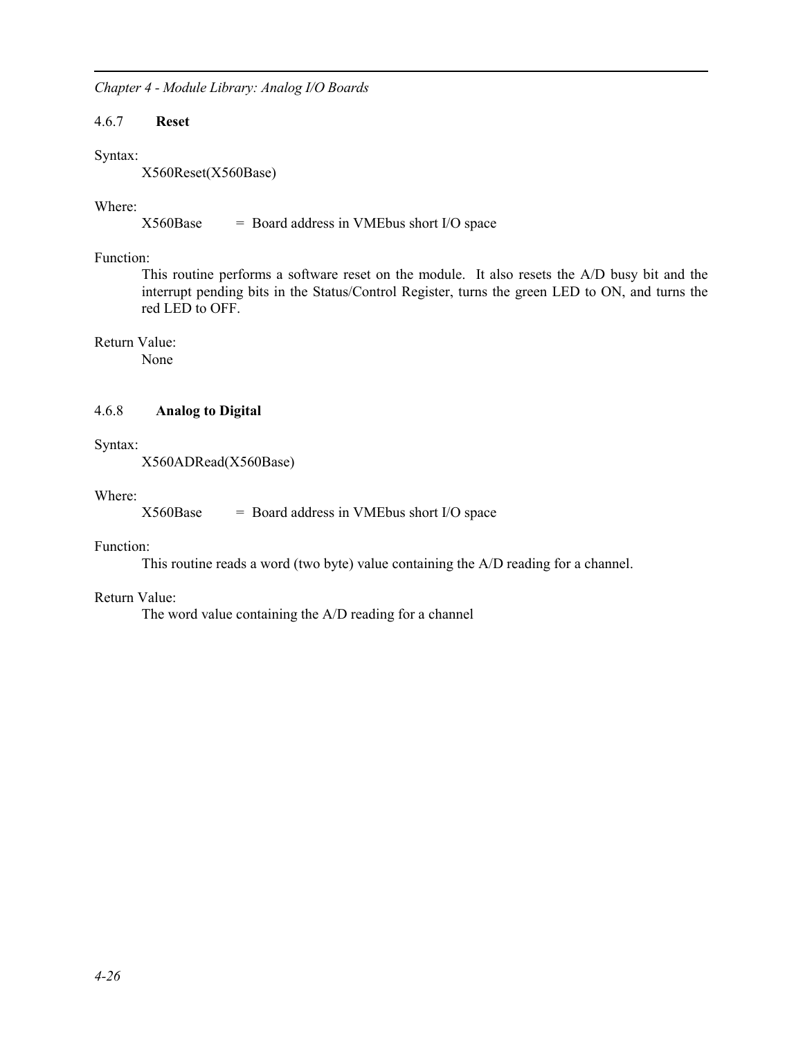### 4.6.7 **Reset**

Syntax:

X560Reset(X560Base)

Where:

X560Base = Board address in VMEbus short I/O space

Function:

This routine performs a software reset on the module. It also resets the A/D busy bit and the interrupt pending bits in the Status/Control Register, turns the green LED to ON, and turns the red LED to OFF.

Return Value:

None

### 4.6.8 **Analog to Digital**

Syntax:

X560ADRead(X560Base)

Where:

X560Base = Board address in VMEbus short I/O space

Function:

This routine reads a word (two byte) value containing the A/D reading for a channel.

Return Value:

The word value containing the A/D reading for a channel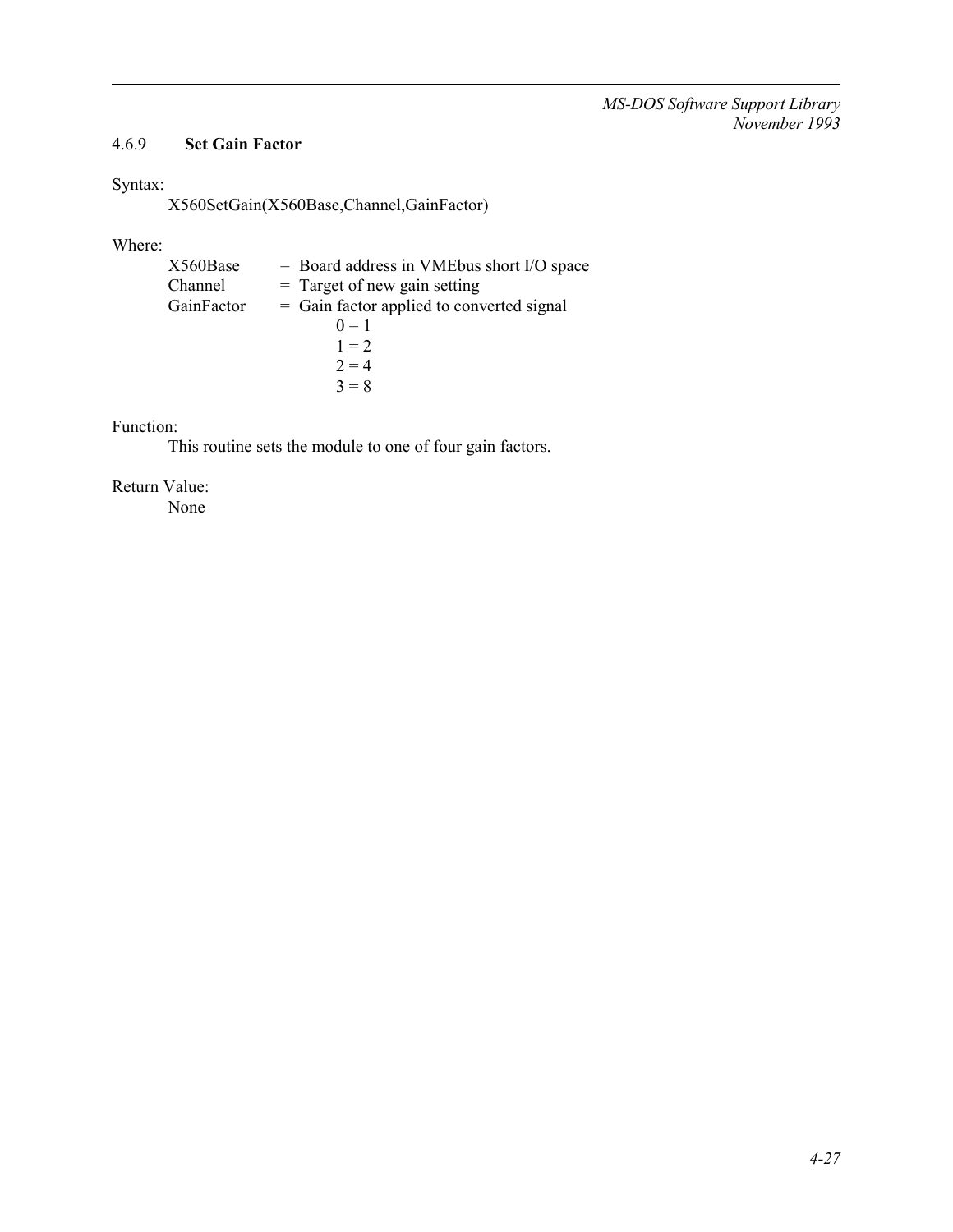### 4.6.9 **Set Gain Factor**

Syntax:

```
X560SetGain(X560Base,Channel,GainFactor)
```

Where:

| | | |
|---|---|---|
| X560Base | = | Board address in VMEbus short I/O space |
| Channel | = | Target of new gain setting |
| GainFactor | = | Gain factor applied to converted signal |
| | | 0 = 1 |
| | | 1 = 2 |
| | | 2 = 4 |
| | | 3 = 8 |

Function:

This routine sets the module to one of four gain factors.

Return Value:

None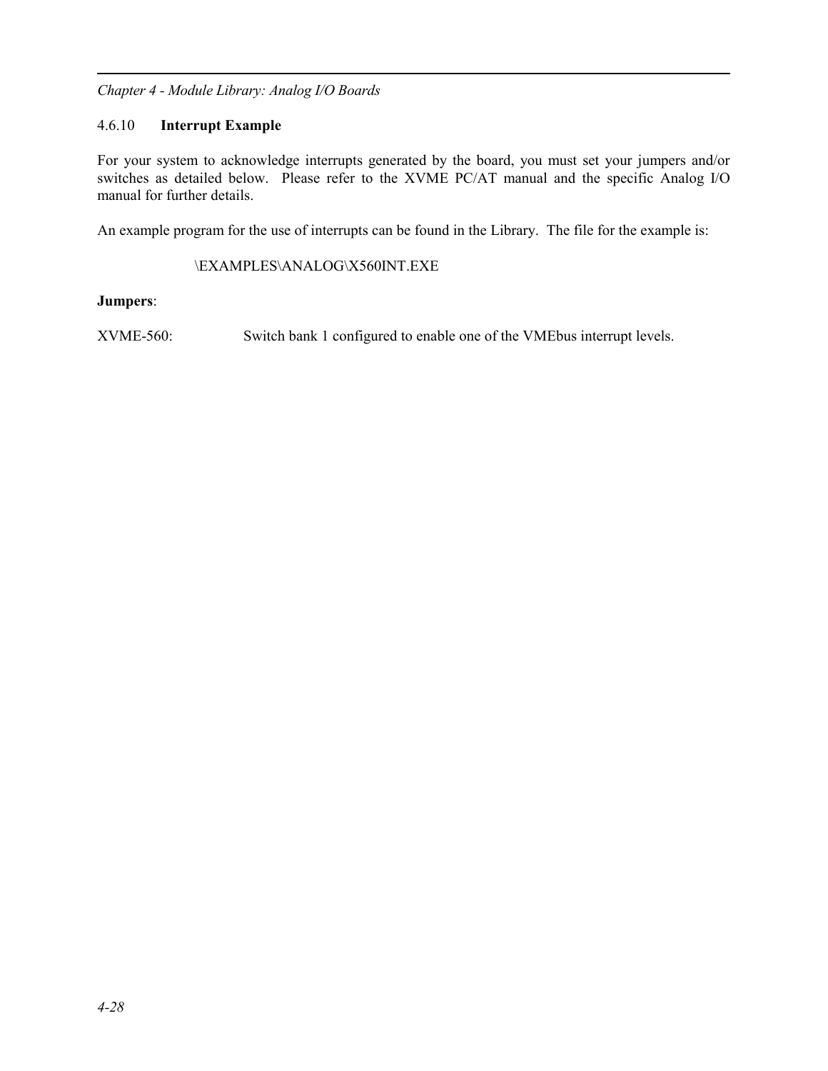### 4.6.10 Interrupt Example

For your system to acknowledge interrupts generated by the board, you must set your jumpers and/or switches as detailed below. Please refer to the XVME PC/AT manual and the specific Analog I/O manual for further details.

An example program for the use of interrupts can be found in the Library. The file for the example is:

\EXAMPLES\ANALOG\X560INT.EXE

**Jumpers**:

XVME-560: Switch bank 1 configured to enable one of the VMEbus interrupt levels.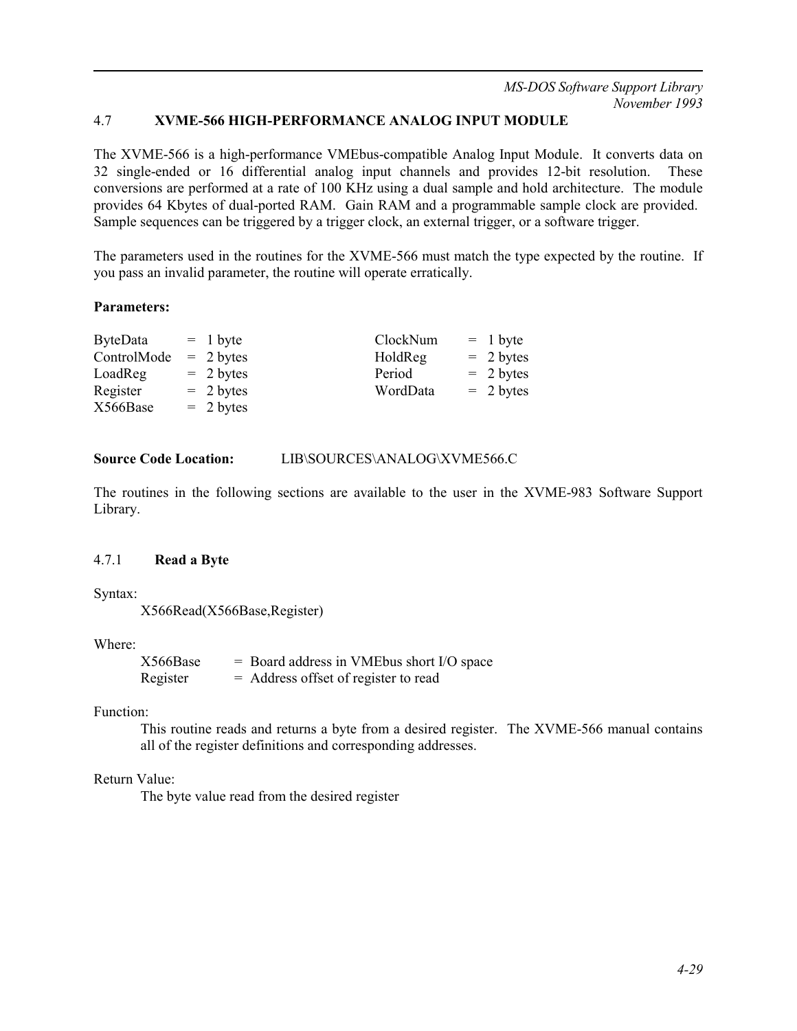## 4.7 XVME-566 HIGH-PERFORMANCE ANALOG INPUT MODULE

The XVME-566 is a high-performance VMEbus-compatible Analog Input Module. It converts data on 32 single-ended or 16 differential analog input channels and provides 12-bit resolution. These conversions are performed at a rate of 100 KHz using a dual sample and hold architecture. The module provides 64 Kbytes of dual-ported RAM. Gain RAM and a programmable sample clock are provided. Sample sequences can be triggered by a trigger clock, an external trigger, or a software trigger.

The parameters used in the routines for the XVME-566 must match the type expected by the routine. If you pass an invalid parameter, the routine will operate erratically.

**Parameters:**

| | | | |
|---|---|---|---|
| ByteData | = 1 byte | ClockNum | = 1 byte |
| ControlMode | = 2 bytes | HoldReg | = 2 bytes |
| LoadReg | = 2 bytes | Period | = 2 bytes |
| Register | = 2 bytes | WordData | = 2 bytes |
| X566Base | = 2 bytes | | |

**Source Code Location:** LIB\SOURCES\ANALOG\XVME566.C

The routines in the following sections are available to the user in the XVME-983 Software Support Library.

### 4.7.1 Read a Byte

Syntax:

```
X566Read(X566Base,Register)
```

Where:

X566Base = Board address in VMEbus short I/O space
Register = Address offset of register to read

Function:

This routine reads and returns a byte from a desired register. The XVME-566 manual contains all of the register definitions and corresponding addresses.

Return Value:

The byte value read from the desired register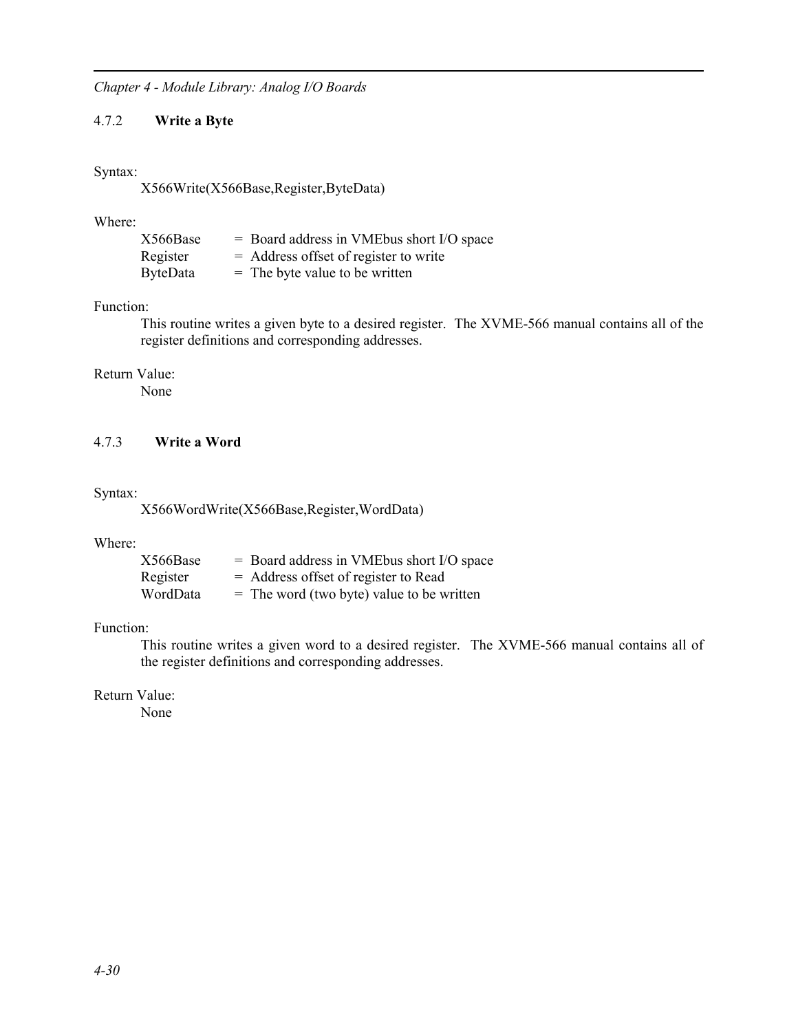### 4.7.2 Write a Byte

Syntax:

```
X566Write(X566Base,Register,ByteData)
```

Where:

| | |
|---|---|
| X566Base | = Board address in VMEbus short I/O space |
| Register | = Address offset of register to write |
| ByteData | = The byte value to be written |

Function:

This routine writes a given byte to a desired register. The XVME-566 manual contains all of the register definitions and corresponding addresses.

Return Value:

None

### 4.7.3 Write a Word

Syntax:

```
X566WordWrite(X566Base,Register,WordData)
```

Where:

| | |
|---|---|
| X566Base | = Board address in VMEbus short I/O space |
| Register | = Address offset of register to Read |
| WordData | = The word (two byte) value to be written |

Function:

This routine writes a given word to a desired register. The XVME-566 manual contains all of the register definitions and corresponding addresses.

Return Value:

None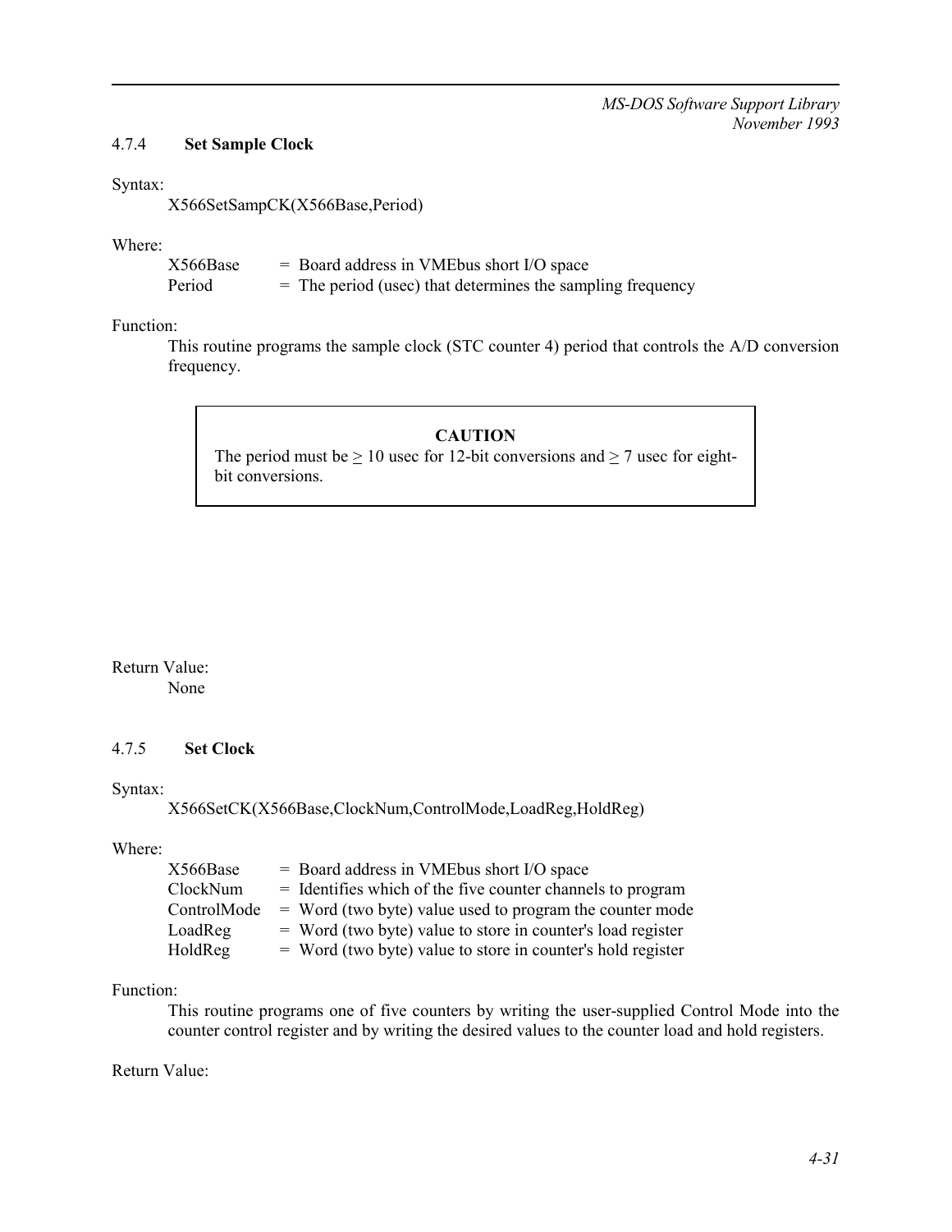#### 4.7.4 Set Sample Clock

Syntax:

X566SetSampCK(X566Base,Period)

Where:

| | | |
|---|---|---|
| X566Base | = | Board address in VMEbus short I/O space |
| Period | = | The period (usec) that determines the sampling frequency |

Function:

This routine programs the sample clock (STC counter 4) period that controls the A/D conversion frequency.

> **CAUTION**
>
> The period must be ≥ 10 usec for 12-bit conversions and ≥ 7 usec for eight-bit conversions.

Return Value:

None

#### 4.7.5 Set Clock

Syntax:

X566SetCK(X566Base,ClockNum,ControlMode,LoadReg,HoldReg)

Where:

| | | |
|---|---|---|
| X566Base | = | Board address in VMEbus short I/O space |
| ClockNum | = | Identifies which of the five counter channels to program |
| ControlMode | = | Word (two byte) value used to program the counter mode |
| LoadReg | = | Word (two byte) value to store in counter's load register |
| HoldReg | = | Word (two byte) value to store in counter's hold register |

Function:

This routine programs one of five counters by writing the user-supplied Control Mode into the counter control register and by writing the desired values to the counter load and hold registers.

Return Value: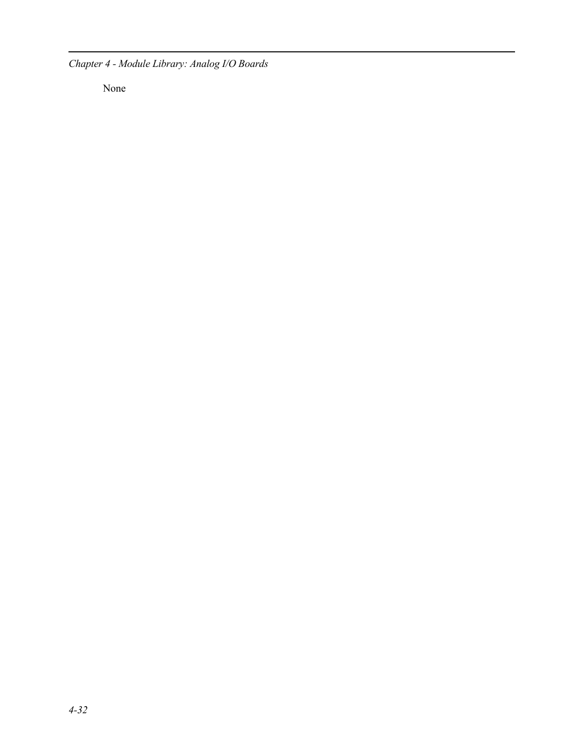None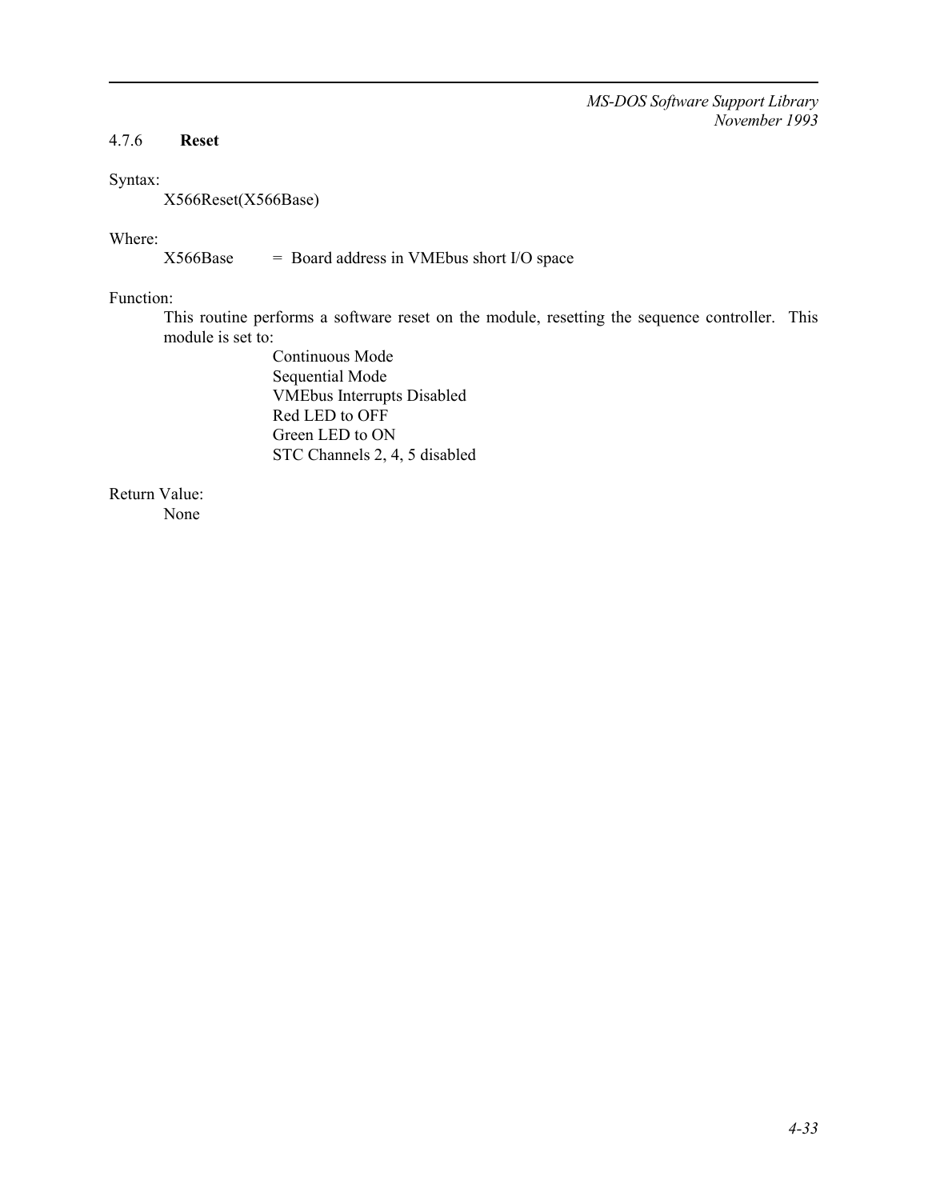### 4.7.6 **Reset**

Syntax:

X566Reset(X566Base)

Where:

X566Base = Board address in VMEbus short I/O space

Function:

This routine performs a software reset on the module, resetting the sequence controller. This module is set to:

Continuous Mode
Sequential Mode
VMEbus Interrupts Disabled
Red LED to OFF
Green LED to ON
STC Channels 2, 4, 5 disabled

Return Value:

None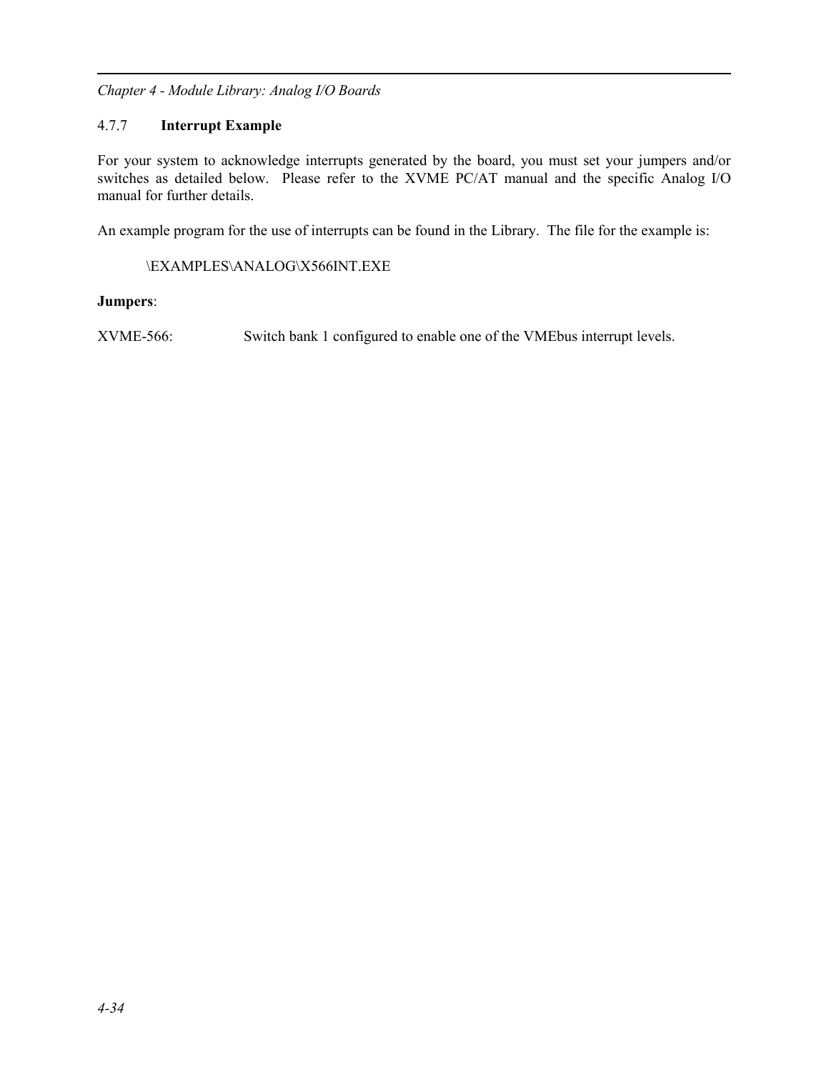### 4.7.7 **Interrupt Example**

For your system to acknowledge interrupts generated by the board, you must set your jumpers and/or switches as detailed below. Please refer to the XVME PC/AT manual and the specific Analog I/O manual for further details.

An example program for the use of interrupts can be found in the Library. The file for the example is:

\EXAMPLES\ANALOG\X566INT.EXE

**Jumpers**:

XVME-566: Switch bank 1 configured to enable one of the VMEbus interrupt levels.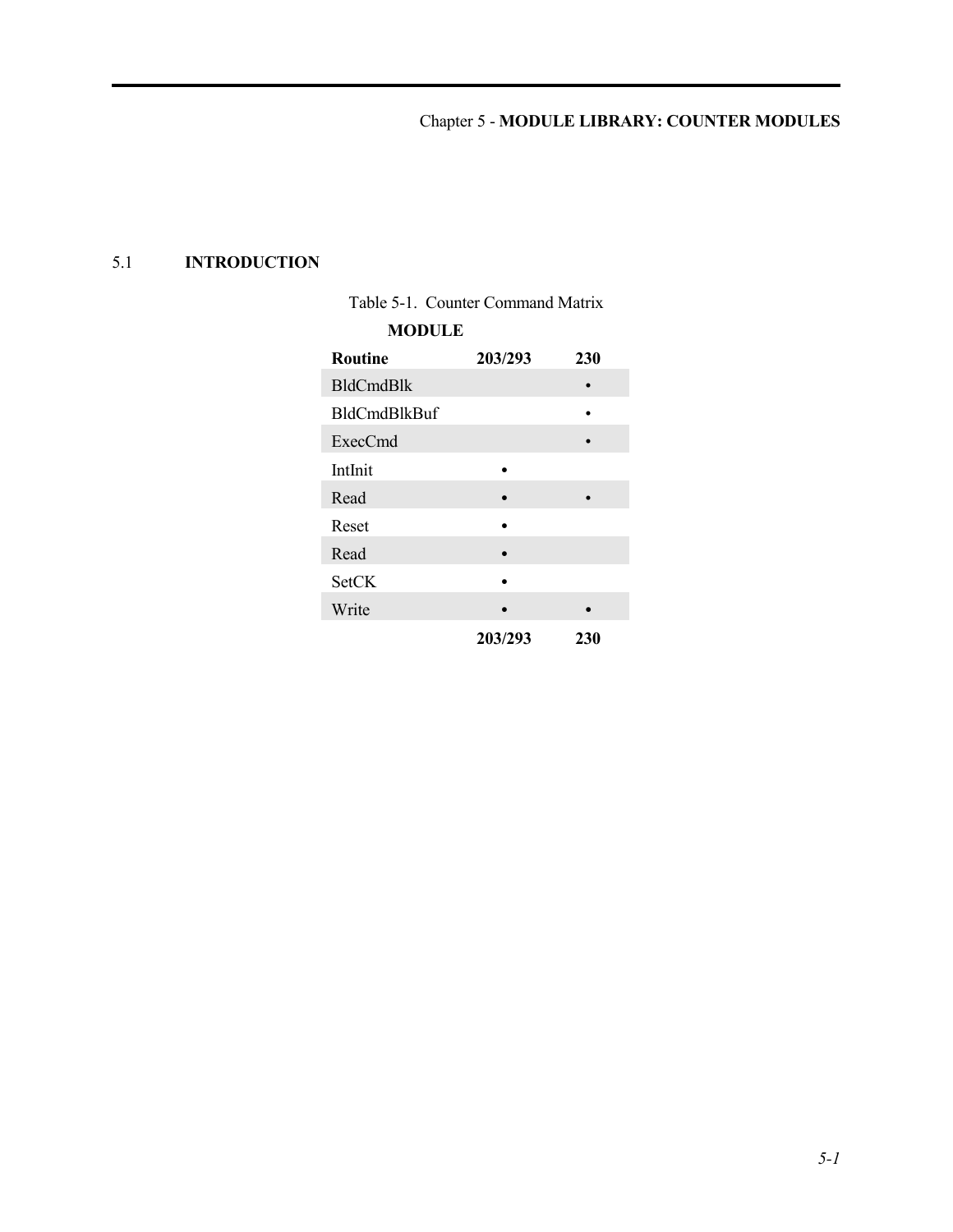# Chapter 5 - MODULE LIBRARY: COUNTER MODULES

## 5.1 INTRODUCTION

Table 5-1. Counter Command Matrix

| | **MODULE** | |
|---|---|---|
| **Routine** | **203/293** | **230** |
| BldCmdBlk | | • |
| BldCmdBlkBuf | | • |
| ExecCmd | | • |
| IntInit | • | |
| Read | • | • |
| Reset | • | |
| Read | • | |
| SetCK | • | |
| Write | • | • |
| | **203/293** | **230** |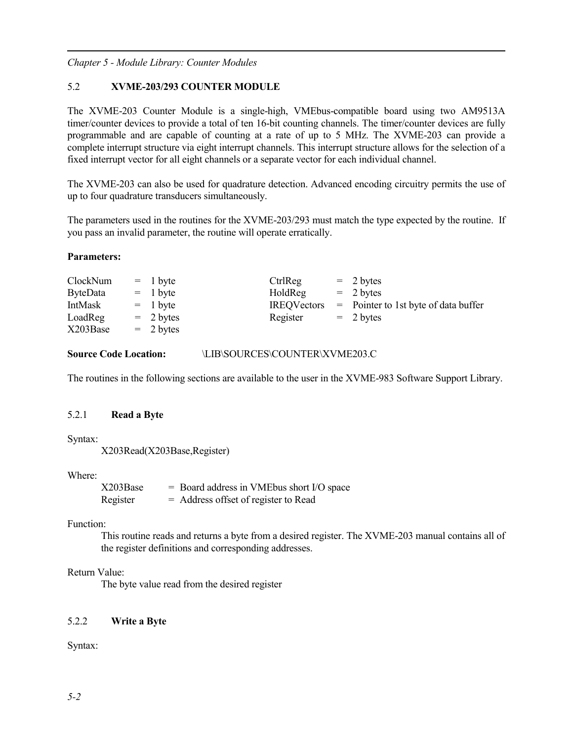## 5.2 XVME-203/293 COUNTER MODULE

The XVME-203 Counter Module is a single-high, VMEbus-compatible board using two AM9513A timer/counter devices to provide a total of ten 16-bit counting channels. The timer/counter devices are fully programmable and are capable of counting at a rate of up to 5 MHz. The XVME-203 can provide a complete interrupt structure via eight interrupt channels. This interrupt structure allows for the selection of a fixed interrupt vector for all eight channels or a separate vector for each individual channel.

The XVME-203 can also be used for quadrature detection. Advanced encoding circuitry permits the use of up to four quadrature transducers simultaneously.

The parameters used in the routines for the XVME-203/293 must match the type expected by the routine. If you pass an invalid parameter, the routine will operate erratically.

**Parameters:**

| | | | |
|---|---|---|---|
| ClockNum | = 1 byte | CtrlReg | = 2 bytes |
| ByteData | = 1 byte | HoldReg | = 2 bytes |
| IntMask | = 1 byte | IREQVectors | = Pointer to 1st byte of data buffer |
| LoadReg | = 2 bytes | Register | = 2 bytes |
| X203Base | = 2 bytes | | |

**Source Code Location:** \LIB\SOURCES\COUNTER\XVME203.C

The routines in the following sections are available to the user in the XVME-983 Software Support Library.

### 5.2.1 Read a Byte

Syntax:

```
X203Read(X203Base,Register)
```

Where:

X203Base = Board address in VMEbus short I/O space
Register = Address offset of register to Read

Function:

This routine reads and returns a byte from a desired register. The XVME-203 manual contains all of the register definitions and corresponding addresses.

Return Value:

The byte value read from the desired register

### 5.2.2 Write a Byte

Syntax: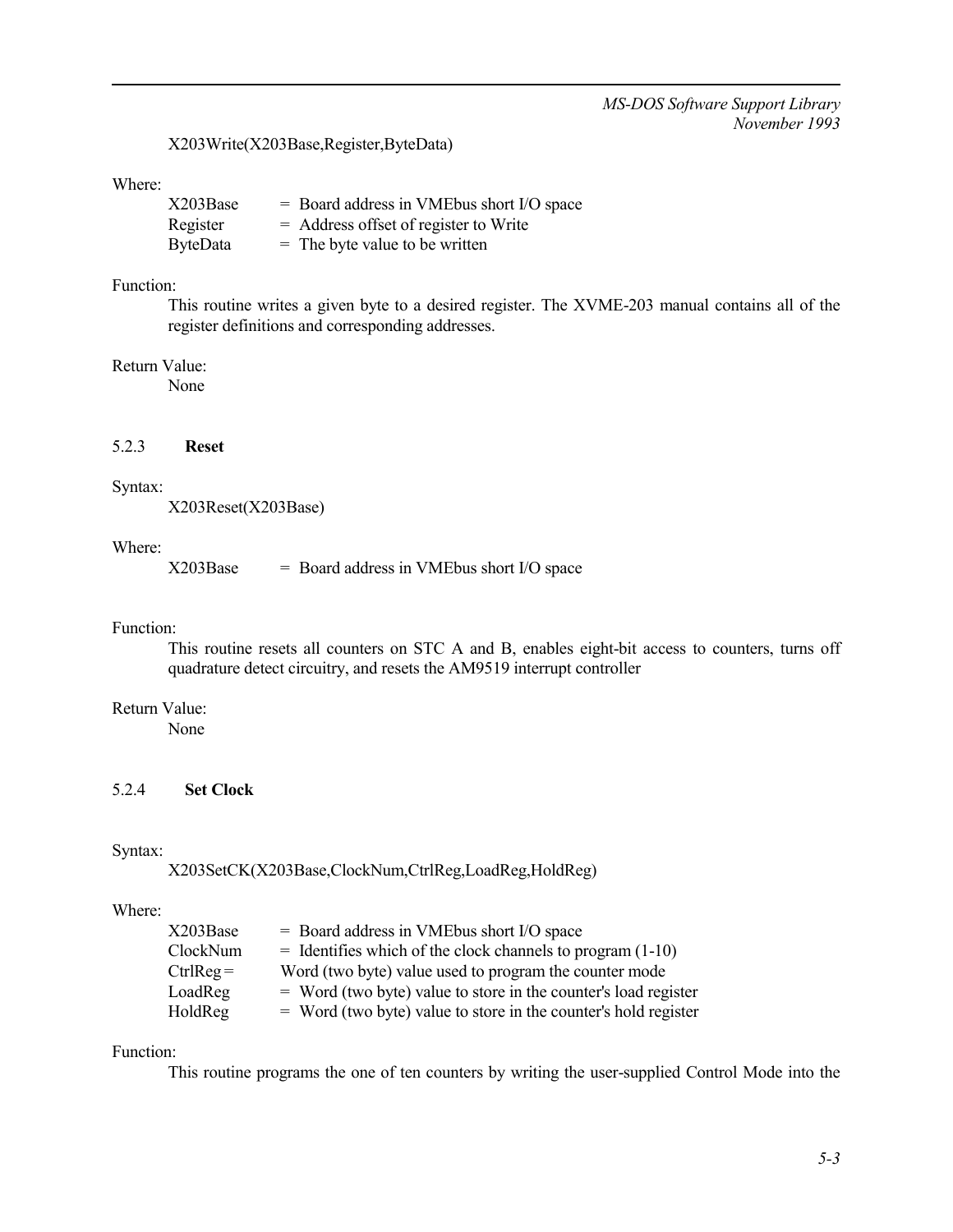X203Write(X203Base,Register,ByteData)

Where:

| | | |
|---|---|---|
| X203Base | = | Board address in VMEbus short I/O space |
| Register | = | Address offset of register to Write |
| ByteData | = | The byte value to be written |

Function:

This routine writes a given byte to a desired register. The XVME-203 manual contains all of the register definitions and corresponding addresses.

Return Value:

None

### 5.2.3 **Reset**

Syntax:

X203Reset(X203Base)

Where:

| | | |
|---|---|---|
| X203Base | = | Board address in VMEbus short I/O space |

Function:

This routine resets all counters on STC A and B, enables eight-bit access to counters, turns off quadrature detect circuitry, and resets the AM9519 interrupt controller

Return Value:

None

### 5.2.4 **Set Clock**

Syntax:

X203SetCK(X203Base,ClockNum,CtrlReg,LoadReg,HoldReg)

Where:

| | | |
|---|---|---|
| X203Base | = | Board address in VMEbus short I/O space |
| ClockNum | = | Identifies which of the clock channels to program (1-10) |
| CtrlReg | = | Word (two byte) value used to program the counter mode |
| LoadReg | = | Word (two byte) value to store in the counter's load register |
| HoldReg | = | Word (two byte) value to store in the counter's hold register |

Function:

This routine programs the one of ten counters by writing the user-supplied Control Mode into the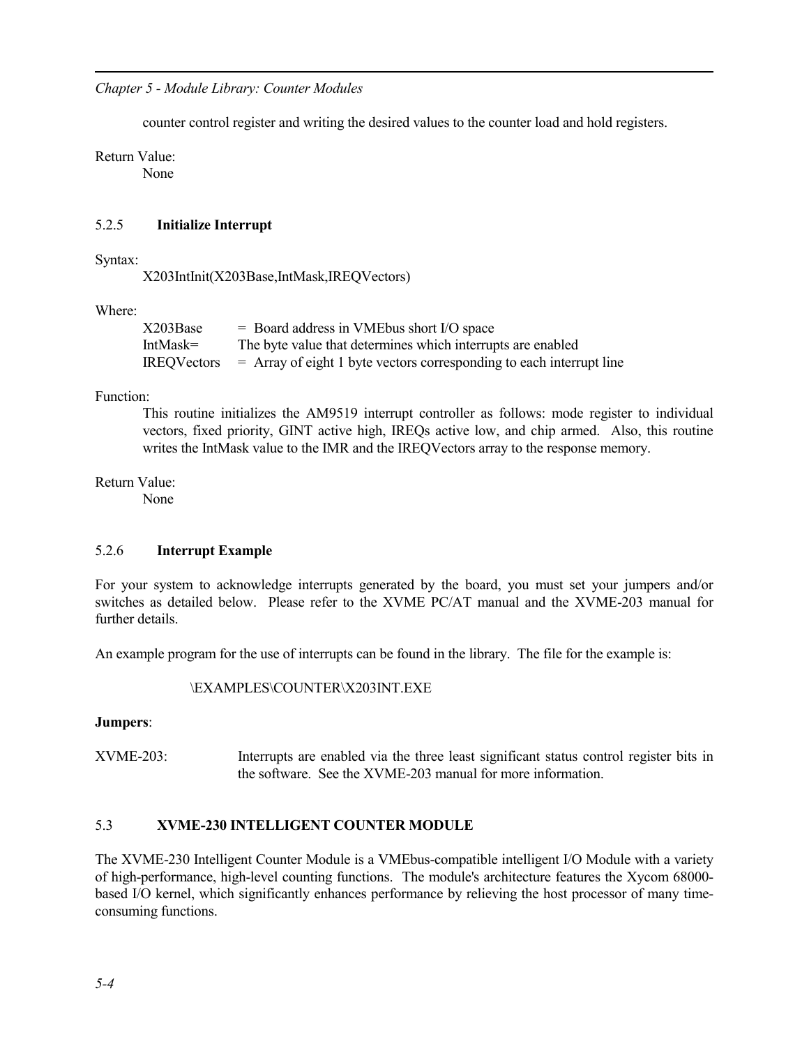counter control register and writing the desired values to the counter load and hold registers.

Return Value:
None

### 5.2.5 Initialize Interrupt

Syntax:

X203IntInit(X203Base,IntMask,IREQVectors)

Where:

| | |
|---|---|
| X203Base | = Board address in VMEbus short I/O space |
| IntMask= | The byte value that determines which interrupts are enabled |
| IREQVectors | = Array of eight 1 byte vectors corresponding to each interrupt line |

Function:

This routine initializes the AM9519 interrupt controller as follows: mode register to individual vectors, fixed priority, GINT active high, IREQs active low, and chip armed. Also, this routine writes the IntMask value to the IMR and the IREQVectors array to the response memory.

Return Value:
None

### 5.2.6 Interrupt Example

For your system to acknowledge interrupts generated by the board, you must set your jumpers and/or switches as detailed below. Please refer to the XVME PC/AT manual and the XVME-203 manual for further details.

An example program for the use of interrupts can be found in the library. The file for the example is:

\EXAMPLES\COUNTER\X203INT.EXE

**Jumpers**:

XVME-203: Interrupts are enabled via the three least significant status control register bits in the software. See the XVME-203 manual for more information.

## 5.3 XVME-230 INTELLIGENT COUNTER MODULE

The XVME-230 Intelligent Counter Module is a VMEbus-compatible intelligent I/O Module with a variety of high-performance, high-level counting functions. The module's architecture features the Xycom 68000-based I/O kernel, which significantly enhances performance by relieving the host processor of many time-consuming functions.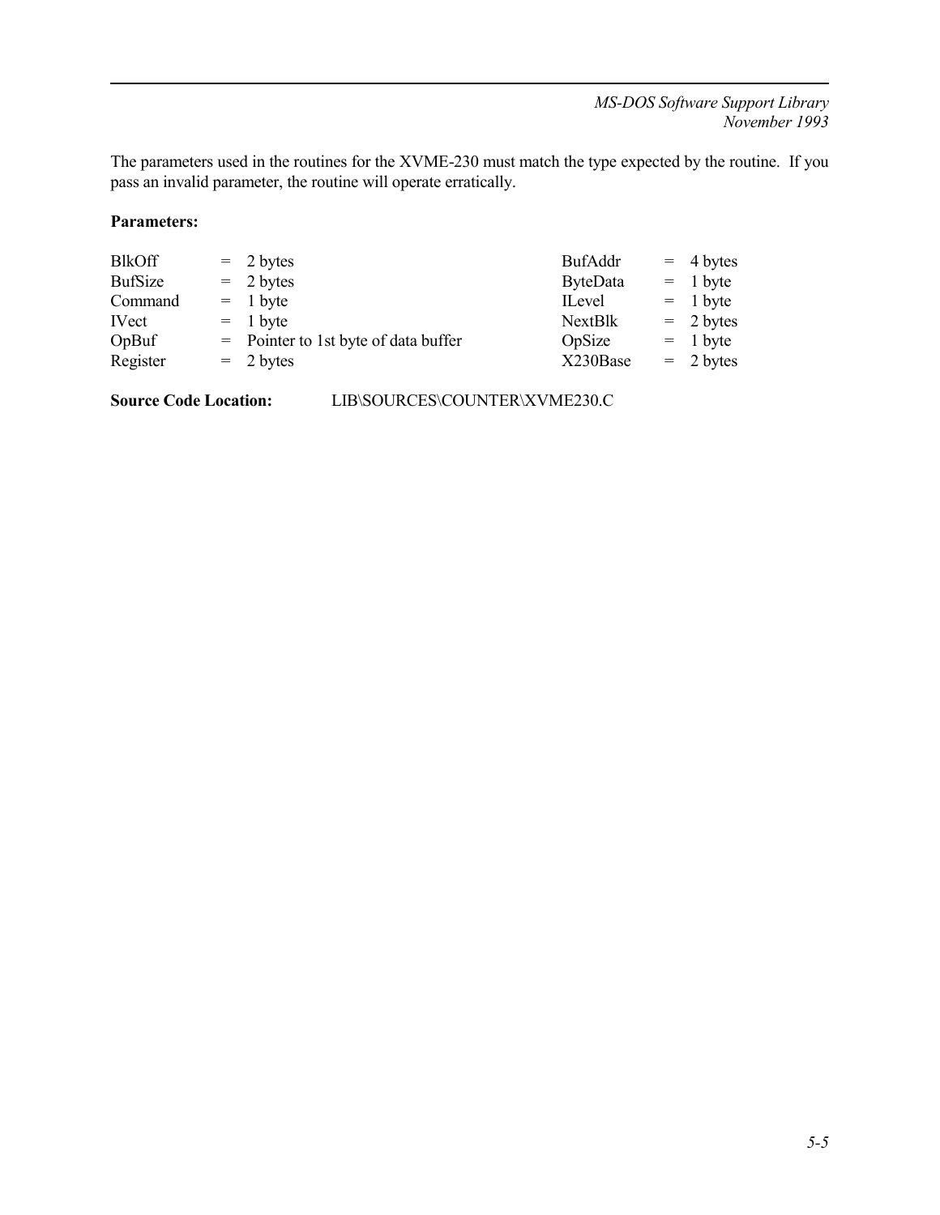The parameters used in the routines for the XVME-230 must match the type expected by the routine. If you pass an invalid parameter, the routine will operate erratically.

**Parameters:**

| | | | |
|---|---|---|---|
| BlkOff | = 2 bytes | BufAddr | = 4 bytes |
| BufSize | = 2 bytes | ByteData | = 1 byte |
| Command | = 1 byte | ILevel | = 1 byte |
| IVect | = 1 byte | NextBlk | = 2 bytes |
| OpBuf | = Pointer to 1st byte of data buffer | OpSize | = 1 byte |
| Register | = 2 bytes | X230Base | = 2 bytes |

**Source Code Location:** LIB\SOURCES\COUNTER\XVME230.C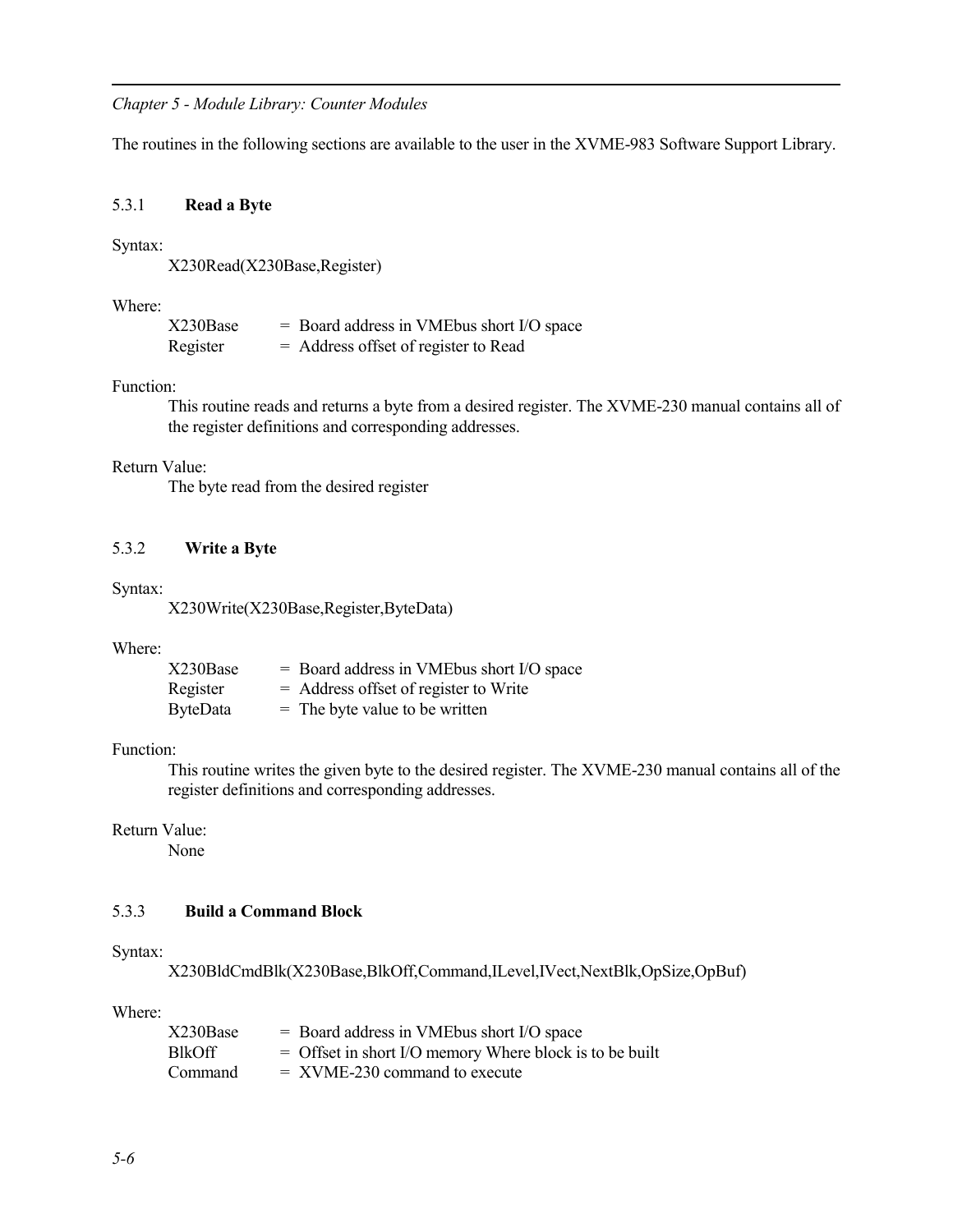The routines in the following sections are available to the user in the XVME-983 Software Support Library.

### 5.3.1 **Read a Byte**

Syntax:

X230Read(X230Base,Register)

Where:

| | | |
|---|---|---|
| X230Base | = | Board address in VMEbus short I/O space |
| Register | = | Address offset of register to Read |

Function:

This routine reads and returns a byte from a desired register. The XVME-230 manual contains all of the register definitions and corresponding addresses.

Return Value:

The byte read from the desired register

### 5.3.2 **Write a Byte**

Syntax:

X230Write(X230Base,Register,ByteData)

Where:

| | | |
|---|---|---|
| X230Base | = | Board address in VMEbus short I/O space |
| Register | = | Address offset of register to Write |
| ByteData | = | The byte value to be written |

Function:

This routine writes the given byte to the desired register. The XVME-230 manual contains all of the register definitions and corresponding addresses.

Return Value:

None

### 5.3.3 **Build a Command Block**

Syntax:

X230BldCmdBlk(X230Base,BlkOff,Command,ILevel,IVect,NextBlk,OpSize,OpBuf)

Where:

| | | |
|---|---|---|
| X230Base | = | Board address in VMEbus short I/O space |
| BlkOff | = | Offset in short I/O memory Where block is to be built |
| Command | = | XVME-230 command to execute |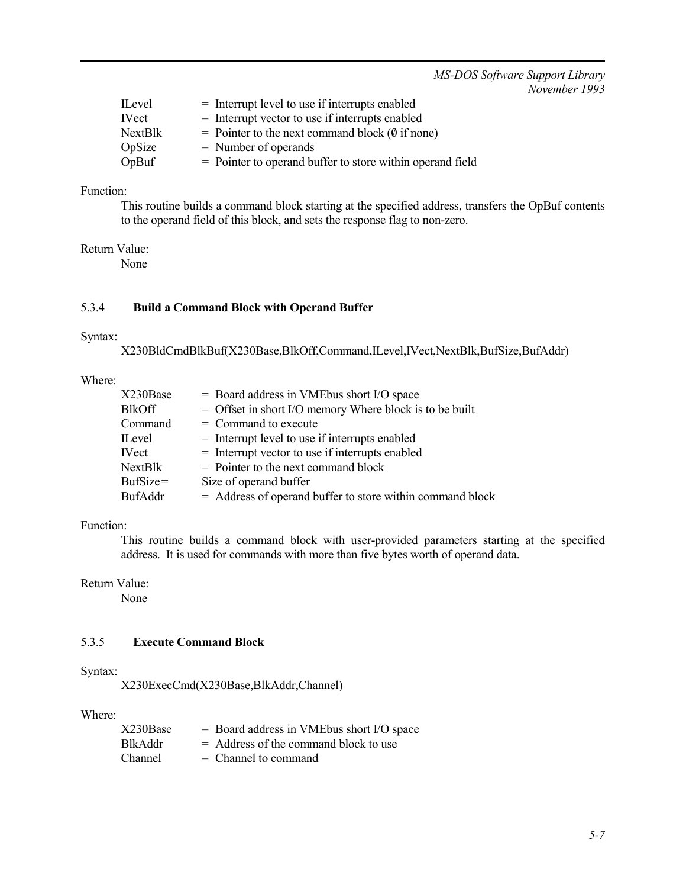| | | |
|---|---|---|
| ILevel | = | Interrupt level to use if interrupts enabled |
| IVect | = | Interrupt vector to use if interrupts enabled |
| NextBlk | = | Pointer to the next command block (0 if none) |
| OpSize | = | Number of operands |
| OpBuf | = | Pointer to operand buffer to store within operand field |

Function:

This routine builds a command block starting at the specified address, transfers the OpBuf contents to the operand field of this block, and sets the response flag to non-zero.

Return Value:

None

### 5.3.4 **Build a Command Block with Operand Buffer**

Syntax:

X230BldCmdBlkBuf(X230Base,BlkOff,Command,ILevel,IVect,NextBlk,BufSize,BufAddr)

Where:

| | | |
|---|---|---|
| X230Base | = | Board address in VMEbus short I/O space |
| BlkOff | = | Offset in short I/O memory Where block is to be built |
| Command | = | Command to execute |
| ILevel | = | Interrupt level to use if interrupts enabled |
| IVect | = | Interrupt vector to use if interrupts enabled |
| NextBlk | = | Pointer to the next command block |
| BufSize | = | Size of operand buffer |
| BufAddr | = | Address of operand buffer to store within command block |

Function:

This routine builds a command block with user-provided parameters starting at the specified address. It is used for commands with more than five bytes worth of operand data.

Return Value:

None

### 5.3.5 **Execute Command Block**

Syntax:

X230ExecCmd(X230Base,BlkAddr,Channel)

Where:

| | | |
|---|---|---|
| X230Base | = | Board address in VMEbus short I/O space |
| BlkAddr | = | Address of the command block to use |
| Channel | = | Channel to command |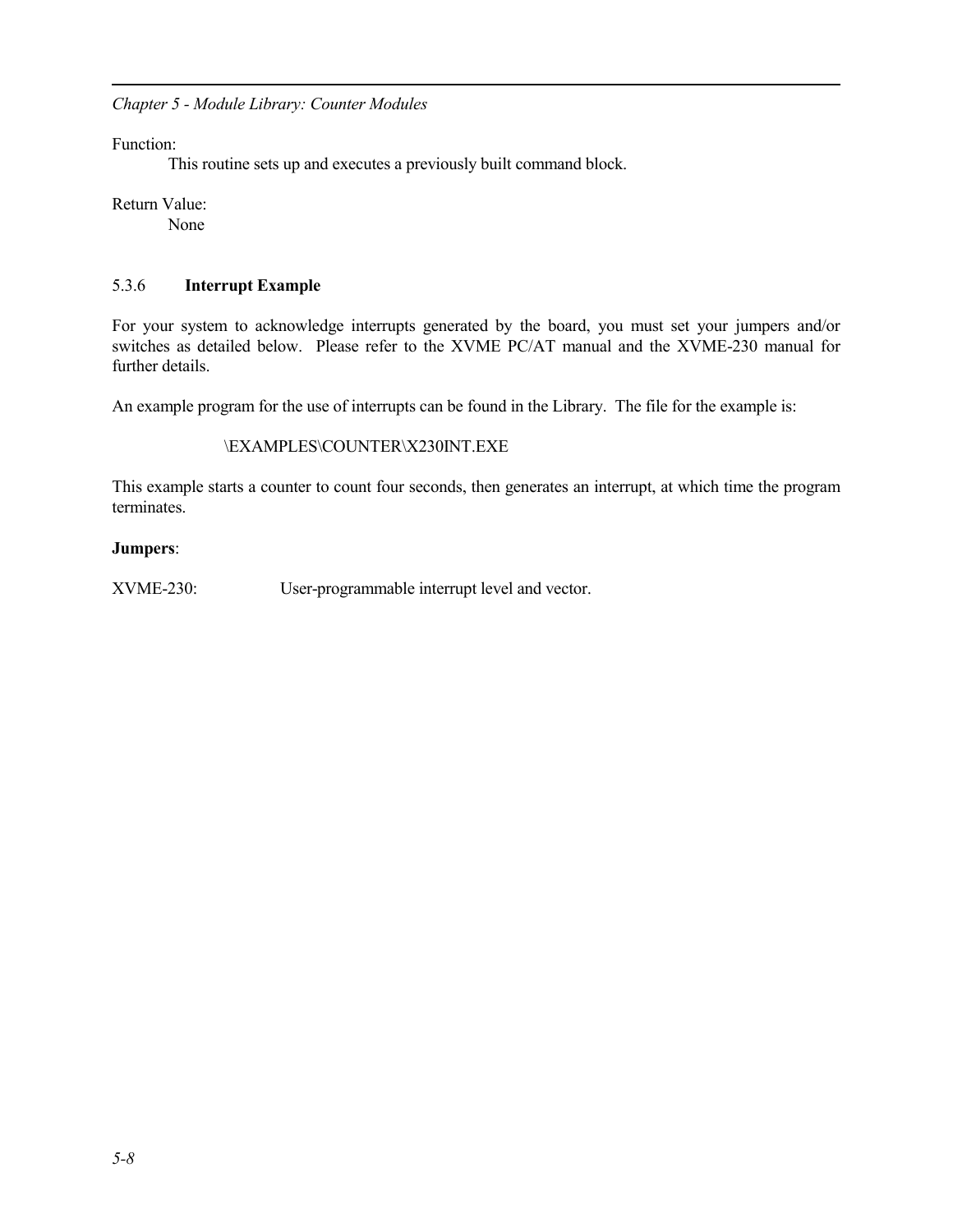Function:

This routine sets up and executes a previously built command block.

Return Value:

None

### 5.3.6 Interrupt Example

For your system to acknowledge interrupts generated by the board, you must set your jumpers and/or switches as detailed below. Please refer to the XVME PC/AT manual and the XVME-230 manual for further details.

An example program for the use of interrupts can be found in the Library. The file for the example is:

\EXAMPLES\COUNTER\X230INT.EXE

This example starts a counter to count four seconds, then generates an interrupt, at which time the program terminates.

**Jumpers**:

XVME-230: User-programmable interrupt level and vector.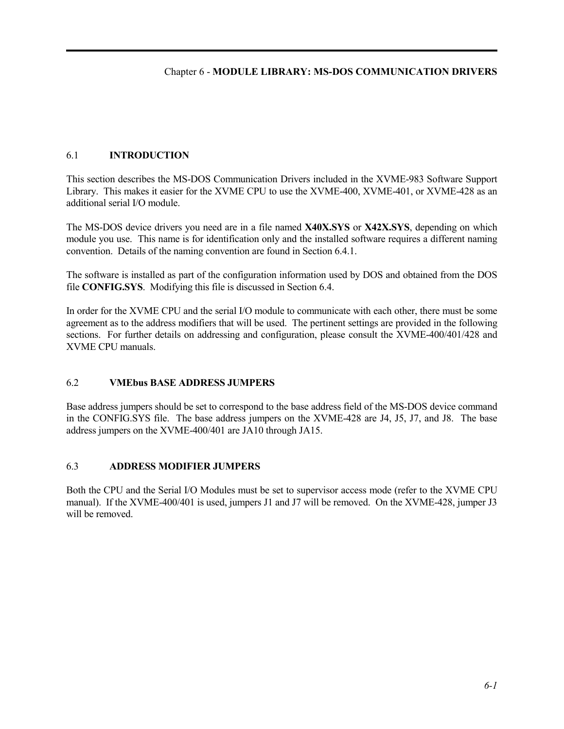# Chapter 6 - MODULE LIBRARY: MS-DOS COMMUNICATION DRIVERS

## 6.1 INTRODUCTION

This section describes the MS-DOS Communication Drivers included in the XVME-983 Software Support Library. This makes it easier for the XVME CPU to use the XVME-400, XVME-401, or XVME-428 as an additional serial I/O module.

The MS-DOS device drivers you need are in a file named **X40X.SYS** or **X42X.SYS**, depending on which module you use. This name is for identification only and the installed software requires a different naming convention. Details of the naming convention are found in Section 6.4.1.

The software is installed as part of the configuration information used by DOS and obtained from the DOS file **CONFIG.SYS**. Modifying this file is discussed in Section 6.4.

In order for the XVME CPU and the serial I/O module to communicate with each other, there must be some agreement as to the address modifiers that will be used. The pertinent settings are provided in the following sections. For further details on addressing and configuration, please consult the XVME-400/401/428 and XVME CPU manuals.

## 6.2 VMEbus BASE ADDRESS JUMPERS

Base address jumpers should be set to correspond to the base address field of the MS-DOS device command in the CONFIG.SYS file. The base address jumpers on the XVME-428 are J4, J5, J7, and J8. The base address jumpers on the XVME-400/401 are JA10 through JA15.

## 6.3 ADDRESS MODIFIER JUMPERS

Both the CPU and the Serial I/O Modules must be set to supervisor access mode (refer to the XVME CPU manual). If the XVME-400/401 is used, jumpers J1 and J7 will be removed. On the XVME-428, jumper J3 will be removed.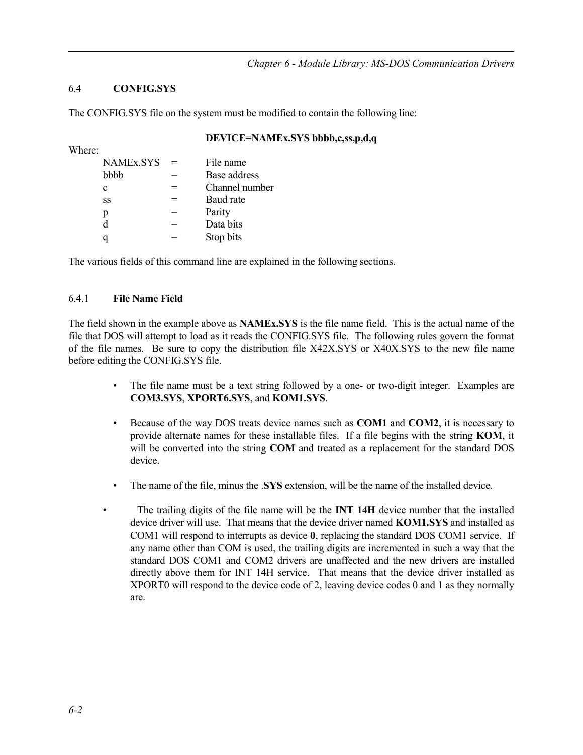## 6.4 CONFIG.SYS

The CONFIG.SYS file on the system must be modified to contain the following line:

**DEVICE=NAMEx.SYS bbbb,c,ss,p,d,q**

Where:

| | | |
|---|---|---|
| NAMEx.SYS | = | File name |
| bbbb | = | Base address |
| c | = | Channel number |
| ss | = | Baud rate |
| p | = | Parity |
| d | = | Data bits |
| q | = | Stop bits |

The various fields of this command line are explained in the following sections.

### 6.4.1 File Name Field

The field shown in the example above as **NAMEx.SYS** is the file name field. This is the actual name of the file that DOS will attempt to load as it reads the CONFIG.SYS file. The following rules govern the format of the file names. Be sure to copy the distribution file X42X.SYS or X40X.SYS to the new file name before editing the CONFIG.SYS file.

- The file name must be a text string followed by a one- or two-digit integer. Examples are **COM3.SYS**, **XPORT6.SYS**, and **KOM1.SYS**.
- Because of the way DOS treats device names such as **COM1** and **COM2**, it is necessary to provide alternate names for these installable files. If a file begins with the string **KOM**, it will be converted into the string **COM** and treated as a replacement for the standard DOS device.
- The name of the file, minus the .**SYS** extension, will be the name of the installed device.
- The trailing digits of the file name will be the **INT 14H** device number that the installed device driver will use. That means that the device driver named **KOM1.SYS** and installed as COM1 will respond to interrupts as device **0**, replacing the standard DOS COM1 service. If any name other than COM is used, the trailing digits are incremented in such a way that the standard DOS COM1 and COM2 drivers are unaffected and the new drivers are installed directly above them for INT 14H service. That means that the device driver installed as XPORT0 will respond to the device code of 2, leaving device codes 0 and 1 as they normally are.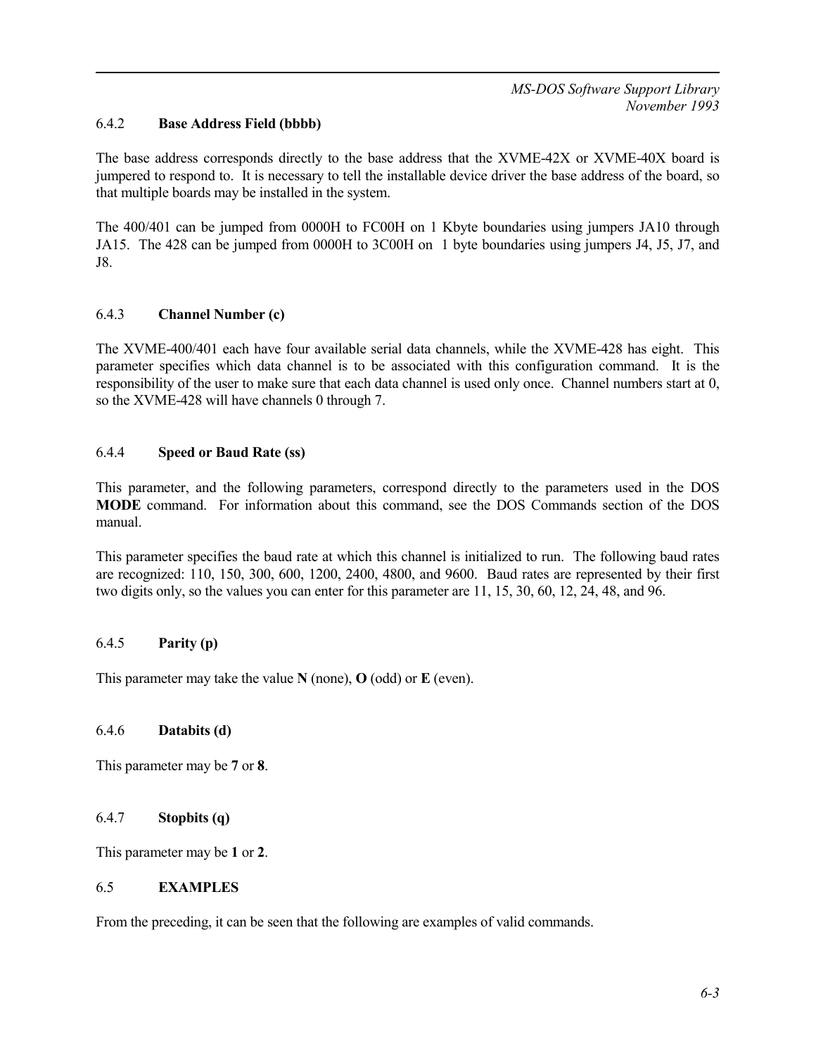### 6.4.2 Base Address Field (bbbb)

The base address corresponds directly to the base address that the XVME-42X or XVME-40X board is jumpered to respond to. It is necessary to tell the installable device driver the base address of the board, so that multiple boards may be installed in the system.

The 400/401 can be jumped from 0000H to FC00H on 1 Kbyte boundaries using jumpers JA10 through JA15. The 428 can be jumped from 0000H to 3C00H on 1 byte boundaries using jumpers J4, J5, J7, and J8.

### 6.4.3 Channel Number (c)

The XVME-400/401 each have four available serial data channels, while the XVME-428 has eight. This parameter specifies which data channel is to be associated with this configuration command. It is the responsibility of the user to make sure that each data channel is used only once. Channel numbers start at 0, so the XVME-428 will have channels 0 through 7.

### 6.4.4 Speed or Baud Rate (ss)

This parameter, and the following parameters, correspond directly to the parameters used in the DOS **MODE** command. For information about this command, see the DOS Commands section of the DOS manual.

This parameter specifies the baud rate at which this channel is initialized to run. The following baud rates are recognized: 110, 150, 300, 600, 1200, 2400, 4800, and 9600. Baud rates are represented by their first two digits only, so the values you can enter for this parameter are 11, 15, 30, 60, 12, 24, 48, and 96.

### 6.4.5 Parity (p)

This parameter may take the value **N** (none), **O** (odd) or **E** (even).

### 6.4.6 Databits (d)

This parameter may be **7** or **8**.

### 6.4.7 Stopbits (q)

This parameter may be **1** or **2**.

## 6.5 EXAMPLES

From the preceding, it can be seen that the following are examples of valid commands.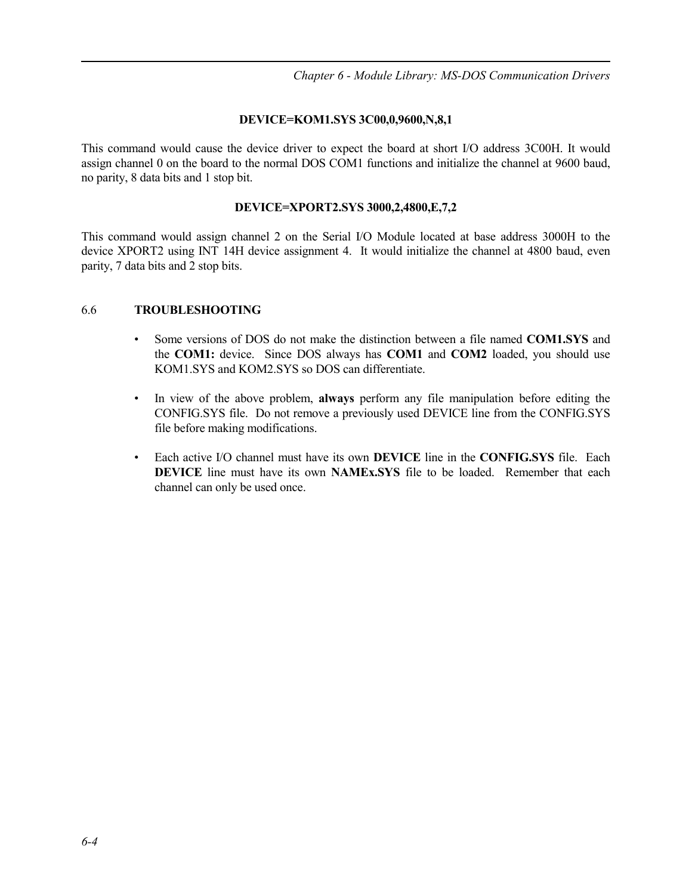**DEVICE=KOM1.SYS 3C00,0,9600,N,8,1**

This command would cause the device driver to expect the board at short I/O address 3C00H. It would assign channel 0 on the board to the normal DOS COM1 functions and initialize the channel at 9600 baud, no parity, 8 data bits and 1 stop bit.

**DEVICE=XPORT2.SYS 3000,2,4800,E,7,2**

This command would assign channel 2 on the Serial I/O Module located at base address 3000H to the device XPORT2 using INT 14H device assignment 4. It would initialize the channel at 4800 baud, even parity, 7 data bits and 2 stop bits.

## 6.6 TROUBLESHOOTING

- Some versions of DOS do not make the distinction between a file named **COM1.SYS** and the **COM1:** device. Since DOS always has **COM1** and **COM2** loaded, you should use KOM1.SYS and KOM2.SYS so DOS can differentiate.

- In view of the above problem, **always** perform any file manipulation before editing the CONFIG.SYS file. Do not remove a previously used DEVICE line from the CONFIG.SYS file before making modifications.

- Each active I/O channel must have its own **DEVICE** line in the **CONFIG.SYS** file. Each **DEVICE** line must have its own **NAMEx.SYS** file to be loaded. Remember that each channel can only be used once.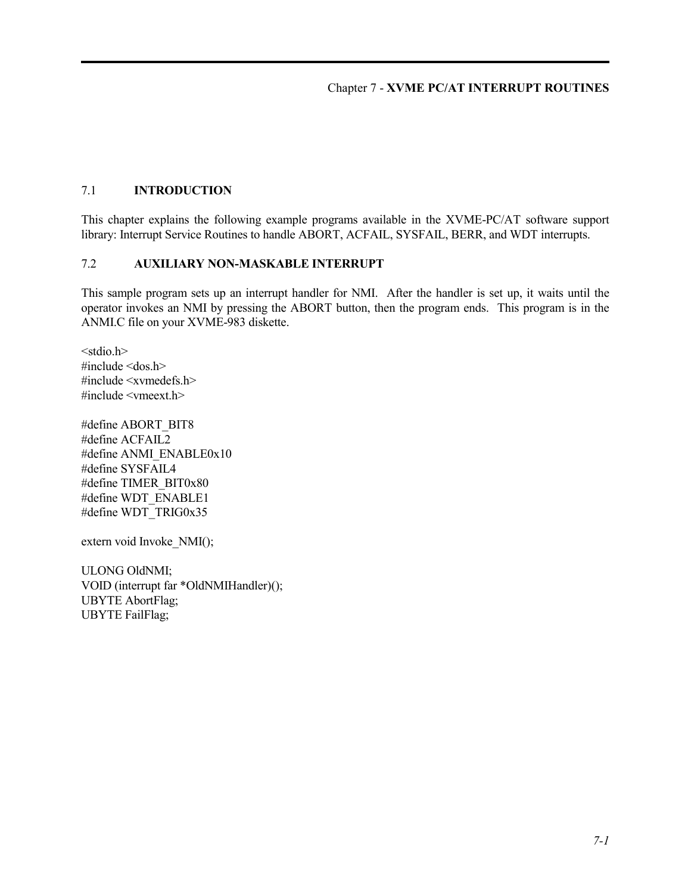## 7.1 INTRODUCTION

This chapter explains the following example programs available in the XVME-PC/AT software support library: Interrupt Service Routines to handle ABORT, ACFAIL, SYSFAIL, BERR, and WDT interrupts.

## 7.2 AUXILIARY NON-MASKABLE INTERRUPT

This sample program sets up an interrupt handler for NMI. After the handler is set up, it waits until the operator invokes an NMI by pressing the ABORT button, then the program ends. This program is in the ANMI.C file on your XVME-983 diskette.

```
<stdio.h>
#include <dos.h>
#include <xvmedefs.h>
#include <vmeext.h>

#define ABORT_BIT8
#define ACFAIL2
#define ANMI_ENABLE0x10
#define SYSFAIL4
#define TIMER_BIT0x80
#define WDT_ENABLE1
#define WDT_TRIG0x35

extern void Invoke_NMI();

ULONG OldNMI;
VOID (interrupt far *OldNMIHandler)();
UBYTE AbortFlag;
UBYTE FailFlag;
```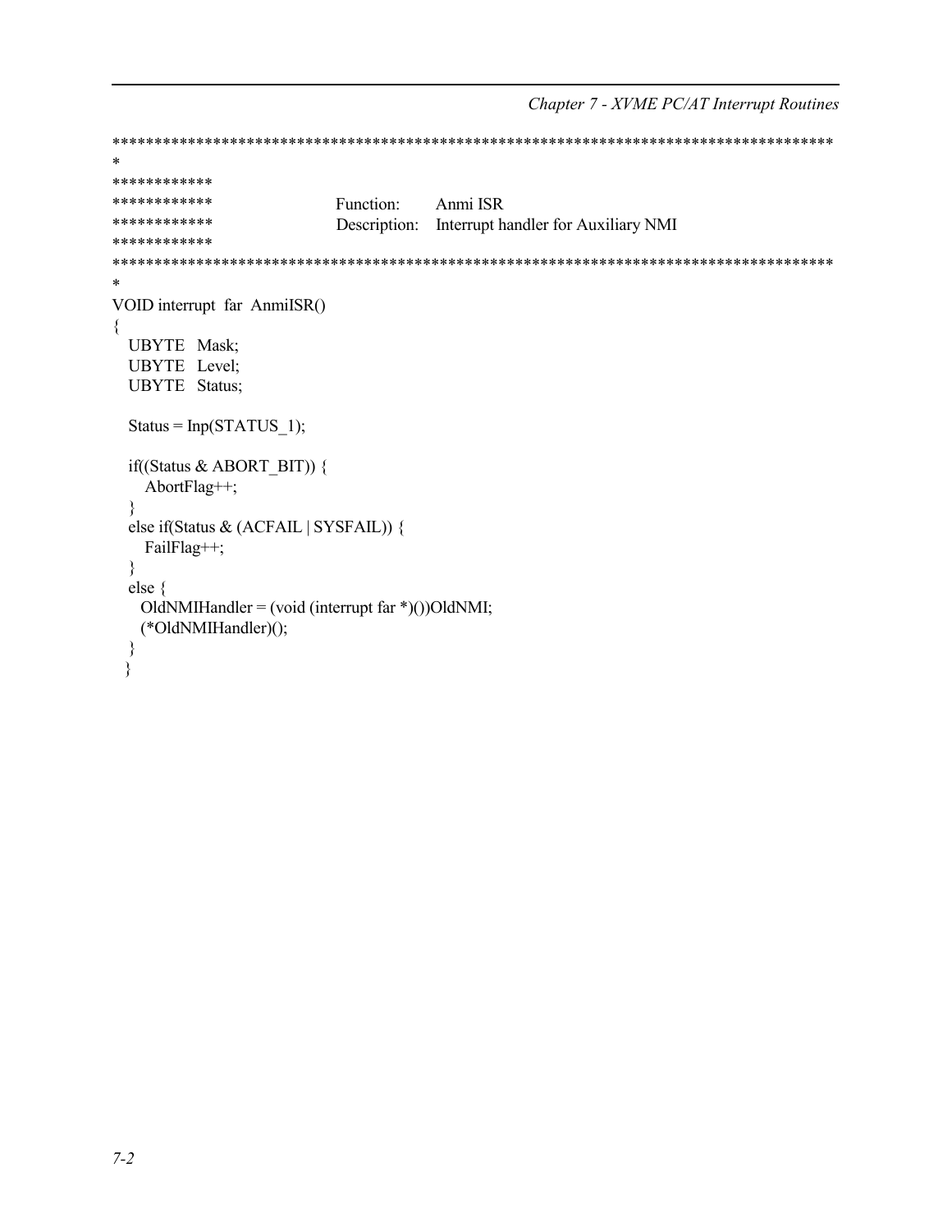```
****************************************************************************************
*
************
************            Function:     Anmi ISR
************            Description:  Interrupt handler for Auxiliary NMI
************
****************************************************************************************
*
VOID interrupt  far  AnmiISR()
{
   UBYTE   Mask;
   UBYTE   Level;
   UBYTE   Status;

   Status = Inp(STATUS_1);

   if((Status & ABORT_BIT)) {
      AbortFlag++;
   }
   else if(Status & (ACFAIL | SYSFAIL)) {
      FailFlag++;
   }
   else {
     OldNMIHandler = (void (interrupt far *)())OldNMI;
     (*OldNMIHandler)();
   }
  }
```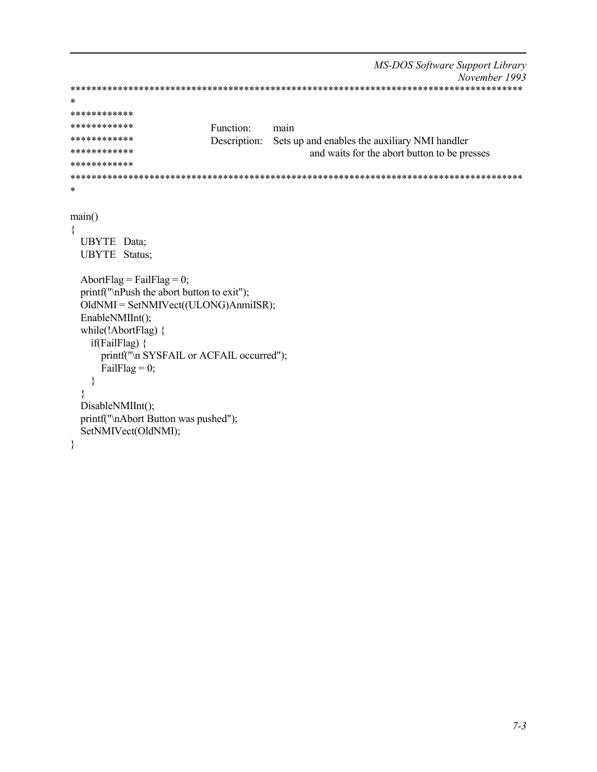```
*****************************************************************************************
*
************
************            Function:     main
************            Description:  Sets up and enables the auxiliary NMI handler
************                                   and waits for the abort button to be presses
************
*****************************************************************************************
*

main()
{
   UBYTE   Data;
   UBYTE   Status;

   AbortFlag = FailFlag = 0;
   printf("\nPush the abort button to exit");
   OldNMI = SetNMIVect((ULONG)AnmiISR);
   EnableNMIInt();
   while(!AbortFlag) {
      if(FailFlag) {
         printf("\n SYSFAIL or ACFAIL occurred");
         FailFlag = 0;
      }
   }
   DisableNMIInt();
   printf("\nAbort Button was pushed");
   SetNMIVect(OldNMI);
}
```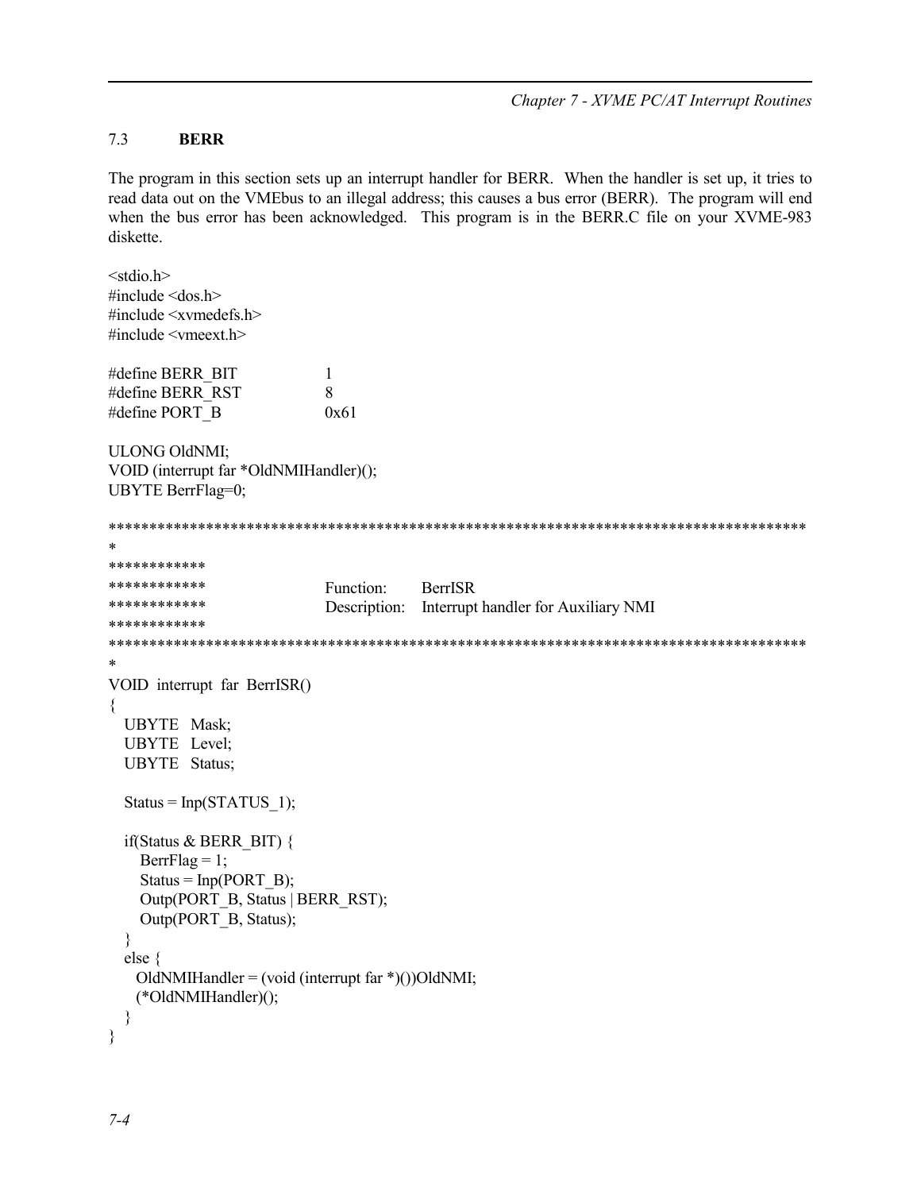## 7.3 BERR

The program in this section sets up an interrupt handler for BERR. When the handler is set up, it tries to read data out on the VMEbus to an illegal address; this causes a bus error (BERR). The program will end when the bus error has been acknowledged. This program is in the BERR.C file on your XVME-983 diskette.

```
<stdio.h>
#include <dos.h>
#include <xvmedefs.h>
#include <vmeext.h>

#define BERR_BIT        1
#define BERR_RST        8
#define PORT_B          0x61

ULONG OldNMI;
VOID (interrupt far *OldNMIHandler)();
UBYTE BerrFlag=0;

**************************************************************************************
*
************
************            Function:     BerrISR
************            Description:  Interrupt handler for Auxiliary NMI
************
**************************************************************************************
*
VOID  interrupt  far  BerrISR()
{
   UBYTE   Mask;
   UBYTE   Level;
   UBYTE   Status;

   Status = Inp(STATUS_1);

   if(Status & BERR_BIT) {
      BerrFlag = 1;
      Status = Inp(PORT_B);
      Outp(PORT_B, Status | BERR_RST);
      Outp(PORT_B, Status);
   }
   else {
     OldNMIHandler = (void (interrupt far *)())OldNMI;
     (*OldNMIHandler)();
   }
}
```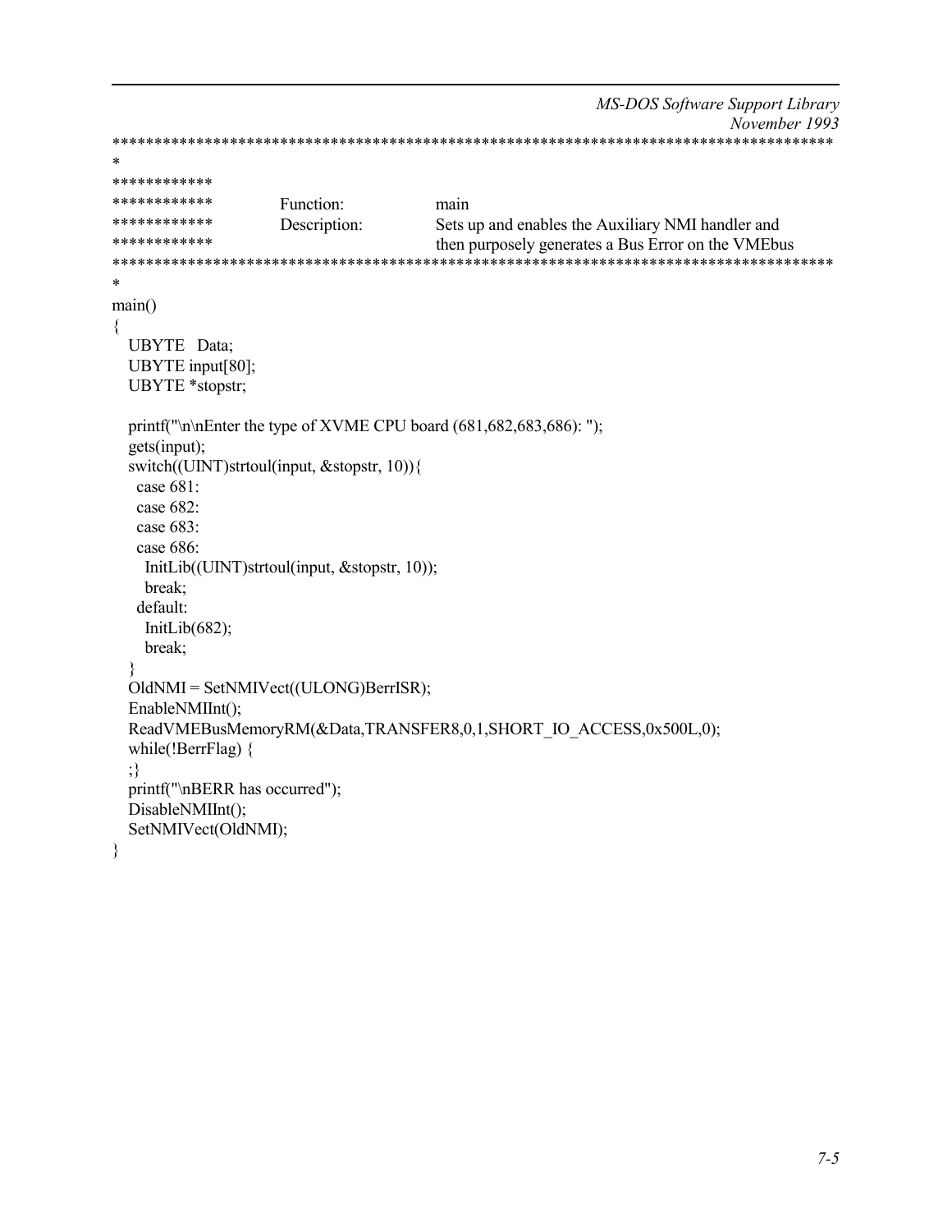```
****************************************************************************************
*
************
************        Function:         main
************        Description:      Sets up and enables the Auxiliary NMI handler and
************                          then purposely generates a Bus Error on the VMEbus
****************************************************************************************
*
main()
{
  UBYTE  Data;
  UBYTE input[80];
  UBYTE *stopstr;

  printf("\n\nEnter the type of XVME CPU board (681,682,683,686): ");
  gets(input);
  switch((UINT)strtoul(input, &stopstr, 10)){
   case 681:
   case 682:
   case 683:
   case 686:
    InitLib((UINT)strtoul(input, &stopstr, 10));
    break;
   default:
    InitLib(682);
    break;
  }
  OldNMI = SetNMIVect((ULONG)BerrISR);
  EnableNMIInt();
  ReadVMEBusMemoryRM(&Data,TRANSFER8,0,1,SHORT_IO_ACCESS,0x500L,0);
  while(!BerrFlag) {
  ;}
  printf("\nBERR has occurred");
  DisableNMIInt();
  SetNMIVect(OldNMI);
}
```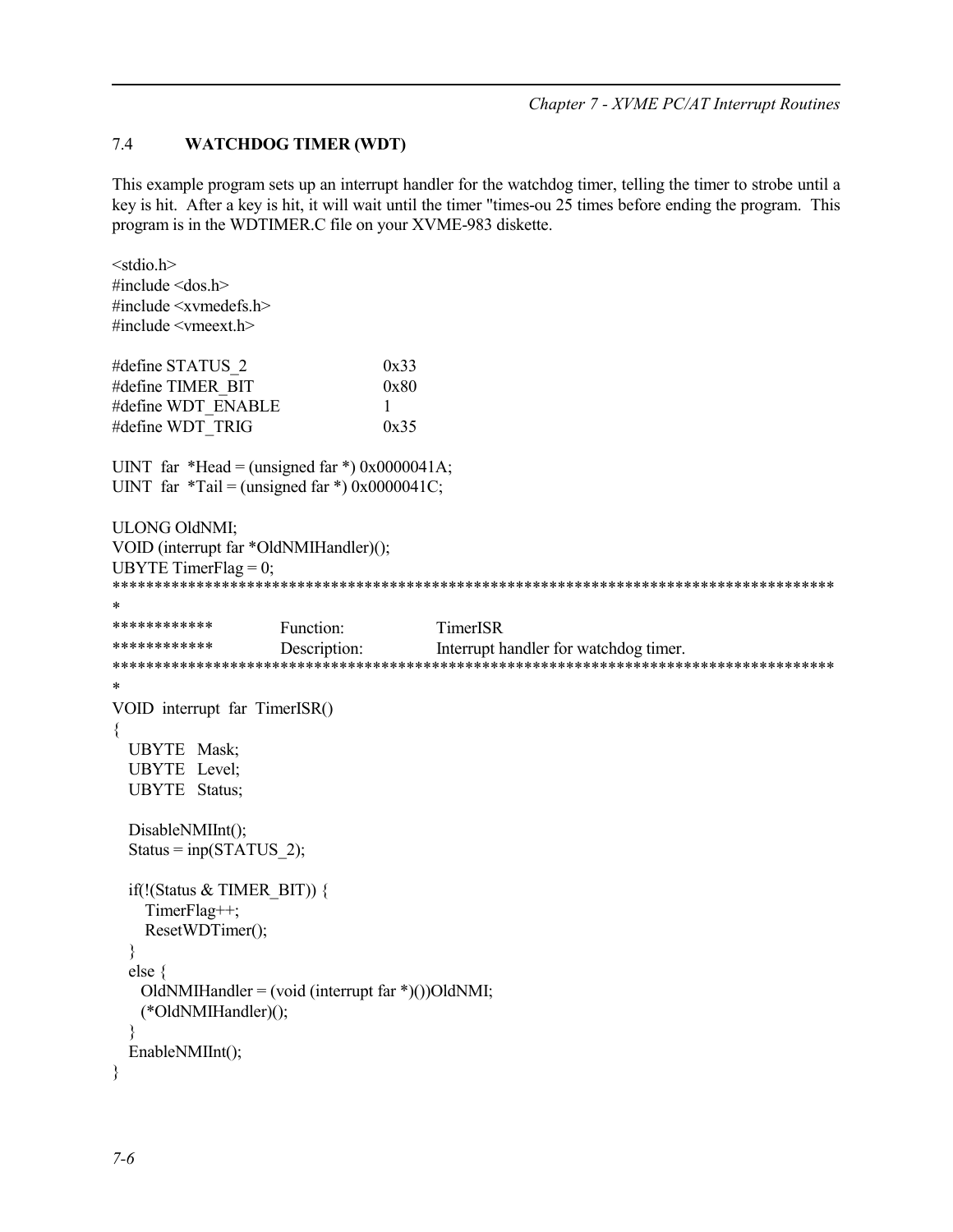## 7.4 WATCHDOG TIMER (WDT)

This example program sets up an interrupt handler for the watchdog timer, telling the timer to strobe until a key is hit. After a key is hit, it will wait until the timer "times-ou 25 times before ending the program. This program is in the WDTIMER.C file on your XVME-983 diskette.

```
<stdio.h>
#include <dos.h>
#include <xvmedefs.h>
#include <vmeext.h>

#define STATUS_2            0x33
#define TIMER_BIT           0x80
#define WDT_ENABLE          1
#define WDT_TRIG            0x35

UINT  far  *Head = (unsigned far *) 0x0000041A;
UINT  far  *Tail = (unsigned far *) 0x0000041C;

ULONG OldNMI;
VOID (interrupt far *OldNMIHandler)();
UBYTE TimerFlag = 0;
*****************************************************************************************
*
************        Function:       TimerISR
************        Description:    Interrupt handler for watchdog timer.
*****************************************************************************************
*
VOID  interrupt  far  TimerISR()
{
   UBYTE   Mask;
   UBYTE   Level;
   UBYTE   Status;

   DisableNMIInt();
   Status = inp(STATUS_2);

   if(!(Status & TIMER_BIT)) {
      TimerFlag++;
      ResetWDTimer();
   }
   else {
     OldNMIHandler = (void (interrupt far *)())OldNMI;
     (*OldNMIHandler)();
   }
   EnableNMIInt();
}
```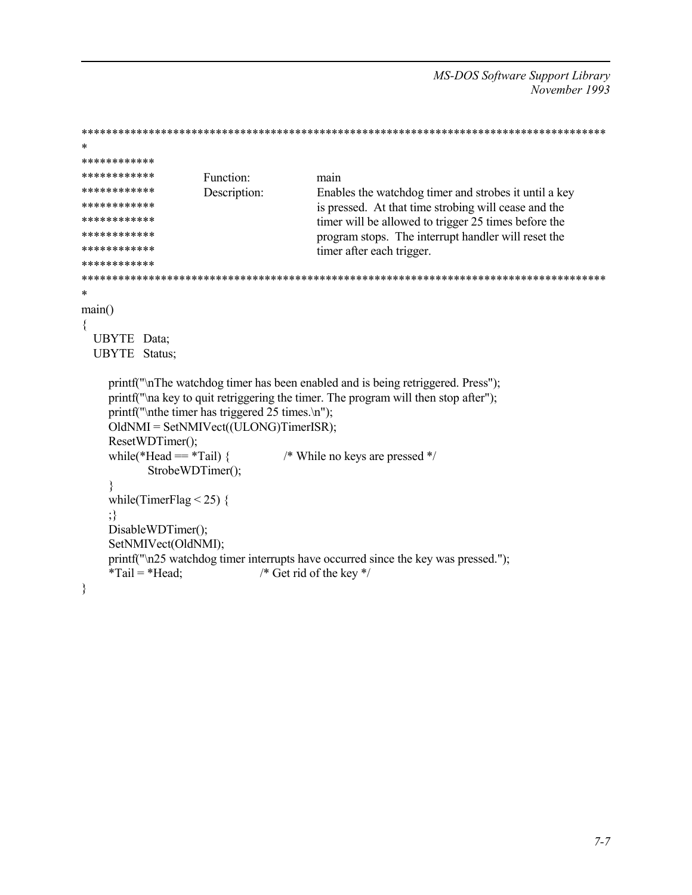```
*****************************************************************************************
*
************
************     Function:        main
************     Description:     Enables the watchdog timer and strobes it until a key
************                      is pressed.  At that time strobing will cease and the
************                      timer will be allowed to trigger 25 times before the
************                      program stops.  The interrupt handler will reset the
************                      timer after each trigger.
************
*****************************************************************************************
*
main()
{
   UBYTE  Data;
   UBYTE  Status;

      printf("\nThe watchdog timer has been enabled and is being retriggered. Press");
      printf("\na key to quit retriggering the timer. The program will then stop after");
      printf("\nthe timer has triggered 25 times.\n");
      OldNMI = SetNMIVect((ULONG)TimerISR);
      ResetWDTimer();
      while(*Head == *Tail) {          /* While no keys are pressed */
            StrobeWDTimer();
      }
      while(TimerFlag < 25) {
      ;}
      DisableWDTimer();
      SetNMIVect(OldNMI);
      printf("\n25 watchdog timer interrupts have occurred since the key was pressed.");
      *Tail = *Head;                /* Get rid of the key */
}
```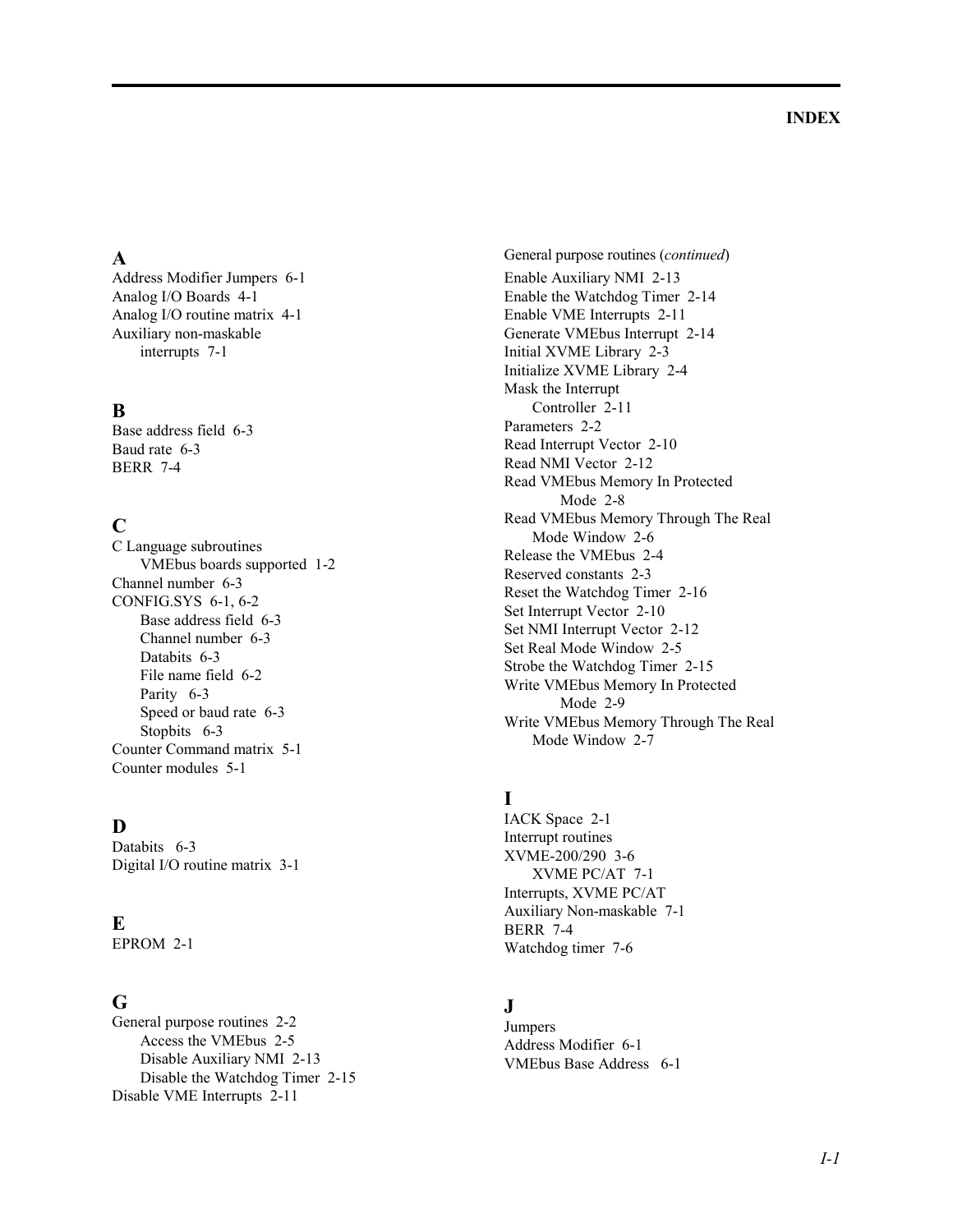# INDEX

## A

Address Modifier Jumpers 6-1
Analog I/O Boards 4-1
Analog I/O routine matrix 4-1
Auxiliary non-maskable
    interrupts 7-1

## B

Base address field 6-3
Baud rate 6-3
BERR 7-4

## C

C Language subroutines
    VMEbus boards supported 1-2
Channel number 6-3
CONFIG.SYS 6-1, 6-2
    Base address field 6-3
    Channel number 6-3
    Databits 6-3
    File name field 6-2
    Parity 6-3
    Speed or baud rate 6-3
    Stopbits 6-3
Counter Command matrix 5-1
Counter modules 5-1

## D

Databits 6-3
Digital I/O routine matrix 3-1

## E

EPROM 2-1

## G

General purpose routines 2-2
    Access the VMEbus 2-5
    Disable Auxiliary NMI 2-13
    Disable the Watchdog Timer 2-15
Disable VME Interrupts 2-11

General purpose routines (*continued*)
Enable Auxiliary NMI 2-13
Enable the Watchdog Timer 2-14
Enable VME Interrupts 2-11
Generate VMEbus Interrupt 2-14
Initial XVME Library 2-3
Initialize XVME Library 2-4
Mask the Interrupt
    Controller 2-11
Parameters 2-2
Read Interrupt Vector 2-10
Read NMI Vector 2-12
Read VMEbus Memory In Protected
    Mode 2-8
Read VMEbus Memory Through The Real
    Mode Window 2-6
Release the VMEbus 2-4
Reserved constants 2-3
Reset the Watchdog Timer 2-16
Set Interrupt Vector 2-10
Set NMI Interrupt Vector 2-12
Set Real Mode Window 2-5
Strobe the Watchdog Timer 2-15
Write VMEbus Memory In Protected
    Mode 2-9
Write VMEbus Memory Through The Real
    Mode Window 2-7

## I

IACK Space 2-1
Interrupt routines
XVME-200/290 3-6
    XVME PC/AT 7-1
Interrupts, XVME PC/AT
Auxiliary Non-maskable 7-1
BERR 7-4
Watchdog timer 7-6

## J

Jumpers
Address Modifier 6-1
VMEbus Base Address 6-1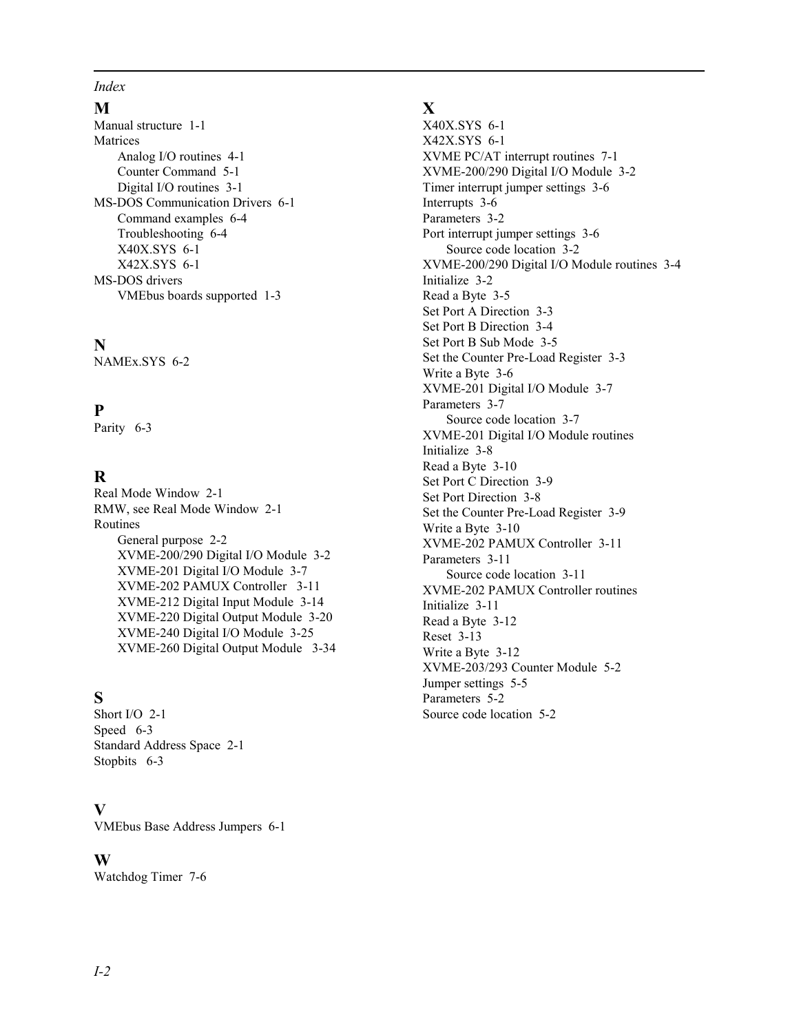*Index*

## M

Manual structure 1-1

Matrices

- Analog I/O routines 4-1
- Counter Command 5-1
- Digital I/O routines 3-1

MS-DOS Communication Drivers 6-1

- Command examples 6-4
- Troubleshooting 6-4
- X40X.SYS 6-1
- X42X.SYS 6-1

MS-DOS drivers

- VMEbus boards supported 1-3

## N

NAMEx.SYS 6-2

## P

Parity 6-3

## R

Real Mode Window 2-1

RMW, see Real Mode Window 2-1

Routines

- General purpose 2-2
- XVME-200/290 Digital I/O Module 3-2
- XVME-201 Digital I/O Module 3-7
- XVME-202 PAMUX Controller 3-11
- XVME-212 Digital Input Module 3-14
- XVME-220 Digital Output Module 3-20
- XVME-240 Digital I/O Module 3-25
- XVME-260 Digital Output Module 3-34

## S

Short I/O 2-1

Speed 6-3

Standard Address Space 2-1

Stopbits 6-3

## V

VMEbus Base Address Jumpers 6-1

## W

Watchdog Timer 7-6

## X

X40X.SYS 6-1

X42X.SYS 6-1

XVME PC/AT interrupt routines 7-1

XVME-200/290 Digital I/O Module 3-2

Timer interrupt jumper settings 3-6

Interrupts 3-6

Parameters 3-2

Port interrupt jumper settings 3-6

- Source code location 3-2

XVME-200/290 Digital I/O Module routines 3-4

Initialize 3-2

Read a Byte 3-5

Set Port A Direction 3-3

Set Port B Direction 3-4

Set Port B Sub Mode 3-5

Set the Counter Pre-Load Register 3-3

Write a Byte 3-6

XVME-201 Digital I/O Module 3-7

Parameters 3-7

- Source code location 3-7

XVME-201 Digital I/O Module routines

Initialize 3-8

Read a Byte 3-10

Set Port C Direction 3-9

Set Port Direction 3-8

Set the Counter Pre-Load Register 3-9

Write a Byte 3-10

XVME-202 PAMUX Controller 3-11

Parameters 3-11

- Source code location 3-11

XVME-202 PAMUX Controller routines

Initialize 3-11

Read a Byte 3-12

Reset 3-13

Write a Byte 3-12

XVME-203/293 Counter Module 5-2

Jumper settings 5-5

Parameters 5-2

Source code location 5-2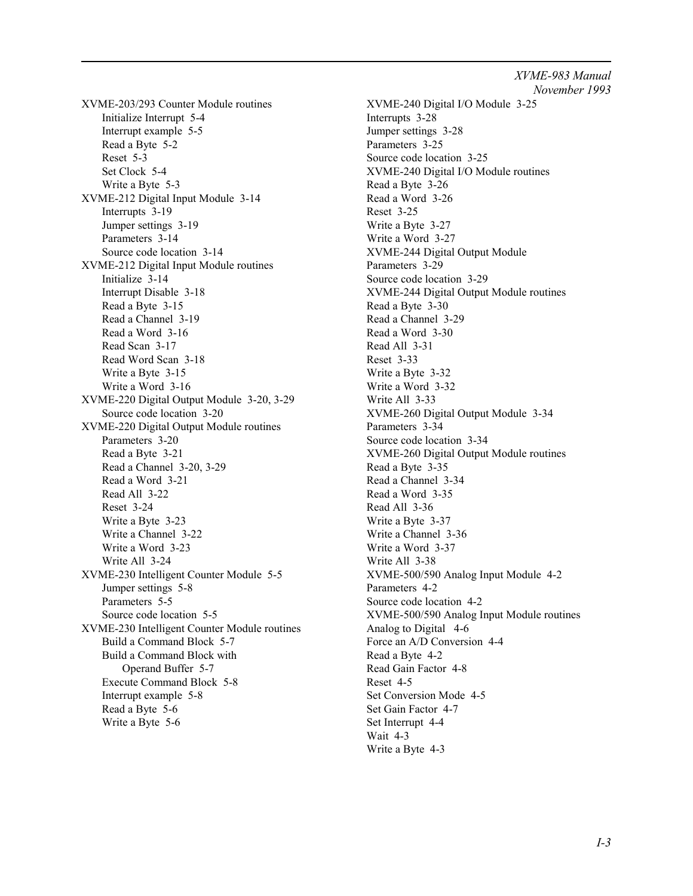XVME-203/293 Counter Module routines
- Initialize Interrupt 5-4
- Interrupt example 5-5
- Read a Byte 5-2
- Reset 5-3
- Set Clock 5-4
- Write a Byte 5-3

XVME-212 Digital Input Module 3-14
- Interrupts 3-19
- Jumper settings 3-19
- Parameters 3-14
- Source code location 3-14

XVME-212 Digital Input Module routines
- Initialize 3-14
- Interrupt Disable 3-18
- Read a Byte 3-15
- Read a Channel 3-19
- Read a Word 3-16
- Read Scan 3-17
- Read Word Scan 3-18
- Write a Byte 3-15
- Write a Word 3-16

XVME-220 Digital Output Module 3-20, 3-29
- Source code location 3-20

XVME-220 Digital Output Module routines
- Parameters 3-20
- Read a Byte 3-21
- Read a Channel 3-20, 3-29
- Read a Word 3-21
- Read All 3-22
- Reset 3-24
- Write a Byte 3-23
- Write a Channel 3-22
- Write a Word 3-23
- Write All 3-24

XVME-230 Intelligent Counter Module 5-5
- Jumper settings 5-8
- Parameters 5-5
- Source code location 5-5

XVME-230 Intelligent Counter Module routines
- Build a Command Block 5-7
- Build a Command Block with Operand Buffer 5-7
- Execute Command Block 5-8
- Interrupt example 5-8
- Read a Byte 5-6
- Write a Byte 5-6

XVME-240 Digital I/O Module 3-25
- Interrupts 3-28
- Jumper settings 3-28
- Parameters 3-25
- Source code location 3-25

XVME-240 Digital I/O Module routines
- Read a Byte 3-26
- Read a Word 3-26
- Reset 3-25
- Write a Byte 3-27
- Write a Word 3-27

XVME-244 Digital Output Module
- Parameters 3-29
- Source code location 3-29

XVME-244 Digital Output Module routines
- Read a Byte 3-30
- Read a Channel 3-29
- Read a Word 3-30
- Read All 3-31
- Reset 3-33
- Write a Byte 3-32
- Write a Word 3-32
- Write All 3-33

XVME-260 Digital Output Module 3-34
- Parameters 3-34
- Source code location 3-34

XVME-260 Digital Output Module routines
- Read a Byte 3-35
- Read a Channel 3-34
- Read a Word 3-35
- Read All 3-36
- Write a Byte 3-37
- Write a Channel 3-36
- Write a Word 3-37
- Write All 3-38

XVME-500/590 Analog Input Module 4-2
- Parameters 4-2
- Source code location 4-2

XVME-500/590 Analog Input Module routines
- Analog to Digital 4-6
- Force an A/D Conversion 4-4
- Read a Byte 4-2
- Read Gain Factor 4-8
- Reset 4-5
- Set Conversion Mode 4-5
- Set Gain Factor 4-7
- Set Interrupt 4-4
- Wait 4-3
- Write a Byte 4-3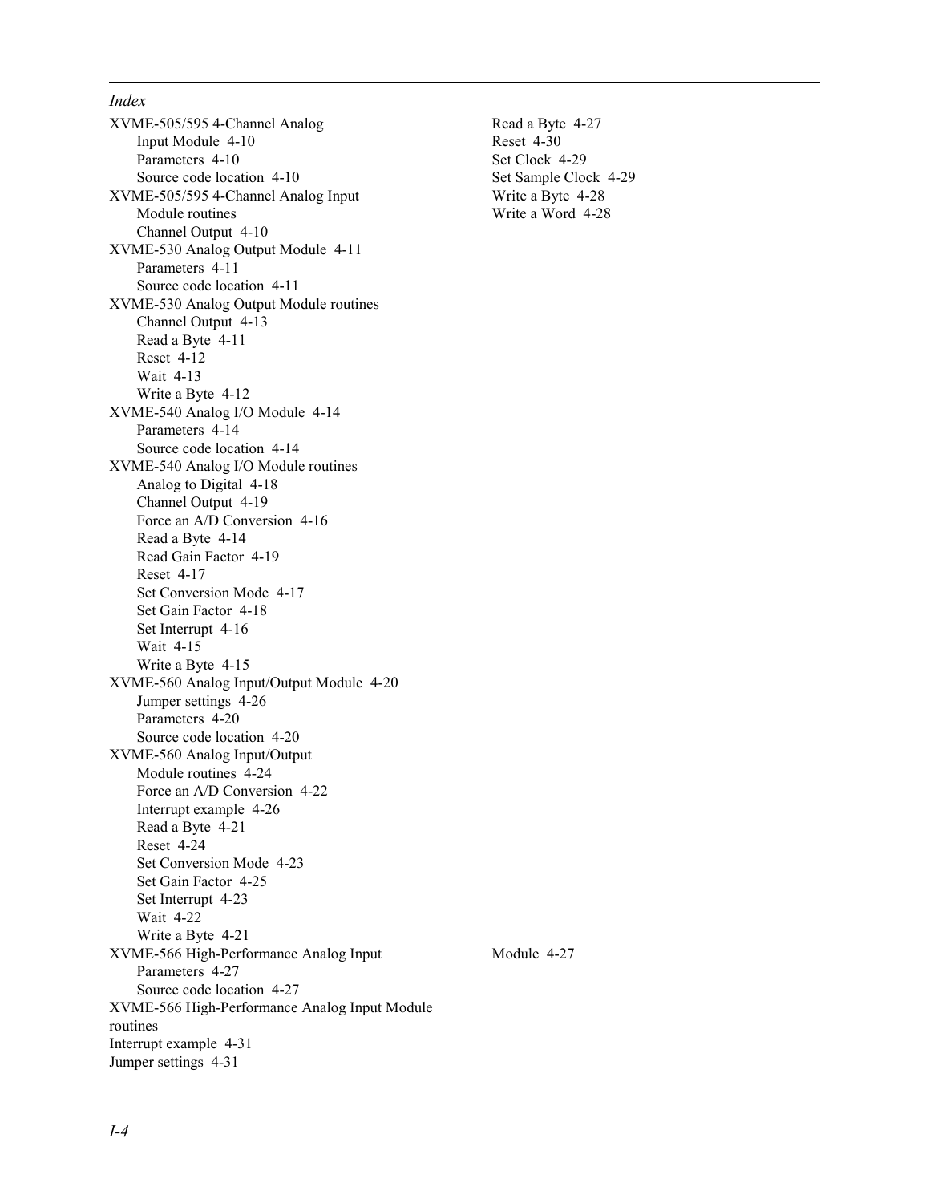*Index*

XVME-505/595 4-Channel Analog
    Input Module  4-10
    Parameters  4-10
    Source code location  4-10
XVME-505/595 4-Channel Analog Input
    Module routines
    Channel Output  4-10
XVME-530 Analog Output Module  4-11
    Parameters  4-11
    Source code location  4-11
XVME-530 Analog Output Module routines
    Channel Output  4-13
    Read a Byte  4-11
    Reset  4-12
    Wait  4-13
    Write a Byte  4-12
XVME-540 Analog I/O Module  4-14
    Parameters  4-14
    Source code location  4-14
XVME-540 Analog I/O Module routines
    Analog to Digital  4-18
    Channel Output  4-19
    Force an A/D Conversion  4-16
    Read a Byte  4-14
    Read Gain Factor  4-19
    Reset  4-17
    Set Conversion Mode  4-17
    Set Gain Factor  4-18
    Set Interrupt  4-16
    Wait  4-15
    Write a Byte  4-15
XVME-560 Analog Input/Output Module  4-20
    Jumper settings  4-26
    Parameters  4-20
    Source code location  4-20
XVME-560 Analog Input/Output
    Module routines  4-24
    Force an A/D Conversion  4-22
    Interrupt example  4-26
    Read a Byte  4-21
    Reset  4-24
    Set Conversion Mode  4-23
    Set Gain Factor  4-25
    Set Interrupt  4-23
    Wait  4-22
    Write a Byte  4-21
XVME-566 High-Performance Analog Input
    Module  4-27
    Parameters  4-27
    Source code location  4-27
XVME-566 High-Performance Analog Input Module
routines
Interrupt example  4-31
Jumper settings  4-31
Read a Byte  4-27
Reset  4-30
Set Clock  4-29
Set Sample Clock  4-29
Write a Byte  4-28
Write a Word  4-28